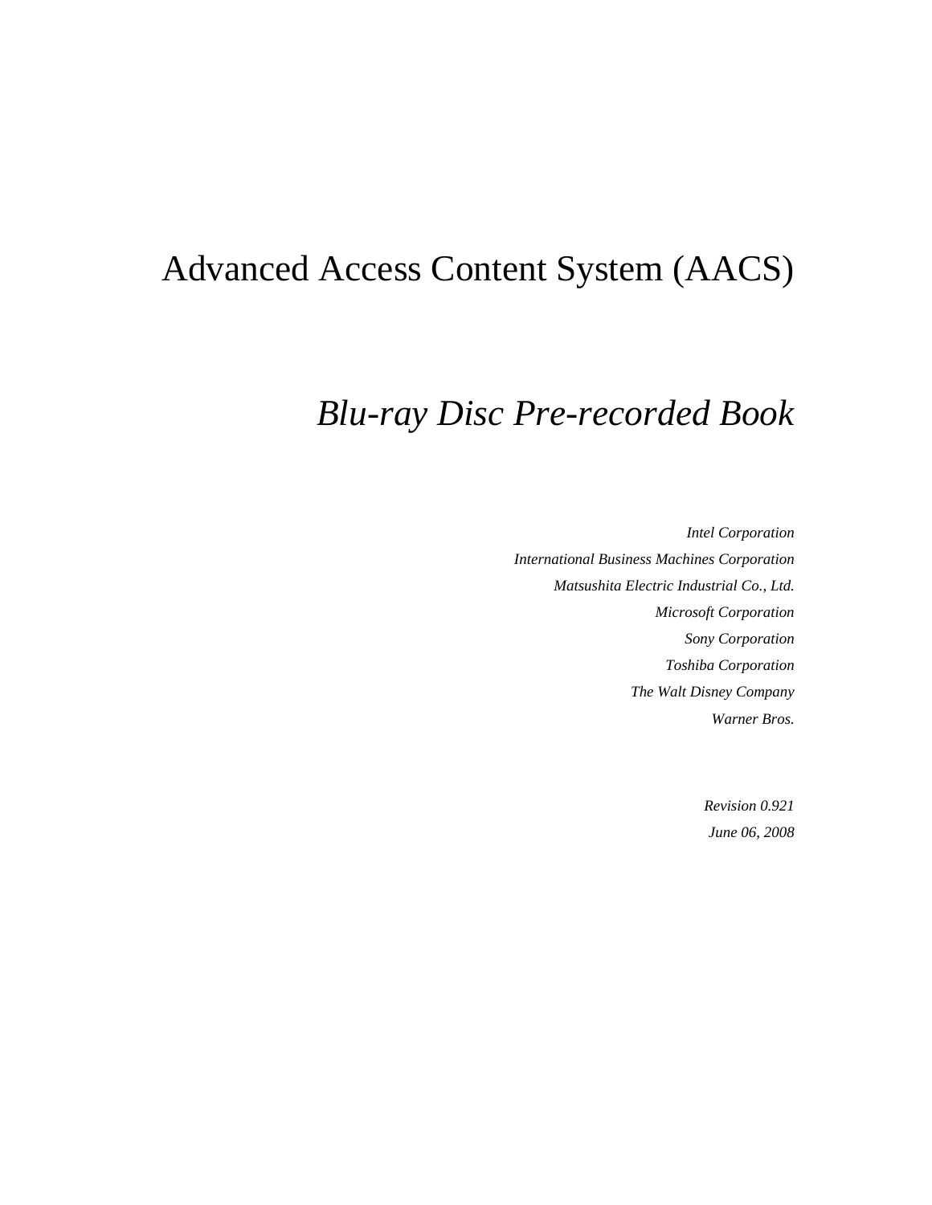# Advanced Access Content System (AACS)

## *Blu-ray Disc Pre-recorded Book*

*Intel Corporation*

*International Business Machines Corporation*

*Matsushita Electric Industrial Co., Ltd.*

*Microsoft Corporation*

*Sony Corporation*

*Toshiba Corporation*

*The Walt Disney Company*

*Warner Bros.*

*Revision 0.921*

*June 06, 2008*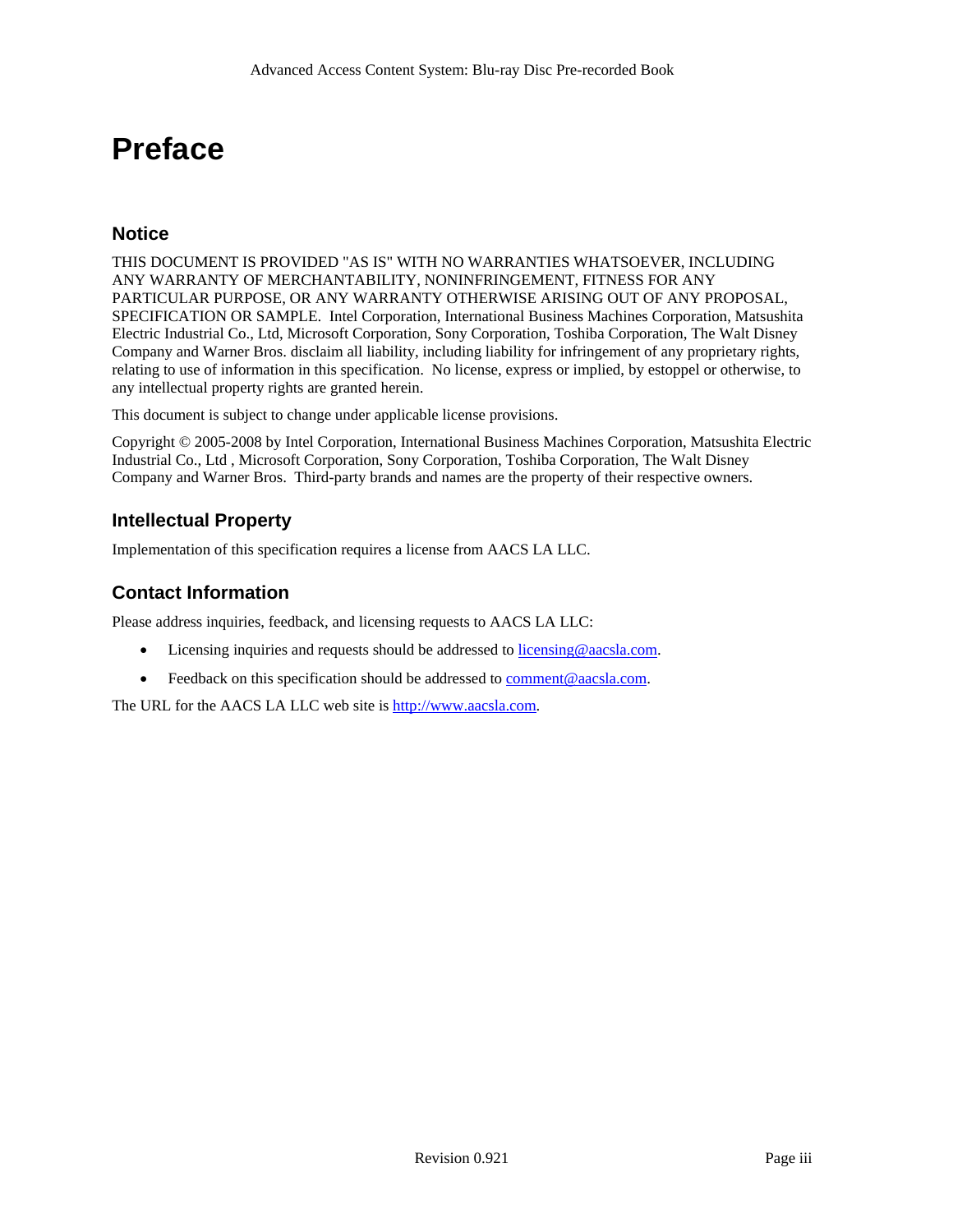# Preface

## Notice

THIS DOCUMENT IS PROVIDED "AS IS" WITH NO WARRANTIES WHATSOEVER, INCLUDING ANY WARRANTY OF MERCHANTABILITY, NONINFRINGEMENT, FITNESS FOR ANY PARTICULAR PURPOSE, OR ANY WARRANTY OTHERWISE ARISING OUT OF ANY PROPOSAL, SPECIFICATION OR SAMPLE. Intel Corporation, International Business Machines Corporation, Matsushita Electric Industrial Co., Ltd, Microsoft Corporation, Sony Corporation, Toshiba Corporation, The Walt Disney Company and Warner Bros. disclaim all liability, including liability for infringement of any proprietary rights, relating to use of information in this specification. No license, express or implied, by estoppel or otherwise, to any intellectual property rights are granted herein.

This document is subject to change under applicable license provisions.

Copyright © 2005-2008 by Intel Corporation, International Business Machines Corporation, Matsushita Electric Industrial Co., Ltd , Microsoft Corporation, Sony Corporation, Toshiba Corporation, The Walt Disney Company and Warner Bros. Third-party brands and names are the property of their respective owners.

## Intellectual Property

Implementation of this specification requires a license from AACS LA LLC.

## Contact Information

Please address inquiries, feedback, and licensing requests to AACS LA LLC:

- Licensing inquiries and requests should be addressed to licensing@aacsla.com.
- Feedback on this specification should be addressed to comment@aacsla.com.

The URL for the AACS LA LLC web site is http://www.aacsla.com.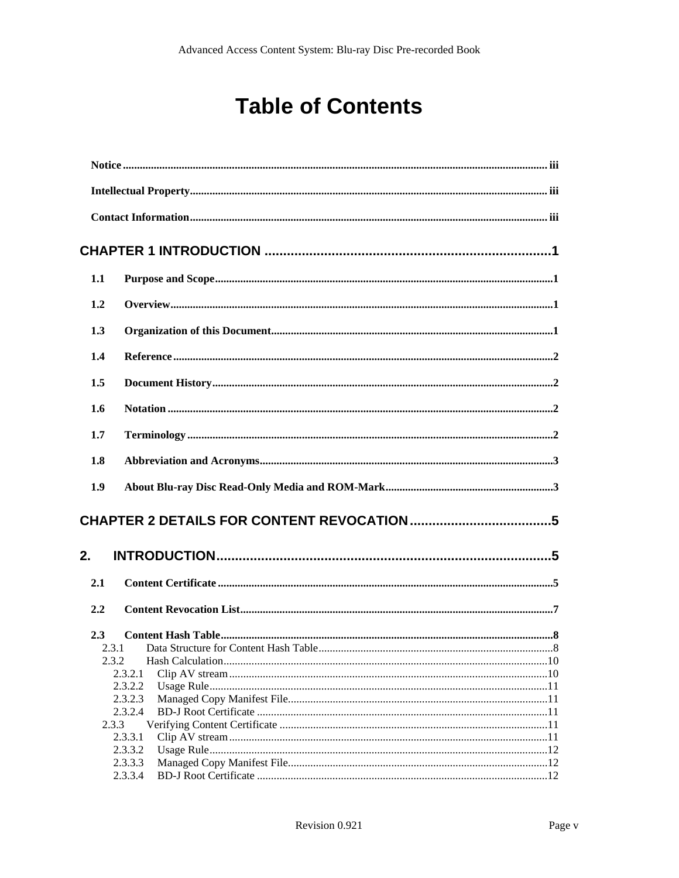# Table of Contents

**Notice** ..................................................................................................................................... iii

**Intellectual Property**.................................................................................................................. iii

**Contact Information**.................................................................................................................. iii

**CHAPTER 1 INTRODUCTION** .............................................................................1

**1.1 Purpose and Scope**.......................................................................................................1

**1.2 Overview**.......................................................................................................................1

**1.3 Organization of this Document**....................................................................................1

**1.4 Reference**......................................................................................................................2

**1.5 Document History**........................................................................................................2

**1.6 Notation**........................................................................................................................2

**1.7 Terminology**.................................................................................................................2

**1.8 Abbreviation and Acronyms**........................................................................................3

**1.9 About Blu-ray Disc Read-Only Media and ROM-Mark**...........................................3

**CHAPTER 2 DETAILS FOR CONTENT REVOCATION**......................................5

**2. INTRODUCTION**..........................................................................................5

**2.1 Content Certificate**......................................................................................................5

**2.2 Content Revocation List**..............................................................................................7

**2.3 Content Hash Table**.....................................................................................................8

2.3.1 Data Structure for Content Hash Table...................................................................8

2.3.2 Hash Calculation...................................................................................................10

2.3.2.1 Clip AV stream.................................................................................................10

2.3.2.2 Usage Rule........................................................................................................11

2.3.2.3 Managed Copy Manifest File............................................................................11

2.3.2.4 BD-J Root Certificate.......................................................................................11

2.3.3 Verifying Content Certificate...............................................................................11

2.3.3.1 Clip AV stream.................................................................................................11

2.3.3.2 Usage Rule........................................................................................................12

2.3.3.3 Managed Copy Manifest File............................................................................12

2.3.3.4 BD-J Root Certificate.......................................................................................12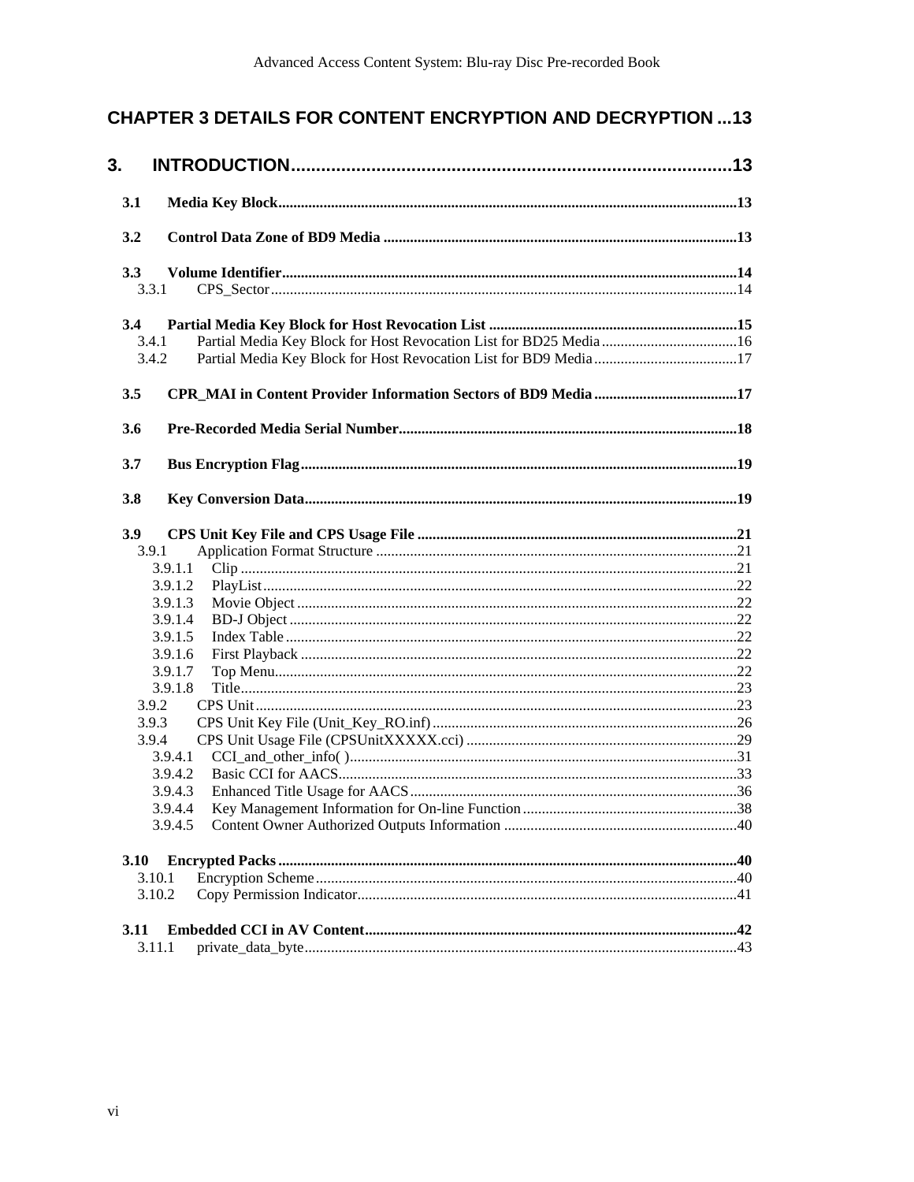**CHAPTER 3 DETAILS FOR CONTENT ENCRYPTION AND DECRYPTION ...13**

**3. INTRODUCTION.......................................................................................13**

- **3.1 Media Key Block.......................................................................................13**
- **3.2 Control Data Zone of BD9 Media .....................................................................13**
- **3.3 Volume Identifier.....................................................................................14**
  - 3.3.1 CPS_Sector.......................................................................................14
- **3.4 Partial Media Key Block for Host Revocation List ....................................................15**
  - 3.4.1 Partial Media Key Block for Host Revocation List for BD25 Media ....................................16
  - 3.4.2 Partial Media Key Block for Host Revocation List for BD9 Media ......................................17
- **3.5 CPR_MAI in Content Provider Information Sectors of BD9 Media .......................................17**
- **3.6 Pre-Recorded Media Serial Number.......................................................................18**
- **3.7 Bus Encryption Flag...................................................................................19**
- **3.8 Key Conversion Data...................................................................................19**
- **3.9 CPS Unit Key File and CPS Usage File ..................................................................21**
  - 3.9.1 Application Format Structure ....................................................................21
    - 3.9.1.1 Clip ......................................................................................21
    - 3.9.1.2 PlayList...................................................................................22
    - 3.9.1.3 Movie Object ..............................................................................22
    - 3.9.1.4 BD-J Object ...............................................................................22
    - 3.9.1.5 Index Table ...............................................................................22
    - 3.9.1.6 First Playback ............................................................................22
    - 3.9.1.7 Top Menu...................................................................................22
    - 3.9.1.8 Title......................................................................................23
  - 3.9.2 CPS Unit ........................................................................................23
  - 3.9.3 CPS Unit Key File (Unit_Key_RO.inf) .............................................................26
  - 3.9.4 CPS Unit Usage File (CPSUnitXXXXX.cci) ..........................................................29
    - 3.9.4.1 CCI_and_other_info( ).....................................................................31
    - 3.9.4.2 Basic CCI for AACS.........................................................................33
    - 3.9.4.3 Enhanced Title Usage for AACS...............................................................36
    - 3.9.4.4 Key Management Information for On-line Function ...........................................38
    - 3.9.4.5 Content Owner Authorized Outputs Information ..............................................40
- **3.10 Encrypted Packs .......................................................................................40**
  - 3.10.1 Encryption Scheme ..............................................................................40
  - 3.10.2 Copy Permission Indicator.......................................................................41
- **3.11 Embedded CCI in AV Content.............................................................................42**
  - 3.11.1 private_data_byte...............................................................................43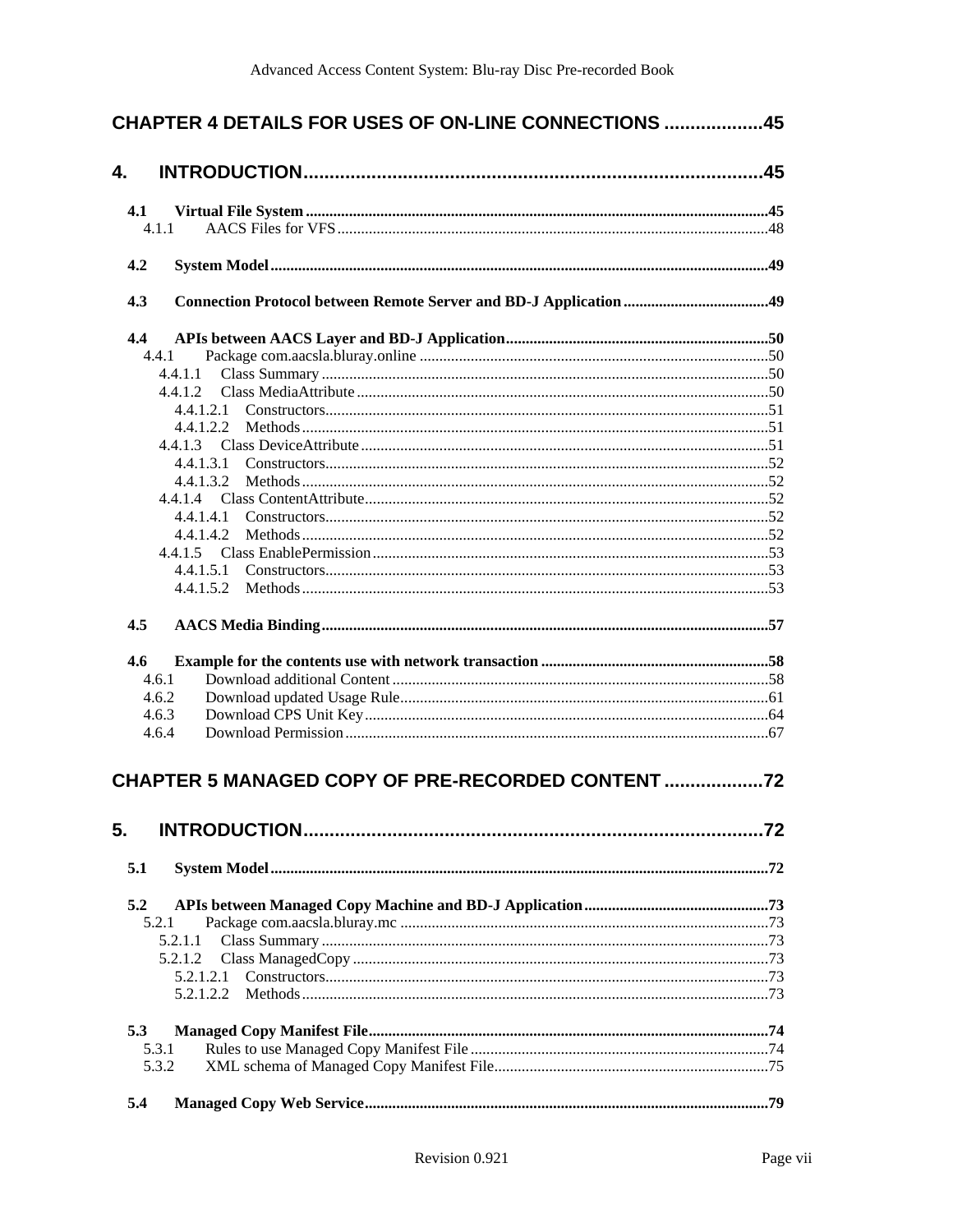**CHAPTER 4 DETAILS FOR USES OF ON-LINE CONNECTIONS ...................45**

**4. INTRODUCTION.........................................................................................45**

**4.1 Virtual File System.....................................................................................................................45**
4.1.1 AACS Files for VFS.............................................................................................................48

**4.2 System Model.............................................................................................................................49**

**4.3 Connection Protocol between Remote Server and BD-J Application.....................................49**

**4.4 APIs between AACS Layer and BD-J Application..................................................................50**
4.4.1 Package com.aacsla.bluray.online........................................................................................50
4.4.1.1 Class Summary.................................................................................................................50
4.4.1.2 Class MediaAttribute........................................................................................................50
4.4.1.2.1 Constructors................................................................................................................51
4.4.1.2.2 Methods......................................................................................................................51
4.4.1.3 Class DeviceAttribute.......................................................................................................51
4.4.1.3.1 Constructors................................................................................................................52
4.4.1.3.2 Methods......................................................................................................................52
4.4.1.4 Class ContentAttribute......................................................................................................52
4.4.1.4.1 Constructors................................................................................................................52
4.4.1.4.2 Methods......................................................................................................................52
4.4.1.5 Class EnablePermission....................................................................................................53
4.4.1.5.1 Constructors................................................................................................................53
4.4.1.5.2 Methods......................................................................................................................53

**4.5 AACS Media Binding.................................................................................................................57**

**4.6 Example for the contents use with network transaction..........................................................58**
4.6.1 Download additional Content...............................................................................................58
4.6.2 Download updated Usage Rule.............................................................................................61
4.6.3 Download CPS Unit Key......................................................................................................64
4.6.4 Download Permission...........................................................................................................67

**CHAPTER 5 MANAGED COPY OF PRE-RECORDED CONTENT ..................72**

**5. INTRODUCTION.........................................................................................72**

**5.1 System Model.............................................................................................................................72**

**5.2 APIs between Managed Copy Machine and BD-J Application...............................................73**
5.2.1 Package com.aacsla.bluray.mc.............................................................................................73
5.2.1.1 Class Summary.................................................................................................................73
5.2.1.2 Class ManagedCopy.........................................................................................................73
5.2.1.2.1 Constructors................................................................................................................73
5.2.1.2.2 Methods......................................................................................................................73

**5.3 Managed Copy Manifest File.....................................................................................................74**
5.3.1 Rules to use Managed Copy Manifest File...........................................................................74
5.3.2 XML schema of Managed Copy Manifest File.....................................................................75

**5.4 Managed Copy Web Service......................................................................................................79**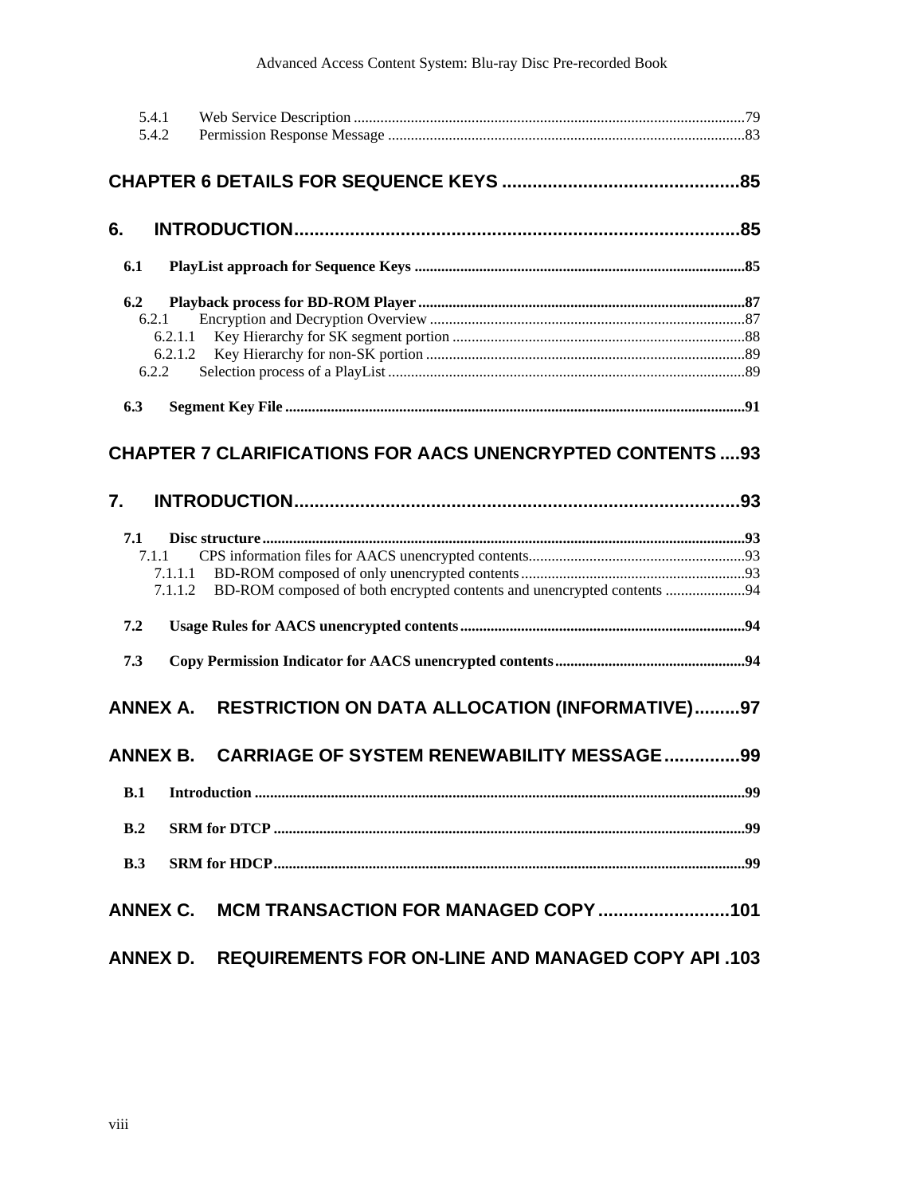5.4.1 Web Service Description ....................................................................................................79
5.4.2 Permission Response Message ...........................................................................................83

**CHAPTER 6 DETAILS FOR SEQUENCE KEYS ..............................................85**

**6. INTRODUCTION........................................................................................85**

**6.1 PlayList approach for Sequence Keys ......................................................................................85**

**6.2 Playback process for BD-ROM Player ......................................................................................87**
6.2.1 Encryption and Decryption Overview .................................................................................87
6.2.1.1 Key Hierarchy for SK segment portion ............................................................................88
6.2.1.2 Key Hierarchy for non-SK portion ...................................................................................89
6.2.2 Selection process of a PlayList ............................................................................................89

**6.3 Segment Key File .......................................................................................................................91**

**CHAPTER 7 CLARIFICATIONS FOR AACS UNENCRYPTED CONTENTS ....93**

**7. INTRODUCTION........................................................................................93**

**7.1 Disc structure .............................................................................................................................93**
7.1.1 CPS information files for AACS unencrypted contents........................................................93
7.1.1.1 BD-ROM composed of only unencrypted contents ..........................................................93
7.1.1.2 BD-ROM composed of both encrypted contents and unencrypted contents .....................94

**7.2 Usage Rules for AACS unencrypted contents ..........................................................................94**

**7.3 Copy Permission Indicator for AACS unencrypted contents .................................................94**

**ANNEX A. RESTRICTION ON DATA ALLOCATION (INFORMATIVE).........97**

**ANNEX B. CARRIAGE OF SYSTEM RENEWABILITY MESSAGE ...............99**

**B.1 Introduction ................................................................................................................................99**

**B.2 SRM for DTCP ...........................................................................................................................99**

**B.3 SRM for HDCP...........................................................................................................................99**

**ANNEX C. MCM TRANSACTION FOR MANAGED COPY ..........................101**

**ANNEX D. REQUIREMENTS FOR ON-LINE AND MANAGED COPY API .103**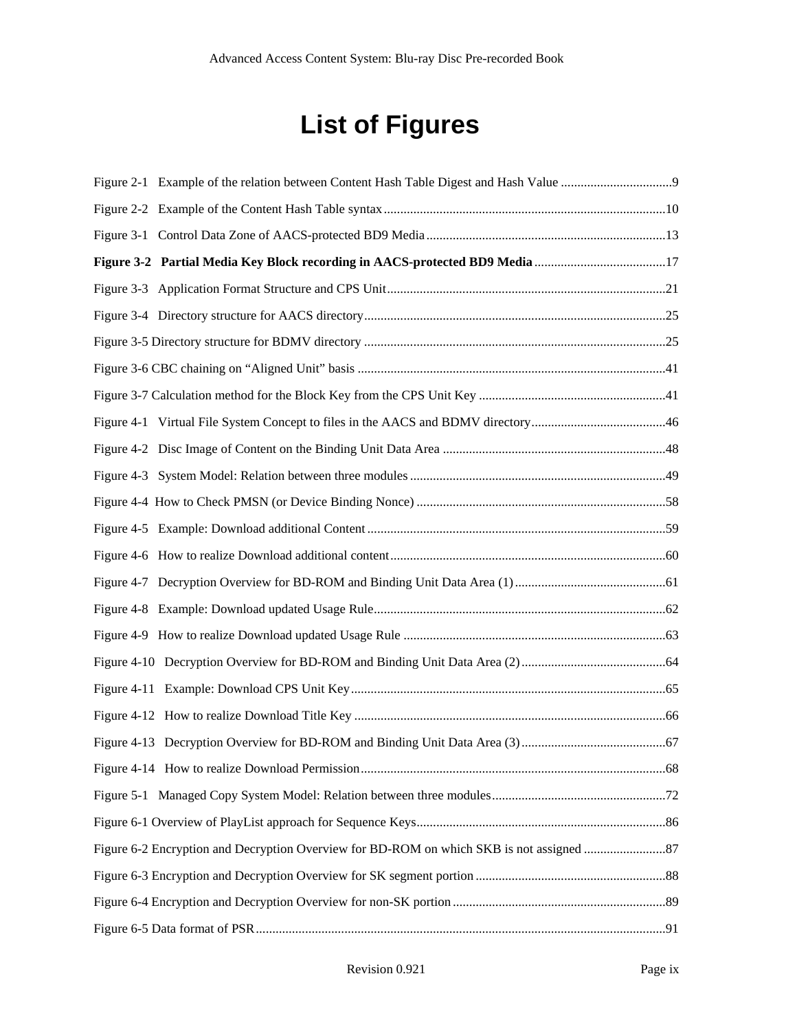# List of Figures

Figure 2-1 Example of the relation between Content Hash Table Digest and Hash Value ..................................9

Figure 2-2 Example of the Content Hash Table syntax......................................................................................10

Figure 3-1 Control Data Zone of AACS-protected BD9 Media.........................................................................13

**Figure 3-2 Partial Media Key Block recording in AACS-protected BD9 Media**........................................17

Figure 3-3 Application Format Structure and CPS Unit.....................................................................................21

Figure 3-4 Directory structure for AACS directory............................................................................................25

Figure 3-5 Directory structure for BDMV directory ............................................................................................25

Figure 3-6 CBC chaining on "Aligned Unit" basis ..............................................................................................41

Figure 3-7 Calculation method for the Block Key from the CPS Unit Key .........................................................41

Figure 4-1 Virtual File System Concept to files in the AACS and BDMV directory.........................................46

Figure 4-2 Disc Image of Content on the Binding Unit Data Area ....................................................................48

Figure 4-3 System Model: Relation between three modules..............................................................................49

Figure 4-4 How to Check PMSN (or Device Binding Nonce) ............................................................................58

Figure 4-5 Example: Download additional Content...........................................................................................59

Figure 4-6 How to realize Download additional content....................................................................................60

Figure 4-7 Decryption Overview for BD-ROM and Binding Unit Data Area (1)..............................................61

Figure 4-8 Example: Download updated Usage Rule.........................................................................................62

Figure 4-9 How to realize Download updated Usage Rule ................................................................................63

Figure 4-10 Decryption Overview for BD-ROM and Binding Unit Data Area (2)............................................64

Figure 4-11 Example: Download CPS Unit Key................................................................................................65

Figure 4-12 How to realize Download Title Key ...............................................................................................66

Figure 4-13 Decryption Overview for BD-ROM and Binding Unit Data Area (3)............................................67

Figure 4-14 How to realize Download Permission.............................................................................................68

Figure 5-1 Managed Copy System Model: Relation between three modules.....................................................72

Figure 6-1 Overview of PlayList approach for Sequence Keys............................................................................86

Figure 6-2 Encryption and Decryption Overview for BD-ROM on which SKB is not assigned .........................87

Figure 6-3 Encryption and Decryption Overview for SK segment portion..........................................................88

Figure 6-4 Encryption and Decryption Overview for non-SK portion.................................................................89

Figure 6-5 Data format of PSR.............................................................................................................................91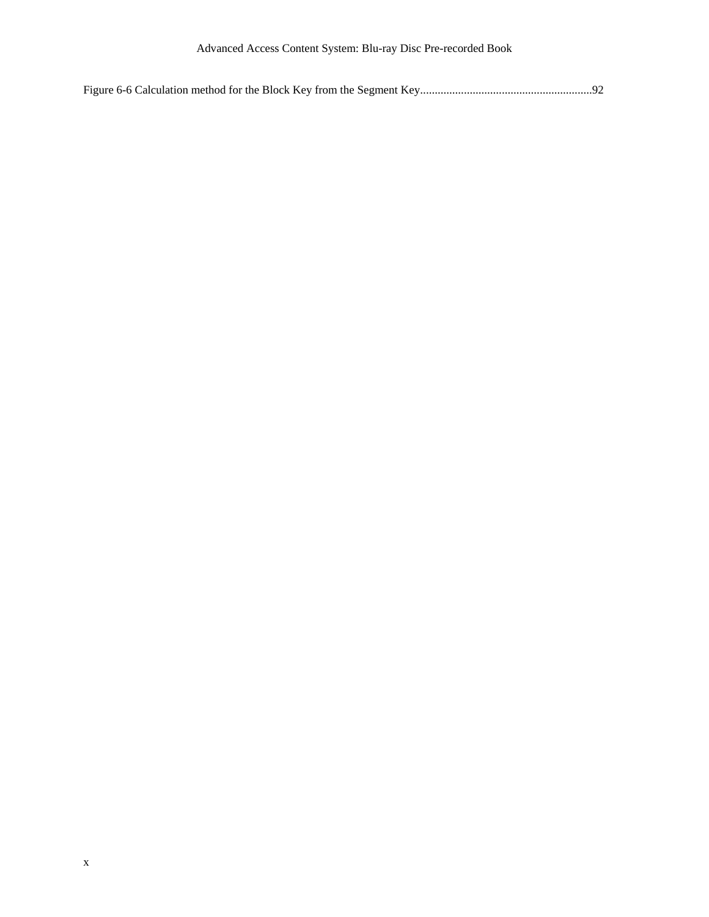Figure 6-6 Calculation method for the Block Key from the Segment Key............................................................92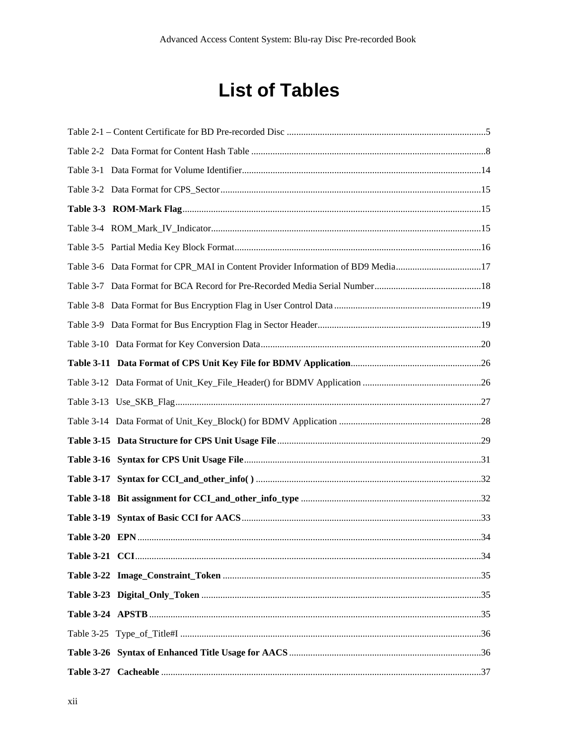# List of Tables

Table 2-1 – Content Certificate for BD Pre-recorded Disc ........ 5

Table 2-2 Data Format for Content Hash Table ........ 8

Table 3-1 Data Format for Volume Identifier ........ 14

Table 3-2 Data Format for CPS_Sector ........ 15

**Table 3-3 ROM-Mark Flag** ........ 15

Table 3-4 ROM_Mark_IV_Indicator ........ 15

Table 3-5 Partial Media Key Block Format ........ 16

Table 3-6 Data Format for CPR_MAI in Content Provider Information of BD9 Media ........ 17

Table 3-7 Data Format for BCA Record for Pre-Recorded Media Serial Number ........ 18

Table 3-8 Data Format for Bus Encryption Flag in User Control Data ........ 19

Table 3-9 Data Format for Bus Encryption Flag in Sector Header ........ 19

Table 3-10 Data Format for Key Conversion Data ........ 20

**Table 3-11 Data Format of CPS Unit Key File for BDMV Application** ........ 26

Table 3-12 Data Format of Unit_Key_File_Header() for BDMV Application ........ 26

Table 3-13 Use_SKB_Flag ........ 27

Table 3-14 Data Format of Unit_Key_Block() for BDMV Application ........ 28

**Table 3-15 Data Structure for CPS Unit Usage File** ........ 29

**Table 3-16 Syntax for CPS Unit Usage File** ........ 31

**Table 3-17 Syntax for CCI_and_other_info( )** ........ 32

**Table 3-18 Bit assignment for CCI_and_other_info_type** ........ 32

**Table 3-19 Syntax of Basic CCI for AACS** ........ 33

**Table 3-20 EPN** ........ 34

**Table 3-21 CCI** ........ 34

**Table 3-22 Image_Constraint_Token** ........ 35

**Table 3-23 Digital_Only_Token** ........ 35

**Table 3-24 APSTB** ........ 35

Table 3-25 Type_of_Title#I ........ 36

**Table 3-26 Syntax of Enhanced Title Usage for AACS** ........ 36

**Table 3-27 Cacheable** ........ 37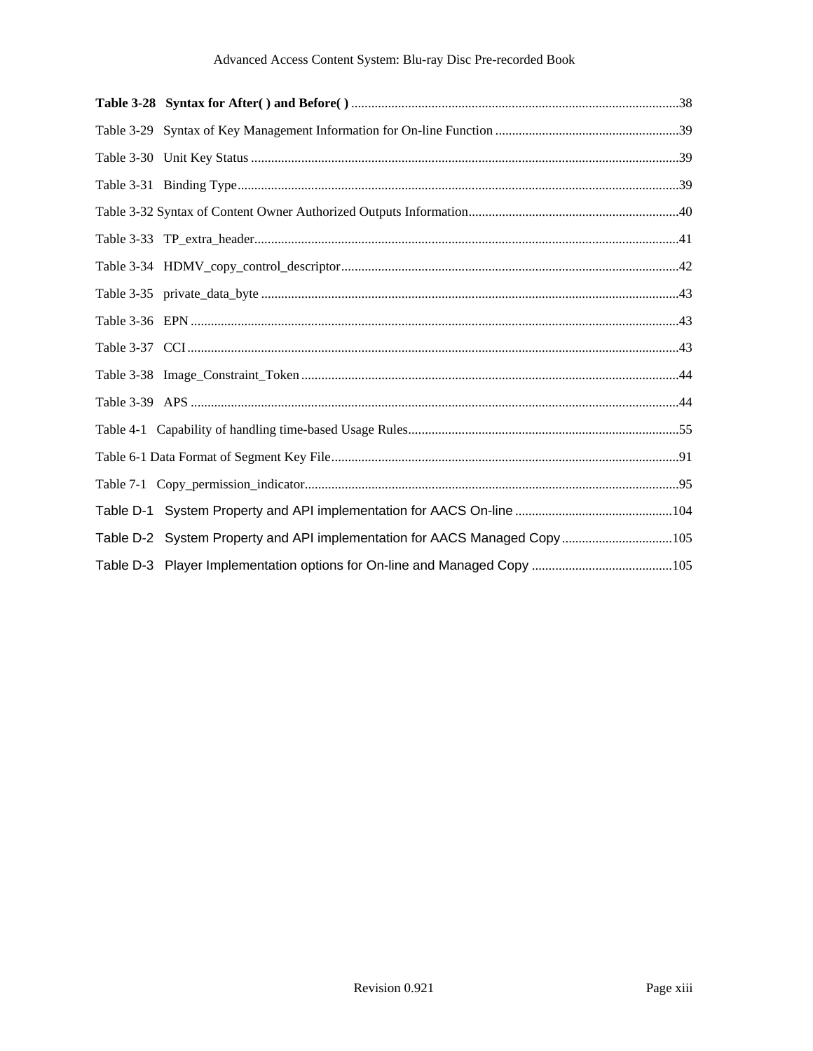**Table 3-28 Syntax for After( ) and Before( )** ........ 38

Table 3-29 Syntax of Key Management Information for On-line Function ........ 39

Table 3-30 Unit Key Status ........ 39

Table 3-31 Binding Type ........ 39

Table 3-32 Syntax of Content Owner Authorized Outputs Information ........ 40

Table 3-33 TP_extra_header ........ 41

Table 3-34 HDMV_copy_control_descriptor ........ 42

Table 3-35 private_data_byte ........ 43

Table 3-36 EPN ........ 43

Table 3-37 CCI ........ 43

Table 3-38 Image_Constraint_Token ........ 44

Table 3-39 APS ........ 44

Table 4-1 Capability of handling time-based Usage Rules ........ 55

Table 6-1 Data Format of Segment Key File ........ 91

Table 7-1 Copy_permission_indicator ........ 95

Table D-1 System Property and API implementation for AACS On-line ........ 104

Table D-2 System Property and API implementation for AACS Managed Copy ........ 105

Table D-3 Player Implementation options for On-line and Managed Copy ........ 105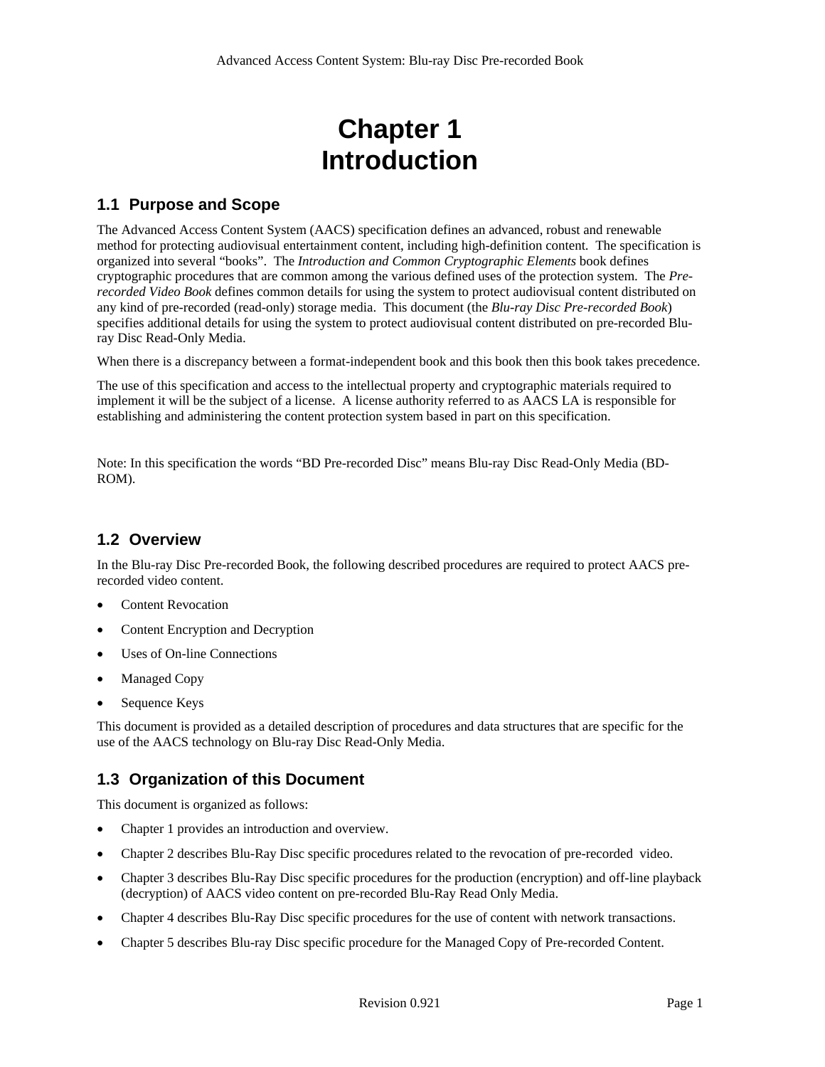# Chapter 1
# Introduction

## 1.1 Purpose and Scope

The Advanced Access Content System (AACS) specification defines an advanced, robust and renewable method for protecting audiovisual entertainment content, including high-definition content. The specification is organized into several "books". The *Introduction and Common Cryptographic Elements* book defines cryptographic procedures that are common among the various defined uses of the protection system. The *Pre-recorded Video Book* defines common details for using the system to protect audiovisual content distributed on any kind of pre-recorded (read-only) storage media. This document (the *Blu-ray Disc Pre-recorded Book*) specifies additional details for using the system to protect audiovisual content distributed on pre-recorded Blu-ray Disc Read-Only Media.

When there is a discrepancy between a format-independent book and this book then this book takes precedence.

The use of this specification and access to the intellectual property and cryptographic materials required to implement it will be the subject of a license. A license authority referred to as AACS LA is responsible for establishing and administering the content protection system based in part on this specification.

Note: In this specification the words "BD Pre-recorded Disc" means Blu-ray Disc Read-Only Media (BD-ROM).

## 1.2 Overview

In the Blu-ray Disc Pre-recorded Book, the following described procedures are required to protect AACS pre-recorded video content.

- Content Revocation
- Content Encryption and Decryption
- Uses of On-line Connections
- Managed Copy
- Sequence Keys

This document is provided as a detailed description of procedures and data structures that are specific for the use of the AACS technology on Blu-ray Disc Read-Only Media.

## 1.3 Organization of this Document

This document is organized as follows:

- Chapter 1 provides an introduction and overview.
- Chapter 2 describes Blu-Ray Disc specific procedures related to the revocation of pre-recorded video.
- Chapter 3 describes Blu-Ray Disc specific procedures for the production (encryption) and off-line playback (decryption) of AACS video content on pre-recorded Blu-Ray Read Only Media.
- Chapter 4 describes Blu-Ray Disc specific procedures for the use of content with network transactions.
- Chapter 5 describes Blu-ray Disc specific procedure for the Managed Copy of Pre-recorded Content.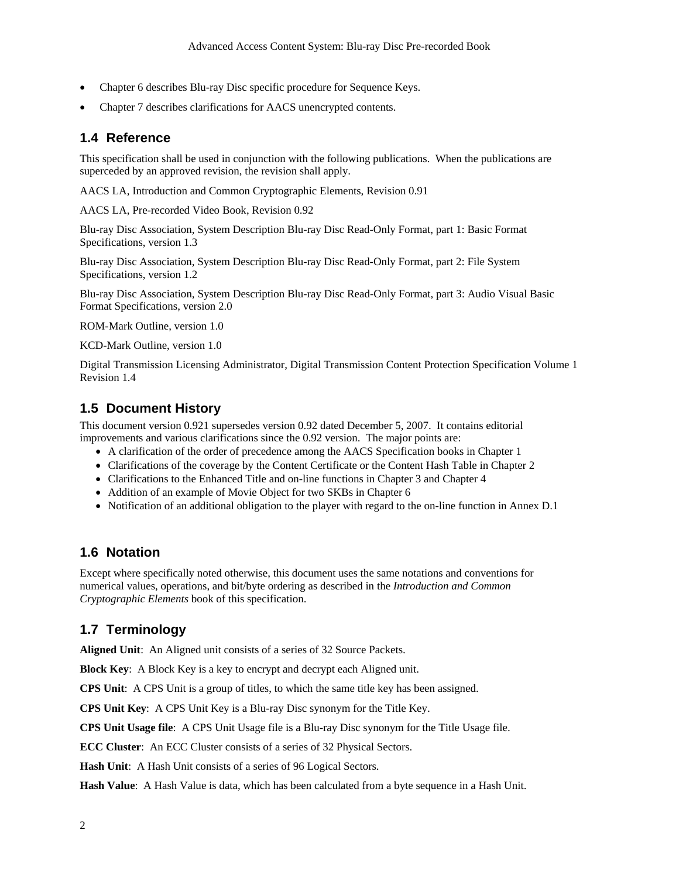- Chapter 6 describes Blu-ray Disc specific procedure for Sequence Keys.
- Chapter 7 describes clarifications for AACS unencrypted contents.

## 1.4 Reference

This specification shall be used in conjunction with the following publications. When the publications are superceded by an approved revision, the revision shall apply.

AACS LA, Introduction and Common Cryptographic Elements, Revision 0.91

AACS LA, Pre-recorded Video Book, Revision 0.92

Blu-ray Disc Association, System Description Blu-ray Disc Read-Only Format, part 1: Basic Format Specifications, version 1.3

Blu-ray Disc Association, System Description Blu-ray Disc Read-Only Format, part 2: File System Specifications, version 1.2

Blu-ray Disc Association, System Description Blu-ray Disc Read-Only Format, part 3: Audio Visual Basic Format Specifications, version 2.0

ROM-Mark Outline, version 1.0

KCD-Mark Outline, version 1.0

Digital Transmission Licensing Administrator, Digital Transmission Content Protection Specification Volume 1 Revision 1.4

## 1.5 Document History

This document version 0.921 supersedes version 0.92 dated December 5, 2007. It contains editorial improvements and various clarifications since the 0.92 version. The major points are:

- A clarification of the order of precedence among the AACS Specification books in Chapter 1
- Clarifications of the coverage by the Content Certificate or the Content Hash Table in Chapter 2
- Clarifications to the Enhanced Title and on-line functions in Chapter 3 and Chapter 4
- Addition of an example of Movie Object for two SKBs in Chapter 6
- Notification of an additional obligation to the player with regard to the on-line function in Annex D.1

## 1.6 Notation

Except where specifically noted otherwise, this document uses the same notations and conventions for numerical values, operations, and bit/byte ordering as described in the *Introduction and Common Cryptographic Elements* book of this specification.

## 1.7 Terminology

**Aligned Unit**: An Aligned unit consists of a series of 32 Source Packets.

**Block Key**: A Block Key is a key to encrypt and decrypt each Aligned unit.

**CPS Unit**: A CPS Unit is a group of titles, to which the same title key has been assigned.

**CPS Unit Key**: A CPS Unit Key is a Blu-ray Disc synonym for the Title Key.

**CPS Unit Usage file**: A CPS Unit Usage file is a Blu-ray Disc synonym for the Title Usage file.

**ECC Cluster**: An ECC Cluster consists of a series of 32 Physical Sectors.

**Hash Unit**: A Hash Unit consists of a series of 96 Logical Sectors.

**Hash Value**: A Hash Value is data, which has been calculated from a byte sequence in a Hash Unit.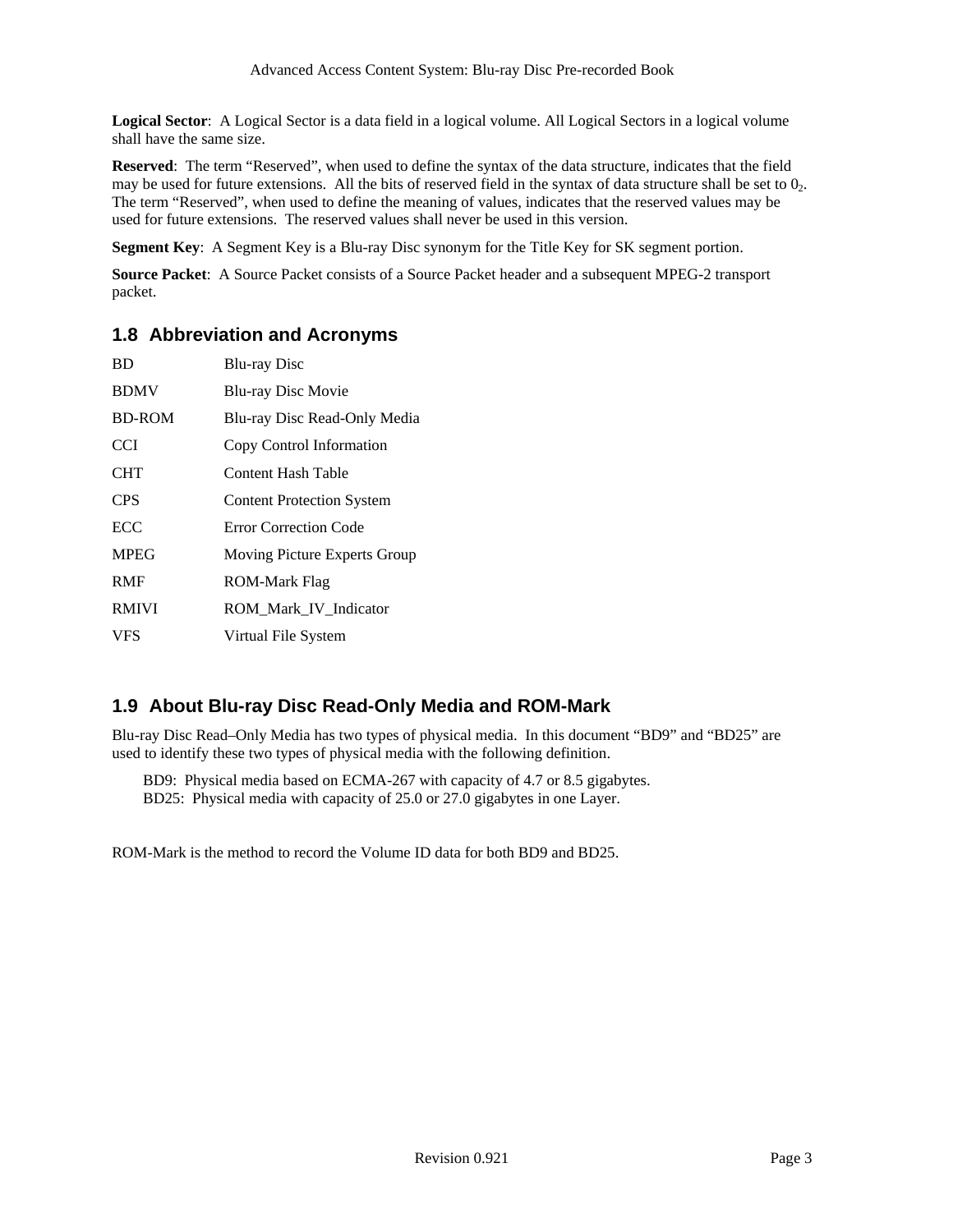**Logical Sector**: A Logical Sector is a data field in a logical volume. All Logical Sectors in a logical volume shall have the same size.

**Reserved**: The term “Reserved”, when used to define the syntax of the data structure, indicates that the field may be used for future extensions. All the bits of reserved field in the syntax of data structure shall be set to $0_2$. The term “Reserved”, when used to define the meaning of values, indicates that the reserved values may be used for future extensions. The reserved values shall never be used in this version.

**Segment Key**: A Segment Key is a Blu-ray Disc synonym for the Title Key for SK segment portion.

**Source Packet**: A Source Packet consists of a Source Packet header and a subsequent MPEG-2 transport packet.

## 1.8 Abbreviation and Acronyms

| | |
|---|---|
| BD | Blu-ray Disc |
| BDMV | Blu-ray Disc Movie |
| BD-ROM | Blu-ray Disc Read-Only Media |
| CCI | Copy Control Information |
| CHT | Content Hash Table |
| CPS | Content Protection System |
| ECC | Error Correction Code |
| MPEG | Moving Picture Experts Group |
| RMF | ROM-Mark Flag |
| RMIVI | ROM_Mark_IV_Indicator |
| VFS | Virtual File System |

## 1.9 About Blu-ray Disc Read-Only Media and ROM-Mark

Blu-ray Disc Read–Only Media has two types of physical media. In this document “BD9” and “BD25” are used to identify these two types of physical media with the following definition.

BD9: Physical media based on ECMA-267 with capacity of 4.7 or 8.5 gigabytes.
BD25: Physical media with capacity of 25.0 or 27.0 gigabytes in one Layer.

ROM-Mark is the method to record the Volume ID data for both BD9 and BD25.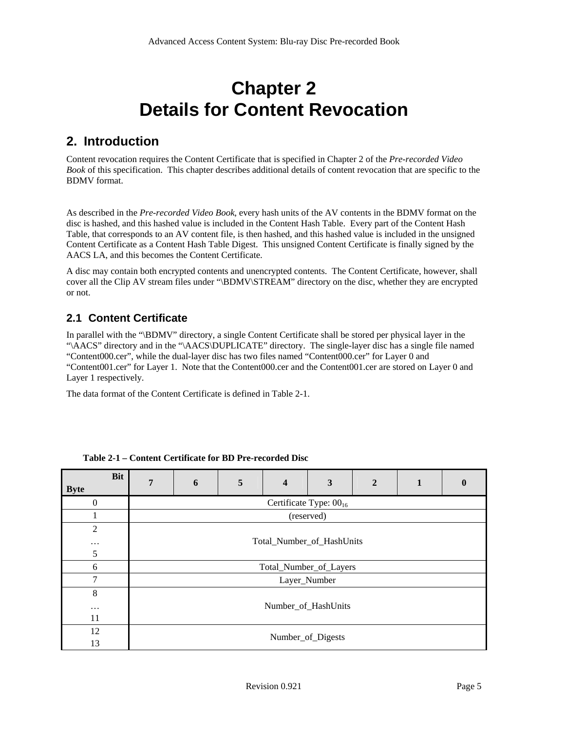# Chapter 2
# Details for Content Revocation

## 2. Introduction

Content revocation requires the Content Certificate that is specified in Chapter 2 of the *Pre-recorded Video Book* of this specification. This chapter describes additional details of content revocation that are specific to the BDMV format.

As described in the *Pre-recorded Video Book*, every hash units of the AV contents in the BDMV format on the disc is hashed, and this hashed value is included in the Content Hash Table. Every part of the Content Hash Table, that corresponds to an AV content file, is then hashed, and this hashed value is included in the unsigned Content Certificate as a Content Hash Table Digest. This unsigned Content Certificate is finally signed by the AACS LA, and this becomes the Content Certificate.

A disc may contain both encrypted contents and unencrypted contents. The Content Certificate, however, shall cover all the Clip AV stream files under "\BDMV\STREAM" directory on the disc, whether they are encrypted or not.

### 2.1 Content Certificate

In parallel with the "\BDMV" directory, a single Content Certificate shall be stored per physical layer in the "\AACS" directory and in the "\AACS\DUPLICATE" directory. The single-layer disc has a single file named "Content000.cer", while the dual-layer disc has two files named "Content000.cer" for Layer 0 and "Content001.cer" for Layer 1. Note that the Content000.cer and the Content001.cer are stored on Layer 0 and Layer 1 respectively.

The data format of the Content Certificate is defined in Table 2-1.

**Table 2-1 – Content Certificate for BD Pre-recorded Disc**

| Byte \ Bit | 7 | 6 | 5 | 4 | 3 | 2 | 1 | 0 |
|---|---|---|---|---|---|---|---|---|
| 0 | Certificate Type: $00_{16}$ | | | | | | | |
| 1 | (reserved) | | | | | | | |
| 2 … 5 | Total_Number_of_HashUnits | | | | | | | |
| 6 | Total_Number_of_Layers | | | | | | | |
| 7 | Layer_Number | | | | | | | |
| 8 … 11 | Number_of_HashUnits | | | | | | | |
| 12 13 | Number_of_Digests | | | | | | | |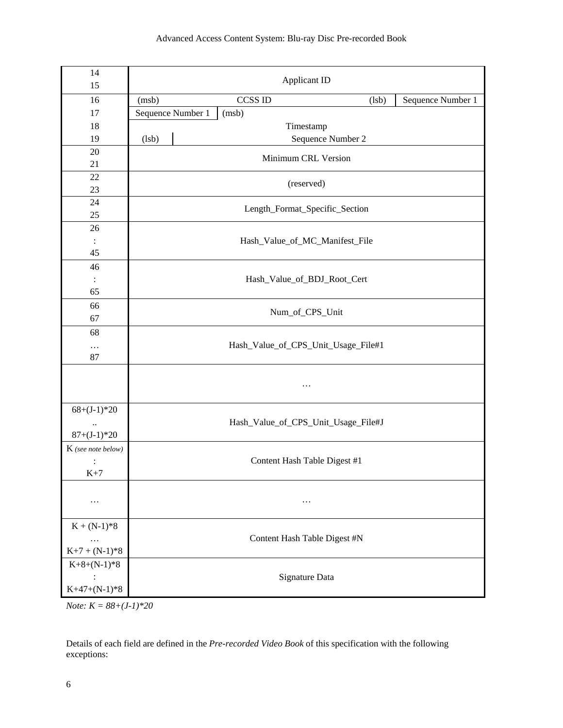| Byte | Field |
|---|---|
| 14<br>15 | Applicant ID |
| 16 | (msb) CCSS ID (lsb) \| Sequence Number 1 |
| 17 | Sequence Number 1 \| (msb) |
| 18 | Timestamp |
| 19 | (lsb) \| Sequence Number 2 |
| 20<br>21 | Minimum CRL Version |
| 22<br>23 | (reserved) |
| 24<br>25 | Length_Format_Specific_Section |
| 26<br>:<br>45 | Hash_Value_of_MC_Manifest_File |
| 46<br>:<br>65 | Hash_Value_of_BDJ_Root_Cert |
| 66<br>67 | Num_of_CPS_Unit |
| 68<br>…<br>87 | Hash_Value_of_CPS_Unit_Usage_File#1 |
| | … |
| 68+(J-1)*20<br>..<br>87+(J-1)*20 | Hash_Value_of_CPS_Unit_Usage_File#J |
| K *(see note below)*<br>:<br>K+7 | Content Hash Table Digest #1 |
| … | … |
| K + (N-1)*8<br>…<br>K+7 + (N-1)*8 | Content Hash Table Digest #N |
| K+8+(N-1)*8<br>:<br>K+47+(N-1)*8 | Signature Data |

*Note: K = 88+(J-1)*20*

Details of each field are defined in the *Pre-recorded Video Book* of this specification with the following exceptions: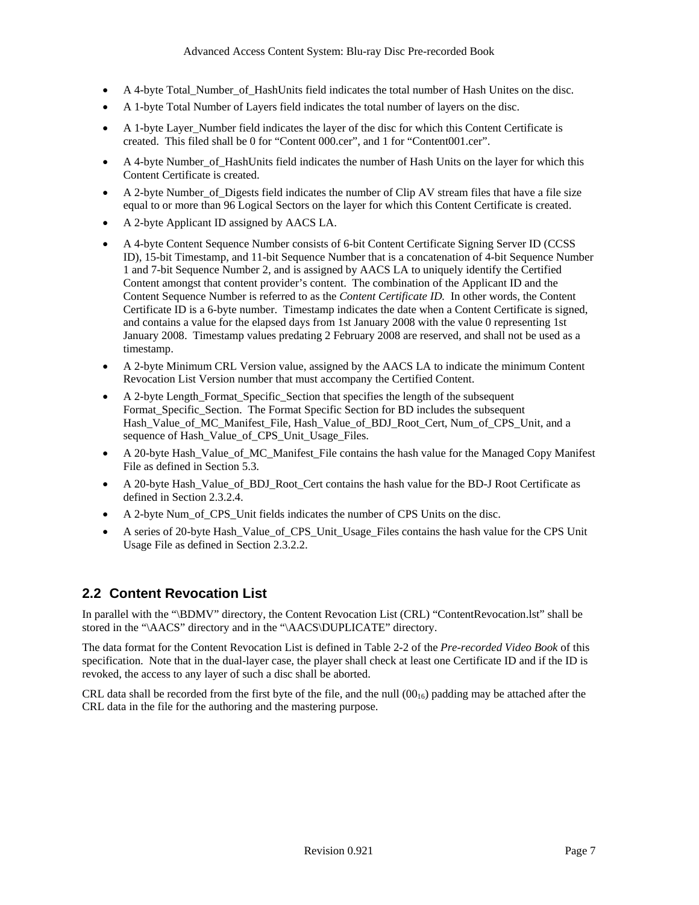- A 4-byte Total_Number_of_HashUnits field indicates the total number of Hash Unites on the disc.
- A 1-byte Total Number of Layers field indicates the total number of layers on the disc.
- A 1-byte Layer_Number field indicates the layer of the disc for which this Content Certificate is created. This filed shall be 0 for "Content 000.cer", and 1 for "Content001.cer".
- A 4-byte Number_of_HashUnits field indicates the number of Hash Units on the layer for which this Content Certificate is created.
- A 2-byte Number_of_Digests field indicates the number of Clip AV stream files that have a file size equal to or more than 96 Logical Sectors on the layer for which this Content Certificate is created.
- A 2-byte Applicant ID assigned by AACS LA.
- A 4-byte Content Sequence Number consists of 6-bit Content Certificate Signing Server ID (CCSS ID), 15-bit Timestamp, and 11-bit Sequence Number that is a concatenation of 4-bit Sequence Number 1 and 7-bit Sequence Number 2, and is assigned by AACS LA to uniquely identify the Certified Content amongst that content provider's content. The combination of the Applicant ID and the Content Sequence Number is referred to as the *Content Certificate ID.* In other words, the Content Certificate ID is a 6-byte number. Timestamp indicates the date when a Content Certificate is signed, and contains a value for the elapsed days from 1st January 2008 with the value 0 representing 1st January 2008. Timestamp values predating 2 February 2008 are reserved, and shall not be used as a timestamp.
- A 2-byte Minimum CRL Version value, assigned by the AACS LA to indicate the minimum Content Revocation List Version number that must accompany the Certified Content.
- A 2-byte Length_Format_Specific_Section that specifies the length of the subsequent Format_Specific_Section. The Format Specific Section for BD includes the subsequent Hash_Value_of_MC_Manifest_File, Hash_Value_of_BDJ_Root_Cert, Num_of_CPS_Unit, and a sequence of Hash_Value_of_CPS_Unit_Usage_Files.
- A 20-byte Hash_Value_of_MC_Manifest_File contains the hash value for the Managed Copy Manifest File as defined in Section 5.3.
- A 20-byte Hash_Value_of_BDJ_Root_Cert contains the hash value for the BD-J Root Certificate as defined in Section 2.3.2.4.
- A 2-byte Num_of_CPS_Unit fields indicates the number of CPS Units on the disc.
- A series of 20-byte Hash_Value_of_CPS_Unit_Usage_Files contains the hash value for the CPS Unit Usage File as defined in Section 2.3.2.2.

## 2.2 Content Revocation List

In parallel with the "\BDMV" directory, the Content Revocation List (CRL) "ContentRevocation.lst" shall be stored in the "\AACS" directory and in the "\AACS\DUPLICATE" directory.

The data format for the Content Revocation List is defined in Table 2-2 of the *Pre-recorded Video Book* of this specification. Note that in the dual-layer case, the player shall check at least one Certificate ID and if the ID is revoked, the access to any layer of such a disc shall be aborted.

CRL data shall be recorded from the first byte of the file, and the null ($00_{16}$) padding may be attached after the CRL data in the file for the authoring and the mastering purpose.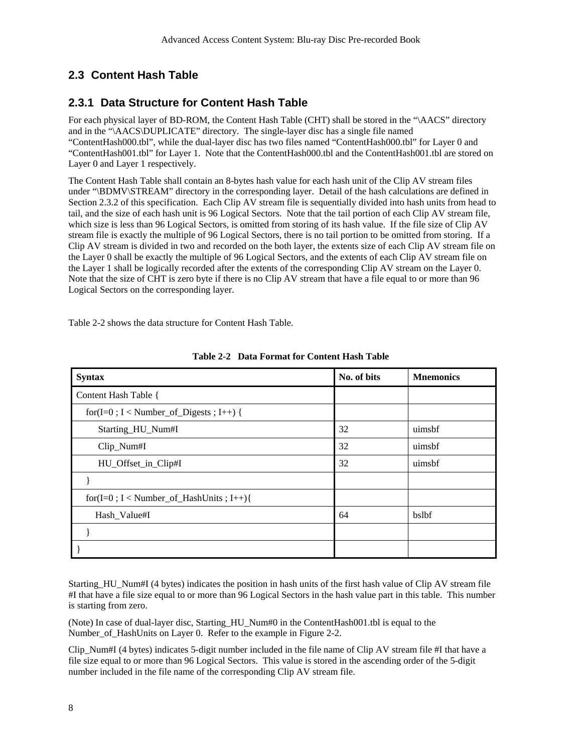## 2.3 Content Hash Table

### 2.3.1 Data Structure for Content Hash Table

For each physical layer of BD-ROM, the Content Hash Table (CHT) shall be stored in the "\AACS" directory and in the "\AACS\DUPLICATE" directory. The single-layer disc has a single file named "ContentHash000.tbl", while the dual-layer disc has two files named "ContentHash000.tbl" for Layer 0 and "ContentHash001.tbl" for Layer 1. Note that the ContentHash000.tbl and the ContentHash001.tbl are stored on Layer 0 and Layer 1 respectively.

The Content Hash Table shall contain an 8-bytes hash value for each hash unit of the Clip AV stream files under "\BDMV\STREAM" directory in the corresponding layer. Detail of the hash calculations are defined in Section 2.3.2 of this specification. Each Clip AV stream file is sequentially divided into hash units from head to tail, and the size of each hash unit is 96 Logical Sectors. Note that the tail portion of each Clip AV stream file, which size is less than 96 Logical Sectors, is omitted from storing of its hash value. If the file size of Clip AV stream file is exactly the multiple of 96 Logical Sectors, there is no tail portion to be omitted from storing. If a Clip AV stream is divided in two and recorded on the both layer, the extents size of each Clip AV stream file on the Layer 0 shall be exactly the multiple of 96 Logical Sectors, and the extents of each Clip AV stream file on the Layer 1 shall be logically recorded after the extents of the corresponding Clip AV stream on the Layer 0. Note that the size of CHT is zero byte if there is no Clip AV stream that have a file equal to or more than 96 Logical Sectors on the corresponding layer.

Table 2-2 shows the data structure for Content Hash Table.

**Table 2-2 Data Format for Content Hash Table**

| Syntax | No. of bits | Mnemonics |
|---|---|---|
| Content Hash Table { | | |
| for(I=0 ; I < Number_of_Digests ; I++) { | | |
| Starting_HU_Num#I | 32 | uimsbf |
| Clip_Num#I | 32 | uimsbf |
| HU_Offset_in_Clip#I | 32 | uimsbf |
| } | | |
| for(I=0 ; I < Number_of_HashUnits ; I++){ | | |
| Hash_Value#I | 64 | bslbf |
| } | | |
| } | | |

Starting_HU_Num#I (4 bytes) indicates the position in hash units of the first hash value of Clip AV stream file #I that have a file size equal to or more than 96 Logical Sectors in the hash value part in this table. This number is starting from zero.

(Note) In case of dual-layer disc, Starting_HU_Num#0 in the ContentHash001.tbl is equal to the Number_of_HashUnits on Layer 0. Refer to the example in Figure 2-2.

Clip_Num#I (4 bytes) indicates 5-digit number included in the file name of Clip AV stream file #I that have a file size equal to or more than 96 Logical Sectors. This value is stored in the ascending order of the 5-digit number included in the file name of the corresponding Clip AV stream file.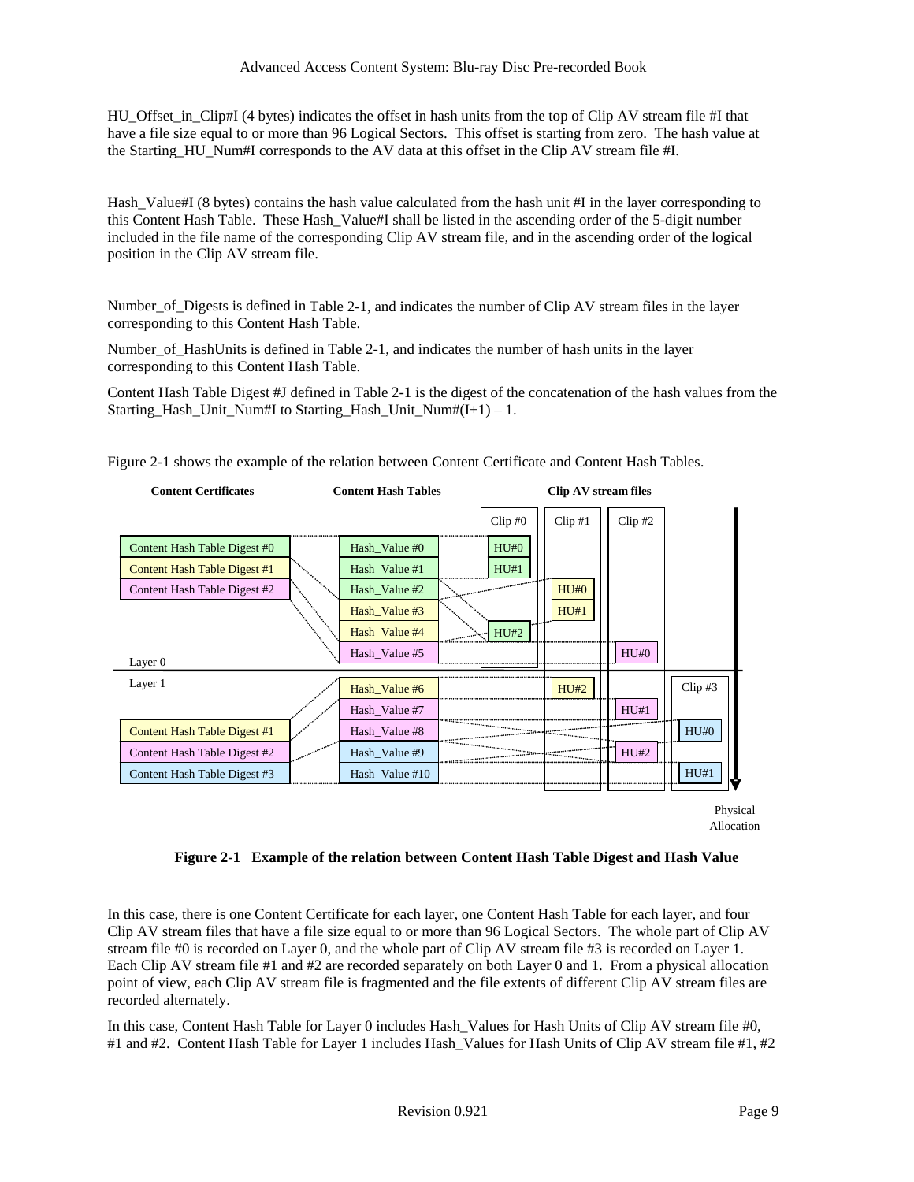HU_Offset_in_Clip#I (4 bytes) indicates the offset in hash units from the top of Clip AV stream file #I that have a file size equal to or more than 96 Logical Sectors. This offset is starting from zero. The hash value at the Starting_HU_Num#I corresponds to the AV data at this offset in the Clip AV stream file #I.

Hash_Value#I (8 bytes) contains the hash value calculated from the hash unit #I in the layer corresponding to this Content Hash Table. These Hash_Value#I shall be listed in the ascending order of the 5-digit number included in the file name of the corresponding Clip AV stream file, and in the ascending order of the logical position in the Clip AV stream file.

Number_of_Digests is defined in Table 2-1, and indicates the number of Clip AV stream files in the layer corresponding to this Content Hash Table.

Number_of_HashUnits is defined in Table 2-1, and indicates the number of hash units in the layer corresponding to this Content Hash Table.

Content Hash Table Digest #J defined in Table 2-1 is the digest of the concatenation of the hash values from the Starting_Hash_Unit_Num#I to Starting_Hash_Unit_Num#(I+1) – 1.

Figure 2-1 shows the example of the relation between Content Certificate and Content Hash Tables.

**Figure 2-1 Example of the relation between Content Hash Table Digest and Hash Value**

In this case, there is one Content Certificate for each layer, one Content Hash Table for each layer, and four Clip AV stream files that have a file size equal to or more than 96 Logical Sectors. The whole part of Clip AV stream file #0 is recorded on Layer 0, and the whole part of Clip AV stream file #3 is recorded on Layer 1. Each Clip AV stream file #1 and #2 are recorded separately on both Layer 0 and 1. From a physical allocation point of view, each Clip AV stream file is fragmented and the file extents of different Clip AV stream files are recorded alternately.

In this case, Content Hash Table for Layer 0 includes Hash_Values for Hash Units of Clip AV stream file #0, #1 and #2. Content Hash Table for Layer 1 includes Hash_Values for Hash Units of Clip AV stream file #1, #2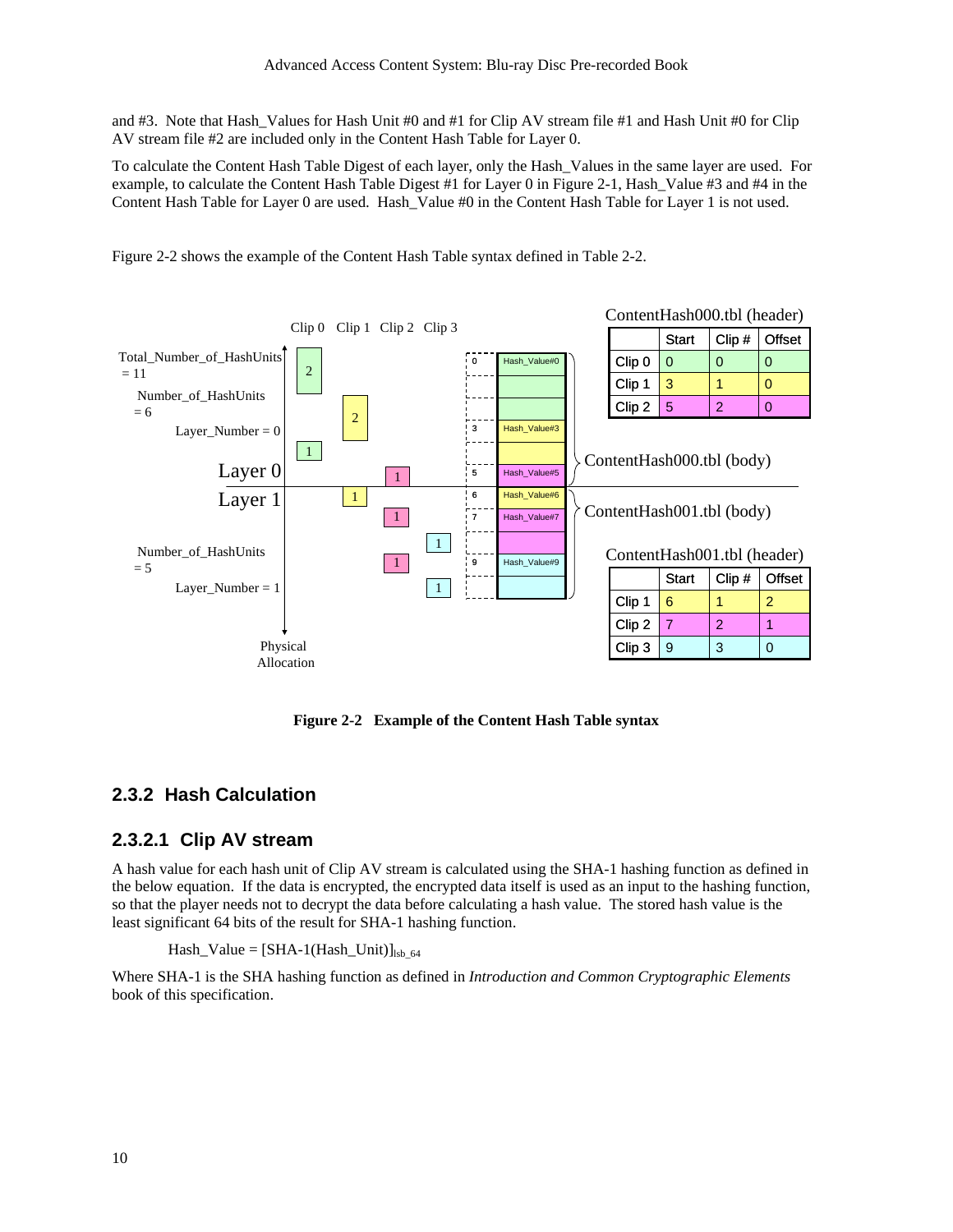and #3. Note that Hash_Values for Hash Unit #0 and #1 for Clip AV stream file #1 and Hash Unit #0 for Clip AV stream file #2 are included only in the Content Hash Table for Layer 0.

To calculate the Content Hash Table Digest of each layer, only the Hash_Values in the same layer are used. For example, to calculate the Content Hash Table Digest #1 for Layer 0 in Figure 2-1, Hash_Value #3 and #4 in the Content Hash Table for Layer 0 are used. Hash_Value #0 in the Content Hash Table for Layer 1 is not used.

Figure 2-2 shows the example of the Content Hash Table syntax defined in Table 2-2.

ContentHash000.tbl (header)

| | Start | Clip # | Offset |
|---|---|---|---|
| Clip 0 | 0 | 0 | 0 |
| Clip 1 | 3 | 1 | 0 |
| Clip 2 | 5 | 2 | 0 |

ContentHash001.tbl (header)

| | Start | Clip # | Offset |
|---|---|---|---|
| Clip 1 | 6 | 1 | 2 |
| Clip 2 | 7 | 2 | 1 |
| Clip 3 | 9 | 3 | 0 |

**Figure 2-2 Example of the Content Hash Table syntax**

## 2.3.2 Hash Calculation

### 2.3.2.1 Clip AV stream

A hash value for each hash unit of Clip AV stream is calculated using the SHA-1 hashing function as defined in the below equation. If the data is encrypted, the encrypted data itself is used as an input to the hashing function, so that the player needs not to decrypt the data before calculating a hash value. The stored hash value is the least significant 64 bits of the result for SHA-1 hashing function.

$$\text{Hash\_Value} = [\text{SHA-1}(\text{Hash\_Unit})]_{lsb\_64}$$

Where SHA-1 is the SHA hashing function as defined in *Introduction and Common Cryptographic Elements* book of this specification.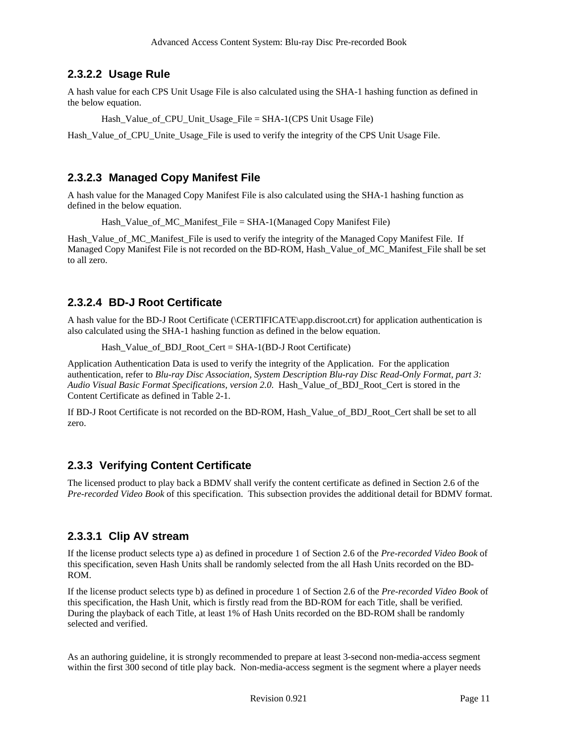### 2.3.2.2 Usage Rule

A hash value for each CPS Unit Usage File is also calculated using the SHA-1 hashing function as defined in the below equation.

Hash_Value_of_CPU_Unit_Usage_File = SHA-1(CPS Unit Usage File)

Hash_Value_of_CPU_Unite_Usage_File is used to verify the integrity of the CPS Unit Usage File.

### 2.3.2.3 Managed Copy Manifest File

A hash value for the Managed Copy Manifest File is also calculated using the SHA-1 hashing function as defined in the below equation.

Hash_Value_of_MC_Manifest_File = SHA-1(Managed Copy Manifest File)

Hash_Value_of_MC_Manifest_File is used to verify the integrity of the Managed Copy Manifest File. If Managed Copy Manifest File is not recorded on the BD-ROM, Hash_Value_of_MC_Manifest_File shall be set to all zero.

### 2.3.2.4 BD-J Root Certificate

A hash value for the BD-J Root Certificate (\CERTIFICATE\app.discroot.crt) for application authentication is also calculated using the SHA-1 hashing function as defined in the below equation.

Hash_Value_of_BDJ_Root_Cert = SHA-1(BD-J Root Certificate)

Application Authentication Data is used to verify the integrity of the Application. For the application authentication, refer to *Blu-ray Disc Association, System Description Blu-ray Disc Read-Only Format, part 3: Audio Visual Basic Format Specifications, version 2.0.* Hash_Value_of_BDJ_Root_Cert is stored in the Content Certificate as defined in Table 2-1.

If BD-J Root Certificate is not recorded on the BD-ROM, Hash_Value_of_BDJ_Root_Cert shall be set to all zero.

## 2.3.3 Verifying Content Certificate

The licensed product to play back a BDMV shall verify the content certificate as defined in Section 2.6 of the *Pre-recorded Video Book* of this specification. This subsection provides the additional detail for BDMV format.

### 2.3.3.1 Clip AV stream

If the license product selects type a) as defined in procedure 1 of Section 2.6 of the *Pre-recorded Video Book* of this specification, seven Hash Units shall be randomly selected from the all Hash Units recorded on the BD-ROM.

If the license product selects type b) as defined in procedure 1 of Section 2.6 of the *Pre-recorded Video Book* of this specification, the Hash Unit, which is firstly read from the BD-ROM for each Title, shall be verified. During the playback of each Title, at least 1% of Hash Units recorded on the BD-ROM shall be randomly selected and verified.

As an authoring guideline, it is strongly recommended to prepare at least 3-second non-media-access segment within the first 300 second of title play back. Non-media-access segment is the segment where a player needs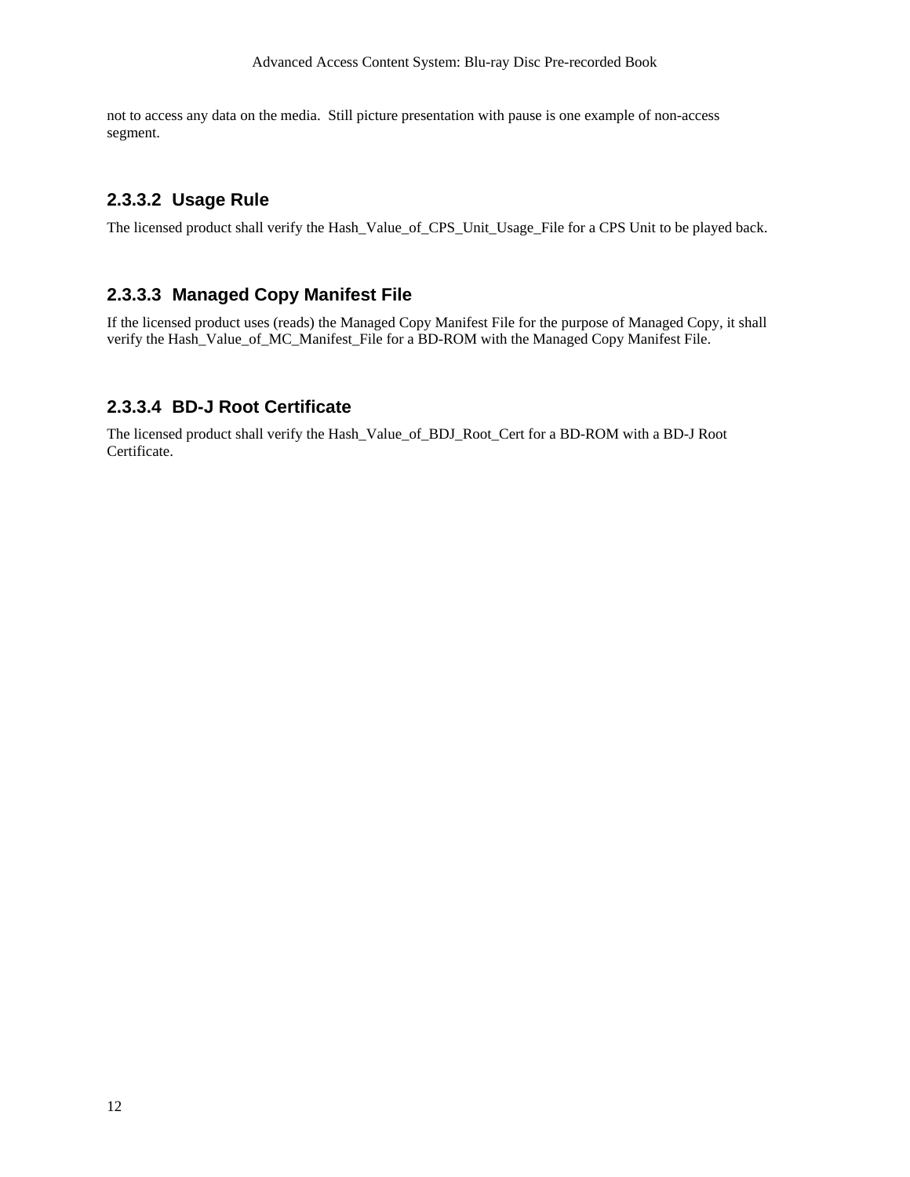not to access any data on the media.  Still picture presentation with pause is one example of non-access segment.

#### 2.3.3.2 Usage Rule

The licensed product shall verify the Hash_Value_of_CPS_Unit_Usage_File for a CPS Unit to be played back.

#### 2.3.3.3 Managed Copy Manifest File

If the licensed product uses (reads) the Managed Copy Manifest File for the purpose of Managed Copy, it shall verify the Hash_Value_of_MC_Manifest_File for a BD-ROM with the Managed Copy Manifest File.

#### 2.3.3.4 BD-J Root Certificate

The licensed product shall verify the Hash_Value_of_BDJ_Root_Cert for a BD-ROM with a BD-J Root Certificate.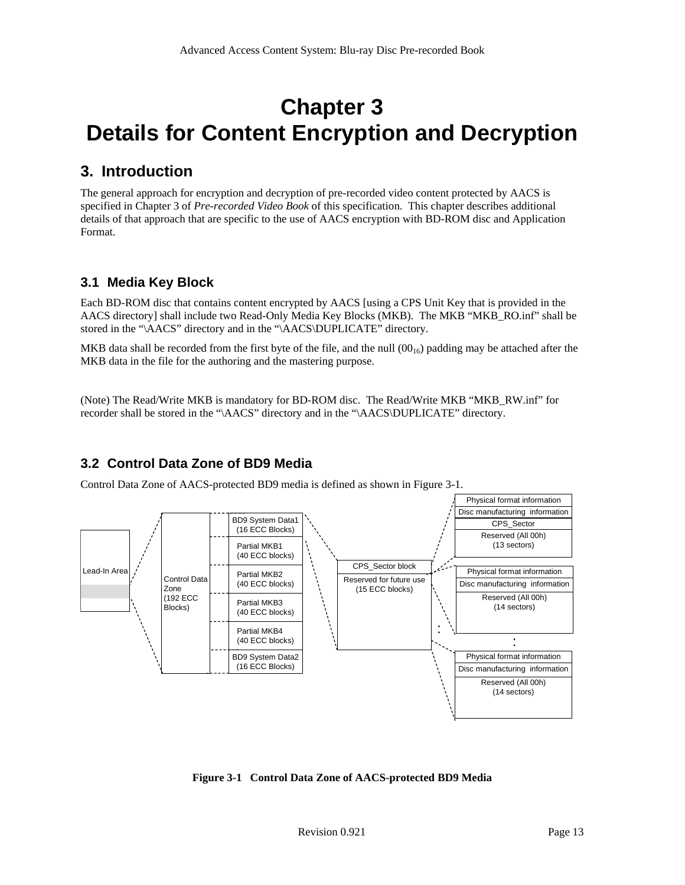# Chapter 3
# Details for Content Encryption and Decryption

## 3. Introduction

The general approach for encryption and decryption of pre-recorded video content protected by AACS is specified in Chapter 3 of *Pre-recorded Video Book* of this specification. This chapter describes additional details of that approach that are specific to the use of AACS encryption with BD-ROM disc and Application Format.

### 3.1 Media Key Block

Each BD-ROM disc that contains content encrypted by AACS [using a CPS Unit Key that is provided in the AACS directory] shall include two Read-Only Media Key Blocks (MKB). The MKB "MKB_RO.inf" shall be stored in the "\AACS" directory and in the "\AACS\DUPLICATE" directory.

MKB data shall be recorded from the first byte of the file, and the null ($00_{16}$) padding may be attached after the MKB data in the file for the authoring and the mastering purpose.

(Note) The Read/Write MKB is mandatory for BD-ROM disc. The Read/Write MKB "MKB_RW.inf" for recorder shall be stored in the "\AACS" directory and in the "\AACS\DUPLICATE" directory.

### 3.2 Control Data Zone of BD9 Media

Control Data Zone of AACS-protected BD9 media is defined as shown in Figure 3-1.

Lead-In Area

Control Data Zone (192 ECC Blocks)

BD9 System Data1 (16 ECC Blocks)
Partial MKB1 (40 ECC blocks)
Partial MKB2 (40 ECC blocks)
Partial MKB3 (40 ECC blocks)
Partial MKB4 (40 ECC blocks)
BD9 System Data2 (16 ECC Blocks)

CPS_Sector block
Reserved for future use (15 ECC blocks)

Physical format information
Disc manufacturing information
CPS_Sector
Reserved (All 00h) (13 sectors)

Physical format information
Disc manufacturing information
Reserved (All 00h) (14 sectors)

:

Physical format information
Disc manufacturing information
Reserved (All 00h) (14 sectors)

**Figure 3-1 Control Data Zone of AACS-protected BD9 Media**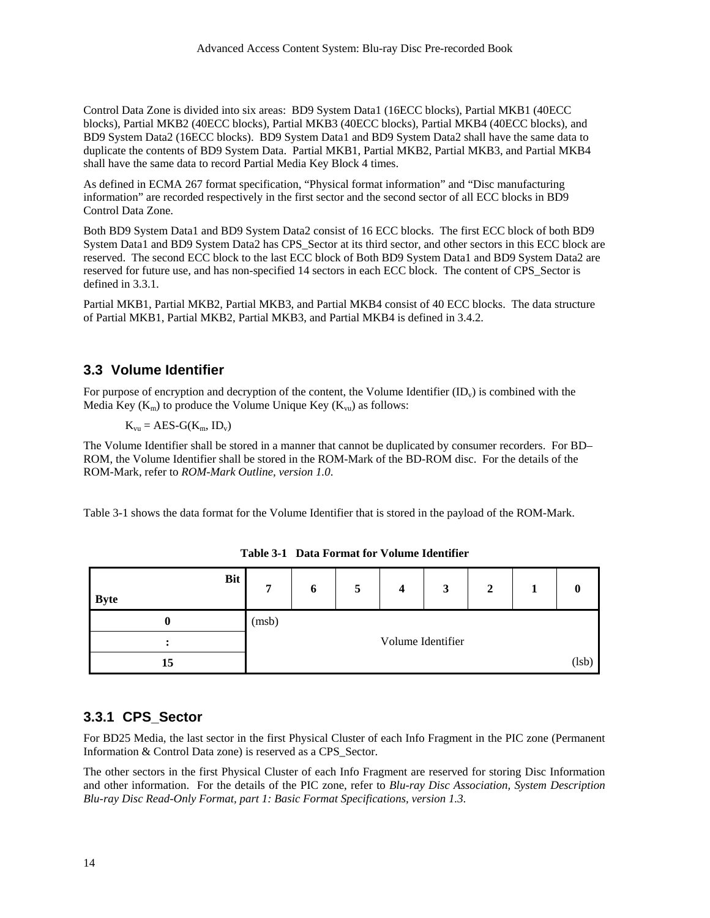Control Data Zone is divided into six areas: BD9 System Data1 (16ECC blocks), Partial MKB1 (40ECC blocks), Partial MKB2 (40ECC blocks), Partial MKB3 (40ECC blocks), Partial MKB4 (40ECC blocks), and BD9 System Data2 (16ECC blocks). BD9 System Data1 and BD9 System Data2 shall have the same data to duplicate the contents of BD9 System Data. Partial MKB1, Partial MKB2, Partial MKB3, and Partial MKB4 shall have the same data to record Partial Media Key Block 4 times.

As defined in ECMA 267 format specification, "Physical format information" and "Disc manufacturing information" are recorded respectively in the first sector and the second sector of all ECC blocks in BD9 Control Data Zone.

Both BD9 System Data1 and BD9 System Data2 consist of 16 ECC blocks. The first ECC block of both BD9 System Data1 and BD9 System Data2 has CPS_Sector at its third sector, and other sectors in this ECC block are reserved. The second ECC block to the last ECC block of Both BD9 System Data1 and BD9 System Data2 are reserved for future use, and has non-specified 14 sectors in each ECC block. The content of CPS_Sector is defined in 3.3.1.

Partial MKB1, Partial MKB2, Partial MKB3, and Partial MKB4 consist of 40 ECC blocks. The data structure of Partial MKB1, Partial MKB2, Partial MKB3, and Partial MKB4 is defined in 3.4.2.

## 3.3 Volume Identifier

For purpose of encryption and decryption of the content, the Volume Identifier ($ID_v$) is combined with the Media Key ($K_m$) to produce the Volume Unique Key ($K_{vu}$) as follows:

$K_{vu} = \text{AES-G}(K_m, ID_v)$

The Volume Identifier shall be stored in a manner that cannot be duplicated by consumer recorders. For BD–ROM, the Volume Identifier shall be stored in the ROM-Mark of the BD-ROM disc. For the details of the ROM-Mark, refer to *ROM-Mark Outline, version 1.0*.

Table 3-1 shows the data format for the Volume Identifier that is stored in the payload of the ROM-Mark.

**Table 3-1 Data Format for Volume Identifier**

| Byte \ Bit | 7 | 6 | 5 | 4 | 3 | 2 | 1 | 0 |
|---|---|---|---|---|---|---|---|---|
| **0** | (msb) | | | | | | | |
| **:** | Volume Identifier | | | | | | | |
| **15** | | | | | | | | (lsb) |

### 3.3.1 CPS_Sector

For BD25 Media, the last sector in the first Physical Cluster of each Info Fragment in the PIC zone (Permanent Information & Control Data zone) is reserved as a CPS_Sector.

The other sectors in the first Physical Cluster of each Info Fragment are reserved for storing Disc Information and other information. For the details of the PIC zone, refer to *Blu-ray Disc Association, System Description Blu-ray Disc Read-Only Format, part 1: Basic Format Specifications, version 1.3*.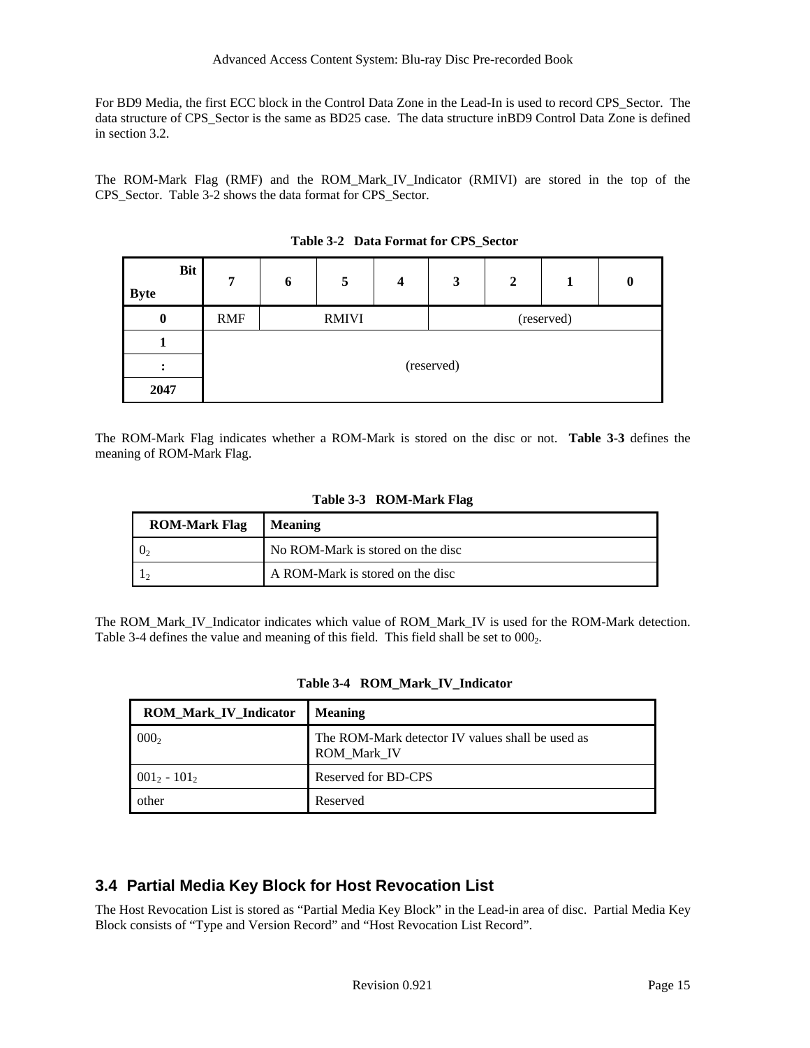For BD9 Media, the first ECC block in the Control Data Zone in the Lead-In is used to record CPS_Sector. The data structure of CPS_Sector is the same as BD25 case. The data structure inBD9 Control Data Zone is defined in section 3.2.

The ROM-Mark Flag (RMF) and the ROM_Mark_IV_Indicator (RMIVI) are stored in the top of the CPS_Sector. Table 3-2 shows the data format for CPS_Sector.

**Table 3-2 Data Format for CPS_Sector**

| Byte \ Bit | 7 | 6 | 5 | 4 | 3 | 2 | 1 | 0 |
|---|---|---|---|---|---|---|---|---|
| **0** | RMF | RMIVI | | | (reserved) | | | |
| **1** | (reserved) | | | | | | | |
| **:** | | | | | | | | |
| **2047** | | | | | | | | |

The ROM-Mark Flag indicates whether a ROM-Mark is stored on the disc or not. **Table 3-3** defines the meaning of ROM-Mark Flag.

**Table 3-3 ROM-Mark Flag**

| ROM-Mark Flag | Meaning |
|---|---|
| $0_2$ | No ROM-Mark is stored on the disc |
| $1_2$ | A ROM-Mark is stored on the disc |

The ROM_Mark_IV_Indicator indicates which value of ROM_Mark_IV is used for the ROM-Mark detection. Table 3-4 defines the value and meaning of this field. This field shall be set to $000_2$.

**Table 3-4 ROM_Mark_IV_Indicator**

| ROM_Mark_IV_Indicator | Meaning |
|---|---|
| $000_2$ | The ROM-Mark detector IV values shall be used as ROM_Mark_IV |
| $001_2$ - $101_2$ | Reserved for BD-CPS |
| other | Reserved |

## 3.4 Partial Media Key Block for Host Revocation List

The Host Revocation List is stored as “Partial Media Key Block” in the Lead-in area of disc. Partial Media Key Block consists of “Type and Version Record” and “Host Revocation List Record”.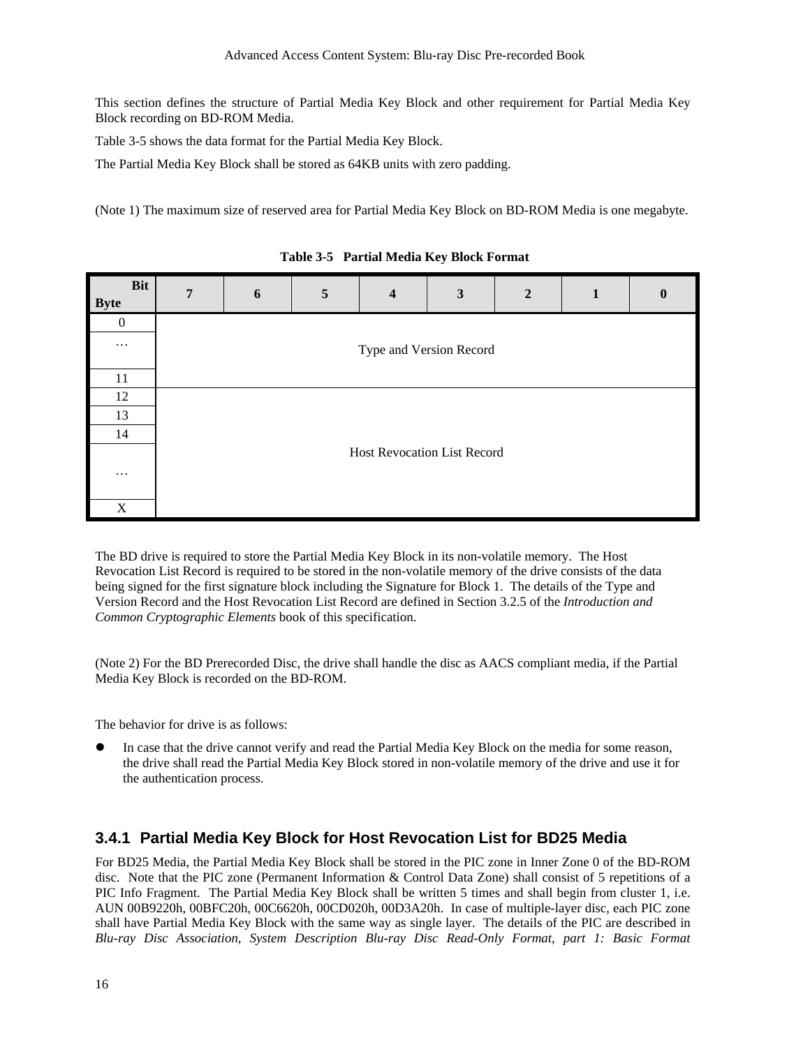This section defines the structure of Partial Media Key Block and other requirement for Partial Media Key Block recording on BD-ROM Media.

Table 3-5 shows the data format for the Partial Media Key Block.

The Partial Media Key Block shall be stored as 64KB units with zero padding.

(Note 1) The maximum size of reserved area for Partial Media Key Block on BD-ROM Media is one megabyte.

**Table 3-5 Partial Media Key Block Format**

| Byte \ Bit | 7 | 6 | 5 | 4 | 3 | 2 | 1 | 0 |
|---|---|---|---|---|---|---|---|---|
| 0 | Type and Version Record | | | | | | | |
| … | | | | | | | | |
| 11 | | | | | | | | |
| 12 | Host Revocation List Record | | | | | | | |
| 13 | | | | | | | | |
| 14 | | | | | | | | |
| … | | | | | | | | |
| X | | | | | | | | |

The BD drive is required to store the Partial Media Key Block in its non-volatile memory. The Host Revocation List Record is required to be stored in the non-volatile memory of the drive consists of the data being signed for the first signature block including the Signature for Block 1. The details of the Type and Version Record and the Host Revocation List Record are defined in Section 3.2.5 of the *Introduction and Common Cryptographic Elements* book of this specification.

(Note 2) For the BD Prerecorded Disc, the drive shall handle the disc as AACS compliant media, if the Partial Media Key Block is recorded on the BD-ROM.

The behavior for drive is as follows:

- In case that the drive cannot verify and read the Partial Media Key Block on the media for some reason, the drive shall read the Partial Media Key Block stored in non-volatile memory of the drive and use it for the authentication process.

### 3.4.1 Partial Media Key Block for Host Revocation List for BD25 Media

For BD25 Media, the Partial Media Key Block shall be stored in the PIC zone in Inner Zone 0 of the BD-ROM disc. Note that the PIC zone (Permanent Information & Control Data Zone) shall consist of 5 repetitions of a PIC Info Fragment. The Partial Media Key Block shall be written 5 times and shall begin from cluster 1, i.e. AUN 00B9220h, 00BFC20h, 00C6620h, 00CD020h, 00D3A20h. In case of multiple-layer disc, each PIC zone shall have Partial Media Key Block with the same way as single layer. The details of the PIC are described in *Blu-ray Disc Association, System Description Blu-ray Disc Read-Only Format, part 1: Basic Format*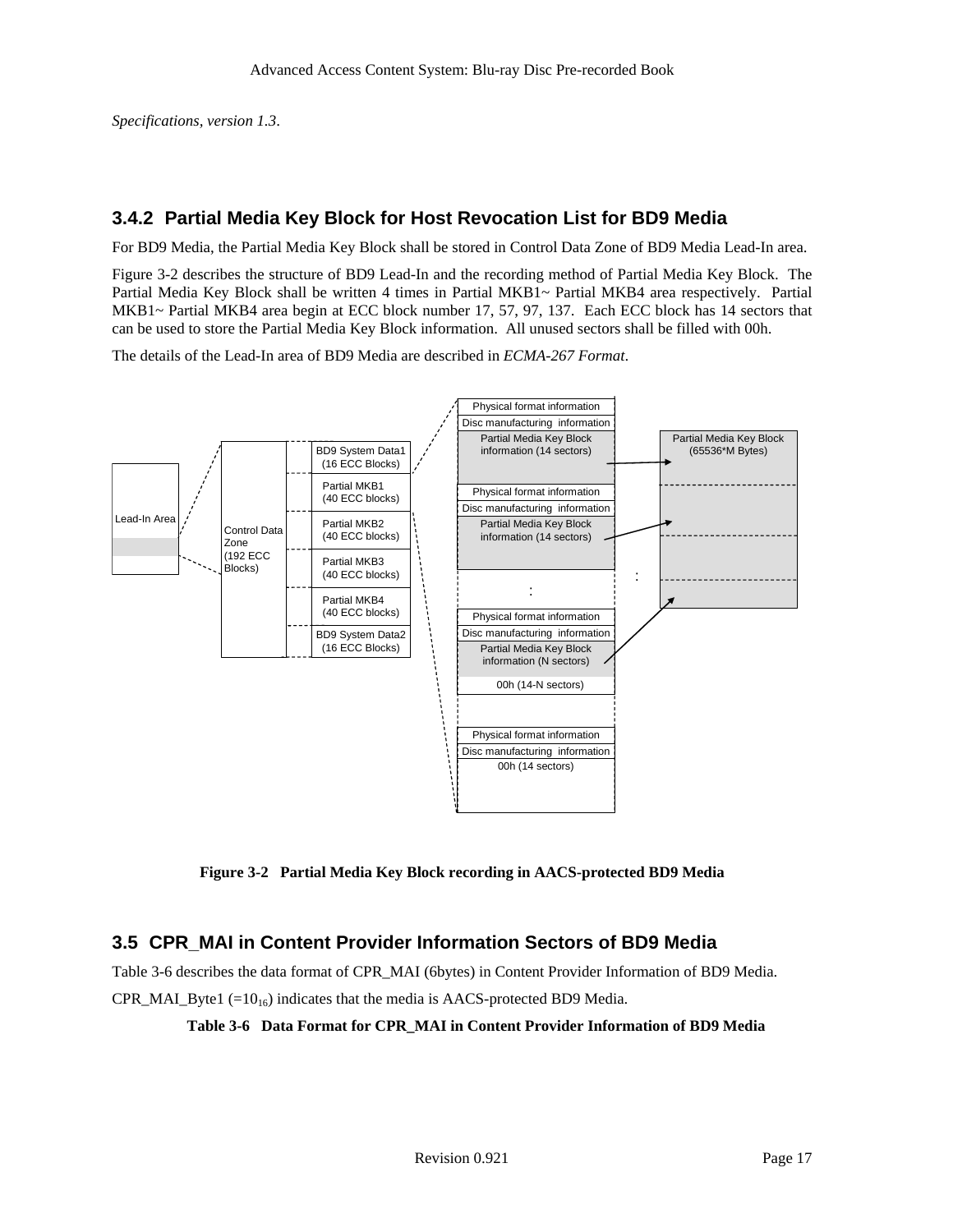*Specifications, version 1.3*.

### 3.4.2 Partial Media Key Block for Host Revocation List for BD9 Media

For BD9 Media, the Partial Media Key Block shall be stored in Control Data Zone of BD9 Media Lead-In area.

Figure 3-2 describes the structure of BD9 Lead-In and the recording method of Partial Media Key Block. The Partial Media Key Block shall be written 4 times in Partial MKB1~ Partial MKB4 area respectively. Partial MKB1~ Partial MKB4 area begin at ECC block number 17, 57, 97, 137. Each ECC block has 14 sectors that can be used to store the Partial Media Key Block information. All unused sectors shall be filled with 00h.

The details of the Lead-In area of BD9 Media are described in *ECMA-267 Format*.

Lead-In Area

Control Data Zone (192 ECC Blocks)

BD9 System Data1 (16 ECC Blocks)
Partial MKB1 (40 ECC blocks)
Partial MKB2 (40 ECC blocks)
Partial MKB3 (40 ECC blocks)
Partial MKB4 (40 ECC blocks)
BD9 System Data2 (16 ECC Blocks)

Physical format information
Disc manufacturing information
Partial Media Key Block information (14 sectors)

Physical format information
Disc manufacturing information
Partial Media Key Block information (14 sectors)

:

Physical format information
Disc manufacturing information
Partial Media Key Block information (N sectors)
00h (14-N sectors)

Physical format information
Disc manufacturing information
00h (14 sectors)

Partial Media Key Block (65536*M Bytes)

**Figure 3-2 Partial Media Key Block recording in AACS-protected BD9 Media**

## 3.5 CPR_MAI in Content Provider Information Sectors of BD9 Media

Table 3-6 describes the data format of CPR_MAI (6bytes) in Content Provider Information of BD9 Media.

CPR_MAI_Byte1 (=$10_{16}$) indicates that the media is AACS-protected BD9 Media.

**Table 3-6 Data Format for CPR_MAI in Content Provider Information of BD9 Media**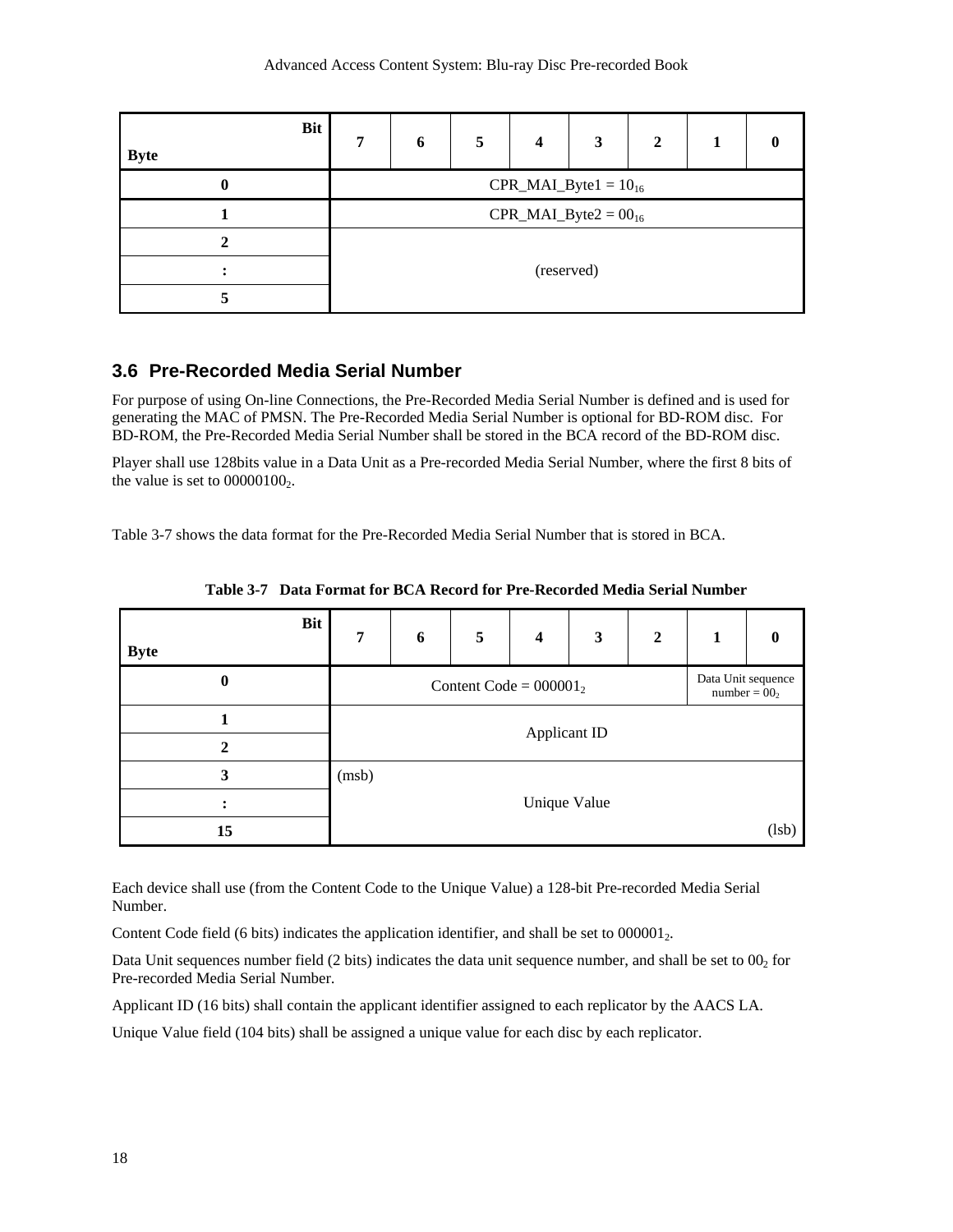| Byte \ Bit | 7 | 6 | 5 | 4 | 3 | 2 | 1 | 0 |
|---|---|---|---|---|---|---|---|---|
| 0 | CPR_MAI_Byte1 = $10_{16}$ | | | | | | | |
| 1 | CPR_MAI_Byte2 = $00_{16}$ | | | | | | | |
| 2 | (reserved) | | | | | | | |
| : | | | | | | | | |
| 5 | | | | | | | | |

## 3.6 Pre-Recorded Media Serial Number

For purpose of using On-line Connections, the Pre-Recorded Media Serial Number is defined and is used for generating the MAC of PMSN. The Pre-Recorded Media Serial Number is optional for BD-ROM disc. For BD-ROM, the Pre-Recorded Media Serial Number shall be stored in the BCA record of the BD-ROM disc.

Player shall use 128bits value in a Data Unit as a Pre-recorded Media Serial Number, where the first 8 bits of the value is set to $00000100_2$.

Table 3-7 shows the data format for the Pre-Recorded Media Serial Number that is stored in BCA.

**Table 3-7 Data Format for BCA Record for Pre-Recorded Media Serial Number**

| Byte \ Bit | 7 | 6 | 5 | 4 | 3 | 2 | 1 | 0 |
|---|---|---|---|---|---|---|---|---|
| 0 | Content Code = $000001_2$ | | | | | | Data Unit sequence number = $00_2$ | |
| 1 | Applicant ID | | | | | | | |
| 2 | | | | | | | | |
| 3 | (msb) Unique Value | | | | | | | |
| : | | | | | | | | |
| 15 | (lsb) | | | | | | | |

Each device shall use (from the Content Code to the Unique Value) a 128-bit Pre-recorded Media Serial Number.

Content Code field (6 bits) indicates the application identifier, and shall be set to $000001_2$.

Data Unit sequences number field (2 bits) indicates the data unit sequence number, and shall be set to $00_2$ for Pre-recorded Media Serial Number.

Applicant ID (16 bits) shall contain the applicant identifier assigned to each replicator by the AACS LA.

Unique Value field (104 bits) shall be assigned a unique value for each disc by each replicator.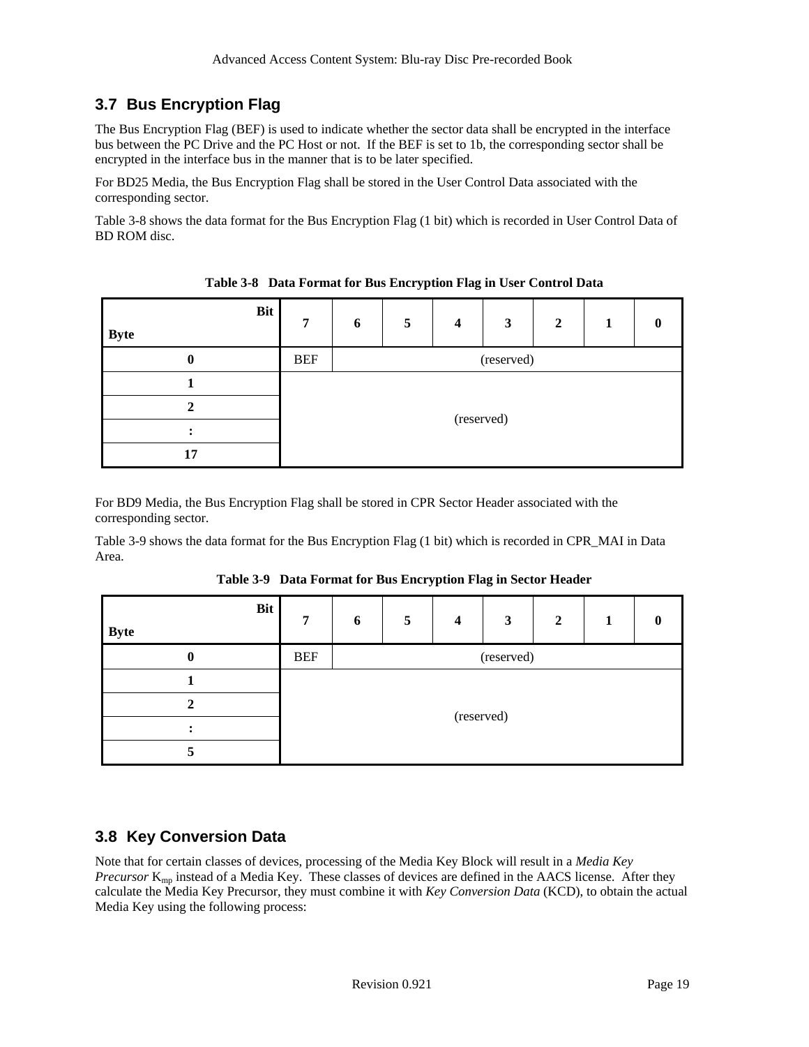## 3.7 Bus Encryption Flag

The Bus Encryption Flag (BEF) is used to indicate whether the sector data shall be encrypted in the interface bus between the PC Drive and the PC Host or not. If the BEF is set to 1b, the corresponding sector shall be encrypted in the interface bus in the manner that is to be later specified.

For BD25 Media, the Bus Encryption Flag shall be stored in the User Control Data associated with the corresponding sector.

Table 3-8 shows the data format for the Bus Encryption Flag (1 bit) which is recorded in User Control Data of BD ROM disc.

**Table 3-8 Data Format for Bus Encryption Flag in User Control Data**

| Byte \ Bit | 7 | 6 | 5 | 4 | 3 | 2 | 1 | 0 |
|---|---|---|---|---|---|---|---|---|
| 0 | BEF | (reserved) | | | | | | |
| 1 | (reserved) | | | | | | | |
| 2 | | | | | | | | |
| : | | | | | | | | |
| 17 | | | | | | | | |

For BD9 Media, the Bus Encryption Flag shall be stored in CPR Sector Header associated with the corresponding sector.

Table 3-9 shows the data format for the Bus Encryption Flag (1 bit) which is recorded in CPR_MAI in Data Area.

**Table 3-9 Data Format for Bus Encryption Flag in Sector Header**

| Byte \ Bit | 7 | 6 | 5 | 4 | 3 | 2 | 1 | 0 |
|---|---|---|---|---|---|---|---|---|
| 0 | BEF | (reserved) | | | | | | |
| 1 | (reserved) | | | | | | | |
| 2 | | | | | | | | |
| : | | | | | | | | |
| 5 | | | | | | | | |

## 3.8 Key Conversion Data

Note that for certain classes of devices, processing of the Media Key Block will result in a *Media Key Precursor* $K_{mp}$ instead of a Media Key. These classes of devices are defined in the AACS license. After they calculate the Media Key Precursor, they must combine it with *Key Conversion Data* (KCD), to obtain the actual Media Key using the following process: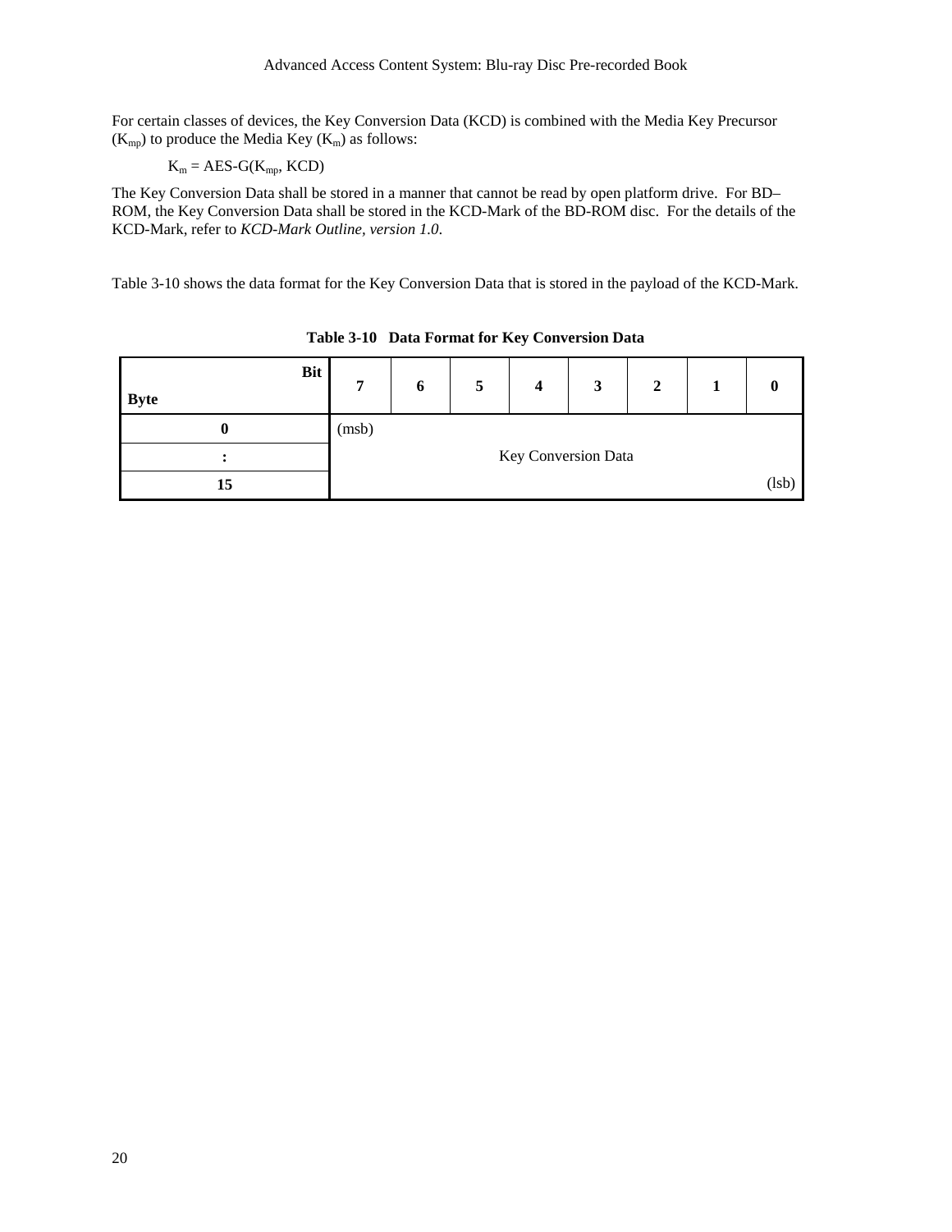For certain classes of devices, the Key Conversion Data (KCD) is combined with the Media Key Precursor ($K_{mp}$) to produce the Media Key ($K_m$) as follows:

$$K_m = \text{AES-G}(K_{mp}, \text{KCD})$$

The Key Conversion Data shall be stored in a manner that cannot be read by open platform drive. For BD–ROM, the Key Conversion Data shall be stored in the KCD-Mark of the BD-ROM disc. For the details of the KCD-Mark, refer to *KCD-Mark Outline, version 1.0*.

Table 3-10 shows the data format for the Key Conversion Data that is stored in the payload of the KCD-Mark.

**Table 3-10 Data Format for Key Conversion Data**

| Byte \ Bit | 7 | 6 | 5 | 4 | 3 | 2 | 1 | 0 |
|---|---|---|---|---|---|---|---|---|
| 0 | (msb) | | | | | | | |
| : | | | | Key Conversion Data | | | | |
| 15 | | | | | | | | (lsb) |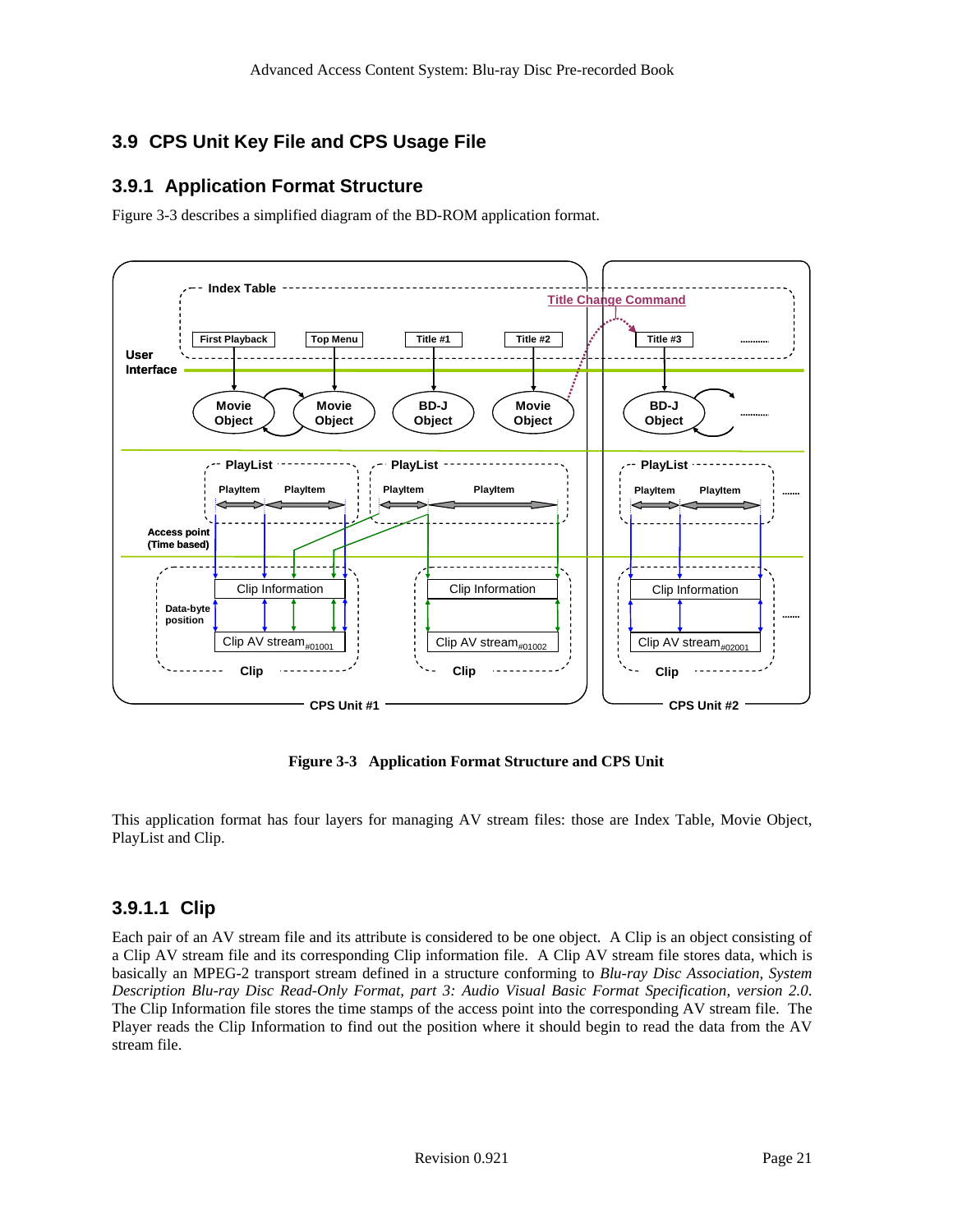## 3.9 CPS Unit Key File and CPS Usage File

### 3.9.1 Application Format Structure

Figure 3-3 describes a simplified diagram of the BD-ROM application format.

**Figure 3-3 Application Format Structure and CPS Unit**

This application format has four layers for managing AV stream files: those are Index Table, Movie Object, PlayList and Clip.

#### 3.9.1.1 Clip

Each pair of an AV stream file and its attribute is considered to be one object. A Clip is an object consisting of a Clip AV stream file and its corresponding Clip information file. A Clip AV stream file stores data, which is basically an MPEG-2 transport stream defined in a structure conforming to *Blu-ray Disc Association, System Description Blu-ray Disc Read-Only Format, part 3: Audio Visual Basic Format Specification, version 2.0*. The Clip Information file stores the time stamps of the access point into the corresponding AV stream file. The Player reads the Clip Information to find out the position where it should begin to read the data from the AV stream file.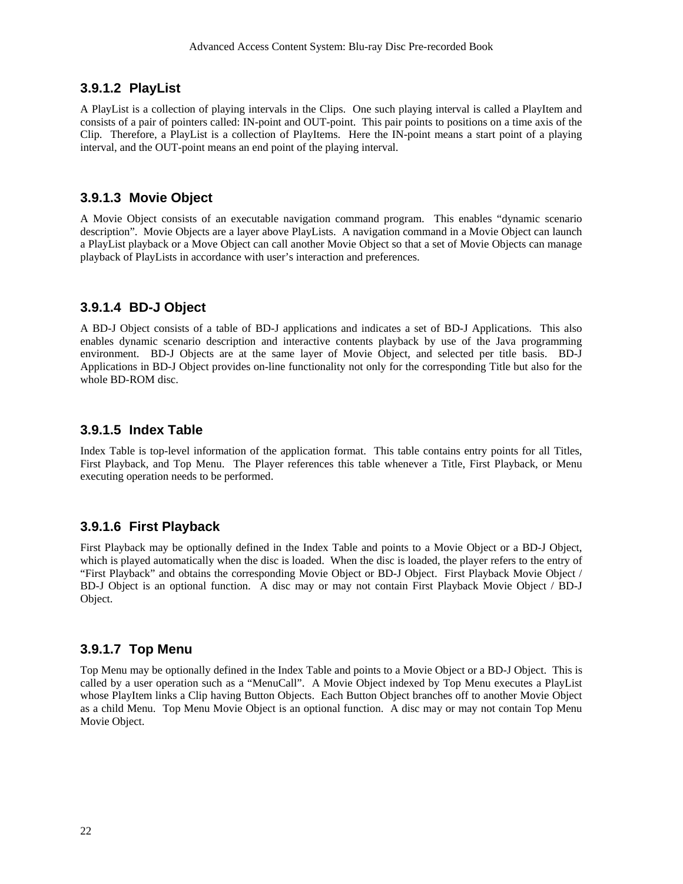#### 3.9.1.2 PlayList

A PlayList is a collection of playing intervals in the Clips. One such playing interval is called a PlayItem and consists of a pair of pointers called: IN-point and OUT-point. This pair points to positions on a time axis of the Clip. Therefore, a PlayList is a collection of PlayItems. Here the IN-point means a start point of a playing interval, and the OUT-point means an end point of the playing interval.

#### 3.9.1.3 Movie Object

A Movie Object consists of an executable navigation command program. This enables “dynamic scenario description”. Movie Objects are a layer above PlayLists. A navigation command in a Movie Object can launch a PlayList playback or a Move Object can call another Movie Object so that a set of Movie Objects can manage playback of PlayLists in accordance with user’s interaction and preferences.

#### 3.9.1.4 BD-J Object

A BD-J Object consists of a table of BD-J applications and indicates a set of BD-J Applications. This also enables dynamic scenario description and interactive contents playback by use of the Java programming environment. BD-J Objects are at the same layer of Movie Object, and selected per title basis. BD-J Applications in BD-J Object provides on-line functionality not only for the corresponding Title but also for the whole BD-ROM disc.

#### 3.9.1.5 Index Table

Index Table is top-level information of the application format. This table contains entry points for all Titles, First Playback, and Top Menu. The Player references this table whenever a Title, First Playback, or Menu executing operation needs to be performed.

#### 3.9.1.6 First Playback

First Playback may be optionally defined in the Index Table and points to a Movie Object or a BD-J Object, which is played automatically when the disc is loaded. When the disc is loaded, the player refers to the entry of “First Playback” and obtains the corresponding Movie Object or BD-J Object. First Playback Movie Object / BD-J Object is an optional function. A disc may or may not contain First Playback Movie Object / BD-J Object.

#### 3.9.1.7 Top Menu

Top Menu may be optionally defined in the Index Table and points to a Movie Object or a BD-J Object. This is called by a user operation such as a “MenuCall”. A Movie Object indexed by Top Menu executes a PlayList whose PlayItem links a Clip having Button Objects. Each Button Object branches off to another Movie Object as a child Menu. Top Menu Movie Object is an optional function. A disc may or may not contain Top Menu Movie Object.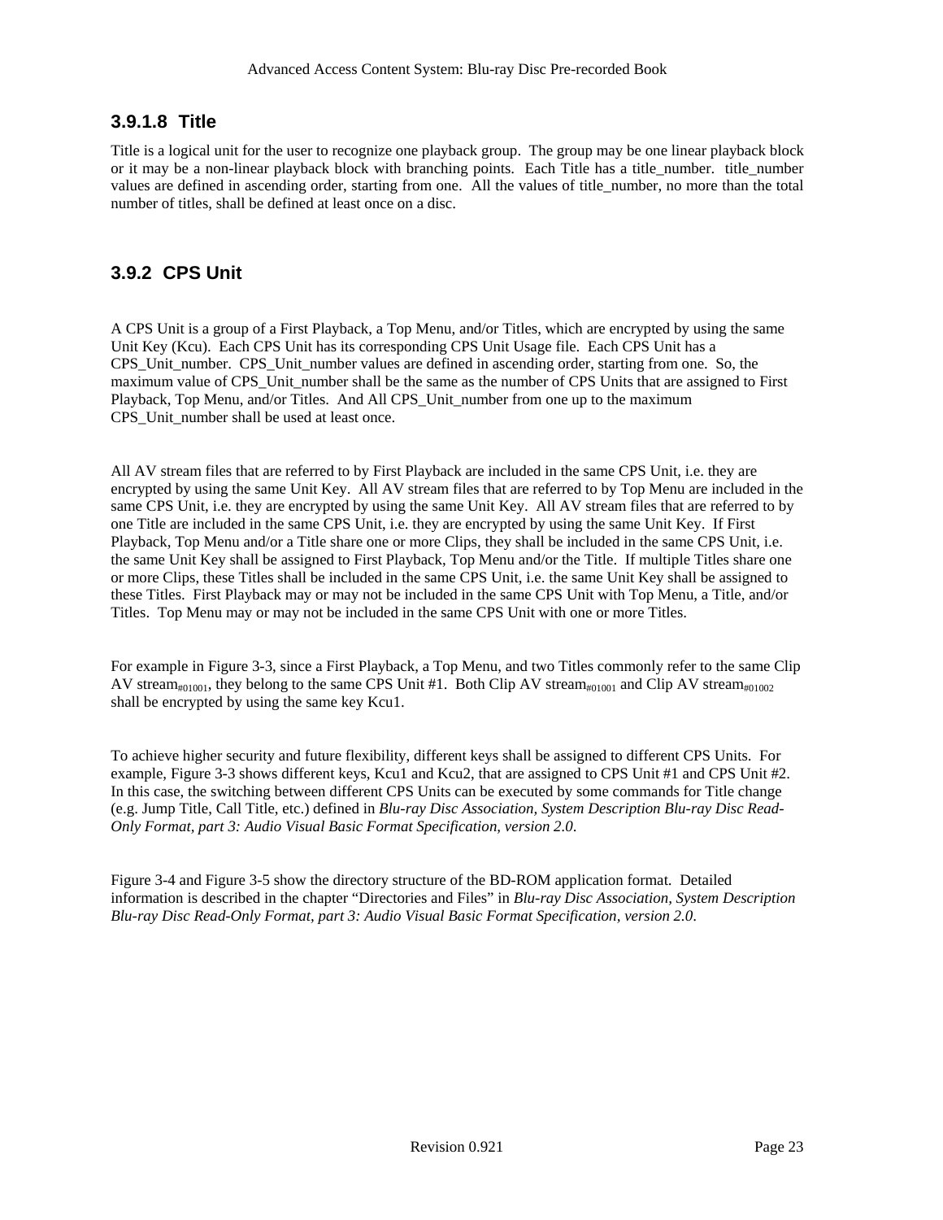#### 3.9.1.8 Title

Title is a logical unit for the user to recognize one playback group. The group may be one linear playback block or it may be a non-linear playback block with branching points. Each Title has a title_number. title_number values are defined in ascending order, starting from one. All the values of title_number, no more than the total number of titles, shall be defined at least once on a disc.

### 3.9.2 CPS Unit

A CPS Unit is a group of a First Playback, a Top Menu, and/or Titles, which are encrypted by using the same Unit Key (Kcu). Each CPS Unit has its corresponding CPS Unit Usage file. Each CPS Unit has a CPS_Unit_number. CPS_Unit_number values are defined in ascending order, starting from one. So, the maximum value of CPS_Unit_number shall be the same as the number of CPS Units that are assigned to First Playback, Top Menu, and/or Titles. And All CPS_Unit_number from one up to the maximum CPS_Unit_number shall be used at least once.

All AV stream files that are referred to by First Playback are included in the same CPS Unit, i.e. they are encrypted by using the same Unit Key. All AV stream files that are referred to by Top Menu are included in the same CPS Unit, i.e. they are encrypted by using the same Unit Key. All AV stream files that are referred to by one Title are included in the same CPS Unit, i.e. they are encrypted by using the same Unit Key. If First Playback, Top Menu and/or a Title share one or more Clips, they shall be included in the same CPS Unit, i.e. the same Unit Key shall be assigned to First Playback, Top Menu and/or the Title. If multiple Titles share one or more Clips, these Titles shall be included in the same CPS Unit, i.e. the same Unit Key shall be assigned to these Titles. First Playback may or may not be included in the same CPS Unit with Top Menu, a Title, and/or Titles. Top Menu may or may not be included in the same CPS Unit with one or more Titles.

For example in Figure 3-3, since a First Playback, a Top Menu, and two Titles commonly refer to the same Clip AV stream$_{\#01001}$, they belong to the same CPS Unit #1. Both Clip AV stream$_{\#01001}$ and Clip AV stream$_{\#01002}$ shall be encrypted by using the same key Kcu1.

To achieve higher security and future flexibility, different keys shall be assigned to different CPS Units. For example, Figure 3-3 shows different keys, Kcu1 and Kcu2, that are assigned to CPS Unit #1 and CPS Unit #2. In this case, the switching between different CPS Units can be executed by some commands for Title change (e.g. Jump Title, Call Title, etc.) defined in *Blu-ray Disc Association, System Description Blu-ray Disc Read-Only Format, part 3: Audio Visual Basic Format Specification, version 2.0*.

Figure 3-4 and Figure 3-5 show the directory structure of the BD-ROM application format. Detailed information is described in the chapter "Directories and Files" in *Blu-ray Disc Association, System Description Blu-ray Disc Read-Only Format, part 3: Audio Visual Basic Format Specification, version 2.0*.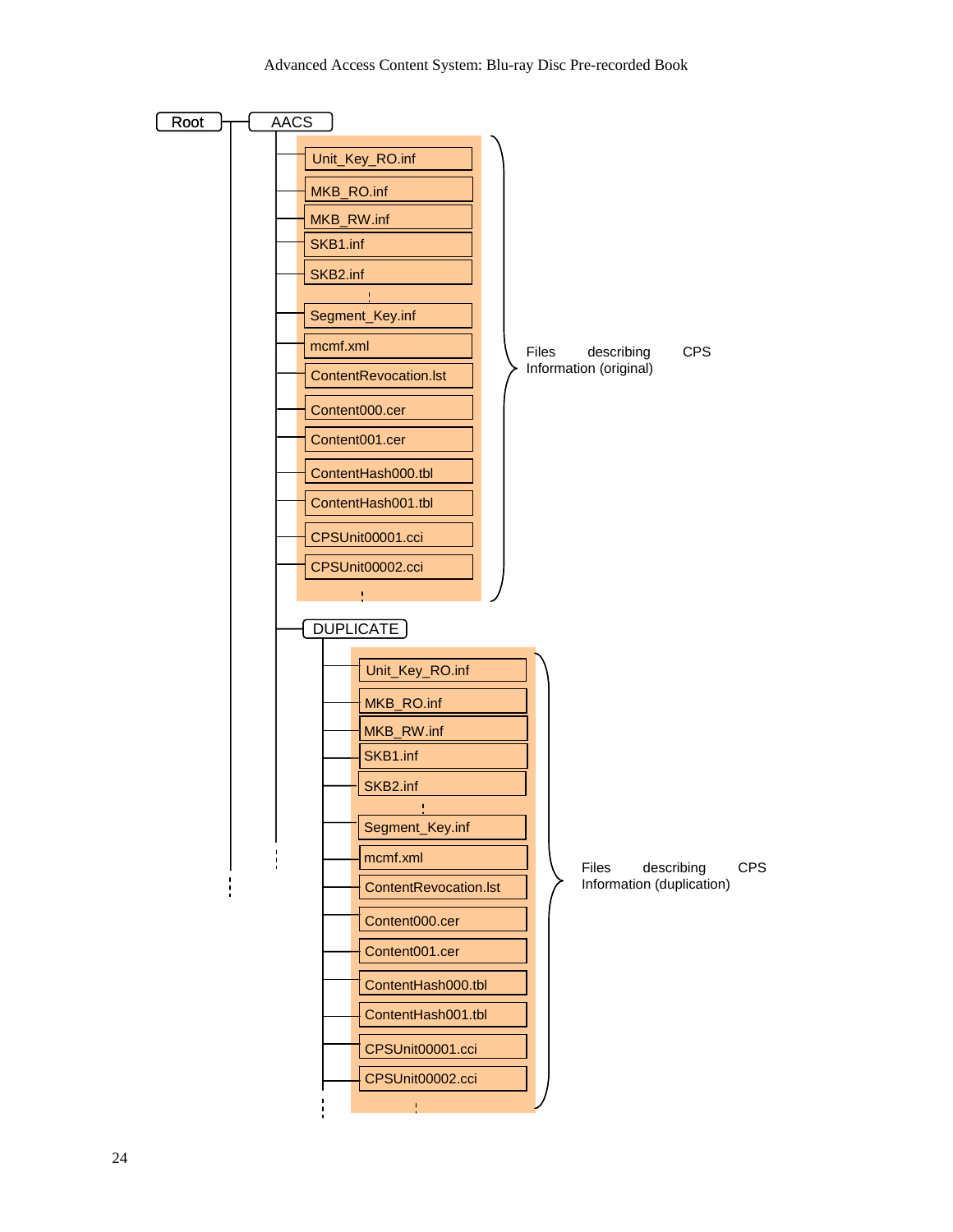```
Root
└── AACS
    ├── Unit_Key_RO.inf
    ├── MKB_RO.inf
    ├── MKB_RW.inf
    ├── SKB1.inf
    ├── SKB2.inf
    ├── :
    ├── Segment_Key.inf
    ├── mcmf.xml
    ├── ContentRevocation.lst
    ├── Content000.cer
    ├── Content001.cer
    ├── ContentHash000.tbl
    ├── ContentHash001.tbl
    ├── CPSUnit00001.cci
    ├── CPSUnit00002.cci
    ├── :
    │   (Files describing CPS Information (original))
    ├── DUPLICATE
    │   ├── Unit_Key_RO.inf
    │   ├── MKB_RO.inf
    │   ├── MKB_RW.inf
    │   ├── SKB1.inf
    │   ├── SKB2.inf
    │   ├── :
    │   ├── Segment_Key.inf
    │   ├── mcmf.xml
    │   ├── ContentRevocation.lst
    │   ├── Content000.cer
    │   ├── Content001.cer
    │   ├── ContentHash000.tbl
    │   ├── ContentHash001.tbl
    │   ├── CPSUnit00001.cci
    │   ├── CPSUnit00002.cci
    │   └── :
    │       (Files describing CPS Information (duplication))
    └── :
:
```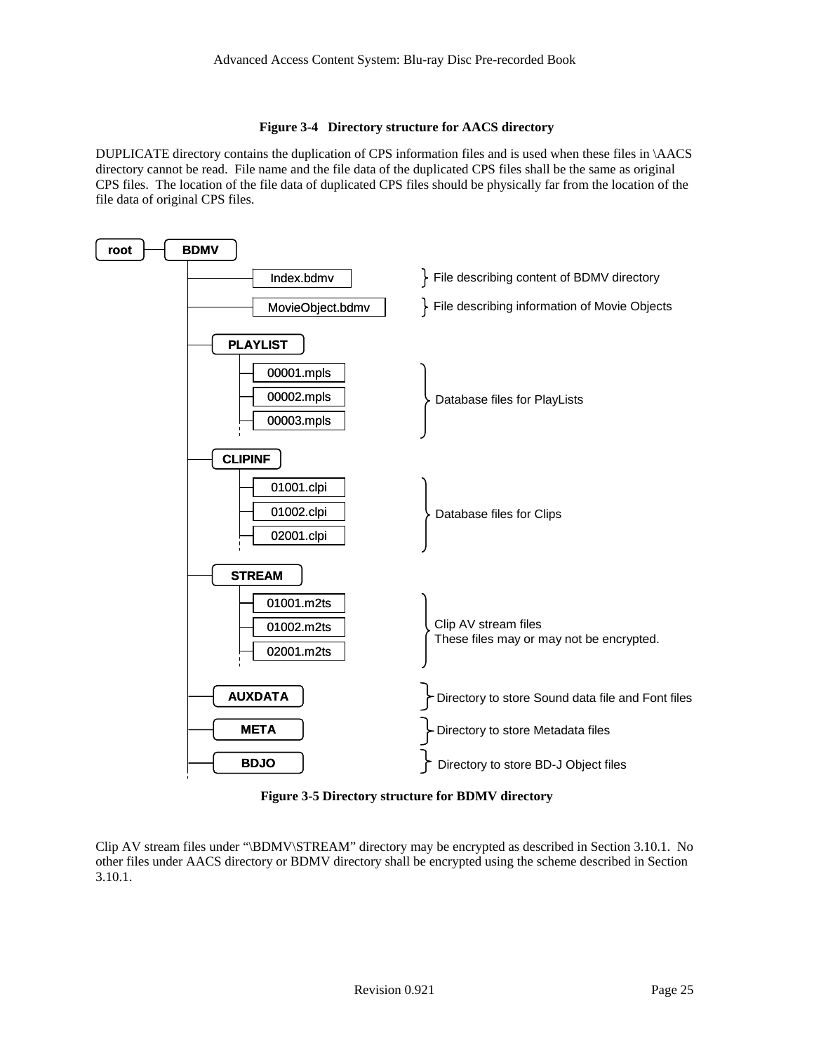**Figure 3-4 Directory structure for AACS directory**

DUPLICATE directory contains the duplication of CPS information files and is used when these files in \AACS directory cannot be read. File name and the file data of the duplicated CPS files shall be the same as original CPS files. The location of the file data of duplicated CPS files should be physically far from the location of the file data of original CPS files.

```
root ── BDMV
         ├── Index.bdmv            } File describing content of BDMV directory
         ├── MovieObject.bdmv      } File describing information of Movie Objects
         ├── PLAYLIST
         │     ├── 00001.mpls      ┐
         │     ├── 00002.mpls      ├ Database files for PlayLists
         │     ├── 00003.mpls      ┘
         │     ┆
         ├── CLIPINF
         │     ├── 01001.clpi      ┐
         │     ├── 01002.clpi      ├ Database files for Clips
         │     ├── 02001.clpi      ┘
         │     ┆
         ├── STREAM
         │     ├── 01001.m2ts      ┐ Clip AV stream files
         │     ├── 01002.m2ts      ├ These files may or may not be encrypted.
         │     ├── 02001.m2ts      ┘
         │     ┆
         ├── AUXDATA               } Directory to store Sound data file and Font files
         ├── META                  } Directory to store Metadata files
         ├── BDJO                  } Directory to store BD-J Object files
         ┆
```

**Figure 3-5 Directory structure for BDMV directory**

Clip AV stream files under "\BDMV\STREAM" directory may be encrypted as described in Section 3.10.1. No other files under AACS directory or BDMV directory shall be encrypted using the scheme described in Section 3.10.1.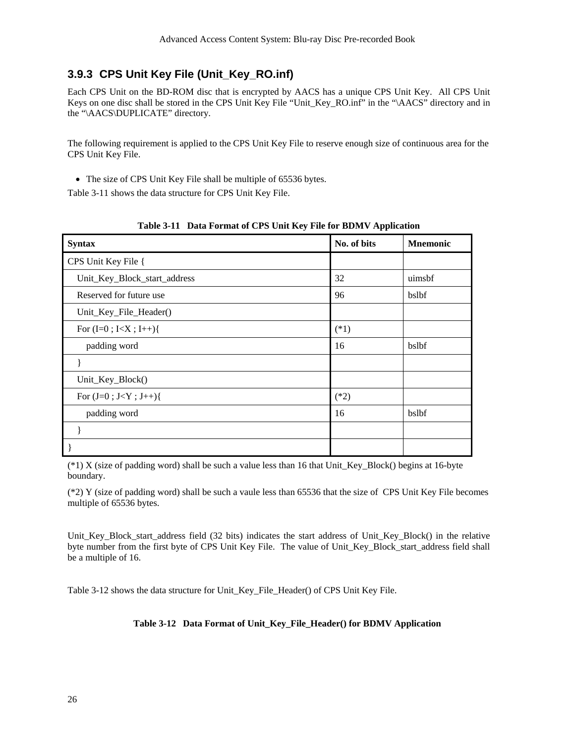### 3.9.3 CPS Unit Key File (Unit_Key_RO.inf)

Each CPS Unit on the BD-ROM disc that is encrypted by AACS has a unique CPS Unit Key. All CPS Unit Keys on one disc shall be stored in the CPS Unit Key File "Unit_Key_RO.inf" in the "\AACS" directory and in the "\AACS\DUPLICATE" directory.

The following requirement is applied to the CPS Unit Key File to reserve enough size of continuous area for the CPS Unit Key File.

- The size of CPS Unit Key File shall be multiple of 65536 bytes.

Table 3-11 shows the data structure for CPS Unit Key File.

**Table 3-11 Data Format of CPS Unit Key File for BDMV Application**

| Syntax | No. of bits | Mnemonic |
|---|---|---|
| CPS Unit Key File { | | |
| Unit_Key_Block_start_address | 32 | uimsbf |
| Reserved for future use | 96 | bslbf |
| Unit_Key_File_Header() | | |
| For (I=0 ; I<X ; I++){ | (*1) | |
| padding word | 16 | bslbf |
| } | | |
| Unit_Key_Block() | | |
| For (J=0 ; J<Y ; J++){ | (*2) | |
| padding word | 16 | bslbf |
| } | | |
| } | | |

(*1) X (size of padding word) shall be such a value less than 16 that Unit_Key_Block() begins at 16-byte boundary.

(*2) Y (size of padding word) shall be such a vaule less than 65536 that the size of CPS Unit Key File becomes multiple of 65536 bytes.

Unit_Key_Block_start_address field (32 bits) indicates the start address of Unit_Key_Block() in the relative byte number from the first byte of CPS Unit Key File. The value of Unit_Key_Block_start_address field shall be a multiple of 16.

Table 3-12 shows the data structure for Unit_Key_File_Header() of CPS Unit Key File.

**Table 3-12 Data Format of Unit_Key_File_Header() for BDMV Application**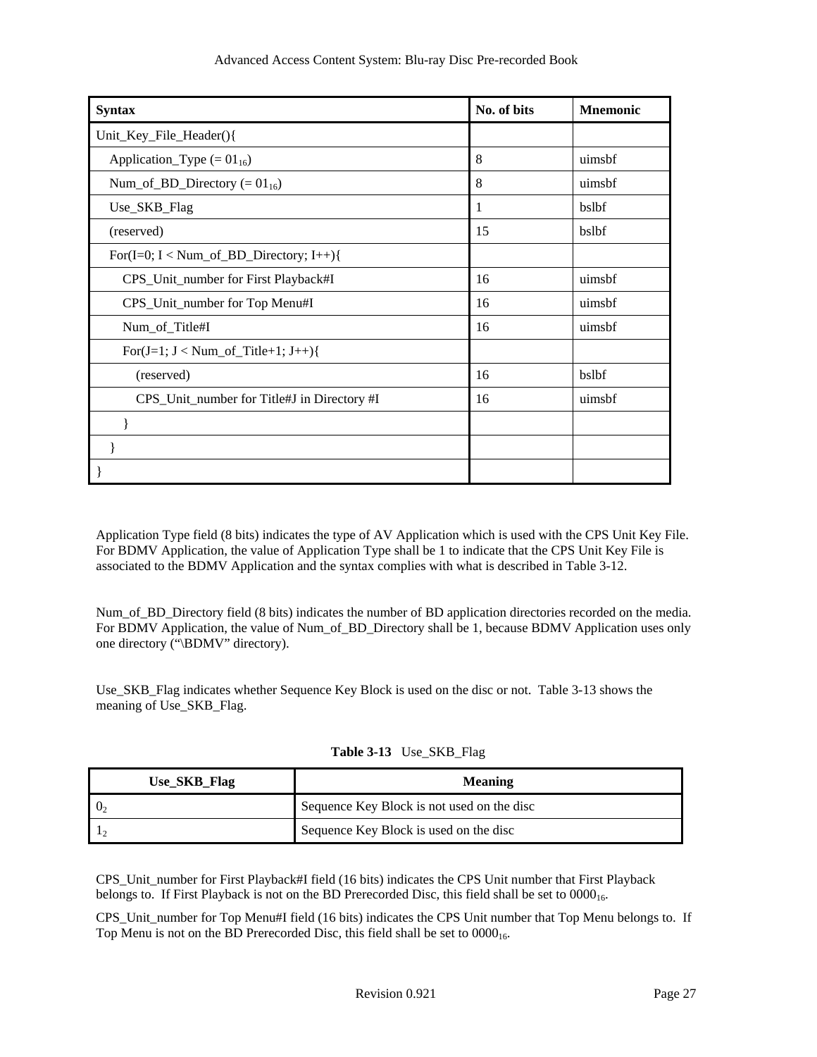| Syntax | No. of bits | Mnemonic |
|---|---|---|
| Unit_Key_File_Header(){ | | |
| Application_Type (= $01_{16}$) | 8 | uimsbf |
| Num_of_BD_Directory (= $01_{16}$) | 8 | uimsbf |
| Use_SKB_Flag | 1 | bslbf |
| (reserved) | 15 | bslbf |
| For(I=0; I < Num_of_BD_Directory; I++){ | | |
| CPS_Unit_number for First Playback#I | 16 | uimsbf |
| CPS_Unit_number for Top Menu#I | 16 | uimsbf |
| Num_of_Title#I | 16 | uimsbf |
| For(J=1; J < Num_of_Title+1; J++){ | | |
| (reserved) | 16 | bslbf |
| CPS_Unit_number for Title#J in Directory #I | 16 | uimsbf |
| } | | |
| } | | |
| } | | |

Application Type field (8 bits) indicates the type of AV Application which is used with the CPS Unit Key File. For BDMV Application, the value of Application Type shall be 1 to indicate that the CPS Unit Key File is associated to the BDMV Application and the syntax complies with what is described in Table 3-12.

Num_of_BD_Directory field (8 bits) indicates the number of BD application directories recorded on the media. For BDMV Application, the value of Num_of_BD_Directory shall be 1, because BDMV Application uses only one directory ("\BDMV" directory).

Use_SKB_Flag indicates whether Sequence Key Block is used on the disc or not. Table 3-13 shows the meaning of Use_SKB_Flag.

**Table 3-13** Use_SKB_Flag

| Use_SKB_Flag | Meaning |
|---|---|
| $0_2$ | Sequence Key Block is not used on the disc |
| $1_2$ | Sequence Key Block is used on the disc |

CPS_Unit_number for First Playback#I field (16 bits) indicates the CPS Unit number that First Playback belongs to. If First Playback is not on the BD Prerecorded Disc, this field shall be set to $0000_{16}$.

CPS_Unit_number for Top Menu#I field (16 bits) indicates the CPS Unit number that Top Menu belongs to. If Top Menu is not on the BD Prerecorded Disc, this field shall be set to $0000_{16}$.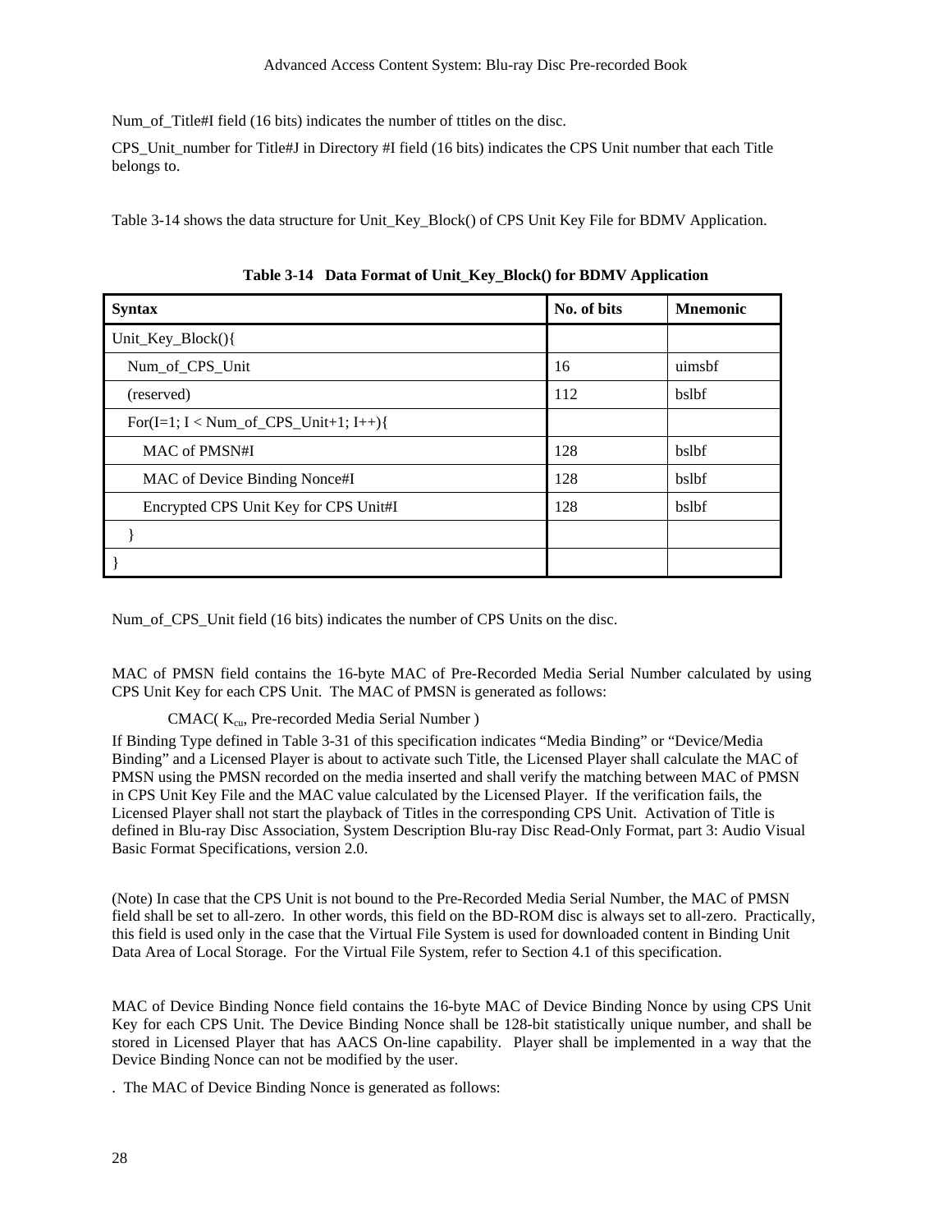Num_of_Title#I field (16 bits) indicates the number of ttitles on the disc.

CPS_Unit_number for Title#J in Directory #I field (16 bits) indicates the CPS Unit number that each Title belongs to.

Table 3-14 shows the data structure for Unit_Key_Block() of CPS Unit Key File for BDMV Application.

**Table 3-14 Data Format of Unit_Key_Block() for BDMV Application**

| Syntax | No. of bits | Mnemonic |
|---|---|---|
| Unit_Key_Block(){ | | |
| Num_of_CPS_Unit | 16 | uimsbf |
| (reserved) | 112 | bslbf |
| For(I=1; I < Num_of_CPS_Unit+1; I++){ | | |
| MAC of PMSN#I | 128 | bslbf |
| MAC of Device Binding Nonce#I | 128 | bslbf |
| Encrypted CPS Unit Key for CPS Unit#I | 128 | bslbf |
| } | | |
| } | | |

Num_of_CPS_Unit field (16 bits) indicates the number of CPS Units on the disc.

MAC of PMSN field contains the 16-byte MAC of Pre-Recorded Media Serial Number calculated by using CPS Unit Key for each CPS Unit. The MAC of PMSN is generated as follows:

CMAC( $K_{cu}$, Pre-recorded Media Serial Number )

If Binding Type defined in Table 3-31 of this specification indicates "Media Binding" or "Device/Media Binding" and a Licensed Player is about to activate such Title, the Licensed Player shall calculate the MAC of PMSN using the PMSN recorded on the media inserted and shall verify the matching between MAC of PMSN in CPS Unit Key File and the MAC value calculated by the Licensed Player. If the verification fails, the Licensed Player shall not start the playback of Titles in the corresponding CPS Unit. Activation of Title is defined in Blu-ray Disc Association, System Description Blu-ray Disc Read-Only Format, part 3: Audio Visual Basic Format Specifications, version 2.0.

(Note) In case that the CPS Unit is not bound to the Pre-Recorded Media Serial Number, the MAC of PMSN field shall be set to all-zero. In other words, this field on the BD-ROM disc is always set to all-zero. Practically, this field is used only in the case that the Virtual File System is used for downloaded content in Binding Unit Data Area of Local Storage. For the Virtual File System, refer to Section 4.1 of this specification.

MAC of Device Binding Nonce field contains the 16-byte MAC of Device Binding Nonce by using CPS Unit Key for each CPS Unit. The Device Binding Nonce shall be 128-bit statistically unique number, and shall be stored in Licensed Player that has AACS On-line capability. Player shall be implemented in a way that the Device Binding Nonce can not be modified by the user.

. The MAC of Device Binding Nonce is generated as follows: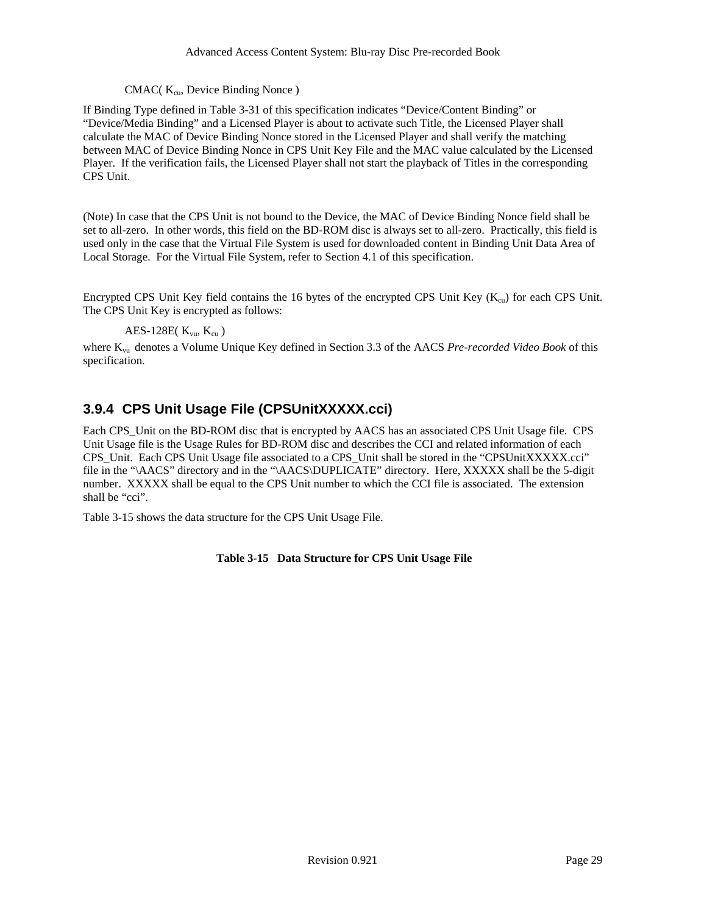CMAC( $K_{cu}$, Device Binding Nonce )

If Binding Type defined in Table 3-31 of this specification indicates “Device/Content Binding” or “Device/Media Binding” and a Licensed Player is about to activate such Title, the Licensed Player shall calculate the MAC of Device Binding Nonce stored in the Licensed Player and shall verify the matching between MAC of Device Binding Nonce in CPS Unit Key File and the MAC value calculated by the Licensed Player. If the verification fails, the Licensed Player shall not start the playback of Titles in the corresponding CPS Unit.

(Note) In case that the CPS Unit is not bound to the Device, the MAC of Device Binding Nonce field shall be set to all-zero. In other words, this field on the BD-ROM disc is always set to all-zero. Practically, this field is used only in the case that the Virtual File System is used for downloaded content in Binding Unit Data Area of Local Storage. For the Virtual File System, refer to Section 4.1 of this specification.

Encrypted CPS Unit Key field contains the 16 bytes of the encrypted CPS Unit Key ($K_{cu}$) for each CPS Unit. The CPS Unit Key is encrypted as follows:

AES-128E( $K_{vu}$, $K_{cu}$ )

where $K_{vu}$ denotes a Volume Unique Key defined in Section 3.3 of the AACS *Pre-recorded Video Book* of this specification.

### 3.9.4 CPS Unit Usage File (CPSUnitXXXXX.cci)

Each CPS_Unit on the BD-ROM disc that is encrypted by AACS has an associated CPS Unit Usage file. CPS Unit Usage file is the Usage Rules for BD-ROM disc and describes the CCI and related information of each CPS_Unit. Each CPS Unit Usage file associated to a CPS_Unit shall be stored in the “CPSUnitXXXXX.cci” file in the “\AACS” directory and in the “\AACS\DUPLICATE” directory. Here, XXXXX shall be the 5-digit number. XXXXX shall be equal to the CPS Unit number to which the CCI file is associated. The extension shall be “cci”.

Table 3-15 shows the data structure for the CPS Unit Usage File.

**Table 3-15 Data Structure for CPS Unit Usage File**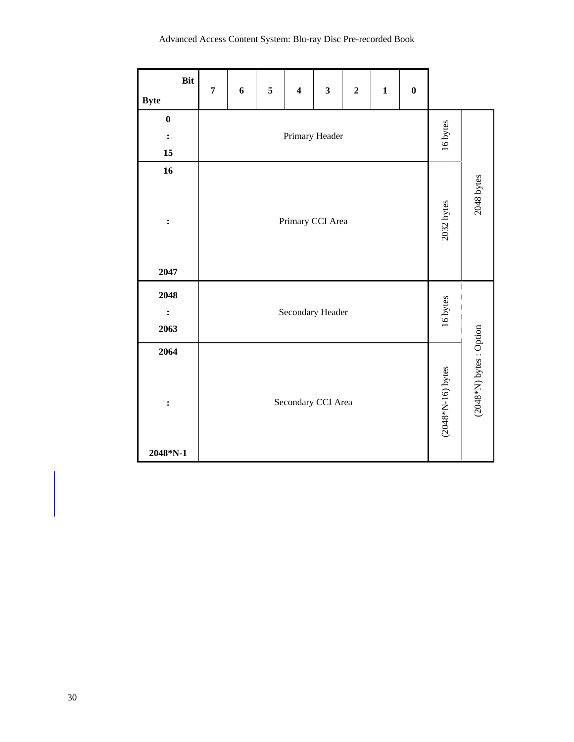| Bit / Byte | 7 | 6 | 5 | 4 | 3 | 2 | 1 | 0 | | |
|---|---|---|---|---|---|---|---|---|---|---|
| 0 : 15 | Primary Header | | | | | | | | 16 bytes | 2048 bytes |
| 16 : 2047 | Primary CCI Area | | | | | | | | 2032 bytes | |
| 2048 : 2063 | Secondary Header | | | | | | | | 16 bytes | (2048*N) bytes : Option |
| 2064 : 2048*N-1 | Secondary CCI Area | | | | | | | | (2048*N-16) bytes | |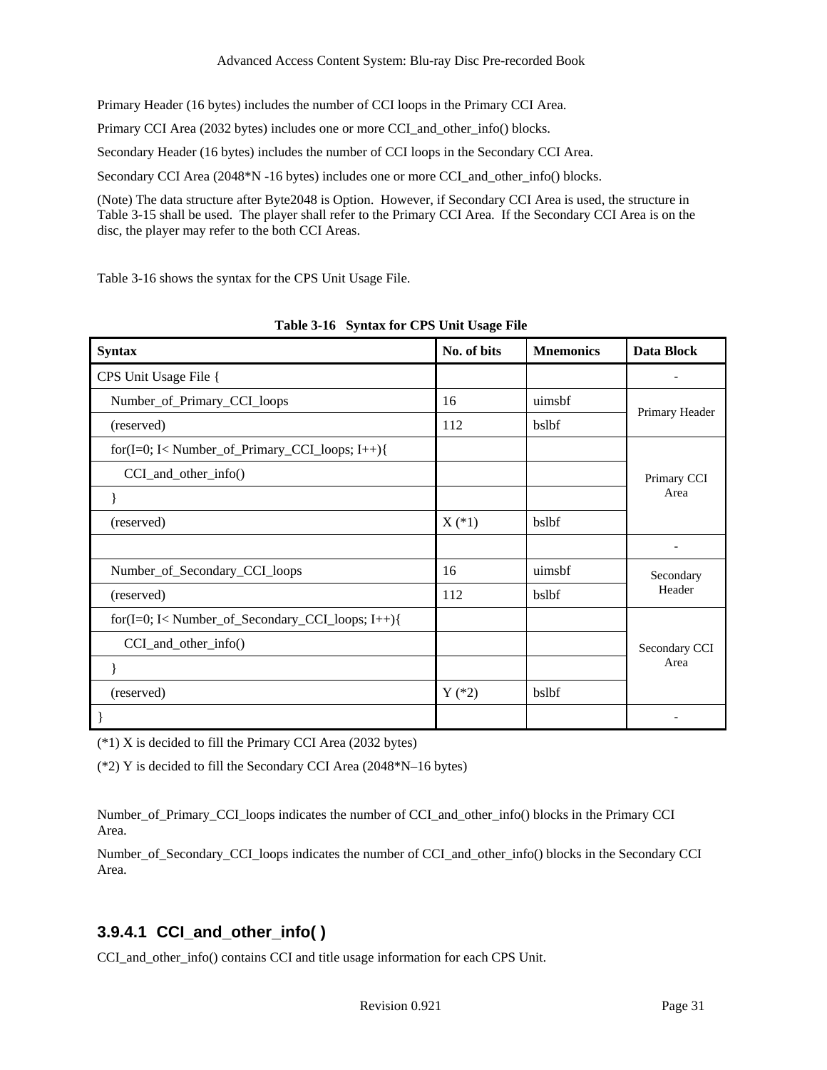Primary Header (16 bytes) includes the number of CCI loops in the Primary CCI Area.

Primary CCI Area (2032 bytes) includes one or more CCI_and_other_info() blocks.

Secondary Header (16 bytes) includes the number of CCI loops in the Secondary CCI Area.

Secondary CCI Area (2048*N -16 bytes) includes one or more CCI_and_other_info() blocks.

(Note) The data structure after Byte2048 is Option. However, if Secondary CCI Area is used, the structure in Table 3-15 shall be used. The player shall refer to the Primary CCI Area. If the Secondary CCI Area is on the disc, the player may refer to the both CCI Areas.

Table 3-16 shows the syntax for the CPS Unit Usage File.

**Table 3-16 Syntax for CPS Unit Usage File**

| Syntax | No. of bits | Mnemonics | Data Block |
|---|---|---|---|
| CPS Unit Usage File { | | | - |
| Number_of_Primary_CCI_loops | 16 | uimsbf | Primary Header |
| (reserved) | 112 | bslbf | |
| for(I=0; I< Number_of_Primary_CCI_loops; I++){ | | | Primary CCI Area |
| CCI_and_other_info() | | | |
| } | | | |
| (reserved) | X (*1) | bslbf | |
| | | | - |
| Number_of_Secondary_CCI_loops | 16 | uimsbf | Secondary Header |
| (reserved) | 112 | bslbf | |
| for(I=0; I< Number_of_Secondary_CCI_loops; I++){ | | | Secondary CCI Area |
| CCI_and_other_info() | | | |
| } | | | |
| (reserved) | Y (*2) | bslbf | |
| } | | | - |

(*1) X is decided to fill the Primary CCI Area (2032 bytes)

(*2) Y is decided to fill the Secondary CCI Area (2048*N–16 bytes)

Number_of_Primary_CCI_loops indicates the number of CCI_and_other_info() blocks in the Primary CCI Area.

Number_of_Secondary_CCI_loops indicates the number of CCI_and_other_info() blocks in the Secondary CCI Area.

### 3.9.4.1 CCI_and_other_info( )

CCI_and_other_info() contains CCI and title usage information for each CPS Unit.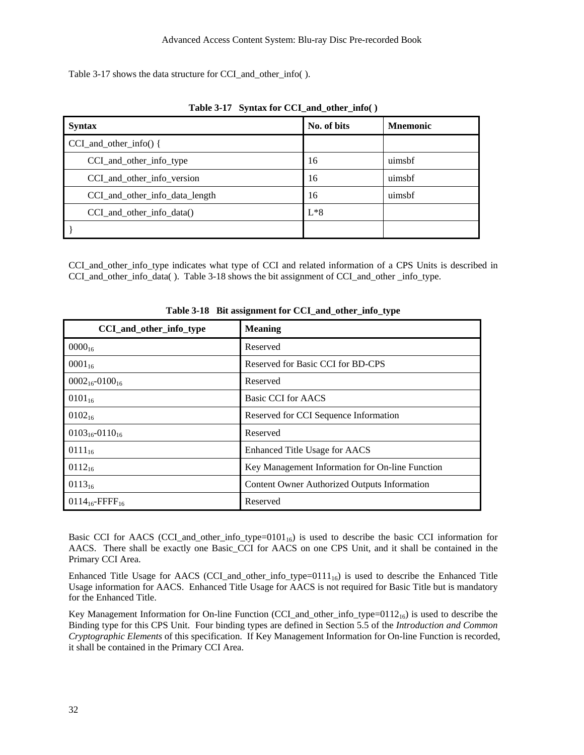Table 3-17 shows the data structure for CCI_and_other_info( ).

**Table 3-17 Syntax for CCI_and_other_info( )**

| Syntax | No. of bits | Mnemonic |
|---|---|---|
| CCI_and_other_info() { | | |
| CCI_and_other_info_type | 16 | uimsbf |
| CCI_and_other_info_version | 16 | uimsbf |
| CCI_and_other_info_data_length | 16 | uimsbf |
| CCI_and_other_info_data() | L*8 | |
| } | | |

CCI_and_other_info_type indicates what type of CCI and related information of a CPS Units is described in CCI_and_other_info_data( ). Table 3-18 shows the bit assignment of CCI_and_other _info_type.

**Table 3-18 Bit assignment for CCI_and_other_info_type**

| CCI_and_other_info_type | Meaning |
|---|---|
| $0000_{16}$ | Reserved |
| $0001_{16}$ | Reserved for Basic CCI for BD-CPS |
| $0002_{16}$-$0100_{16}$ | Reserved |
| $0101_{16}$ | Basic CCI for AACS |
| $0102_{16}$ | Reserved for CCI Sequence Information |
| $0103_{16}$-$0110_{16}$ | Reserved |
| $0111_{16}$ | Enhanced Title Usage for AACS |
| $0112_{16}$ | Key Management Information for On-line Function |
| $0113_{16}$ | Content Owner Authorized Outputs Information |
| $0114_{16}$-$FFFF_{16}$ | Reserved |

Basic CCI for AACS (CCI_and_other_info_type=$0101_{16}$) is used to describe the basic CCI information for AACS. There shall be exactly one Basic_CCI for AACS on one CPS Unit, and it shall be contained in the Primary CCI Area.

Enhanced Title Usage for AACS (CCI_and_other_info_type=$0111_{16}$) is used to describe the Enhanced Title Usage information for AACS. Enhanced Title Usage for AACS is not required for Basic Title but is mandatory for the Enhanced Title.

Key Management Information for On-line Function (CCI_and_other_info_type=$0112_{16}$) is used to describe the Binding type for this CPS Unit. Four binding types are defined in Section 5.5 of the *Introduction and Common Cryptographic Elements* of this specification. If Key Management Information for On-line Function is recorded, it shall be contained in the Primary CCI Area.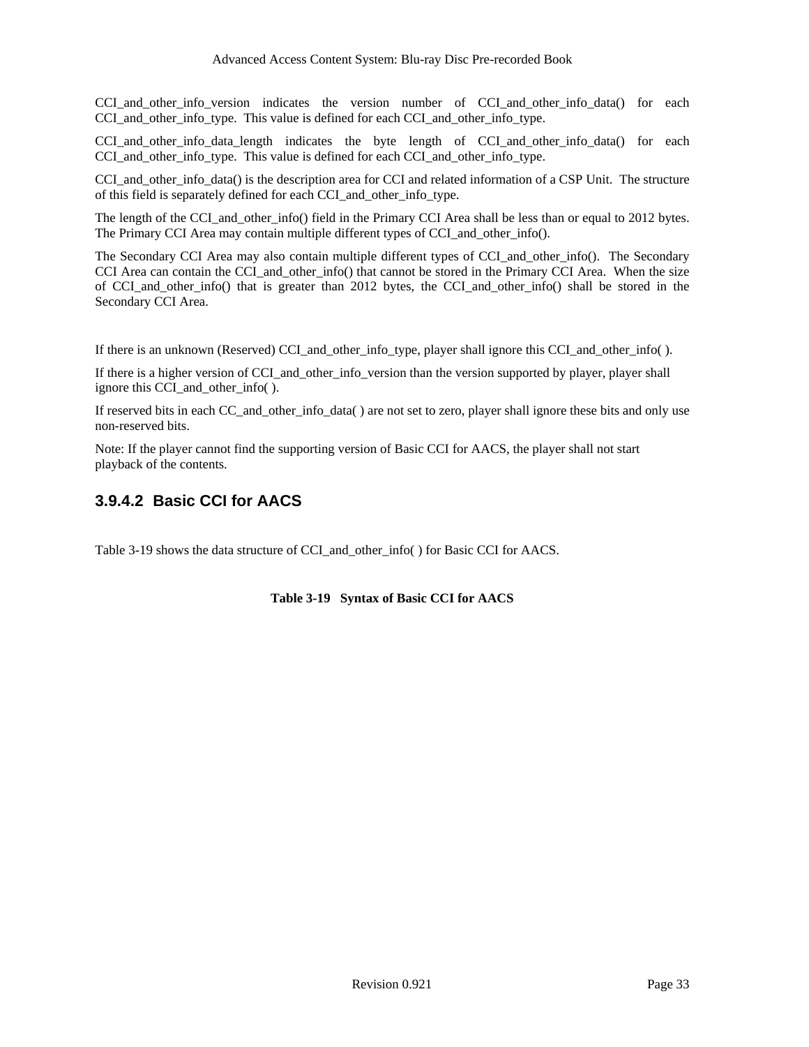CCI_and_other_info_version indicates the version number of CCI_and_other_info_data() for each CCI_and_other_info_type. This value is defined for each CCI_and_other_info_type.

CCI_and_other_info_data_length indicates the byte length of CCI_and_other_info_data() for each CCI_and_other_info_type. This value is defined for each CCI_and_other_info_type.

CCI_and_other_info_data() is the description area for CCI and related information of a CSP Unit. The structure of this field is separately defined for each CCI_and_other_info_type.

The length of the CCI_and_other_info() field in the Primary CCI Area shall be less than or equal to 2012 bytes. The Primary CCI Area may contain multiple different types of CCI_and_other_info().

The Secondary CCI Area may also contain multiple different types of CCI_and_other_info(). The Secondary CCI Area can contain the CCI_and_other_info() that cannot be stored in the Primary CCI Area. When the size of CCI_and_other_info() that is greater than 2012 bytes, the CCI_and_other_info() shall be stored in the Secondary CCI Area.

If there is an unknown (Reserved) CCI_and_other_info_type, player shall ignore this CCI_and_other_info( ).

If there is a higher version of CCI_and_other_info_version than the version supported by player, player shall ignore this CCI_and_other_info( ).

If reserved bits in each CC_and_other_info_data( ) are not set to zero, player shall ignore these bits and only use non-reserved bits.

Note: If the player cannot find the supporting version of Basic CCI for AACS, the player shall not start playback of the contents.

### 3.9.4.2 Basic CCI for AACS

Table 3-19 shows the data structure of CCI_and_other_info( ) for Basic CCI for AACS.

**Table 3-19 Syntax of Basic CCI for AACS**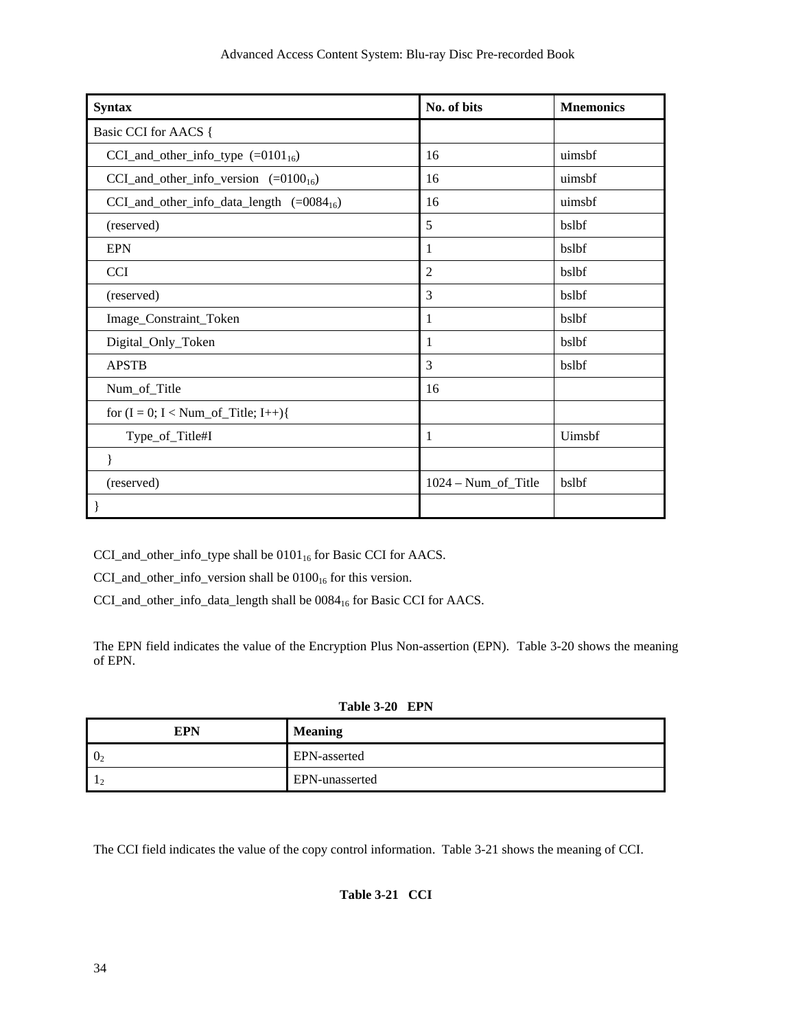| Syntax | No. of bits | Mnemonics |
|---|---|---|
| Basic CCI for AACS { | | |
| CCI_and_other_info_type (=$0101_{16}$) | 16 | uimsbf |
| CCI_and_other_info_version (=$0100_{16}$) | 16 | uimsbf |
| CCI_and_other_info_data_length (=$0084_{16}$) | 16 | uimsbf |
| (reserved) | 5 | bslbf |
| EPN | 1 | bslbf |
| CCI | 2 | bslbf |
| (reserved) | 3 | bslbf |
| Image_Constraint_Token | 1 | bslbf |
| Digital_Only_Token | 1 | bslbf |
| APSTB | 3 | bslbf |
| Num_of_Title | 16 | |
| for (I = 0; I < Num_of_Title; I++){ | | |
| Type_of_Title#I | 1 | Uimsbf |
| } | | |
| (reserved) | 1024 – Num_of_Title | bslbf |
| } | | |

CCI_and_other_info_type shall be $0101_{16}$ for Basic CCI for AACS.

CCI_and_other_info_version shall be $0100_{16}$ for this version.

CCI_and_other_info_data_length shall be $0084_{16}$ for Basic CCI for AACS.

The EPN field indicates the value of the Encryption Plus Non-assertion (EPN). Table 3-20 shows the meaning of EPN.

**Table 3-20 EPN**

| EPN | Meaning |
|---|---|
| $0_2$ | EPN-asserted |
| $1_2$ | EPN-unasserted |

The CCI field indicates the value of the copy control information. Table 3-21 shows the meaning of CCI.

**Table 3-21 CCI**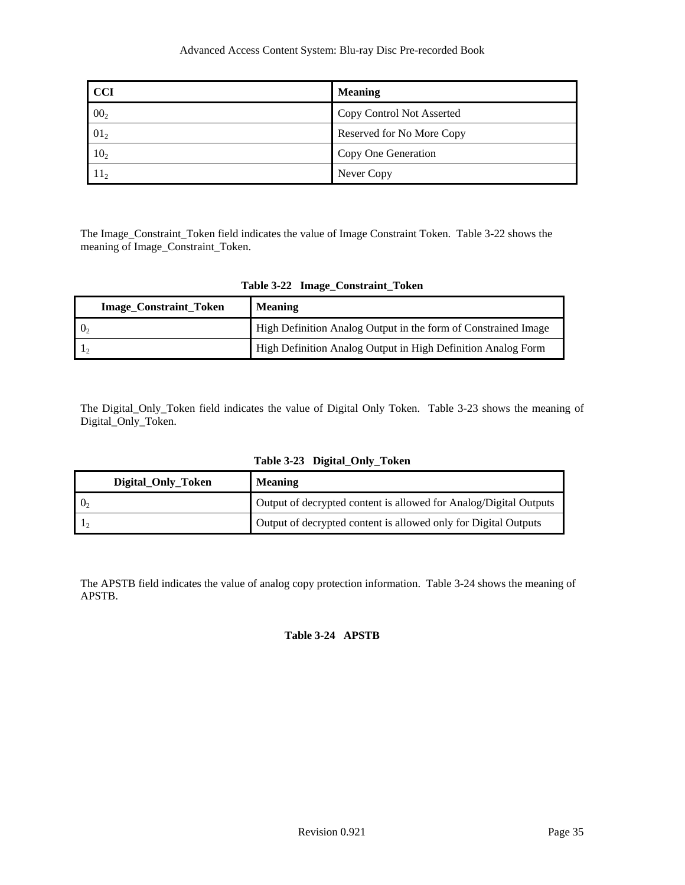| CCI | Meaning |
|---|---|
| $00_2$ | Copy Control Not Asserted |
| $01_2$ | Reserved for No More Copy |
| $10_2$ | Copy One Generation |
| $11_2$ | Never Copy |

The Image_Constraint_Token field indicates the value of Image Constraint Token. Table 3-22 shows the meaning of Image_Constraint_Token.

**Table 3-22 Image_Constraint_Token**

| Image_Constraint_Token | Meaning |
|---|---|
| $0_2$ | High Definition Analog Output in the form of Constrained Image |
| $1_2$ | High Definition Analog Output in High Definition Analog Form |

The Digital_Only_Token field indicates the value of Digital Only Token. Table 3-23 shows the meaning of Digital_Only_Token.

**Table 3-23 Digital_Only_Token**

| Digital_Only_Token | Meaning |
|---|---|
| $0_2$ | Output of decrypted content is allowed for Analog/Digital Outputs |
| $1_2$ | Output of decrypted content is allowed only for Digital Outputs |

The APSTB field indicates the value of analog copy protection information. Table 3-24 shows the meaning of APSTB.

**Table 3-24 APSTB**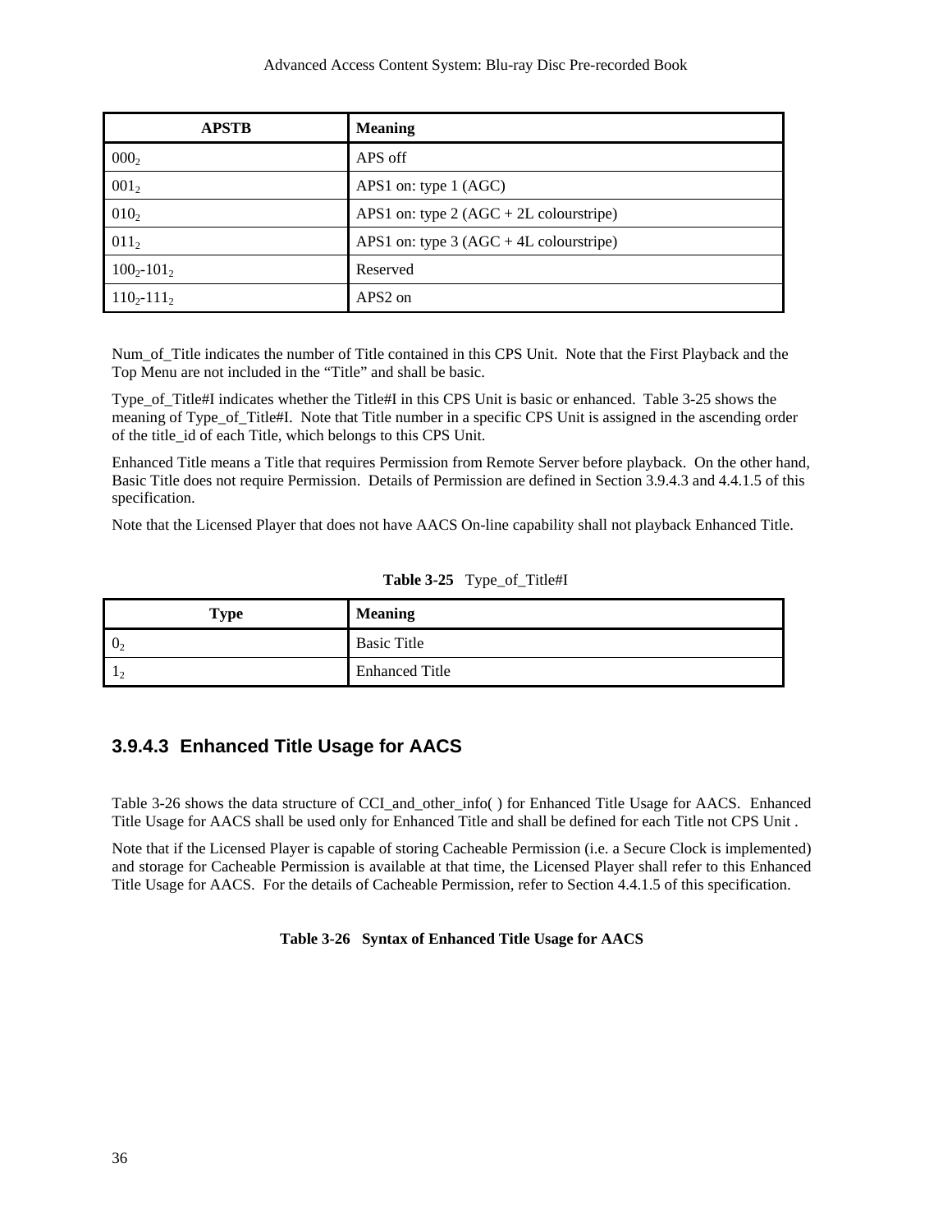| APSTB | Meaning |
|---|---|
| $000_2$ | APS off |
| $001_2$ | APS1 on: type 1 (AGC) |
| $010_2$ | APS1 on: type 2 (AGC + 2L colourstripe) |
| $011_2$ | APS1 on: type 3 (AGC + 4L colourstripe) |
| $100_2$-$101_2$ | Reserved |
| $110_2$-$111_2$ | APS2 on |

Num_of_Title indicates the number of Title contained in this CPS Unit. Note that the First Playback and the Top Menu are not included in the “Title” and shall be basic.

Type_of_Title#I indicates whether the Title#I in this CPS Unit is basic or enhanced. Table 3-25 shows the meaning of Type_of_Title#I. Note that Title number in a specific CPS Unit is assigned in the ascending order of the title_id of each Title, which belongs to this CPS Unit.

Enhanced Title means a Title that requires Permission from Remote Server before playback. On the other hand, Basic Title does not require Permission. Details of Permission are defined in Section 3.9.4.3 and 4.4.1.5 of this specification.

Note that the Licensed Player that does not have AACS On-line capability shall not playback Enhanced Title.

**Table 3-25** Type_of_Title#I

| Type | Meaning |
|---|---|
| $0_2$ | Basic Title |
| $1_2$ | Enhanced Title |

#### 3.9.4.3 Enhanced Title Usage for AACS

Table 3-26 shows the data structure of CCI_and_other_info( ) for Enhanced Title Usage for AACS. Enhanced Title Usage for AACS shall be used only for Enhanced Title and shall be defined for each Title not CPS Unit .

Note that if the Licensed Player is capable of storing Cacheable Permission (i.e. a Secure Clock is implemented) and storage for Cacheable Permission is available at that time, the Licensed Player shall refer to this Enhanced Title Usage for AACS. For the details of Cacheable Permission, refer to Section 4.4.1.5 of this specification.

**Table 3-26 Syntax of Enhanced Title Usage for AACS**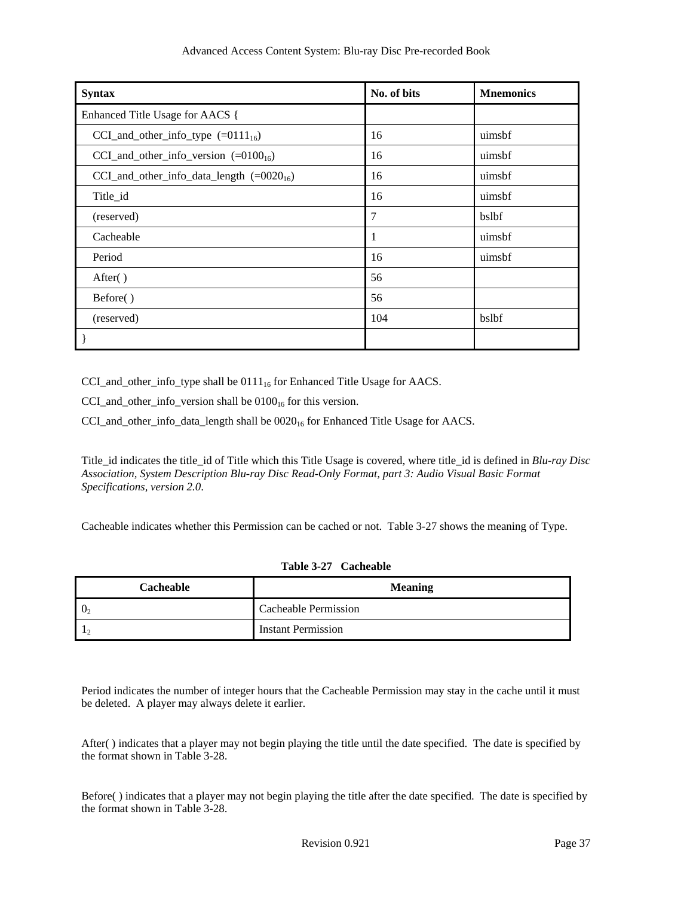| Syntax | No. of bits | Mnemonics |
| --- | --- | --- |
| Enhanced Title Usage for AACS { | | |
| CCI_and_other_info_type (=$0111_{16}$) | 16 | uimsbf |
| CCI_and_other_info_version (=$0100_{16}$) | 16 | uimsbf |
| CCI_and_other_info_data_length (=$0020_{16}$) | 16 | uimsbf |
| Title_id | 16 | uimsbf |
| (reserved) | 7 | bslbf |
| Cacheable | 1 | uimsbf |
| Period | 16 | uimsbf |
| After( ) | 56 | |
| Before( ) | 56 | |
| (reserved) | 104 | bslbf |
| } | | |

CCI_and_other_info_type shall be $0111_{16}$ for Enhanced Title Usage for AACS.

CCI_and_other_info_version shall be $0100_{16}$ for this version.

CCI_and_other_info_data_length shall be $0020_{16}$ for Enhanced Title Usage for AACS.

Title_id indicates the title_id of Title which this Title Usage is covered, where title_id is defined in *Blu-ray Disc Association, System Description Blu-ray Disc Read-Only Format, part 3: Audio Visual Basic Format Specifications, version 2.0*.

Cacheable indicates whether this Permission can be cached or not. Table 3-27 shows the meaning of Type.

**Table 3-27 Cacheable**

| Cacheable | Meaning |
| --- | --- |
| $0_2$ | Cacheable Permission |
| $1_2$ | Instant Permission |

Period indicates the number of integer hours that the Cacheable Permission may stay in the cache until it must be deleted. A player may always delete it earlier.

After( ) indicates that a player may not begin playing the title until the date specified. The date is specified by the format shown in Table 3-28.

Before( ) indicates that a player may not begin playing the title after the date specified. The date is specified by the format shown in Table 3-28.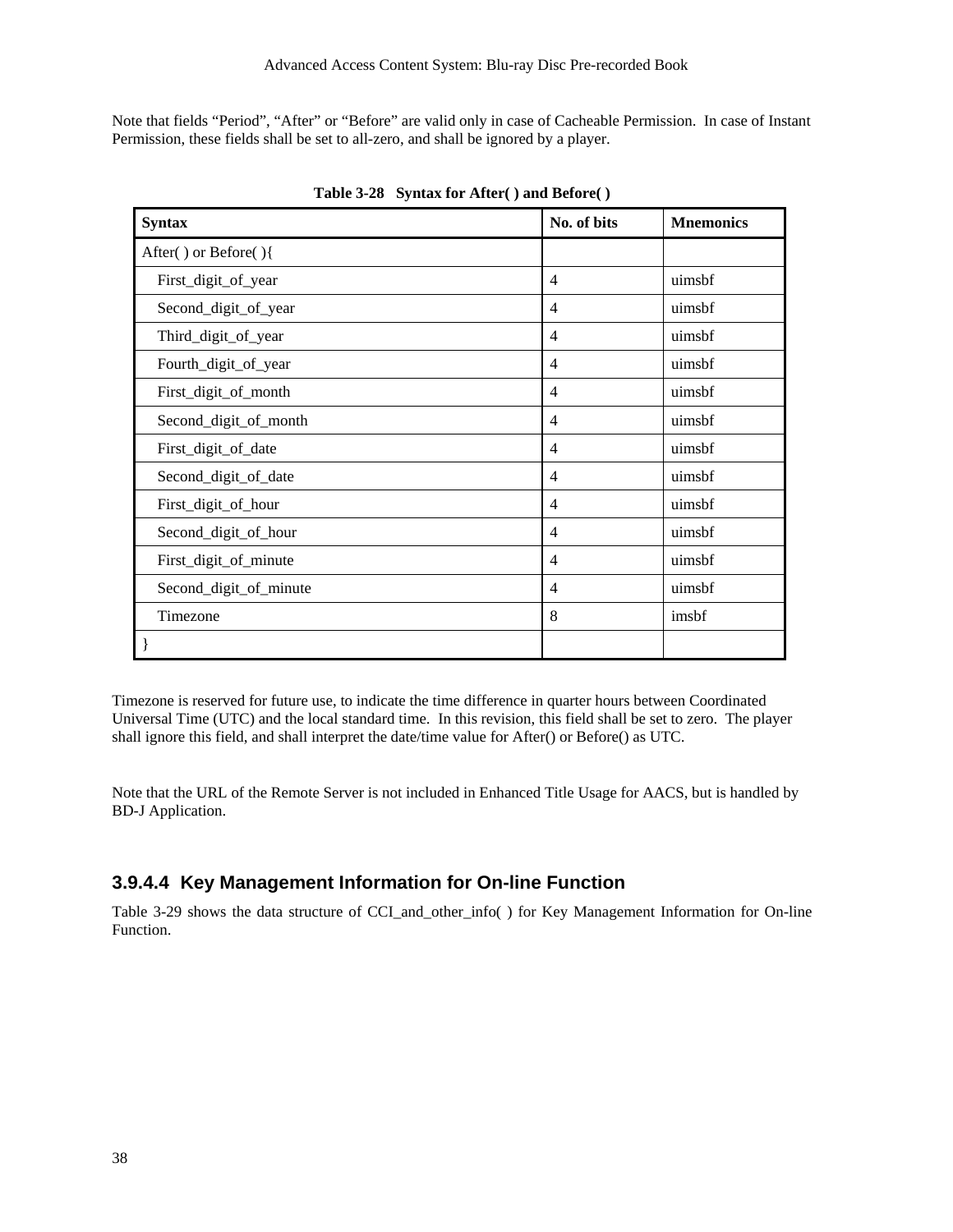Note that fields “Period”, “After” or “Before” are valid only in case of Cacheable Permission. In case of Instant Permission, these fields shall be set to all-zero, and shall be ignored by a player.

**Table 3-28 Syntax for After( ) and Before( )**

| Syntax | No. of bits | Mnemonics |
|---|---|---|
| After( ) or Before( ){ | | |
| First_digit_of_year | 4 | uimsbf |
| Second_digit_of_year | 4 | uimsbf |
| Third_digit_of_year | 4 | uimsbf |
| Fourth_digit_of_year | 4 | uimsbf |
| First_digit_of_month | 4 | uimsbf |
| Second_digit_of_month | 4 | uimsbf |
| First_digit_of_date | 4 | uimsbf |
| Second_digit_of_date | 4 | uimsbf |
| First_digit_of_hour | 4 | uimsbf |
| Second_digit_of_hour | 4 | uimsbf |
| First_digit_of_minute | 4 | uimsbf |
| Second_digit_of_minute | 4 | uimsbf |
| Timezone | 8 | imsbf |
| } | | |

Timezone is reserved for future use, to indicate the time difference in quarter hours between Coordinated Universal Time (UTC) and the local standard time. In this revision, this field shall be set to zero. The player shall ignore this field, and shall interpret the date/time value for After() or Before() as UTC.

Note that the URL of the Remote Server is not included in Enhanced Title Usage for AACS, but is handled by BD-J Application.

#### 3.9.4.4 Key Management Information for On-line Function

Table 3-29 shows the data structure of CCI_and_other_info( ) for Key Management Information for On-line Function.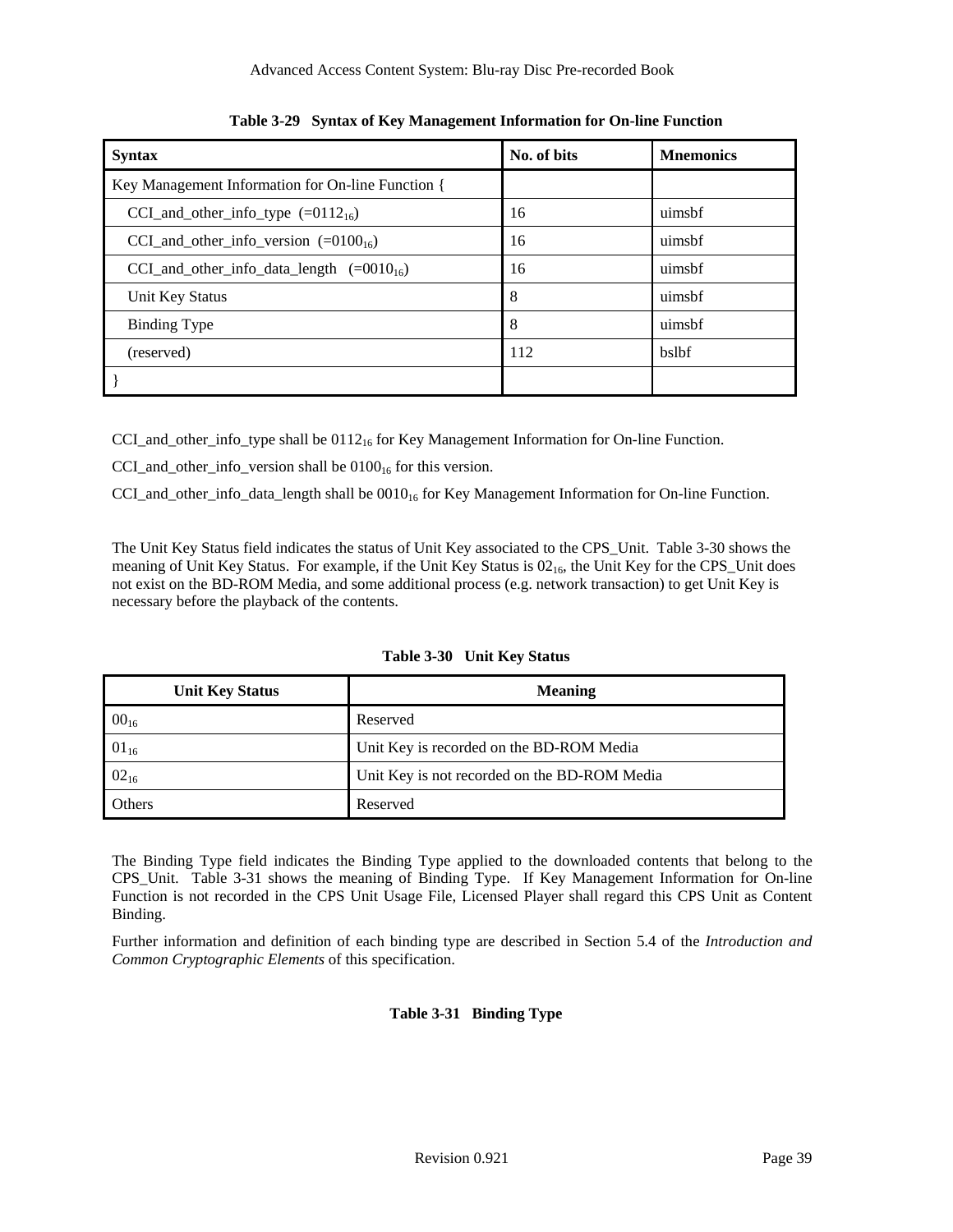**Table 3-29 Syntax of Key Management Information for On-line Function**

| **Syntax** | **No. of bits** | **Mnemonics** |
|---|---|---|
| Key Management Information for On-line Function { | | |
| CCI_and_other_info_type (= $0112_{16}$) | 16 | uimsbf |
| CCI_and_other_info_version (= $0100_{16}$) | 16 | uimsbf |
| CCI_and_other_info_data_length (= $0010_{16}$) | 16 | uimsbf |
| Unit Key Status | 8 | uimsbf |
| Binding Type | 8 | uimsbf |
| (reserved) | 112 | bslbf |
| } | | |

CCI_and_other_info_type shall be $0112_{16}$ for Key Management Information for On-line Function.

CCI_and_other_info_version shall be $0100_{16}$ for this version.

CCI_and_other_info_data_length shall be $0010_{16}$ for Key Management Information for On-line Function.

The Unit Key Status field indicates the status of Unit Key associated to the CPS_Unit. Table 3-30 shows the meaning of Unit Key Status. For example, if the Unit Key Status is $02_{16}$, the Unit Key for the CPS_Unit does not exist on the BD-ROM Media, and some additional process (e.g. network transaction) to get Unit Key is necessary before the playback of the contents.

**Table 3-30 Unit Key Status**

| **Unit Key Status** | **Meaning** |
|---|---|
| $00_{16}$ | Reserved |
| $01_{16}$ | Unit Key is recorded on the BD-ROM Media |
| $02_{16}$ | Unit Key is not recorded on the BD-ROM Media |
| Others | Reserved |

The Binding Type field indicates the Binding Type applied to the downloaded contents that belong to the CPS_Unit. Table 3-31 shows the meaning of Binding Type. If Key Management Information for On-line Function is not recorded in the CPS Unit Usage File, Licensed Player shall regard this CPS Unit as Content Binding.

Further information and definition of each binding type are described in Section 5.4 of the *Introduction and Common Cryptographic Elements* of this specification.

**Table 3-31 Binding Type**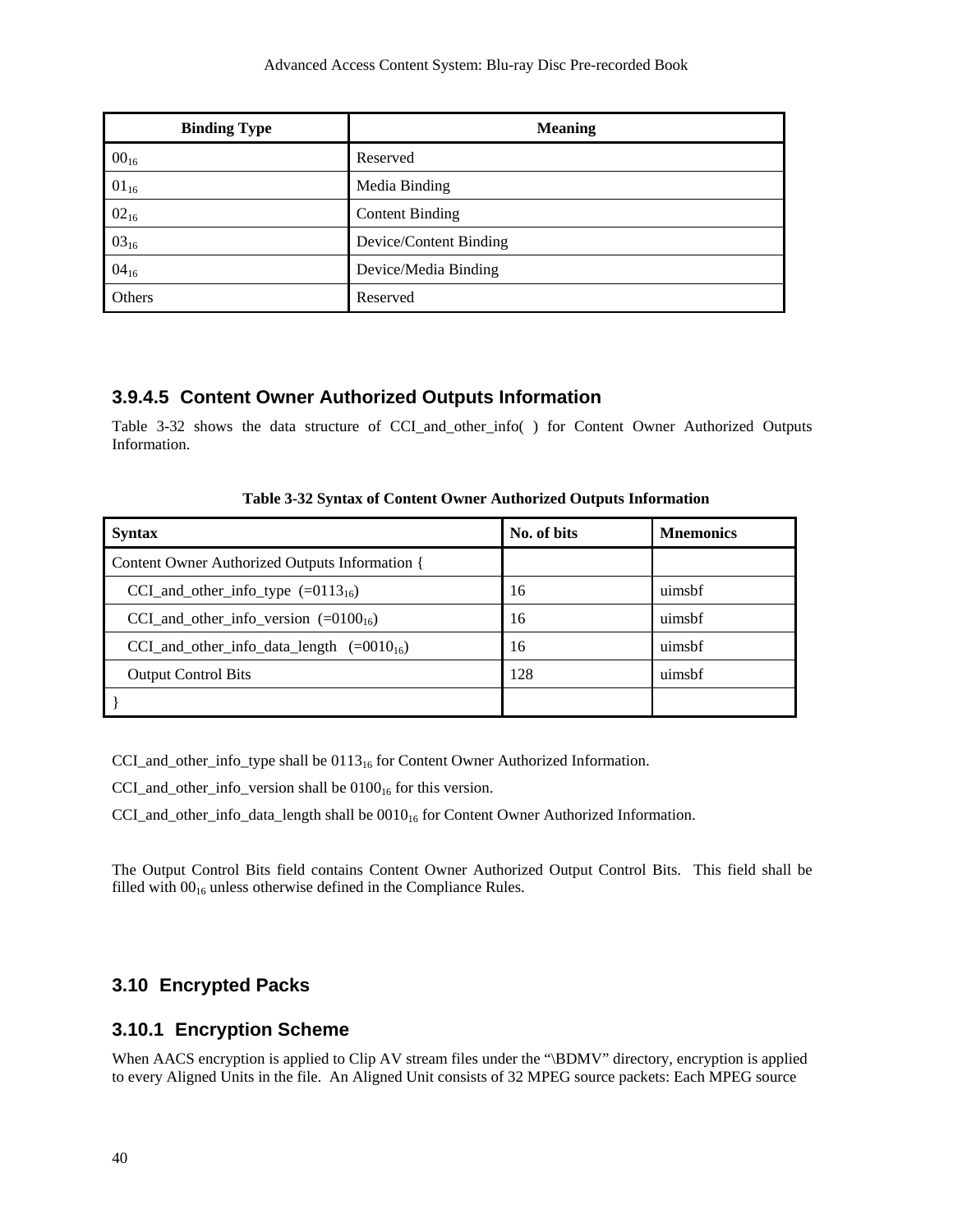| Binding Type | Meaning |
| --- | --- |
| $00_{16}$ | Reserved |
| $01_{16}$ | Media Binding |
| $02_{16}$ | Content Binding |
| $03_{16}$ | Device/Content Binding |
| $04_{16}$ | Device/Media Binding |
| Others | Reserved |

### 3.9.4.5 Content Owner Authorized Outputs Information

Table 3-32 shows the data structure of CCI_and_other_info( ) for Content Owner Authorized Outputs Information.

**Table 3-32 Syntax of Content Owner Authorized Outputs Information**

| Syntax | No. of bits | Mnemonics |
| --- | --- | --- |
| Content Owner Authorized Outputs Information { | | |
| CCI_and_other_info_type (=$0113_{16}$) | 16 | uimsbf |
| CCI_and_other_info_version (=$0100_{16}$) | 16 | uimsbf |
| CCI_and_other_info_data_length (=$0010_{16}$) | 16 | uimsbf |
| Output Control Bits | 128 | uimsbf |
| } | | |

CCI_and_other_info_type shall be $0113_{16}$ for Content Owner Authorized Information.

CCI_and_other_info_version shall be $0100_{16}$ for this version.

CCI_and_other_info_data_length shall be $0010_{16}$ for Content Owner Authorized Information.

The Output Control Bits field contains Content Owner Authorized Output Control Bits. This field shall be filled with $00_{16}$ unless otherwise defined in the Compliance Rules.

## 3.10 Encrypted Packs

### 3.10.1 Encryption Scheme

When AACS encryption is applied to Clip AV stream files under the "\BDMV" directory, encryption is applied to every Aligned Units in the file. An Aligned Unit consists of 32 MPEG source packets: Each MPEG source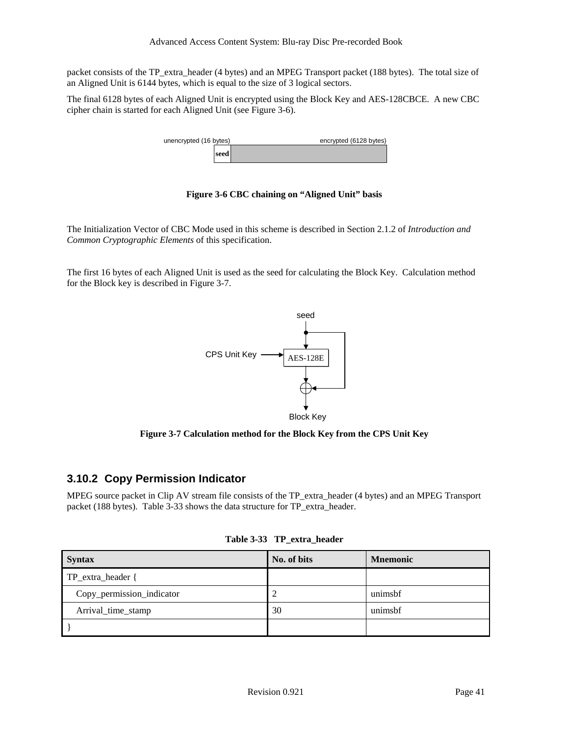packet consists of the TP_extra_header (4 bytes) and an MPEG Transport packet (188 bytes). The total size of an Aligned Unit is 6144 bytes, which is equal to the size of 3 logical sectors.

The final 6128 bytes of each Aligned Unit is encrypted using the Block Key and AES-128CBCE. A new CBC cipher chain is started for each Aligned Unit (see Figure 3-6).

unencrypted (16 bytes) | encrypted (6128 bytes)

seed

**Figure 3-6 CBC chaining on "Aligned Unit" basis**

The Initialization Vector of CBC Mode used in this scheme is described in Section 2.1.2 of *Introduction and Common Cryptographic Elements* of this specification.

The first 16 bytes of each Aligned Unit is used as the seed for calculating the Block Key. Calculation method for the Block key is described in Figure 3-7.

seed

CPS Unit Key → AES-128E

Block Key

**Figure 3-7 Calculation method for the Block Key from the CPS Unit Key**

### 3.10.2 Copy Permission Indicator

MPEG source packet in Clip AV stream file consists of the TP_extra_header (4 bytes) and an MPEG Transport packet (188 bytes). Table 3-33 shows the data structure for TP_extra_header.

**Table 3-33 TP_extra_header**

| Syntax | No. of bits | Mnemonic |
|---|---|---|
| TP_extra_header { | | |
| Copy_permission_indicator | 2 | unimsbf |
| Arrival_time_stamp | 30 | unimsbf |
| } | | |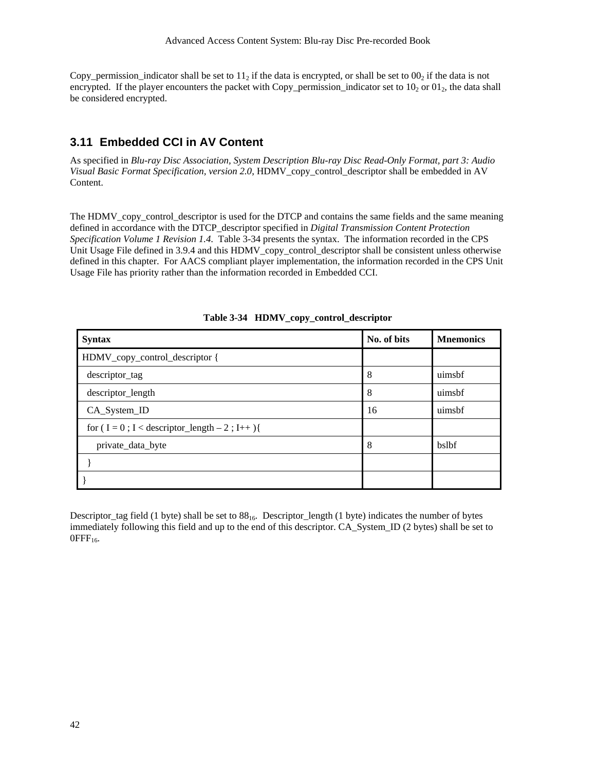Copy_permission_indicator shall be set to $11_2$ if the data is encrypted, or shall be set to $00_2$ if the data is not encrypted. If the player encounters the packet with Copy_permission_indicator set to $10_2$ or $01_2$, the data shall be considered encrypted.

## 3.11 Embedded CCI in AV Content

As specified in *Blu-ray Disc Association, System Description Blu-ray Disc Read-Only Format, part 3: Audio Visual Basic Format Specification, version 2.0*, HDMV_copy_control_descriptor shall be embedded in AV Content.

The HDMV_copy_control_descriptor is used for the DTCP and contains the same fields and the same meaning defined in accordance with the DTCP_descriptor specified in *Digital Transmission Content Protection Specification Volume 1 Revision 1.4*. Table 3-34 presents the syntax. The information recorded in the CPS Unit Usage File defined in 3.9.4 and this HDMV_copy_control_descriptor shall be consistent unless otherwise defined in this chapter. For AACS compliant player implementation, the information recorded in the CPS Unit Usage File has priority rather than the information recorded in Embedded CCI.

**Table 3-34 HDMV_copy_control_descriptor**

| Syntax | No. of bits | Mnemonics |
|---|---|---|
| HDMV_copy_control_descriptor { | | |
| descriptor_tag | 8 | uimsbf |
| descriptor_length | 8 | uimsbf |
| CA_System_ID | 16 | uimsbf |
| for ( I = 0 ; I < descriptor_length – 2 ; I++ ){ | | |
| private_data_byte | 8 | bslbf |
| } | | |
| } | | |

Descriptor_tag field (1 byte) shall be set to $88_{16}$. Descriptor_length (1 byte) indicates the number of bytes immediately following this field and up to the end of this descriptor. CA_System_ID (2 bytes) shall be set to $0FFF_{16}$.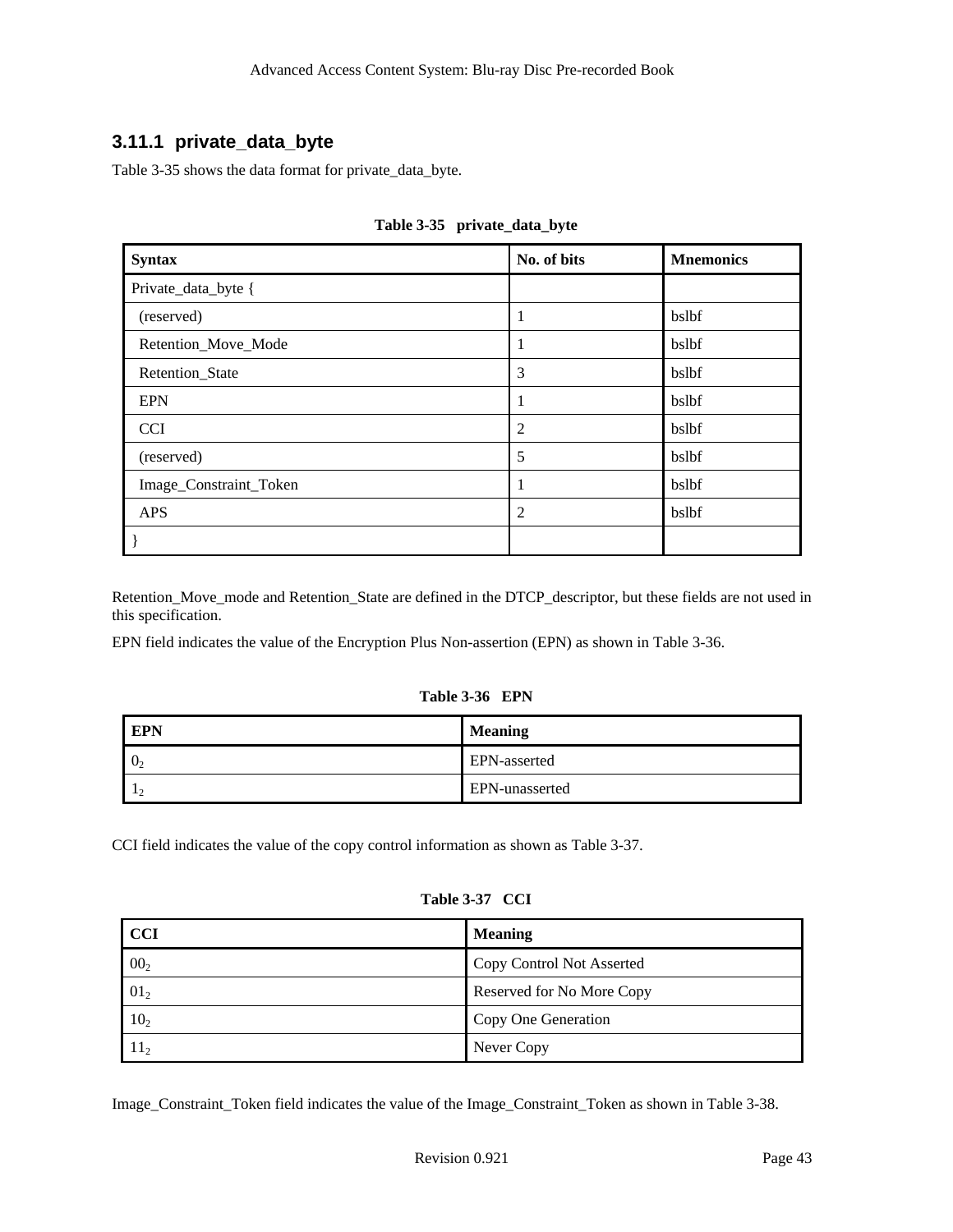### 3.11.1 private_data_byte

Table 3-35 shows the data format for private_data_byte.

**Table 3-35 private_data_byte**

| Syntax | No. of bits | Mnemonics |
|---|---|---|
| Private_data_byte { | | |
| (reserved) | 1 | bslbf |
| Retention_Move_Mode | 1 | bslbf |
| Retention_State | 3 | bslbf |
| EPN | 1 | bslbf |
| CCI | 2 | bslbf |
| (reserved) | 5 | bslbf |
| Image_Constraint_Token | 1 | bslbf |
| APS | 2 | bslbf |
| } | | |

Retention_Move_mode and Retention_State are defined in the DTCP_descriptor, but these fields are not used in this specification.

EPN field indicates the value of the Encryption Plus Non-assertion (EPN) as shown in Table 3-36.

**Table 3-36 EPN**

| EPN | Meaning |
|---|---|
| $0_2$ | EPN-asserted |
| $1_2$ | EPN-unasserted |

CCI field indicates the value of the copy control information as shown as Table 3-37.

**Table 3-37 CCI**

| CCI | Meaning |
|---|---|
| $00_2$ | Copy Control Not Asserted |
| $01_2$ | Reserved for No More Copy |
| $10_2$ | Copy One Generation |
| $11_2$ | Never Copy |

Image_Constraint_Token field indicates the value of the Image_Constraint_Token as shown in Table 3-38.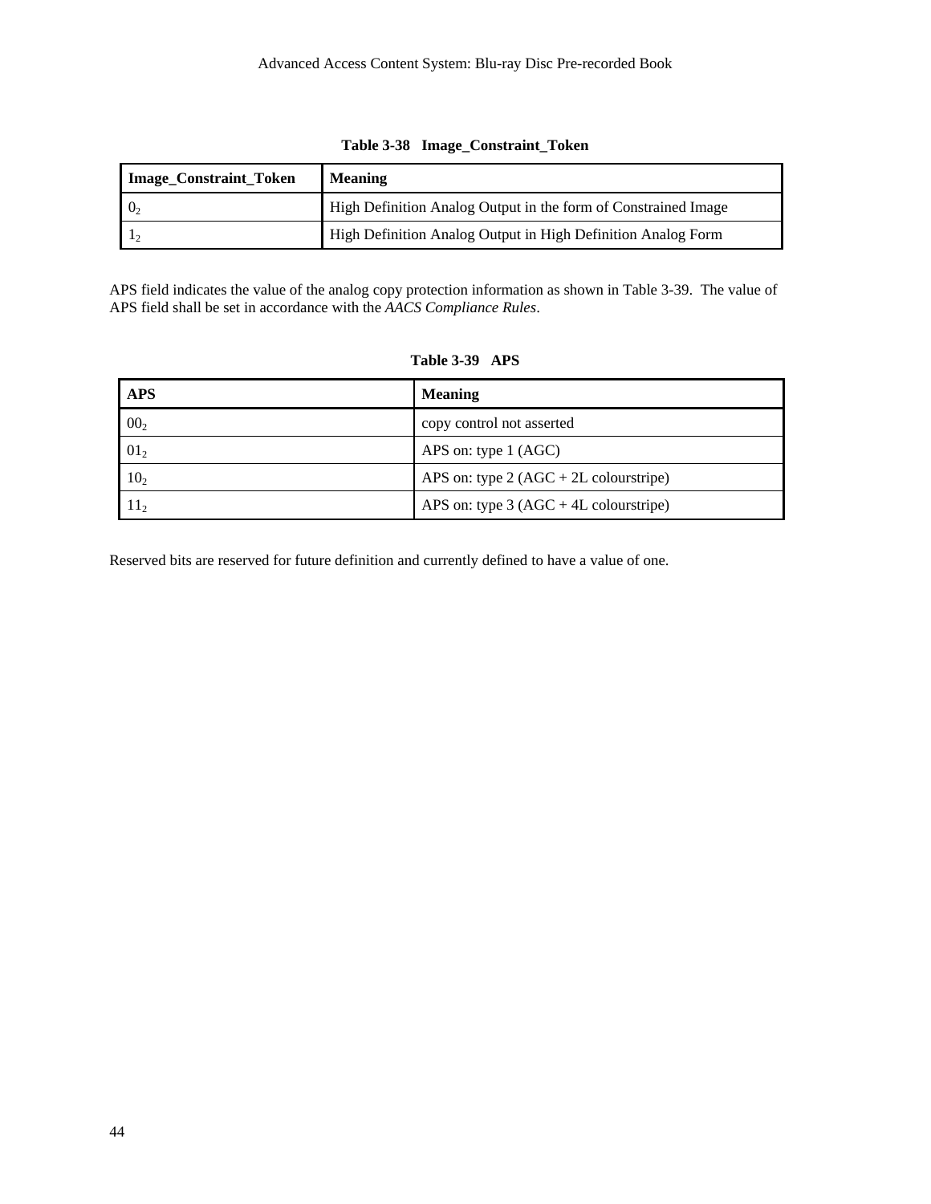**Table 3-38 Image_Constraint_Token**

| Image_Constraint_Token | Meaning |
| --- | --- |
| $0_2$ | High Definition Analog Output in the form of Constrained Image |
| $1_2$ | High Definition Analog Output in High Definition Analog Form |

APS field indicates the value of the analog copy protection information as shown in Table 3-39. The value of APS field shall be set in accordance with the *AACS Compliance Rules*.

**Table 3-39 APS**

| APS | Meaning |
| --- | --- |
| $00_2$ | copy control not asserted |
| $01_2$ | APS on: type 1 (AGC) |
| $10_2$ | APS on: type 2 (AGC + 2L colourstripe) |
| $11_2$ | APS on: type 3 (AGC + 4L colourstripe) |

Reserved bits are reserved for future definition and currently defined to have a value of one.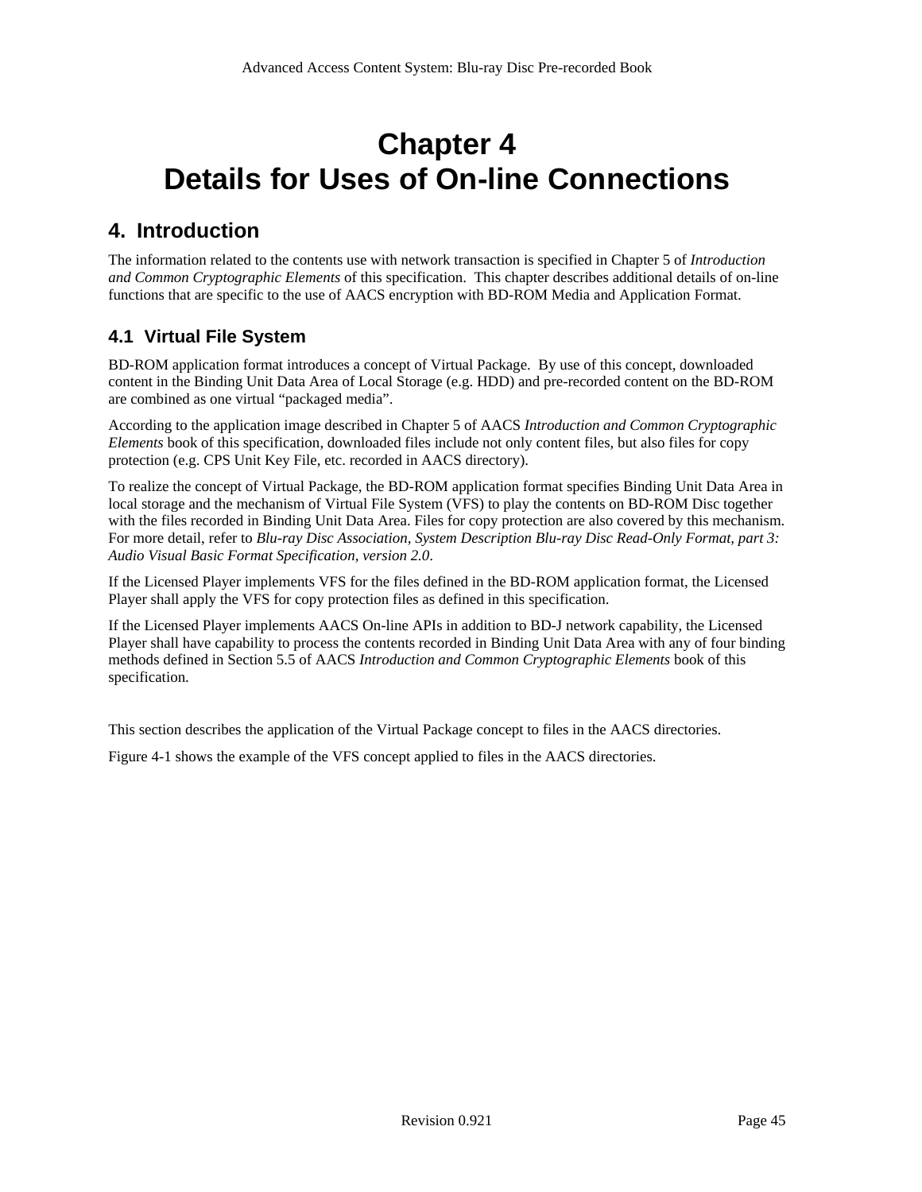# Chapter 4
# Details for Uses of On-line Connections

## 4. Introduction

The information related to the contents use with network transaction is specified in Chapter 5 of *Introduction and Common Cryptographic Elements* of this specification. This chapter describes additional details of on-line functions that are specific to the use of AACS encryption with BD-ROM Media and Application Format.

### 4.1 Virtual File System

BD-ROM application format introduces a concept of Virtual Package. By use of this concept, downloaded content in the Binding Unit Data Area of Local Storage (e.g. HDD) and pre-recorded content on the BD-ROM are combined as one virtual "packaged media".

According to the application image described in Chapter 5 of AACS *Introduction and Common Cryptographic Elements* book of this specification, downloaded files include not only content files, but also files for copy protection (e.g. CPS Unit Key File, etc. recorded in AACS directory).

To realize the concept of Virtual Package, the BD-ROM application format specifies Binding Unit Data Area in local storage and the mechanism of Virtual File System (VFS) to play the contents on BD-ROM Disc together with the files recorded in Binding Unit Data Area. Files for copy protection are also covered by this mechanism. For more detail, refer to *Blu-ray Disc Association, System Description Blu-ray Disc Read-Only Format, part 3: Audio Visual Basic Format Specification, version 2.0*.

If the Licensed Player implements VFS for the files defined in the BD-ROM application format, the Licensed Player shall apply the VFS for copy protection files as defined in this specification.

If the Licensed Player implements AACS On-line APIs in addition to BD-J network capability, the Licensed Player shall have capability to process the contents recorded in Binding Unit Data Area with any of four binding methods defined in Section 5.5 of AACS *Introduction and Common Cryptographic Elements* book of this specification.

This section describes the application of the Virtual Package concept to files in the AACS directories.

Figure 4-1 shows the example of the VFS concept applied to files in the AACS directories.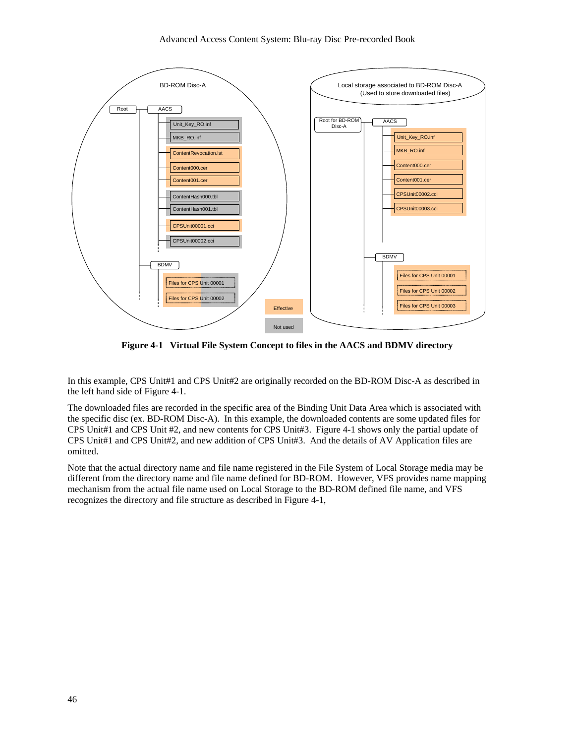**Figure 4-1   Virtual File System Concept to files in the AACS and BDMV directory**

In this example, CPS Unit#1 and CPS Unit#2 are originally recorded on the BD-ROM Disc-A as described in the left hand side of Figure 4-1.

The downloaded files are recorded in the specific area of the Binding Unit Data Area which is associated with the specific disc (ex. BD-ROM Disc-A). In this example, the downloaded contents are some updated files for CPS Unit#1 and CPS Unit #2, and new contents for CPS Unit#3. Figure 4-1 shows only the partial update of CPS Unit#1 and CPS Unit#2, and new addition of CPS Unit#3. And the details of AV Application files are omitted.

Note that the actual directory name and file name registered in the File System of Local Storage media may be different from the directory name and file name defined for BD-ROM. However, VFS provides name mapping mechanism from the actual file name used on Local Storage to the BD-ROM defined file name, and VFS recognizes the directory and file structure as described in Figure 4-1,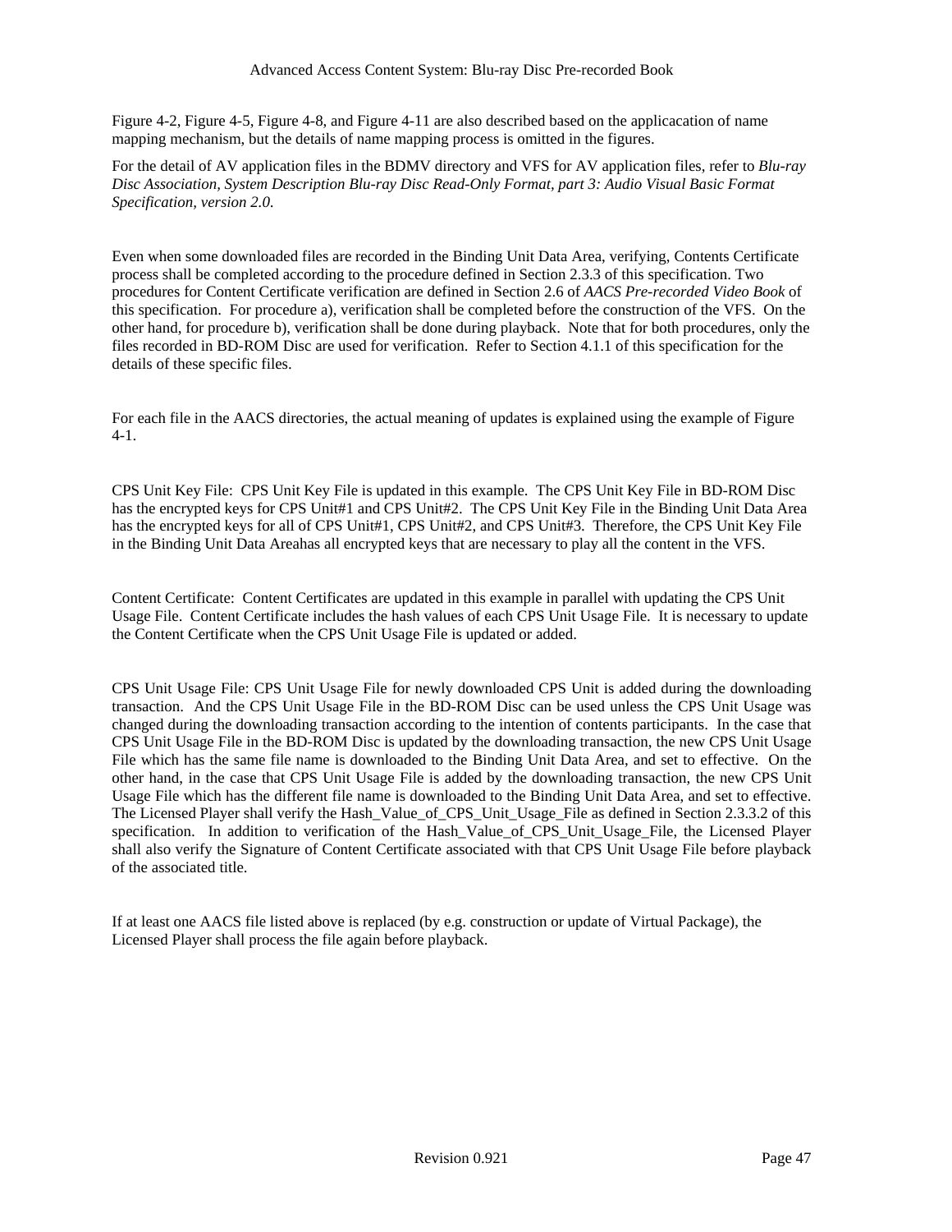Figure 4-2, Figure 4-5, Figure 4-8, and Figure 4-11 are also described based on the applicacation of name mapping mechanism, but the details of name mapping process is omitted in the figures.

For the detail of AV application files in the BDMV directory and VFS for AV application files, refer to *Blu-ray Disc Association, System Description Blu-ray Disc Read-Only Format, part 3: Audio Visual Basic Format Specification, version 2.0.*

Even when some downloaded files are recorded in the Binding Unit Data Area, verifying, Contents Certificate process shall be completed according to the procedure defined in Section 2.3.3 of this specification. Two procedures for Content Certificate verification are defined in Section 2.6 of *AACS Pre-recorded Video Book* of this specification. For procedure a), verification shall be completed before the construction of the VFS. On the other hand, for procedure b), verification shall be done during playback. Note that for both procedures, only the files recorded in BD-ROM Disc are used for verification. Refer to Section 4.1.1 of this specification for the details of these specific files.

For each file in the AACS directories, the actual meaning of updates is explained using the example of Figure 4-1.

CPS Unit Key File: CPS Unit Key File is updated in this example. The CPS Unit Key File in BD-ROM Disc has the encrypted keys for CPS Unit#1 and CPS Unit#2. The CPS Unit Key File in the Binding Unit Data Area has the encrypted keys for all of CPS Unit#1, CPS Unit#2, and CPS Unit#3. Therefore, the CPS Unit Key File in the Binding Unit Data Areahas all encrypted keys that are necessary to play all the content in the VFS.

Content Certificate: Content Certificates are updated in this example in parallel with updating the CPS Unit Usage File. Content Certificate includes the hash values of each CPS Unit Usage File. It is necessary to update the Content Certificate when the CPS Unit Usage File is updated or added.

CPS Unit Usage File: CPS Unit Usage File for newly downloaded CPS Unit is added during the downloading transaction. And the CPS Unit Usage File in the BD-ROM Disc can be used unless the CPS Unit Usage was changed during the downloading transaction according to the intention of contents participants. In the case that CPS Unit Usage File in the BD-ROM Disc is updated by the downloading transaction, the new CPS Unit Usage File which has the same file name is downloaded to the Binding Unit Data Area, and set to effective. On the other hand, in the case that CPS Unit Usage File is added by the downloading transaction, the new CPS Unit Usage File which has the different file name is downloaded to the Binding Unit Data Area, and set to effective. The Licensed Player shall verify the Hash_Value_of_CPS_Unit_Usage_File as defined in Section 2.3.3.2 of this specification. In addition to verification of the Hash_Value_of_CPS_Unit_Usage_File, the Licensed Player shall also verify the Signature of Content Certificate associated with that CPS Unit Usage File before playback of the associated title.

If at least one AACS file listed above is replaced (by e.g. construction or update of Virtual Package), the Licensed Player shall process the file again before playback.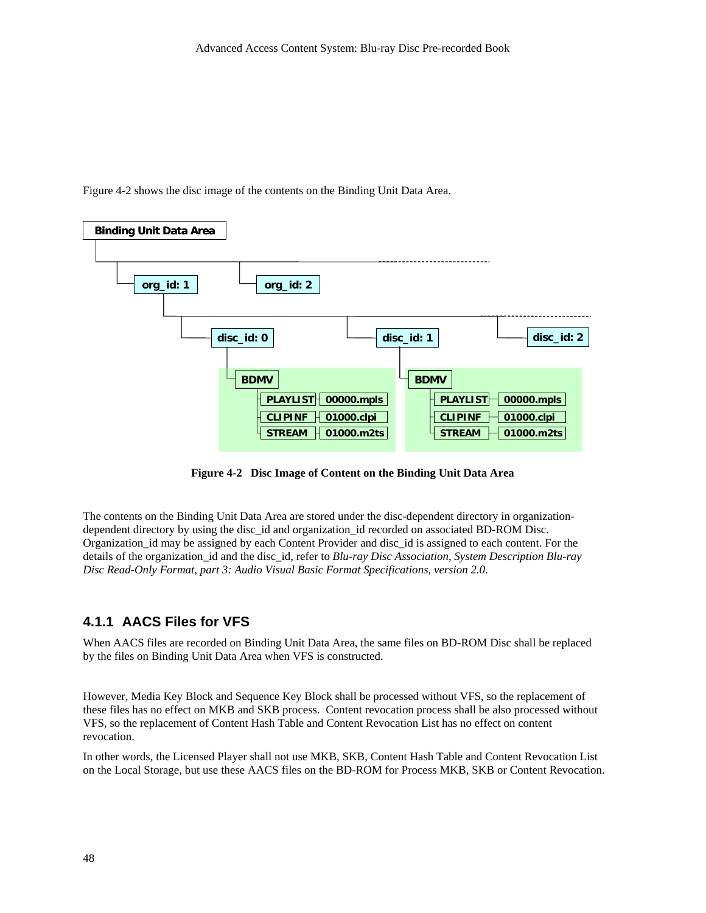Figure 4-2 shows the disc image of the contents on the Binding Unit Data Area.

**Figure 4-2 Disc Image of Content on the Binding Unit Data Area**

The contents on the Binding Unit Data Area are stored under the disc-dependent directory in organization-dependent directory by using the disc_id and organization_id recorded on associated BD-ROM Disc. Organization_id may be assigned by each Content Provider and disc_id is assigned to each content. For the details of the organization_id and the disc_id, refer to *Blu-ray Disc Association, System Description Blu-ray Disc Read-Only Format, part 3: Audio Visual Basic Format Specifications, version 2.0*.

### 4.1.1 AACS Files for VFS

When AACS files are recorded on Binding Unit Data Area, the same files on BD-ROM Disc shall be replaced by the files on Binding Unit Data Area when VFS is constructed.

However, Media Key Block and Sequence Key Block shall be processed without VFS, so the replacement of these files has no effect on MKB and SKB process. Content revocation process shall be also processed without VFS, so the replacement of Content Hash Table and Content Revocation List has no effect on content revocation.

In other words, the Licensed Player shall not use MKB, SKB, Content Hash Table and Content Revocation List on the Local Storage, but use these AACS files on the BD-ROM for Process MKB, SKB or Content Revocation.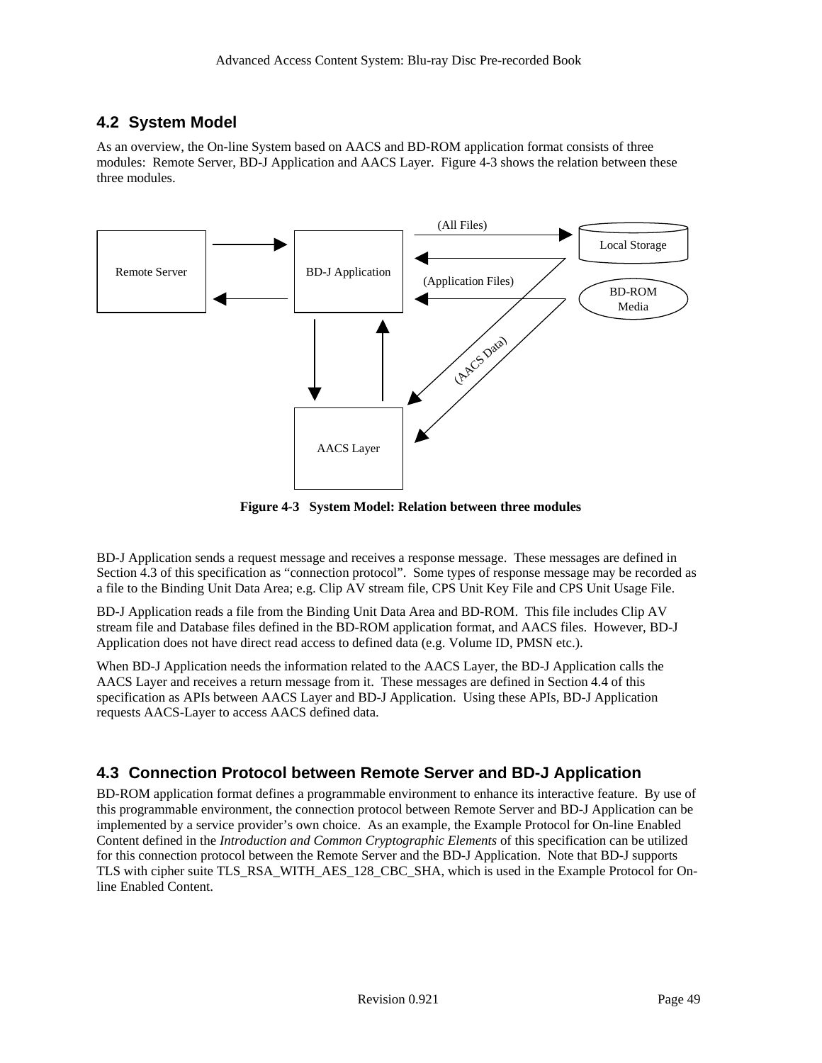## 4.2 System Model

As an overview, the On-line System based on AACS and BD-ROM application format consists of three modules: Remote Server, BD-J Application and AACS Layer. Figure 4-3 shows the relation between these three modules.

**Figure 4-3 System Model: Relation between three modules**

BD-J Application sends a request message and receives a response message. These messages are defined in Section 4.3 of this specification as “connection protocol”. Some types of response message may be recorded as a file to the Binding Unit Data Area; e.g. Clip AV stream file, CPS Unit Key File and CPS Unit Usage File.

BD-J Application reads a file from the Binding Unit Data Area and BD-ROM. This file includes Clip AV stream file and Database files defined in the BD-ROM application format, and AACS files. However, BD-J Application does not have direct read access to defined data (e.g. Volume ID, PMSN etc.).

When BD-J Application needs the information related to the AACS Layer, the BD-J Application calls the AACS Layer and receives a return message from it. These messages are defined in Section 4.4 of this specification as APIs between AACS Layer and BD-J Application. Using these APIs, BD-J Application requests AACS-Layer to access AACS defined data.

## 4.3 Connection Protocol between Remote Server and BD-J Application

BD-ROM application format defines a programmable environment to enhance its interactive feature. By use of this programmable environment, the connection protocol between Remote Server and BD-J Application can be implemented by a service provider’s own choice. As an example, the Example Protocol for On-line Enabled Content defined in the *Introduction and Common Cryptographic Elements* of this specification can be utilized for this connection protocol between the Remote Server and the BD-J Application. Note that BD-J supports TLS with cipher suite TLS_RSA_WITH_AES_128_CBC_SHA, which is used in the Example Protocol for On-line Enabled Content.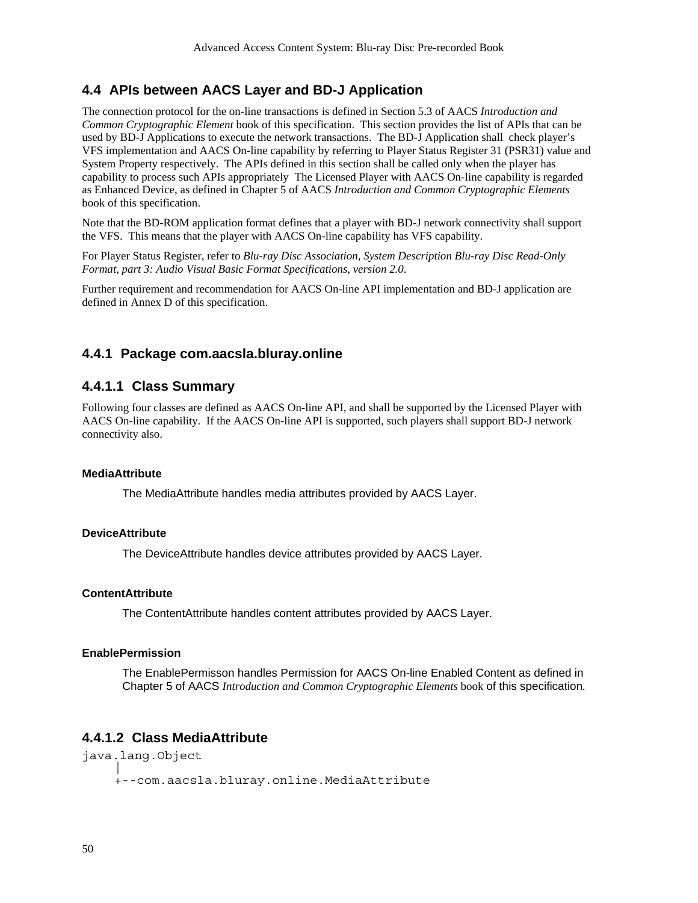## 4.4 APIs between AACS Layer and BD-J Application

The connection protocol for the on-line transactions is defined in Section 5.3 of AACS *Introduction and Common Cryptographic Element* book of this specification. This section provides the list of APIs that can be used by BD-J Applications to execute the network transactions. The BD-J Application shall check player's VFS implementation and AACS On-line capability by referring to Player Status Register 31 (PSR31) value and System Property respectively. The APIs defined in this section shall be called only when the player has capability to process such APIs appropriately The Licensed Player with AACS On-line capability is regarded as Enhanced Device, as defined in Chapter 5 of AACS *Introduction and Common Cryptographic Elements* book of this specification.

Note that the BD-ROM application format defines that a player with BD-J network connectivity shall support the VFS. This means that the player with AACS On-line capability has VFS capability.

For Player Status Register, refer to *Blu-ray Disc Association, System Description Blu-ray Disc Read-Only Format, part 3: Audio Visual Basic Format Specifications, version 2.0*.

Further requirement and recommendation for AACS On-line API implementation and BD-J application are defined in Annex D of this specification.

### 4.4.1 Package com.aacsla.bluray.online

#### 4.4.1.1 Class Summary

Following four classes are defined as AACS On-line API, and shall be supported by the Licensed Player with AACS On-line capability. If the AACS On-line API is supported, such players shall support BD-J network connectivity also.

**MediaAttribute**

The MediaAttribute handles media attributes provided by AACS Layer.

**DeviceAttribute**

The DeviceAttribute handles device attributes provided by AACS Layer.

**ContentAttribute**

The ContentAttribute handles content attributes provided by AACS Layer.

**EnablePermission**

The EnablePermisson handles Permission for AACS On-line Enabled Content as defined in Chapter 5 of AACS *Introduction and Common Cryptographic Elements* book of this specification.

#### 4.4.1.2 Class MediaAttribute

```
java.lang.Object
     |
     +--com.aacsla.bluray.online.MediaAttribute
```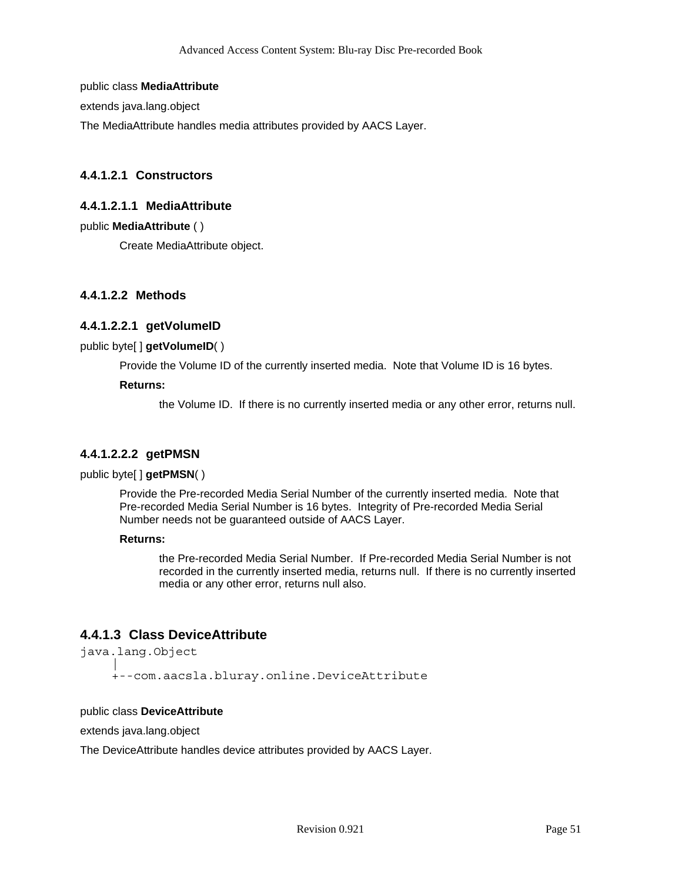public class **MediaAttribute**

extends java.lang.object

The MediaAttribute handles media attributes provided by AACS Layer.

#### 4.4.1.2.1 Constructors

##### 4.4.1.2.1.1 MediaAttribute

public **MediaAttribute** ( )

Create MediaAttribute object.

#### 4.4.1.2.2 Methods

##### 4.4.1.2.2.1 getVolumeID

public byte[ ] **getVolumeID**( )

Provide the Volume ID of the currently inserted media. Note that Volume ID is 16 bytes.

**Returns:**

the Volume ID. If there is no currently inserted media or any other error, returns null.

##### 4.4.1.2.2.2 getPMSN

public byte[ ] **getPMSN**( )

Provide the Pre-recorded Media Serial Number of the currently inserted media. Note that Pre-recorded Media Serial Number is 16 bytes. Integrity of Pre-recorded Media Serial Number needs not be guaranteed outside of AACS Layer.

**Returns:**

the Pre-recorded Media Serial Number. If Pre-recorded Media Serial Number is not recorded in the currently inserted media, returns null. If there is no currently inserted media or any other error, returns null also.

### 4.4.1.3 Class DeviceAttribute

```
java.lang.Object
     |
     +--com.aacsla.bluray.online.DeviceAttribute
```

public class **DeviceAttribute**

extends java.lang.object

The DeviceAttribute handles device attributes provided by AACS Layer.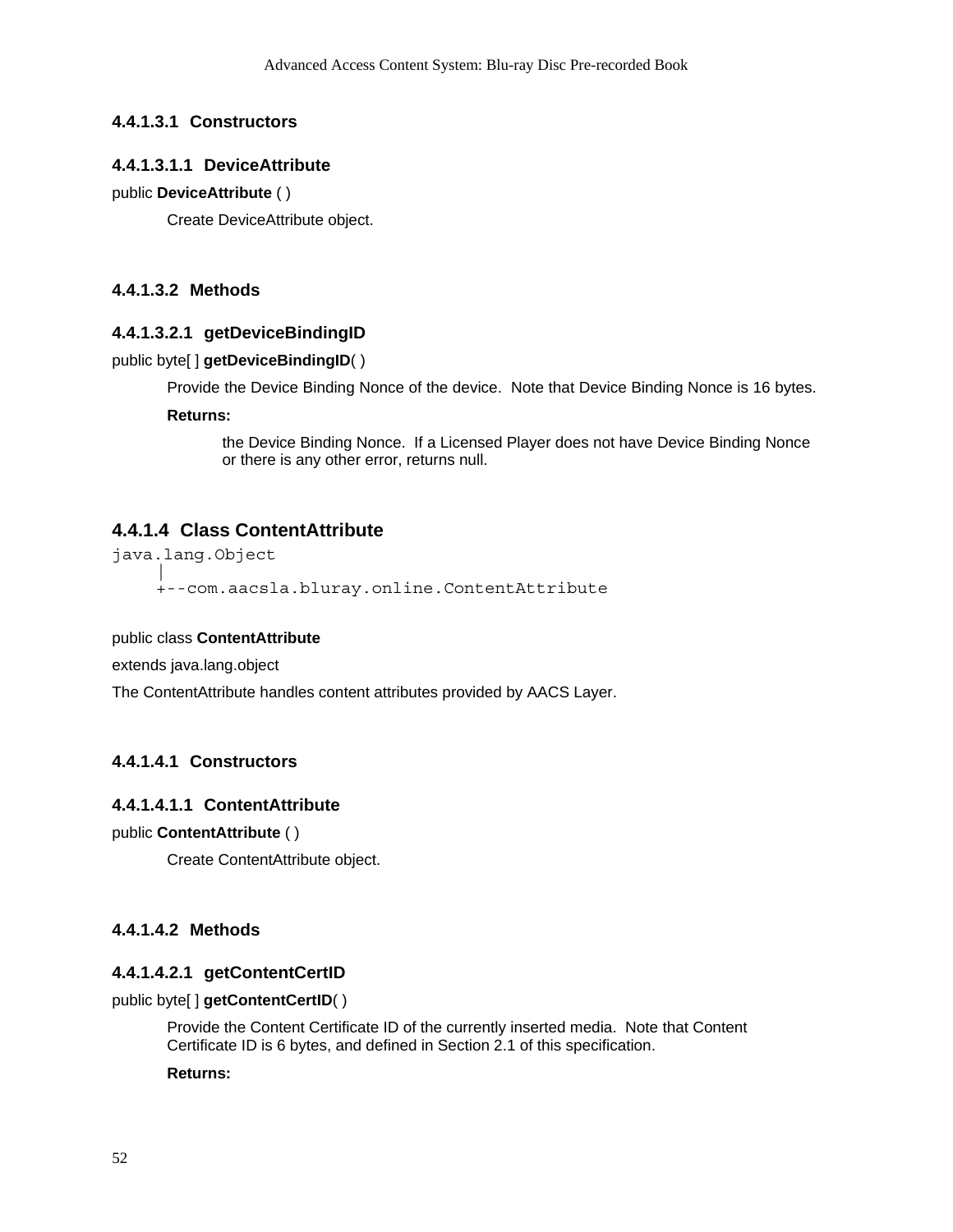#### 4.4.1.3.1 Constructors

##### 4.4.1.3.1.1 DeviceAttribute

public **DeviceAttribute** ( )

Create DeviceAttribute object.

#### 4.4.1.3.2 Methods

##### 4.4.1.3.2.1 getDeviceBindingID

public byte[ ] **getDeviceBindingID**( )

Provide the Device Binding Nonce of the device.  Note that Device Binding Nonce is 16 bytes.

**Returns:**

the Device Binding Nonce.  If a Licensed Player does not have Device Binding Nonce or there is any other error, returns null.

### 4.4.1.4 Class ContentAttribute

```
java.lang.Object
     |
     +--com.aacsla.bluray.online.ContentAttribute
```

public class **ContentAttribute**

extends java.lang.object

The ContentAttribute handles content attributes provided by AACS Layer.

#### 4.4.1.4.1 Constructors

##### 4.4.1.4.1.1 ContentAttribute

public **ContentAttribute** ( )

Create ContentAttribute object.

#### 4.4.1.4.2 Methods

##### 4.4.1.4.2.1 getContentCertID

public byte[ ] **getContentCertID**( )

Provide the Content Certificate ID of the currently inserted media.  Note that Content Certificate ID is 6 bytes, and defined in Section 2.1 of this specification.

**Returns:**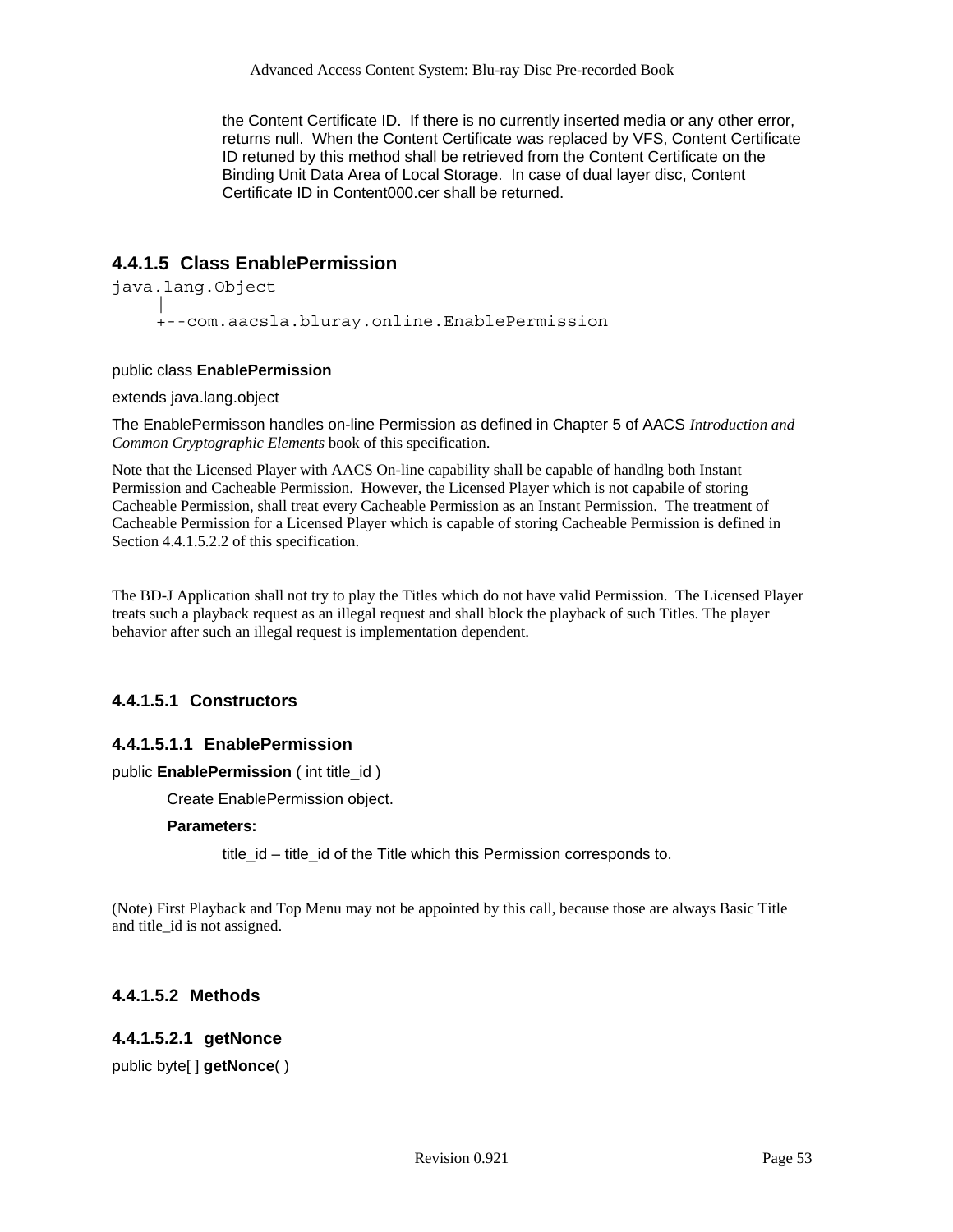the Content Certificate ID. If there is no currently inserted media or any other error, returns null. When the Content Certificate was replaced by VFS, Content Certificate ID retuned by this method shall be retrieved from the Content Certificate on the Binding Unit Data Area of Local Storage. In case of dual layer disc, Content Certificate ID in Content000.cer shall be returned.

### 4.4.1.5 Class EnablePermission

```
java.lang.Object
     |
     +--com.aacsla.bluray.online.EnablePermission
```

public class **EnablePermission**

extends java.lang.object

The EnablePermisson handles on-line Permission as defined in Chapter 5 of AACS *Introduction and Common Cryptographic Elements* book of this specification.

Note that the Licensed Player with AACS On-line capability shall be capable of handlng both Instant Permission and Cacheable Permission. However, the Licensed Player which is not capabile of storing Cacheable Permission, shall treat every Cacheable Permission as an Instant Permission. The treatment of Cacheable Permission for a Licensed Player which is capable of storing Cacheable Permission is defined in Section 4.4.1.5.2.2 of this specification.

The BD-J Application shall not try to play the Titles which do not have valid Permission. The Licensed Player treats such a playback request as an illegal request and shall block the playback of such Titles. The player behavior after such an illegal request is implementation dependent.

#### 4.4.1.5.1 Constructors

##### 4.4.1.5.1.1 EnablePermission

public **EnablePermission** ( int title_id )

Create EnablePermission object.

**Parameters:**

title_id – title_id of the Title which this Permission corresponds to.

(Note) First Playback and Top Menu may not be appointed by this call, because those are always Basic Title and title_id is not assigned.

#### 4.4.1.5.2 Methods

##### 4.4.1.5.2.1 getNonce

public byte[ ] **getNonce**( )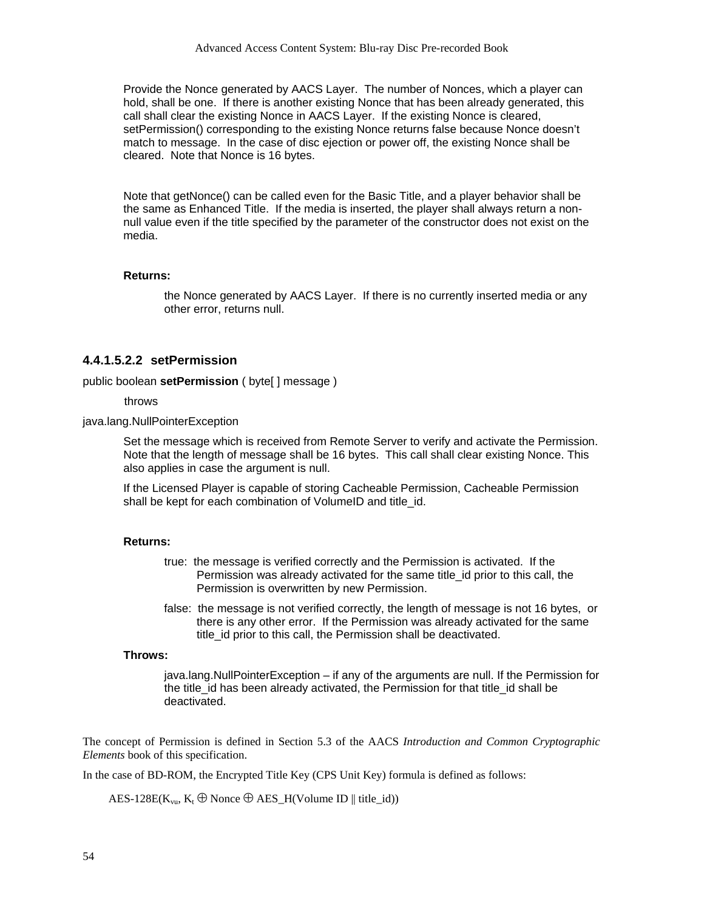Provide the Nonce generated by AACS Layer. The number of Nonces, which a player can hold, shall be one. If there is another existing Nonce that has been already generated, this call shall clear the existing Nonce in AACS Layer. If the existing Nonce is cleared, setPermission() corresponding to the existing Nonce returns false because Nonce doesn't match to message. In the case of disc ejection or power off, the existing Nonce shall be cleared. Note that Nonce is 16 bytes.

Note that getNonce() can be called even for the Basic Title, and a player behavior shall be the same as Enhanced Title. If the media is inserted, the player shall always return a non-null value even if the title specified by the parameter of the constructor does not exist on the media.

**Returns:**

the Nonce generated by AACS Layer. If there is no currently inserted media or any other error, returns null.

#### 4.4.1.5.2.2 setPermission

public boolean **setPermission** ( byte[ ] message )

throws

java.lang.NullPointerException

Set the message which is received from Remote Server to verify and activate the Permission. Note that the length of message shall be 16 bytes. This call shall clear existing Nonce. This also applies in case the argument is null.

If the Licensed Player is capable of storing Cacheable Permission, Cacheable Permission shall be kept for each combination of VolumeID and title_id.

**Returns:**

true: the message is verified correctly and the Permission is activated. If the Permission was already activated for the same title_id prior to this call, the Permission is overwritten by new Permission.

false: the message is not verified correctly, the length of message is not 16 bytes, or there is any other error. If the Permission was already activated for the same title_id prior to this call, the Permission shall be deactivated.

**Throws:**

java.lang.NullPointerException – if any of the arguments are null. If the Permission for the title_id has been already activated, the Permission for that title_id shall be deactivated.

The concept of Permission is defined in Section 5.3 of the AACS *Introduction and Common Cryptographic Elements* book of this specification.

In the case of BD-ROM, the Encrypted Title Key (CPS Unit Key) formula is defined as follows:

$$AES\text{-}128E(K_{vu}, K_t \oplus Nonce \oplus AES\_H(Volume\ ID \,\|\, title\_id))$$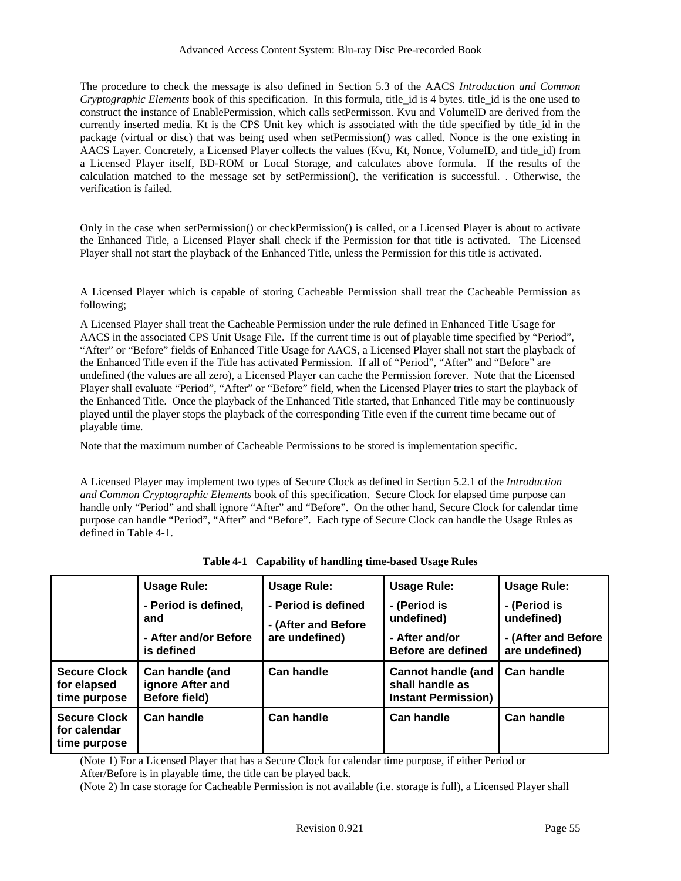The procedure to check the message is also defined in Section 5.3 of the AACS *Introduction and Common Cryptographic Elements* book of this specification. In this formula, title_id is 4 bytes. title_id is the one used to construct the instance of EnablePermission, which calls setPermisson. Kvu and VolumeID are derived from the currently inserted media. Kt is the CPS Unit key which is associated with the title specified by title_id in the package (virtual or disc) that was being used when setPermission() was called. Nonce is the one existing in AACS Layer. Concretely, a Licensed Player collects the values (Kvu, Kt, Nonce, VolumeID, and title_id) from a Licensed Player itself, BD-ROM or Local Storage, and calculates above formula. If the results of the calculation matched to the message set by setPermission(), the verification is successful. . Otherwise, the verification is failed.

Only in the case when setPermission() or checkPermission() is called, or a Licensed Player is about to activate the Enhanced Title, a Licensed Player shall check if the Permission for that title is activated. The Licensed Player shall not start the playback of the Enhanced Title, unless the Permission for this title is activated.

A Licensed Player which is capable of storing Cacheable Permission shall treat the Cacheable Permission as following;

A Licensed Player shall treat the Cacheable Permission under the rule defined in Enhanced Title Usage for AACS in the associated CPS Unit Usage File. If the current time is out of playable time specified by "Period", "After" or "Before" fields of Enhanced Title Usage for AACS, a Licensed Player shall not start the playback of the Enhanced Title even if the Title has activated Permission. If all of "Period", "After" and "Before" are undefined (the values are all zero), a Licensed Player can cache the Permission forever. Note that the Licensed Player shall evaluate "Period", "After" or "Before" field, when the Licensed Player tries to start the playback of the Enhanced Title. Once the playback of the Enhanced Title started, that Enhanced Title may be continuously played until the player stops the playback of the corresponding Title even if the current time became out of playable time.

Note that the maximum number of Cacheable Permissions to be stored is implementation specific.

A Licensed Player may implement two types of Secure Clock as defined in Section 5.2.1 of the *Introduction and Common Cryptographic Elements* book of this specification. Secure Clock for elapsed time purpose can handle only "Period" and shall ignore "After" and "Before". On the other hand, Secure Clock for calendar time purpose can handle "Period", "After" and "Before". Each type of Secure Clock can handle the Usage Rules as defined in Table 4-1.

**Table 4-1 Capability of handling time-based Usage Rules**

| | **Usage Rule:** - Period is defined, and - After and/or Before is defined | **Usage Rule:** - Period is defined - (After and Before are undefined) | **Usage Rule:** - (Period is undefined) - After and/or Before are defined | **Usage Rule:** - (Period is undefined) - (After and Before are undefined) |
|---|---|---|---|---|
| **Secure Clock for elapsed time purpose** | **Can handle (and ignore After and Before field)** | **Can handle** | **Cannot handle (and shall handle as Instant Permission)** | **Can handle** |
| **Secure Clock for calendar time purpose** | **Can handle** | **Can handle** | **Can handle** | **Can handle** |

(Note 1) For a Licensed Player that has a Secure Clock for calendar time purpose, if either Period or After/Before is in playable time, the title can be played back.

(Note 2) In case storage for Cacheable Permission is not available (i.e. storage is full), a Licensed Player shall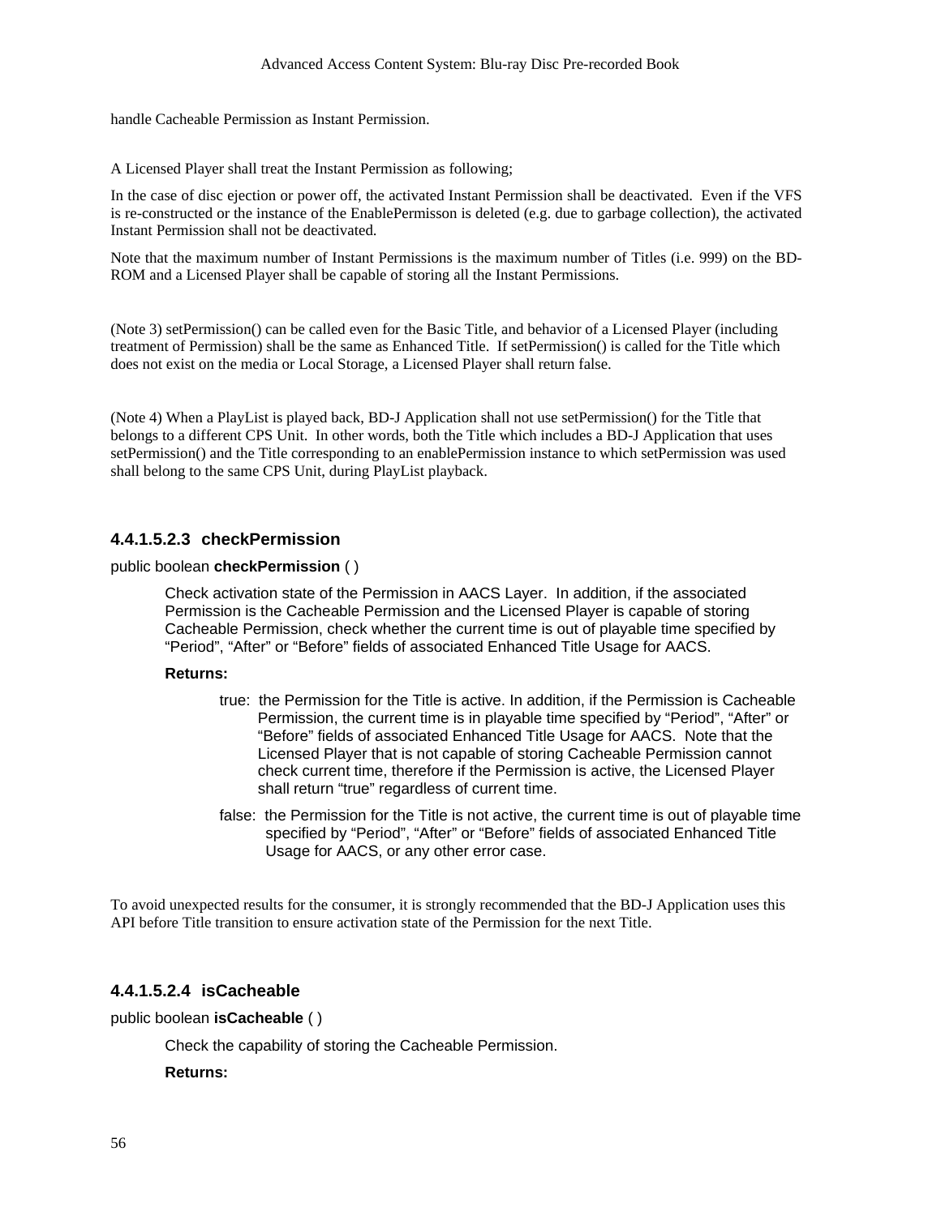handle Cacheable Permission as Instant Permission.

A Licensed Player shall treat the Instant Permission as following;

In the case of disc ejection or power off, the activated Instant Permission shall be deactivated. Even if the VFS is re-constructed or the instance of the EnablePermisson is deleted (e.g. due to garbage collection), the activated Instant Permission shall not be deactivated.

Note that the maximum number of Instant Permissions is the maximum number of Titles (i.e. 999) on the BD-ROM and a Licensed Player shall be capable of storing all the Instant Permissions.

(Note 3) setPermission() can be called even for the Basic Title, and behavior of a Licensed Player (including treatment of Permission) shall be the same as Enhanced Title. If setPermission() is called for the Title which does not exist on the media or Local Storage, a Licensed Player shall return false.

(Note 4) When a PlayList is played back, BD-J Application shall not use setPermission() for the Title that belongs to a different CPS Unit. In other words, both the Title which includes a BD-J Application that uses setPermission() and the Title corresponding to an enablePermission instance to which setPermission was used shall belong to the same CPS Unit, during PlayList playback.

#### 4.4.1.5.2.3 checkPermission

public boolean **checkPermission** ( )

Check activation state of the Permission in AACS Layer. In addition, if the associated Permission is the Cacheable Permission and the Licensed Player is capable of storing Cacheable Permission, check whether the current time is out of playable time specified by “Period”, “After” or “Before” fields of associated Enhanced Title Usage for AACS.

**Returns:**

true: the Permission for the Title is active. In addition, if the Permission is Cacheable Permission, the current time is in playable time specified by “Period”, “After” or “Before” fields of associated Enhanced Title Usage for AACS. Note that the Licensed Player that is not capable of storing Cacheable Permission cannot check current time, therefore if the Permission is active, the Licensed Player shall return “true” regardless of current time.

false: the Permission for the Title is not active, the current time is out of playable time specified by “Period”, “After” or “Before” fields of associated Enhanced Title Usage for AACS, or any other error case.

To avoid unexpected results for the consumer, it is strongly recommended that the BD-J Application uses this API before Title transition to ensure activation state of the Permission for the next Title.

#### 4.4.1.5.2.4 isCacheable

public boolean **isCacheable** ( )

Check the capability of storing the Cacheable Permission.

**Returns:**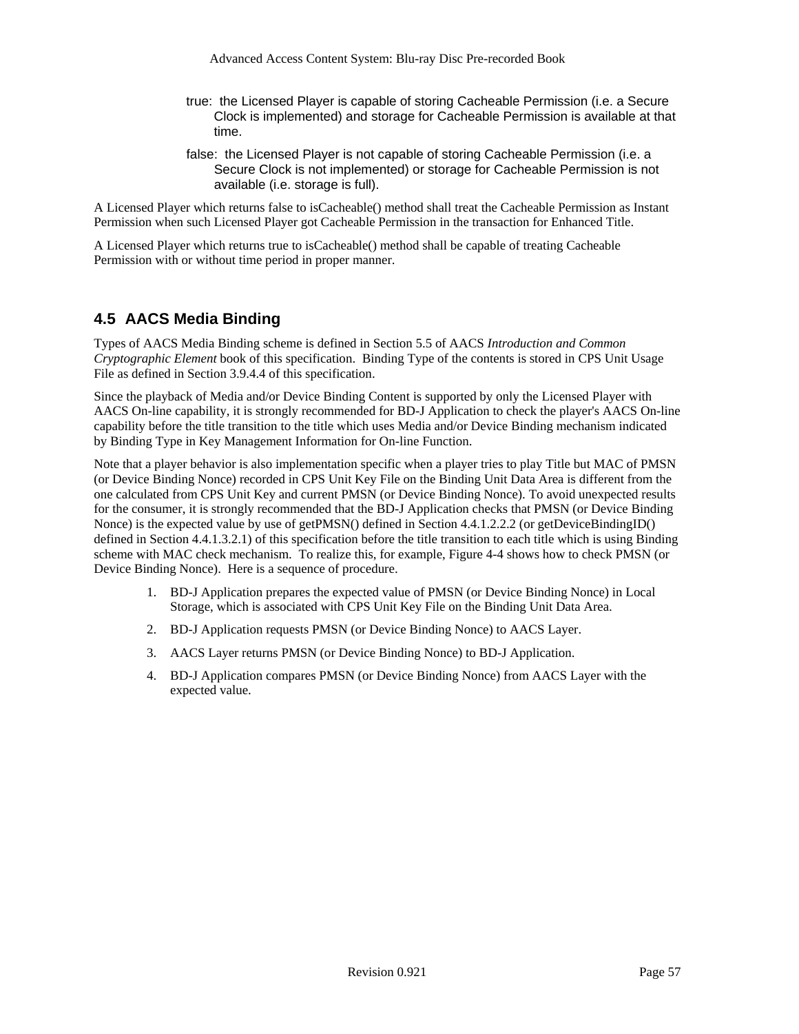true: the Licensed Player is capable of storing Cacheable Permission (i.e. a Secure Clock is implemented) and storage for Cacheable Permission is available at that time.

false: the Licensed Player is not capable of storing Cacheable Permission (i.e. a Secure Clock is not implemented) or storage for Cacheable Permission is not available (i.e. storage is full).

A Licensed Player which returns false to isCacheable() method shall treat the Cacheable Permission as Instant Permission when such Licensed Player got Cacheable Permission in the transaction for Enhanced Title.

A Licensed Player which returns true to isCacheable() method shall be capable of treating Cacheable Permission with or without time period in proper manner.

## 4.5 AACS Media Binding

Types of AACS Media Binding scheme is defined in Section 5.5 of AACS *Introduction and Common Cryptographic Element* book of this specification. Binding Type of the contents is stored in CPS Unit Usage File as defined in Section 3.9.4.4 of this specification.

Since the playback of Media and/or Device Binding Content is supported by only the Licensed Player with AACS On-line capability, it is strongly recommended for BD-J Application to check the player's AACS On-line capability before the title transition to the title which uses Media and/or Device Binding mechanism indicated by Binding Type in Key Management Information for On-line Function.

Note that a player behavior is also implementation specific when a player tries to play Title but MAC of PMSN (or Device Binding Nonce) recorded in CPS Unit Key File on the Binding Unit Data Area is different from the one calculated from CPS Unit Key and current PMSN (or Device Binding Nonce). To avoid unexpected results for the consumer, it is strongly recommended that the BD-J Application checks that PMSN (or Device Binding Nonce) is the expected value by use of getPMSN() defined in Section 4.4.1.2.2.2 (or getDeviceBindingID() defined in Section 4.4.1.3.2.1) of this specification before the title transition to each title which is using Binding scheme with MAC check mechanism. To realize this, for example, Figure 4-4 shows how to check PMSN (or Device Binding Nonce). Here is a sequence of procedure.

1. BD-J Application prepares the expected value of PMSN (or Device Binding Nonce) in Local Storage, which is associated with CPS Unit Key File on the Binding Unit Data Area.
2. BD-J Application requests PMSN (or Device Binding Nonce) to AACS Layer.
3. AACS Layer returns PMSN (or Device Binding Nonce) to BD-J Application.
4. BD-J Application compares PMSN (or Device Binding Nonce) from AACS Layer with the expected value.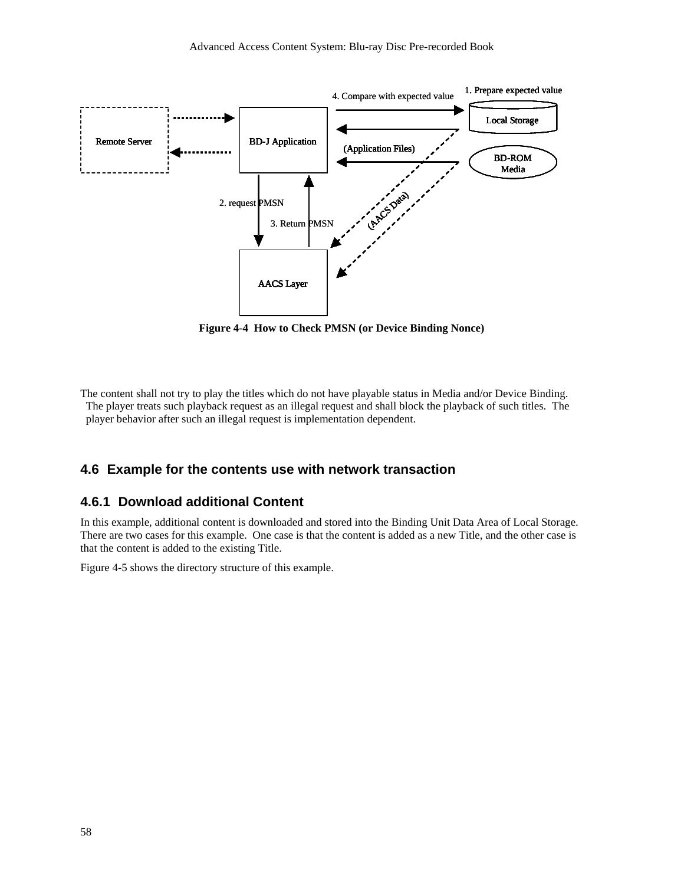Remote Server | BD-J Application | Local Storage | BD-ROM Media | AACS Layer

1. Prepare expected value

2. request PMSN

3. Return PMSN

4. Compare with expected value

(Application Files)

(AACS Data)

**Figure 4-4 How to Check PMSN (or Device Binding Nonce)**

The content shall not try to play the titles which do not have playable status in Media and/or Device Binding. The player treats such playback request as an illegal request and shall block the playback of such titles. The player behavior after such an illegal request is implementation dependent.

## 4.6 Example for the contents use with network transaction

### 4.6.1 Download additional Content

In this example, additional content is downloaded and stored into the Binding Unit Data Area of Local Storage. There are two cases for this example. One case is that the content is added as a new Title, and the other case is that the content is added to the existing Title.

Figure 4-5 shows the directory structure of this example.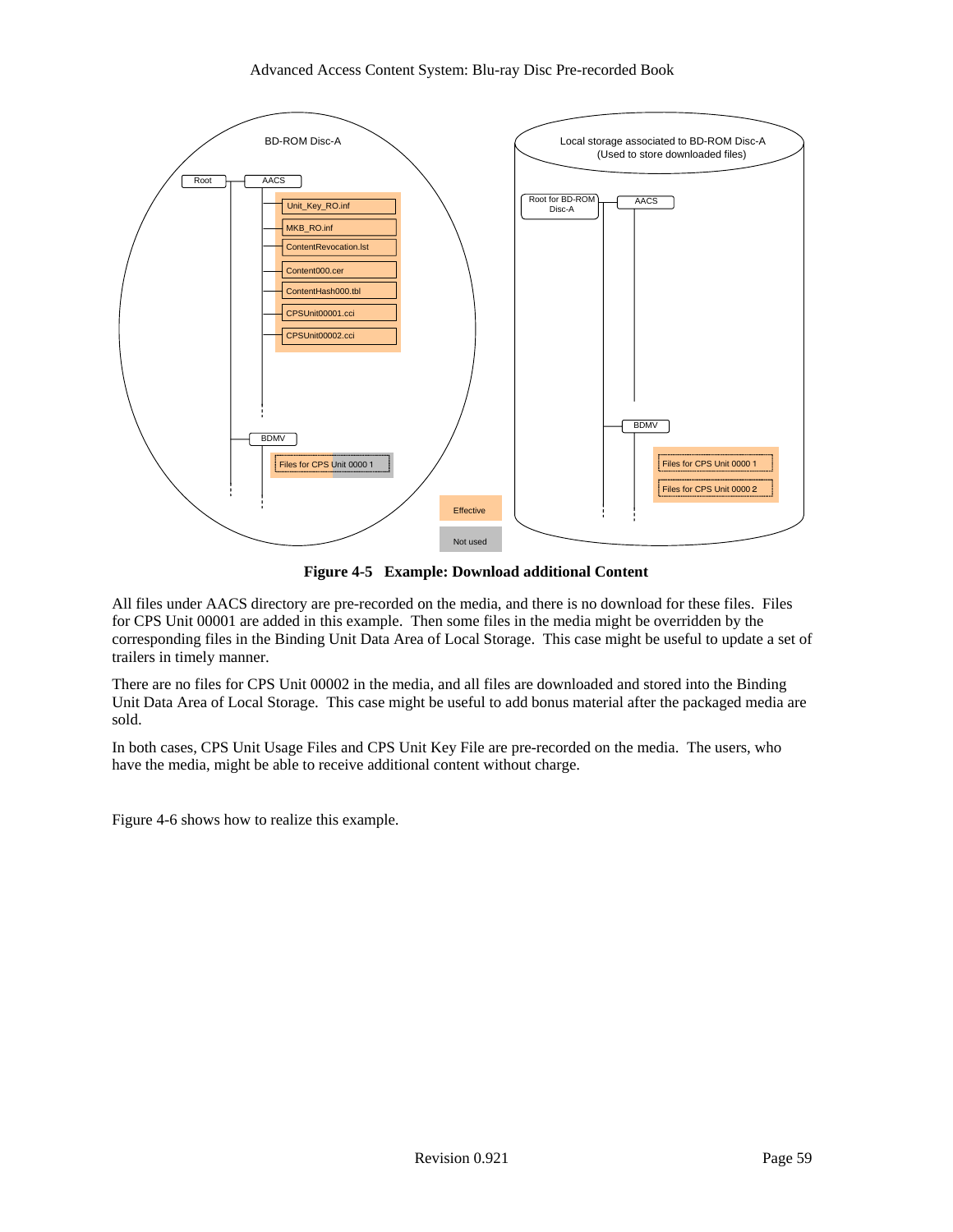**Figure 4-5 Example: Download additional Content**

All files under AACS directory are pre-recorded on the media, and there is no download for these files. Files for CPS Unit 00001 are added in this example. Then some files in the media might be overridden by the corresponding files in the Binding Unit Data Area of Local Storage. This case might be useful to update a set of trailers in timely manner.

There are no files for CPS Unit 00002 in the media, and all files are downloaded and stored into the Binding Unit Data Area of Local Storage. This case might be useful to add bonus material after the packaged media are sold.

In both cases, CPS Unit Usage Files and CPS Unit Key File are pre-recorded on the media. The users, who have the media, might be able to receive additional content without charge.

Figure 4-6 shows how to realize this example.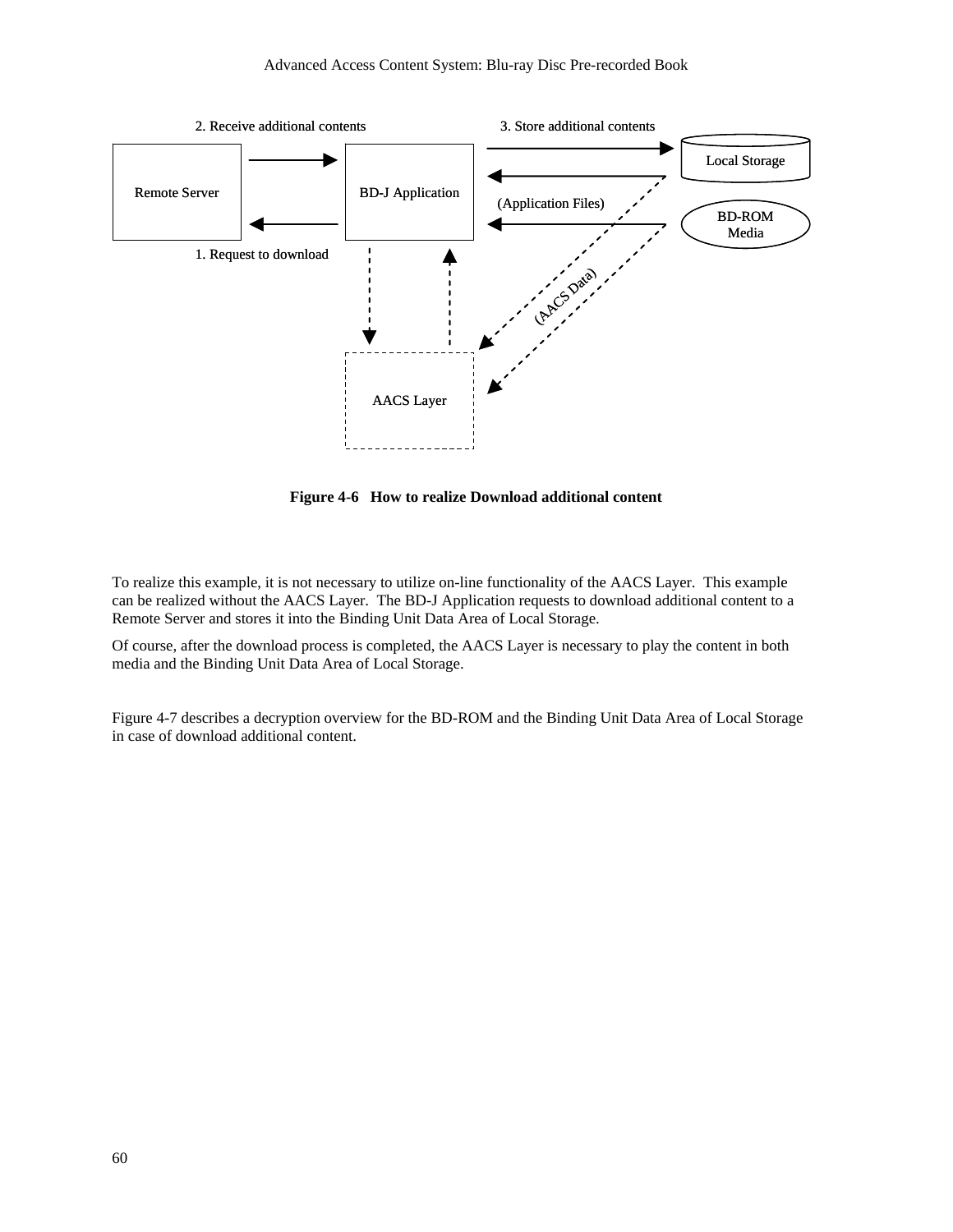2. Receive additional contents

3. Store additional contents

Remote Server

BD-J Application

Local Storage

(Application Files)

BD-ROM Media

1. Request to download

(AACS Data)

AACS Layer

**Figure 4-6 How to realize Download additional content**

To realize this example, it is not necessary to utilize on-line functionality of the AACS Layer. This example can be realized without the AACS Layer. The BD-J Application requests to download additional content to a Remote Server and stores it into the Binding Unit Data Area of Local Storage.

Of course, after the download process is completed, the AACS Layer is necessary to play the content in both media and the Binding Unit Data Area of Local Storage.

Figure 4-7 describes a decryption overview for the BD-ROM and the Binding Unit Data Area of Local Storage in case of download additional content.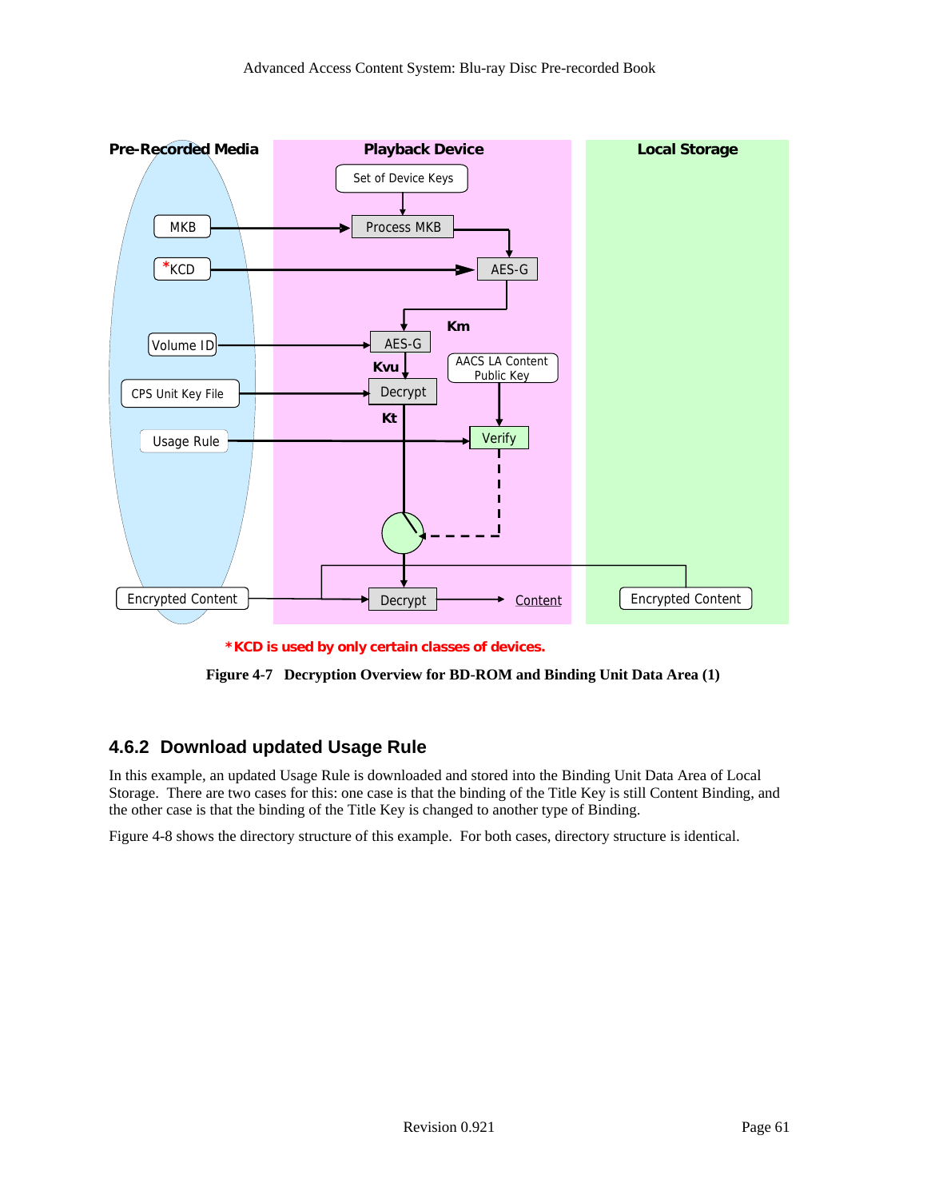*KCD is used by only certain classes of devices.

**Figure 4-7 Decryption Overview for BD-ROM and Binding Unit Data Area (1)**

### 4.6.2 Download updated Usage Rule

In this example, an updated Usage Rule is downloaded and stored into the Binding Unit Data Area of Local Storage. There are two cases for this: one case is that the binding of the Title Key is still Content Binding, and the other case is that the binding of the Title Key is changed to another type of Binding.

Figure 4-8 shows the directory structure of this example. For both cases, directory structure is identical.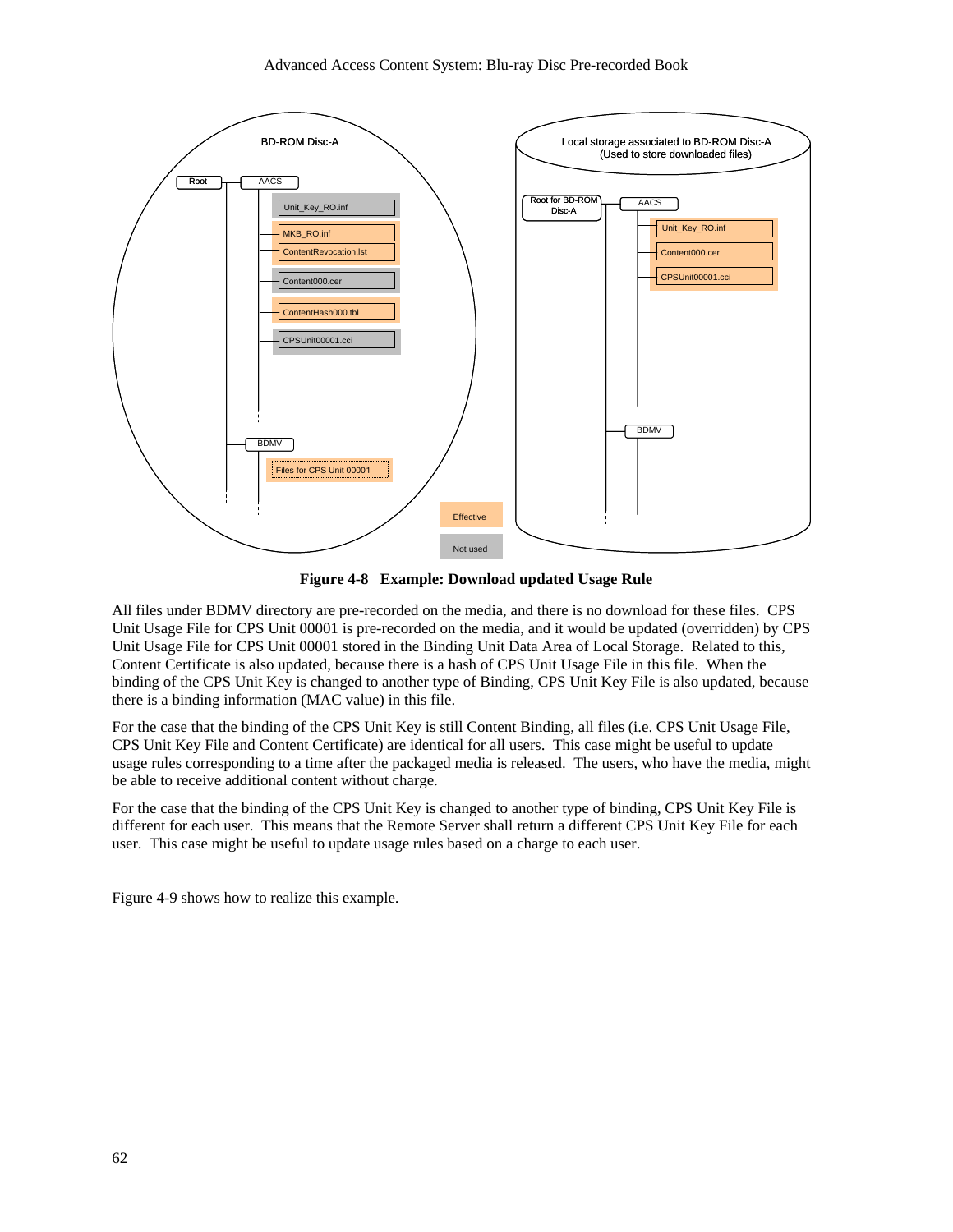**Figure 4-8 Example: Download updated Usage Rule**

All files under BDMV directory are pre-recorded on the media, and there is no download for these files. CPS Unit Usage File for CPS Unit 00001 is pre-recorded on the media, and it would be updated (overridden) by CPS Unit Usage File for CPS Unit 00001 stored in the Binding Unit Data Area of Local Storage. Related to this, Content Certificate is also updated, because there is a hash of CPS Unit Usage File in this file. When the binding of the CPS Unit Key is changed to another type of Binding, CPS Unit Key File is also updated, because there is a binding information (MAC value) in this file.

For the case that the binding of the CPS Unit Key is still Content Binding, all files (i.e. CPS Unit Usage File, CPS Unit Key File and Content Certificate) are identical for all users. This case might be useful to update usage rules corresponding to a time after the packaged media is released. The users, who have the media, might be able to receive additional content without charge.

For the case that the binding of the CPS Unit Key is changed to another type of binding, CPS Unit Key File is different for each user. This means that the Remote Server shall return a different CPS Unit Key File for each user. This case might be useful to update usage rules based on a charge to each user.

Figure 4-9 shows how to realize this example.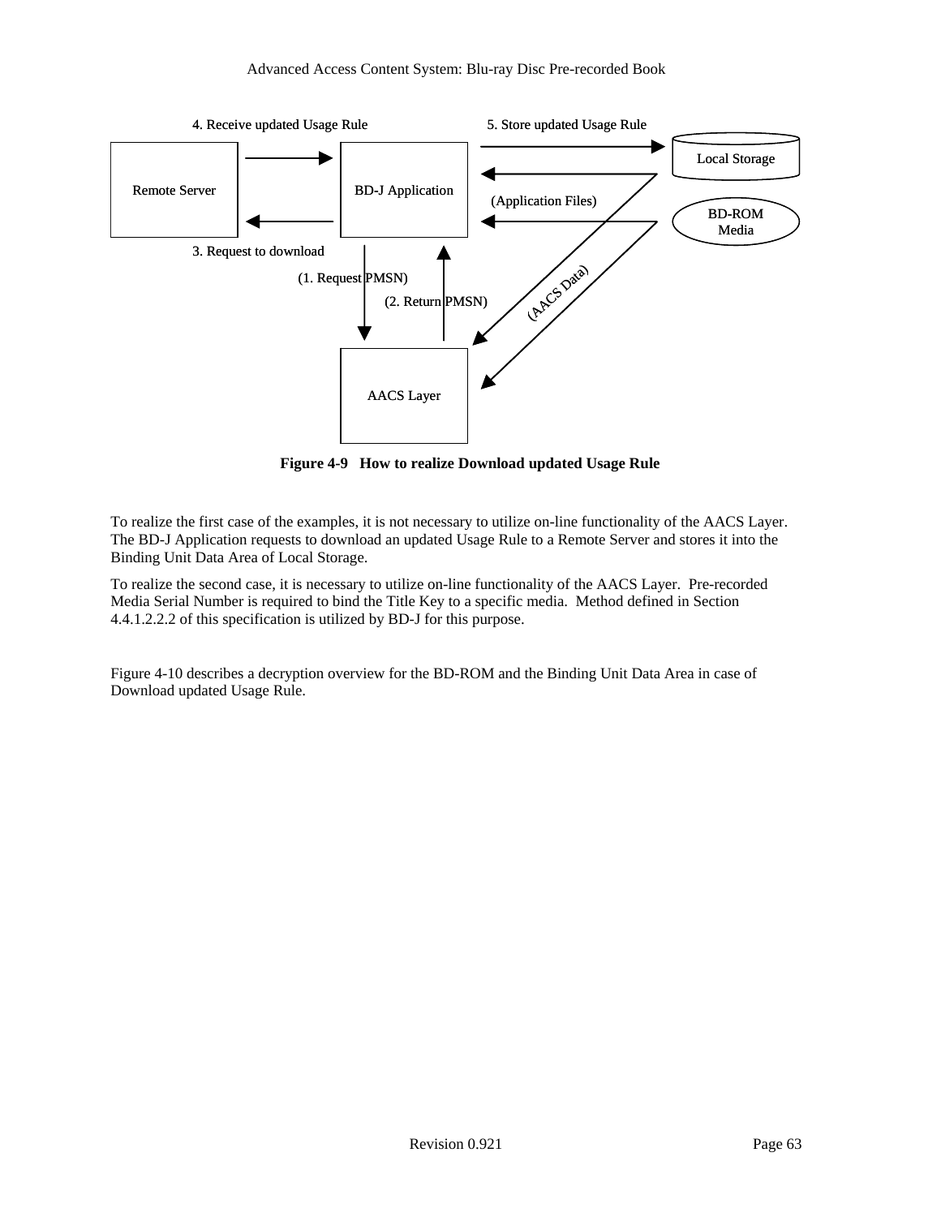4. Receive updated Usage Rule

5. Store updated Usage Rule

Remote Server

BD-J Application

Local Storage

(Application Files)

BD-ROM Media

3. Request to download

(1. Request PMSN)

(2. Return PMSN)

(AACS Data)

AACS Layer

**Figure 4-9 How to realize Download updated Usage Rule**

To realize the first case of the examples, it is not necessary to utilize on-line functionality of the AACS Layer. The BD-J Application requests to download an updated Usage Rule to a Remote Server and stores it into the Binding Unit Data Area of Local Storage.

To realize the second case, it is necessary to utilize on-line functionality of the AACS Layer. Pre-recorded Media Serial Number is required to bind the Title Key to a specific media. Method defined in Section 4.4.1.2.2.2 of this specification is utilized by BD-J for this purpose.

Figure 4-10 describes a decryption overview for the BD-ROM and the Binding Unit Data Area in case of Download updated Usage Rule.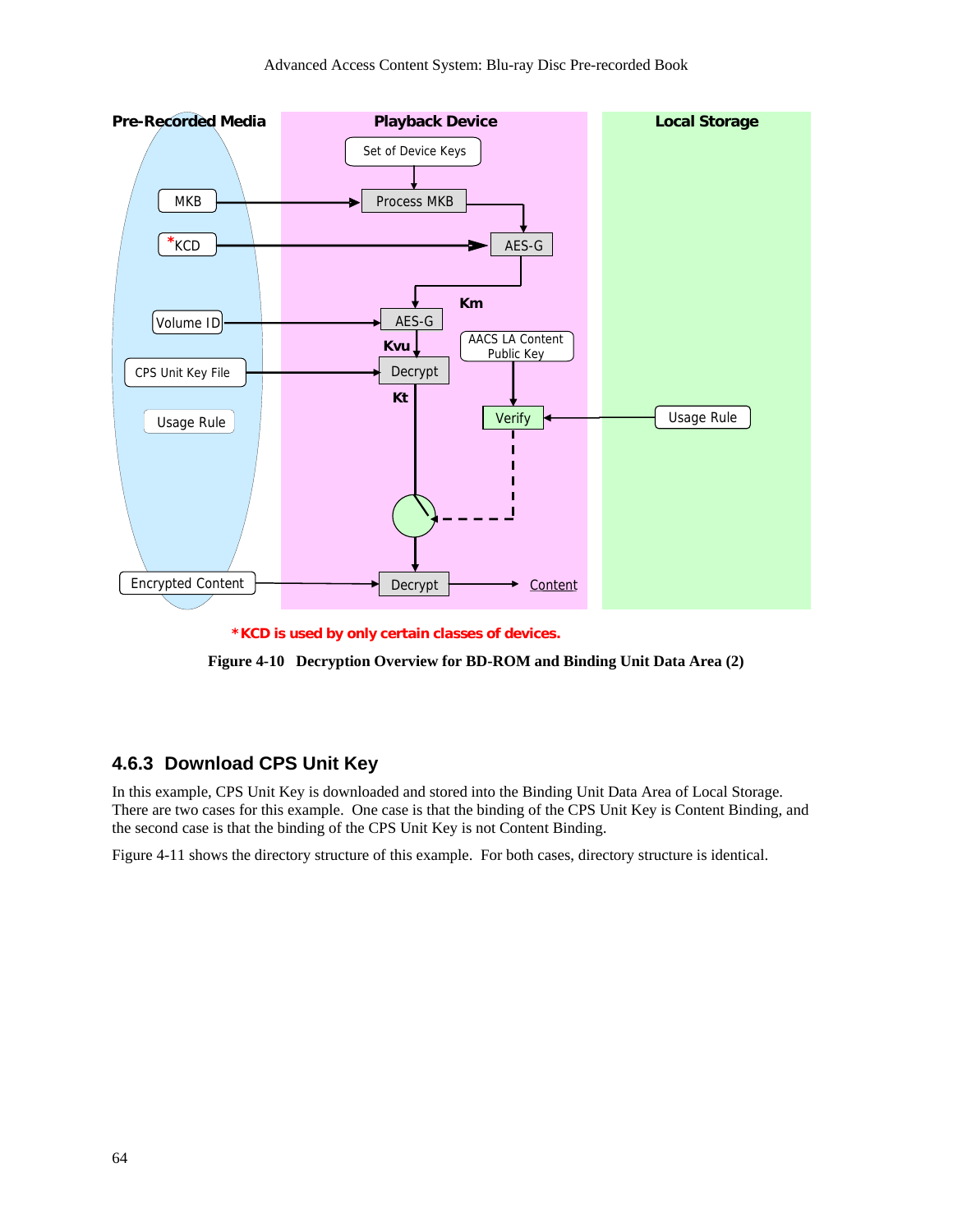*KCD is used by only certain classes of devices.

**Figure 4-10 Decryption Overview for BD-ROM and Binding Unit Data Area (2)**

## 4.6.3 Download CPS Unit Key

In this example, CPS Unit Key is downloaded and stored into the Binding Unit Data Area of Local Storage. There are two cases for this example. One case is that the binding of the CPS Unit Key is Content Binding, and the second case is that the binding of the CPS Unit Key is not Content Binding.

Figure 4-11 shows the directory structure of this example. For both cases, directory structure is identical.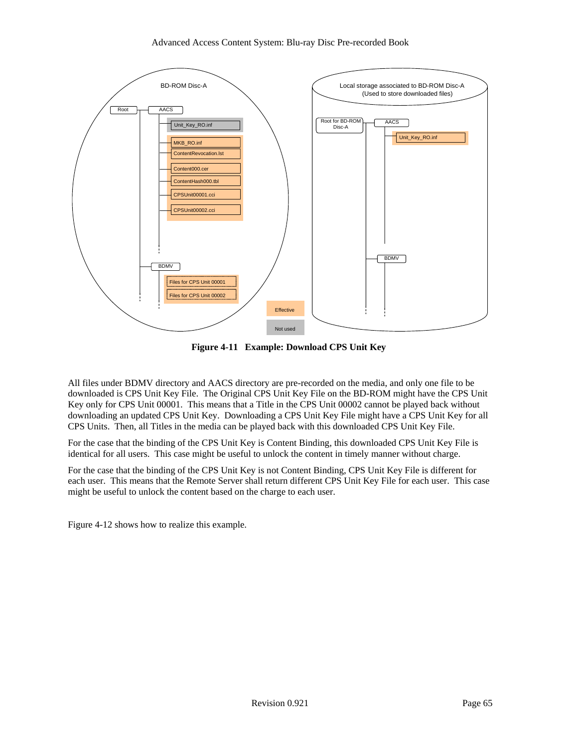BD-ROM Disc-A

Root — AACS
- Unit_Key_RO.inf
- MKB_RO.inf
- ContentRevocation.lst
- Content000.cer
- ContentHash000.tbl
- CPSUnit00001.cci
- CPSUnit00002.cci

BDMV
- Files for CPS Unit 00001
- Files for CPS Unit 00002

Local storage associated to BD-ROM Disc-A (Used to store downloaded files)

Root for BD-ROM Disc-A — AACS
- Unit_Key_RO.inf

BDMV

Effective

Not used

**Figure 4-11 Example: Download CPS Unit Key**

All files under BDMV directory and AACS directory are pre-recorded on the media, and only one file to be downloaded is CPS Unit Key File. The Original CPS Unit Key File on the BD-ROM might have the CPS Unit Key only for CPS Unit 00001. This means that a Title in the CPS Unit 00002 cannot be played back without downloading an updated CPS Unit Key. Downloading a CPS Unit Key File might have a CPS Unit Key for all CPS Units. Then, all Titles in the media can be played back with this downloaded CPS Unit Key File.

For the case that the binding of the CPS Unit Key is Content Binding, this downloaded CPS Unit Key File is identical for all users. This case might be useful to unlock the content in timely manner without charge.

For the case that the binding of the CPS Unit Key is not Content Binding, CPS Unit Key File is different for each user. This means that the Remote Server shall return different CPS Unit Key File for each user. This case might be useful to unlock the content based on the charge to each user.

Figure 4-12 shows how to realize this example.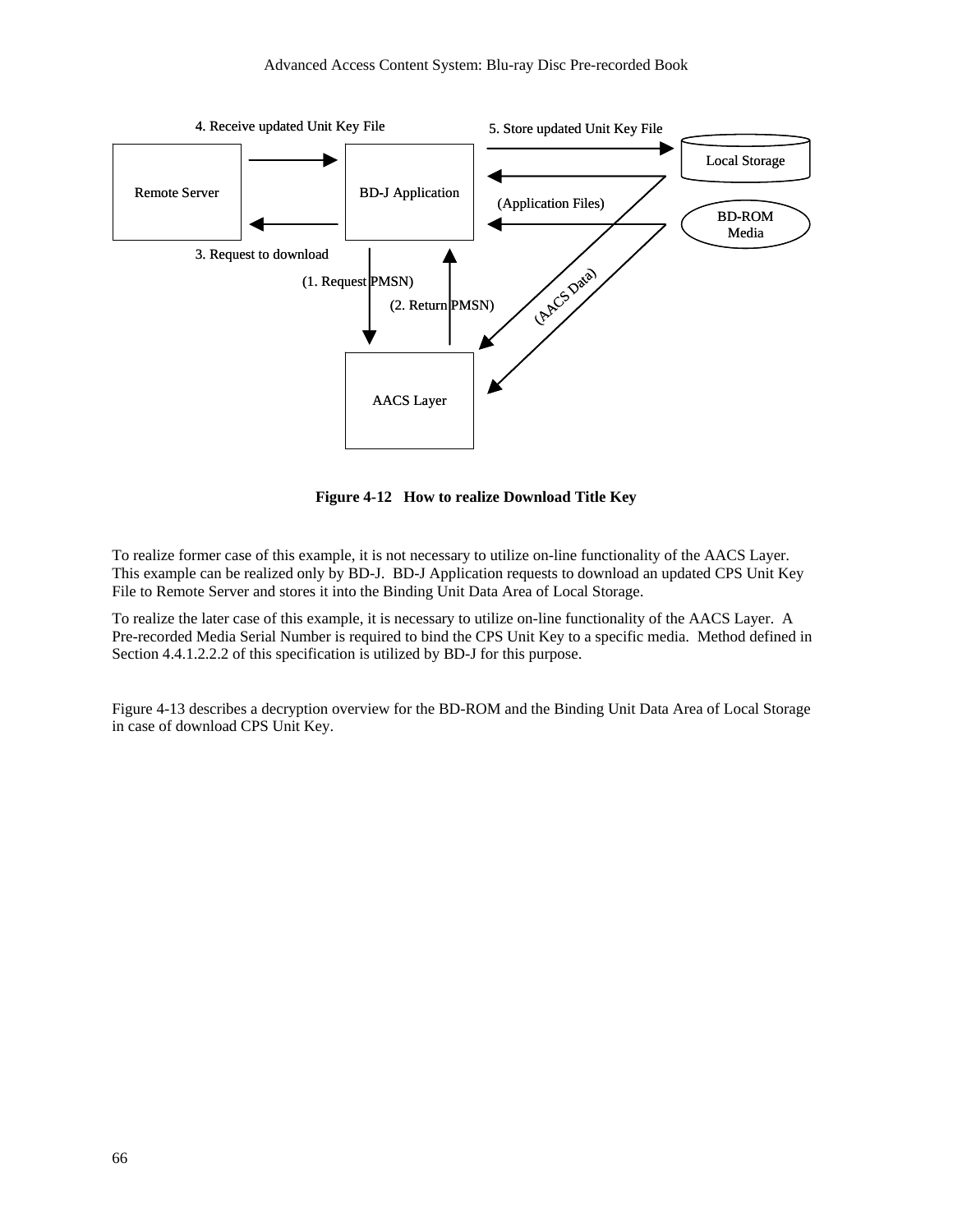4. Receive updated Unit Key File

5. Store updated Unit Key File

Remote Server

BD-J Application

Local Storage

(Application Files)

BD-ROM Media

3. Request to download

(1. Request PMSN)

(2. Return PMSN)

(AACS Data)

AACS Layer

**Figure 4-12 How to realize Download Title Key**

To realize former case of this example, it is not necessary to utilize on-line functionality of the AACS Layer. This example can be realized only by BD-J. BD-J Application requests to download an updated CPS Unit Key File to Remote Server and stores it into the Binding Unit Data Area of Local Storage.

To realize the later case of this example, it is necessary to utilize on-line functionality of the AACS Layer. A Pre-recorded Media Serial Number is required to bind the CPS Unit Key to a specific media. Method defined in Section 4.4.1.2.2.2 of this specification is utilized by BD-J for this purpose.

Figure 4-13 describes a decryption overview for the BD-ROM and the Binding Unit Data Area of Local Storage in case of download CPS Unit Key.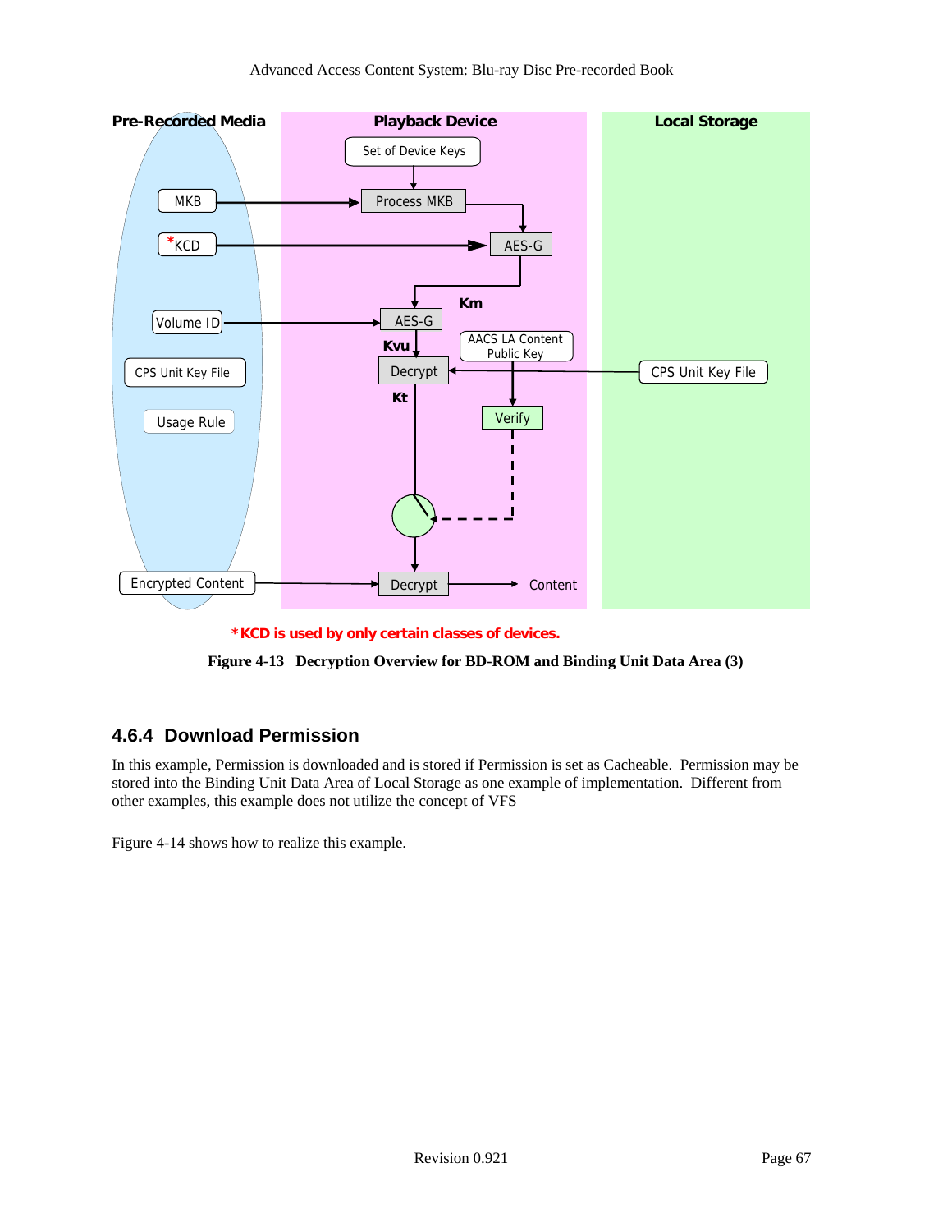*KCD is used by only certain classes of devices.

**Figure 4-13 Decryption Overview for BD-ROM and Binding Unit Data Area (3)**

## 4.6.4 Download Permission

In this example, Permission is downloaded and is stored if Permission is set as Cacheable. Permission may be stored into the Binding Unit Data Area of Local Storage as one example of implementation. Different from other examples, this example does not utilize the concept of VFS

Figure 4-14 shows how to realize this example.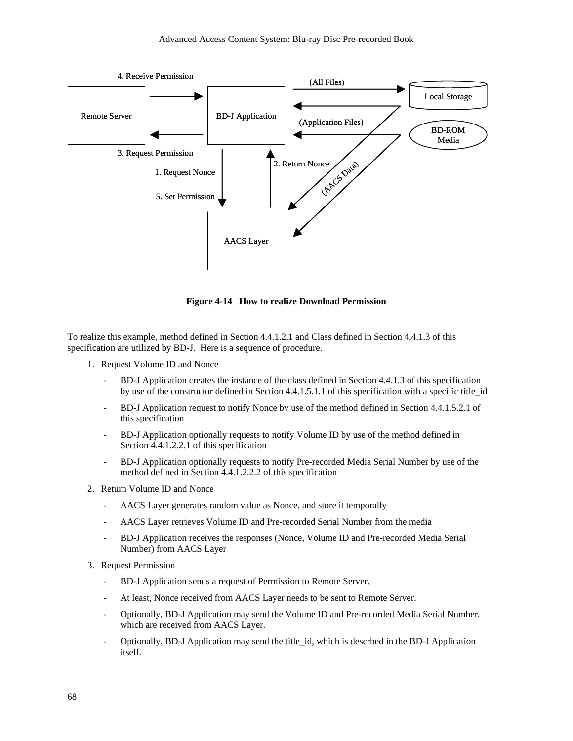**Figure 4-14 How to realize Download Permission**

To realize this example, method defined in Section 4.4.1.2.1 and Class defined in Section 4.4.1.3 of this specification are utilized by BD-J. Here is a sequence of procedure.

1. Request Volume ID and Nonce
   - BD-J Application creates the instance of the class defined in Section 4.4.1.3 of this specification by use of the constructor defined in Section 4.4.1.5.1.1 of this specification with a specific title_id
   - BD-J Application request to notify Nonce by use of the method defined in Section 4.4.1.5.2.1 of this specification
   - BD-J Application optionally requests to notify Volume ID by use of the method defined in Section 4.4.1.2.2.1 of this specification
   - BD-J Application optionally requests to notify Pre-recorded Media Serial Number by use of the method defined in Section 4.4.1.2.2.2 of this specification
2. Return Volume ID and Nonce
   - AACS Layer generates random value as Nonce, and store it temporally
   - AACS Layer retrieves Volume ID and Pre-recorded Serial Number from the media
   - BD-J Application receives the responses (Nonce, Volume ID and Pre-recorded Media Serial Number) from AACS Layer
3. Request Permission
   - BD-J Application sends a request of Permission to Remote Server.
   - At least, Nonce received from AACS Layer needs to be sent to Remote Server.
   - Optionally, BD-J Application may send the Volume ID and Pre-recorded Media Serial Number, which are received from AACS Layer.
   - Optionally, BD-J Application may send the title_id, which is descrbed in the BD-J Application itself.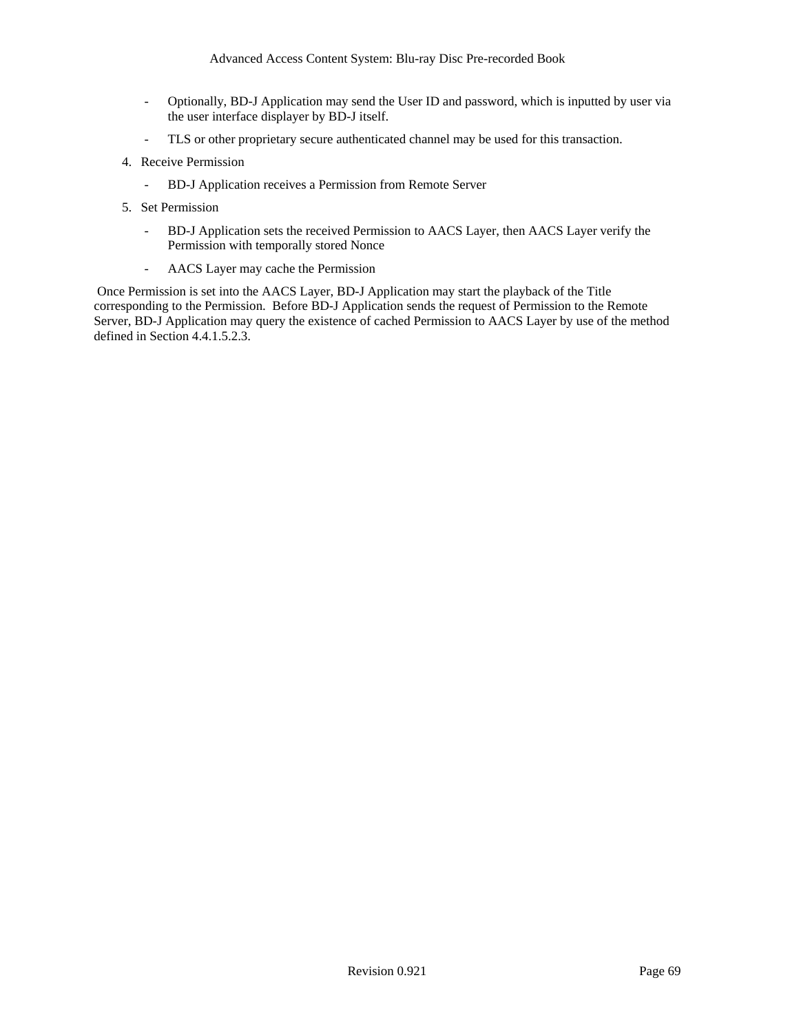- Optionally, BD-J Application may send the User ID and password, which is inputted by user via the user interface displayer by BD-J itself.
- TLS or other proprietary secure authenticated channel may be used for this transaction.

4. Receive Permission
   - BD-J Application receives a Permission from Remote Server
5. Set Permission
   - BD-J Application sets the received Permission to AACS Layer, then AACS Layer verify the Permission with temporally stored Nonce
   - AACS Layer may cache the Permission

Once Permission is set into the AACS Layer, BD-J Application may start the playback of the Title corresponding to the Permission. Before BD-J Application sends the request of Permission to the Remote Server, BD-J Application may query the existence of cached Permission to AACS Layer by use of the method defined in Section 4.4.1.5.2.3.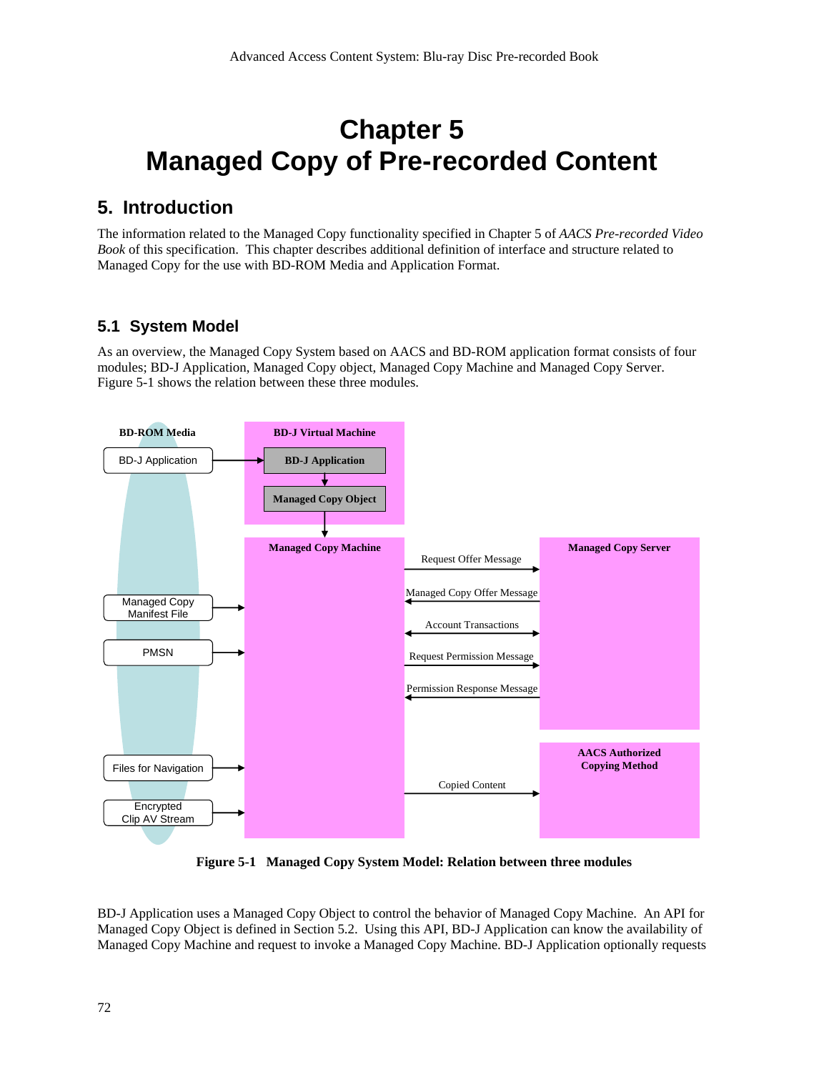# Chapter 5
# Managed Copy of Pre-recorded Content

## 5. Introduction

The information related to the Managed Copy functionality specified in Chapter 5 of *AACS Pre-recorded Video Book* of this specification. This chapter describes additional definition of interface and structure related to Managed Copy for the use with BD-ROM Media and Application Format.

### 5.1 System Model

As an overview, the Managed Copy System based on AACS and BD-ROM application format consists of four modules; BD-J Application, Managed Copy object, Managed Copy Machine and Managed Copy Server. Figure 5-1 shows the relation between these three modules.

**BD-ROM Media**: BD-J Application; Managed Copy Manifest File; PMSN; Files for Navigation; Encrypted Clip AV Stream

**BD-J Virtual Machine**: BD-J Application; Managed Copy Object

**Managed Copy Machine**

**Managed Copy Server**

**AACS Authorized Copying Method**

Messages between Managed Copy Machine and Managed Copy Server: Request Offer Message; Managed Copy Offer Message; Account Transactions; Request Permission Message; Permission Response Message

Managed Copy Machine to AACS Authorized Copying Method: Copied Content

**Figure 5-1 Managed Copy System Model: Relation between three modules**

BD-J Application uses a Managed Copy Object to control the behavior of Managed Copy Machine. An API for Managed Copy Object is defined in Section 5.2. Using this API, BD-J Application can know the availability of Managed Copy Machine and request to invoke a Managed Copy Machine. BD-J Application optionally requests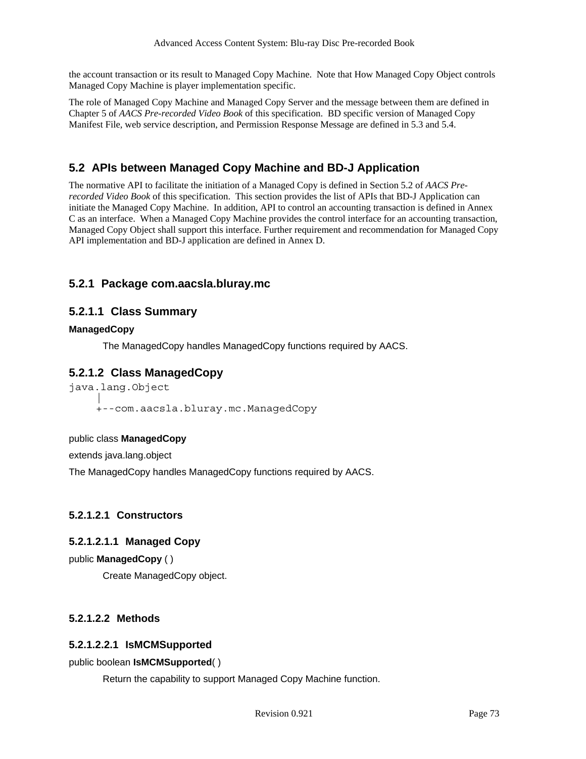the account transaction or its result to Managed Copy Machine. Note that How Managed Copy Object controls Managed Copy Machine is player implementation specific.

The role of Managed Copy Machine and Managed Copy Server and the message between them are defined in Chapter 5 of *AACS Pre-recorded Video Book* of this specification. BD specific version of Managed Copy Manifest File, web service description, and Permission Response Message are defined in 5.3 and 5.4.

## 5.2 APIs between Managed Copy Machine and BD-J Application

The normative API to facilitate the initiation of a Managed Copy is defined in Section 5.2 of *AACS Pre-recorded Video Book* of this specification. This section provides the list of APIs that BD-J Application can initiate the Managed Copy Machine. In addition, API to control an accounting transaction is defined in Annex C as an interface. When a Managed Copy Machine provides the control interface for an accounting transaction, Managed Copy Object shall support this interface. Further requirement and recommendation for Managed Copy API implementation and BD-J application are defined in Annex D.

### 5.2.1 Package com.aacsla.bluray.mc

#### 5.2.1.1 Class Summary

**ManagedCopy**

The ManagedCopy handles ManagedCopy functions required by AACS.

#### 5.2.1.2 Class ManagedCopy

```
java.lang.Object
     |
     +--com.aacsla.bluray.mc.ManagedCopy
```

public class **ManagedCopy**

extends java.lang.object

The ManagedCopy handles ManagedCopy functions required by AACS.

##### 5.2.1.2.1 Constructors

##### 5.2.1.2.1.1 Managed Copy

public **ManagedCopy** ( )

Create ManagedCopy object.

##### 5.2.1.2.2 Methods

##### 5.2.1.2.2.1 IsMCMSupported

public boolean **IsMCMSupported**( )

Return the capability to support Managed Copy Machine function.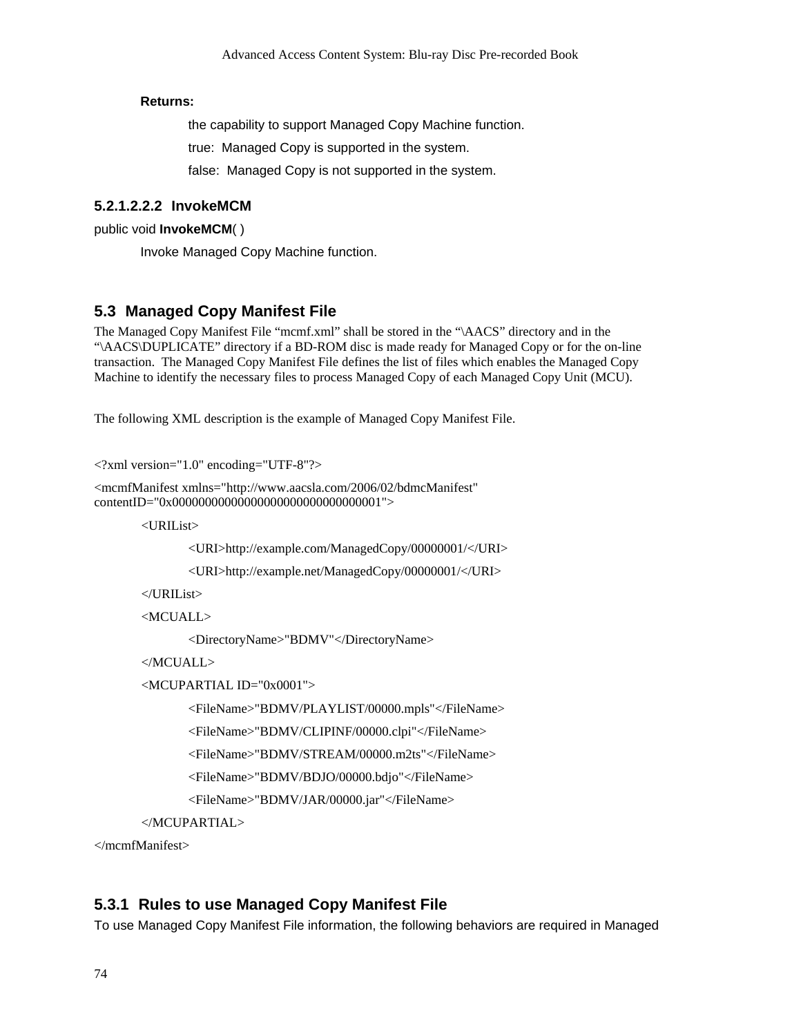**Returns:**

the capability to support Managed Copy Machine function.

true: Managed Copy is supported in the system.

false: Managed Copy is not supported in the system.

##### 5.2.1.2.2.2 InvokeMCM

public void **InvokeMCM**( )

Invoke Managed Copy Machine function.

## 5.3 Managed Copy Manifest File

The Managed Copy Manifest File “mcmf.xml” shall be stored in the “\AACS” directory and in the “\AACS\DUPLICATE” directory if a BD-ROM disc is made ready for Managed Copy or for the on-line transaction. The Managed Copy Manifest File defines the list of files which enables the Managed Copy Machine to identify the necessary files to process Managed Copy of each Managed Copy Unit (MCU).

The following XML description is the example of Managed Copy Manifest File.

```
<?xml version="1.0" encoding="UTF-8"?>
<mcmfManifest xmlns="http://www.aacsla.com/2006/02/bdmcManifest"
contentID="0x00000000000000000000000000000001">
    <URIList>
        <URI>http://example.com/ManagedCopy/00000001/</URI>
        <URI>http://example.net/ManagedCopy/00000001/</URI>
    </URIList>
    <MCUALL>
        <DirectoryName>"BDMV"</DirectoryName>
    </MCUALL>
    <MCUPARTIAL ID="0x0001">
        <FileName>"BDMV/PLAYLIST/00000.mpls"</FileName>
        <FileName>"BDMV/CLIPINF/00000.clpi"</FileName>
        <FileName>"BDMV/STREAM/00000.m2ts"</FileName>
        <FileName>"BDMV/BDJO/00000.bdjo"</FileName>
        <FileName>"BDMV/JAR/00000.jar"</FileName>
    </MCUPARTIAL>
</mcmfManifest>
```

### 5.3.1 Rules to use Managed Copy Manifest File

To use Managed Copy Manifest File information, the following behaviors are required in Managed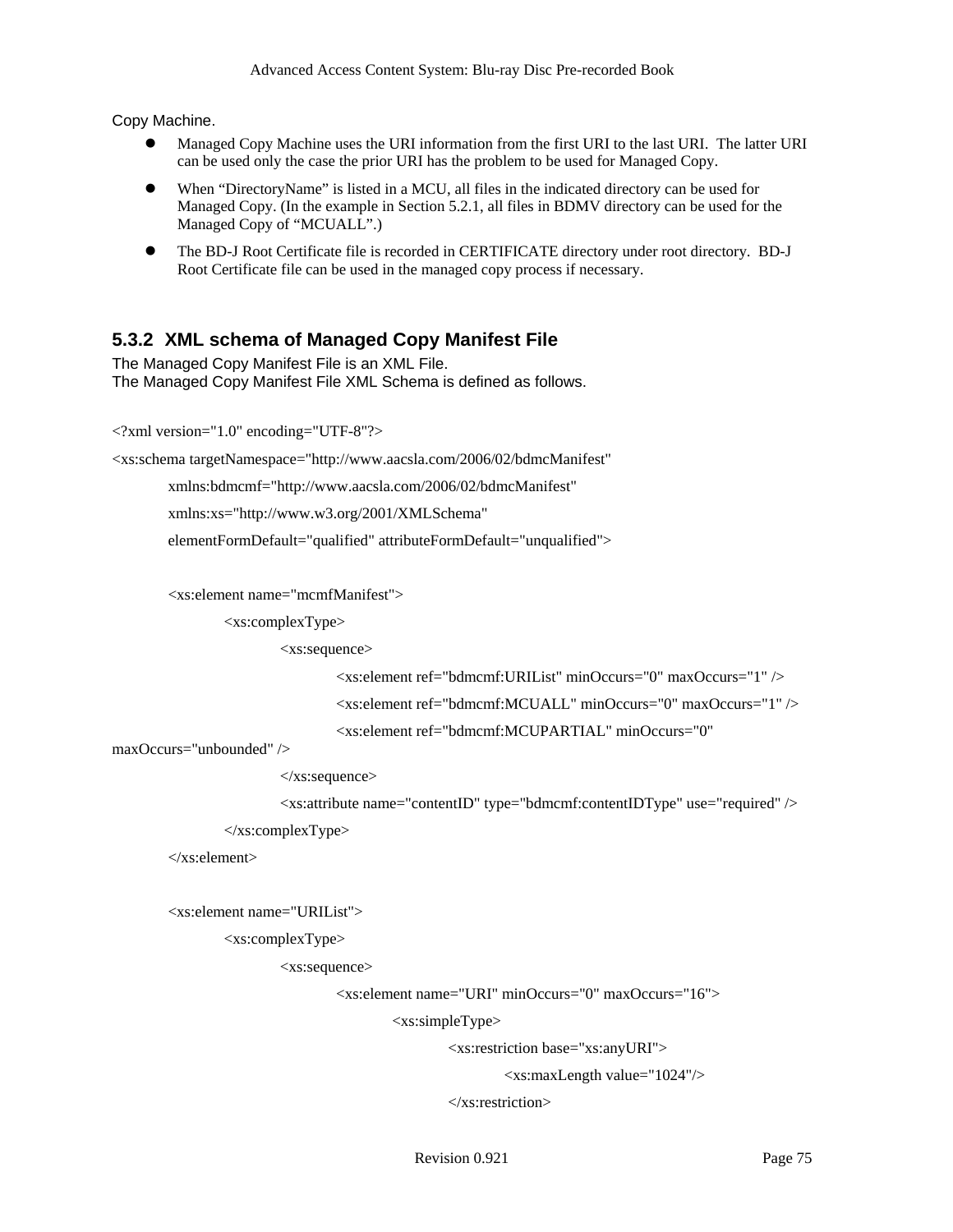Copy Machine.

- Managed Copy Machine uses the URI information from the first URI to the last URI. The latter URI can be used only the case the prior URI has the problem to be used for Managed Copy.
- When "DirectoryName" is listed in a MCU, all files in the indicated directory can be used for Managed Copy. (In the example in Section 5.2.1, all files in BDMV directory can be used for the Managed Copy of "MCUALL".)
- The BD-J Root Certificate file is recorded in CERTIFICATE directory under root directory. BD-J Root Certificate file can be used in the managed copy process if necessary.

### 5.3.2 XML schema of Managed Copy Manifest File

The Managed Copy Manifest File is an XML File.
The Managed Copy Manifest File XML Schema is defined as follows.

```
<?xml version="1.0" encoding="UTF-8"?>
<xs:schema targetNamespace="http://www.aacsla.com/2006/02/bdmcManifest"
        xmlns:bdmcmf="http://www.aacsla.com/2006/02/bdmcManifest"
        xmlns:xs="http://www.w3.org/2001/XMLSchema"
        elementFormDefault="qualified" attributeFormDefault="unqualified">

        <xs:element name="mcmfManifest">
                <xs:complexType>
                        <xs:sequence>
                                <xs:element ref="bdmcmf:URIList" minOccurs="0" maxOccurs="1" />
                                <xs:element ref="bdmcmf:MCUALL" minOccurs="0" maxOccurs="1" />
                                <xs:element ref="bdmcmf:MCUPARTIAL" minOccurs="0"
maxOccurs="unbounded" />
                        </xs:sequence>
                        <xs:attribute name="contentID" type="bdmcmf:contentIDType" use="required" />
                </xs:complexType>
        </xs:element>

        <xs:element name="URIList">
                <xs:complexType>
                        <xs:sequence>
                                <xs:element name="URI" minOccurs="0" maxOccurs="16">
                                        <xs:simpleType>
                                                <xs:restriction base="xs:anyURI">
                                                        <xs:maxLength value="1024"/>
                                                </xs:restriction>
```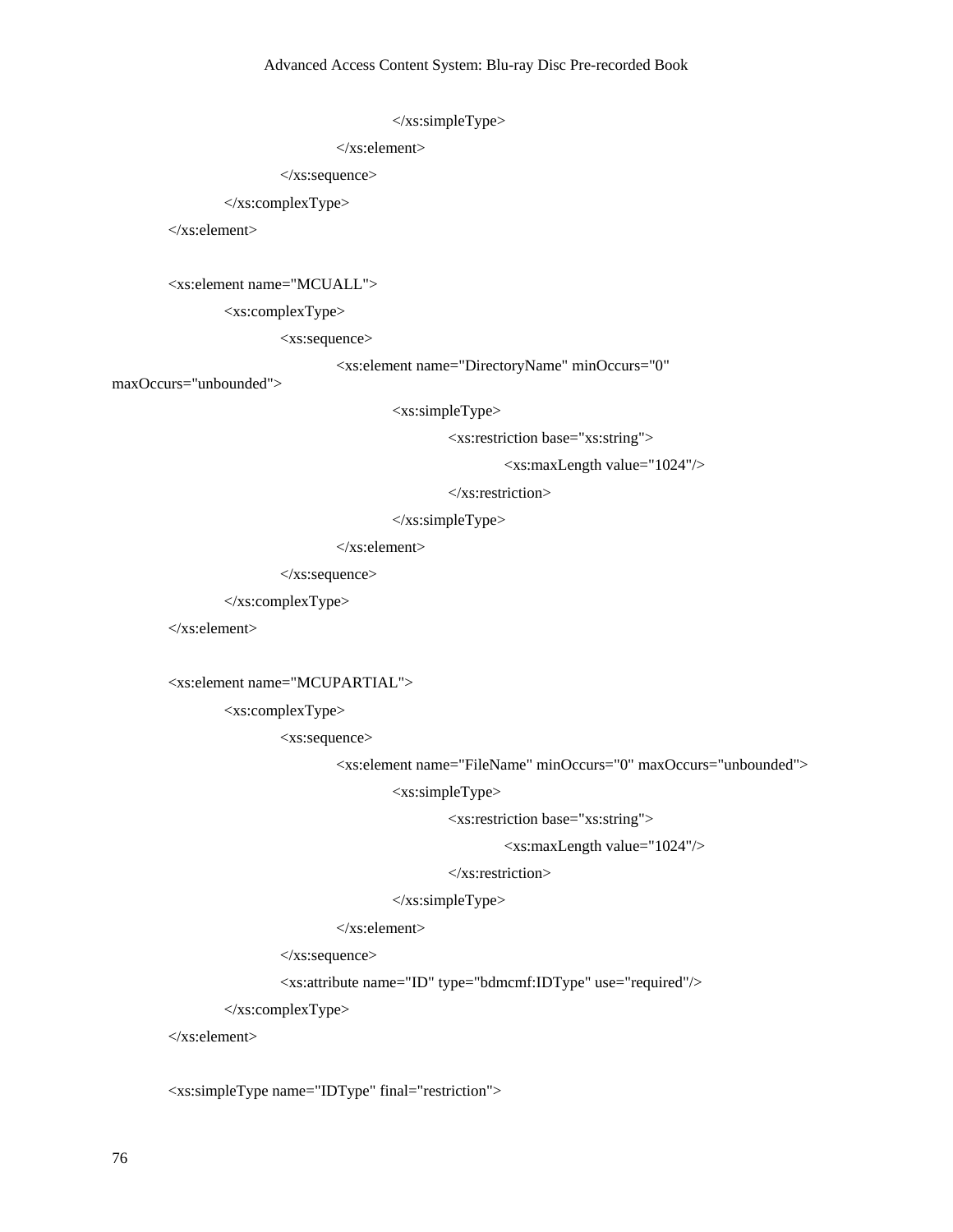```
					</xs:simpleType>
				</xs:element>
			</xs:sequence>
		</xs:complexType>
	</xs:element>

	<xs:element name="MCUALL">
		<xs:complexType>
			<xs:sequence>
				<xs:element name="DirectoryName" minOccurs="0"
maxOccurs="unbounded">
					<xs:simpleType>
						<xs:restriction base="xs:string">
							<xs:maxLength value="1024"/>
						</xs:restriction>
					</xs:simpleType>
				</xs:element>
			</xs:sequence>
		</xs:complexType>
	</xs:element>

	<xs:element name="MCUPARTIAL">
		<xs:complexType>
			<xs:sequence>
				<xs:element name="FileName" minOccurs="0" maxOccurs="unbounded">
					<xs:simpleType>
						<xs:restriction base="xs:string">
							<xs:maxLength value="1024"/>
						</xs:restriction>
					</xs:simpleType>
				</xs:element>
			</xs:sequence>
			<xs:attribute name="ID" type="bdmcmf:IDType" use="required"/>
		</xs:complexType>
	</xs:element>

	<xs:simpleType name="IDType" final="restriction">
```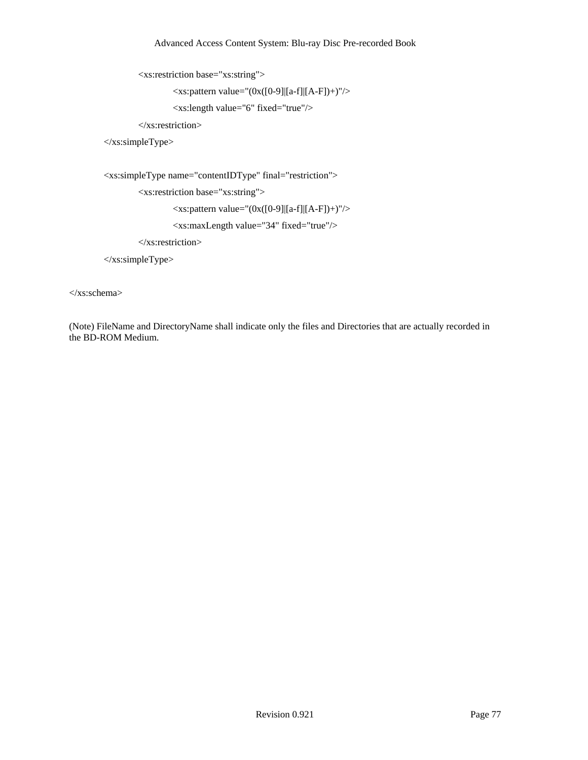```
        <xs:restriction base="xs:string">
            <xs:pattern value="(0x([0-9]|[a-f]|[A-F])+)"/>
            <xs:length value="6" fixed="true"/>
        </xs:restriction>
    </xs:simpleType>

    <xs:simpleType name="contentIDType" final="restriction">
        <xs:restriction base="xs:string">
            <xs:pattern value="(0x([0-9]|[a-f]|[A-F])+)"/>
            <xs:maxLength value="34" fixed="true"/>
        </xs:restriction>
    </xs:simpleType>

</xs:schema>
```

(Note) FileName and DirectoryName shall indicate only the files and Directories that are actually recorded in the BD-ROM Medium.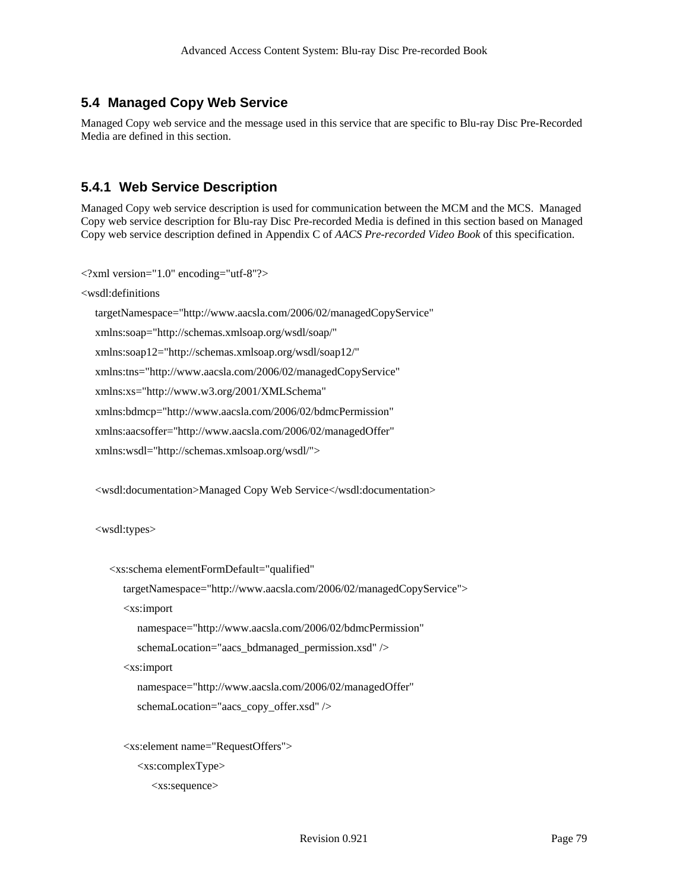## 5.4 Managed Copy Web Service

Managed Copy web service and the message used in this service that are specific to Blu-ray Disc Pre-Recorded Media are defined in this section.

### 5.4.1 Web Service Description

Managed Copy web service description is used for communication between the MCM and the MCS. Managed Copy web service description for Blu-ray Disc Pre-recorded Media is defined in this section based on Managed Copy web service description defined in Appendix C of *AACS Pre-recorded Video Book* of this specification.

```
<?xml version="1.0" encoding="utf-8"?>
<wsdl:definitions
    targetNamespace="http://www.aacsla.com/2006/02/managedCopyService"
    xmlns:soap="http://schemas.xmlsoap.org/wsdl/soap/"
    xmlns:soap12="http://schemas.xmlsoap.org/wsdl/soap12/"
    xmlns:tns="http://www.aacsla.com/2006/02/managedCopyService"
    xmlns:xs="http://www.w3.org/2001/XMLSchema"
    xmlns:bdmcp="http://www.aacsla.com/2006/02/bdmcPermission"
    xmlns:aacsoffer="http://www.aacsla.com/2006/02/managedOffer"
    xmlns:wsdl="http://schemas.xmlsoap.org/wsdl/">

    <wsdl:documentation>Managed Copy Web Service</wsdl:documentation>

    <wsdl:types>

        <xs:schema elementFormDefault="qualified"
            targetNamespace="http://www.aacsla.com/2006/02/managedCopyService">
            <xs:import
                namespace="http://www.aacsla.com/2006/02/bdmcPermission"
                schemaLocation="aacs_bdmanaged_permission.xsd" />
            <xs:import
                namespace="http://www.aacsla.com/2006/02/managedOffer"
                schemaLocation="aacs_copy_offer.xsd" />

            <xs:element name="RequestOffers">
                <xs:complexType>
                    <xs:sequence>
```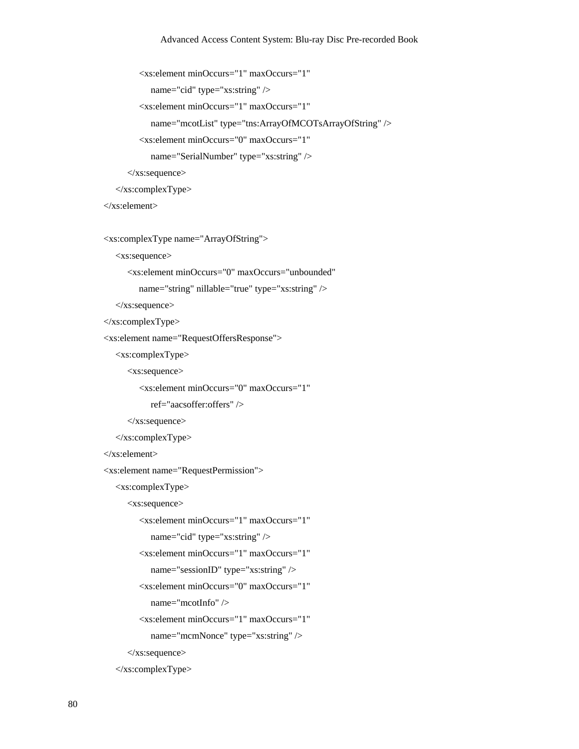```
            <xs:element minOccurs="1" maxOccurs="1"
                name="cid" type="xs:string" />
            <xs:element minOccurs="1" maxOccurs="1"
                name="mcotList" type="tns:ArrayOfMCOTsArrayOfString" />
            <xs:element minOccurs="0" maxOccurs="1"
                name="SerialNumber" type="xs:string" />
        </xs:sequence>
    </xs:complexType>
</xs:element>

<xs:complexType name="ArrayOfString">
    <xs:sequence>
        <xs:element minOccurs="0" maxOccurs="unbounded"
            name="string" nillable="true" type="xs:string" />
    </xs:sequence>
</xs:complexType>
<xs:element name="RequestOffersResponse">
    <xs:complexType>
        <xs:sequence>
            <xs:element minOccurs="0" maxOccurs="1"
                ref="aacsoffer:offers" />
        </xs:sequence>
    </xs:complexType>
</xs:element>
<xs:element name="RequestPermission">
    <xs:complexType>
        <xs:sequence>
            <xs:element minOccurs="1" maxOccurs="1"
                name="cid" type="xs:string" />
            <xs:element minOccurs="1" maxOccurs="1"
                name="sessionID" type="xs:string" />
            <xs:element minOccurs="0" maxOccurs="1"
                name="mcotInfo" />
            <xs:element minOccurs="1" maxOccurs="1"
                name="mcmNonce" type="xs:string" />
        </xs:sequence>
    </xs:complexType>
```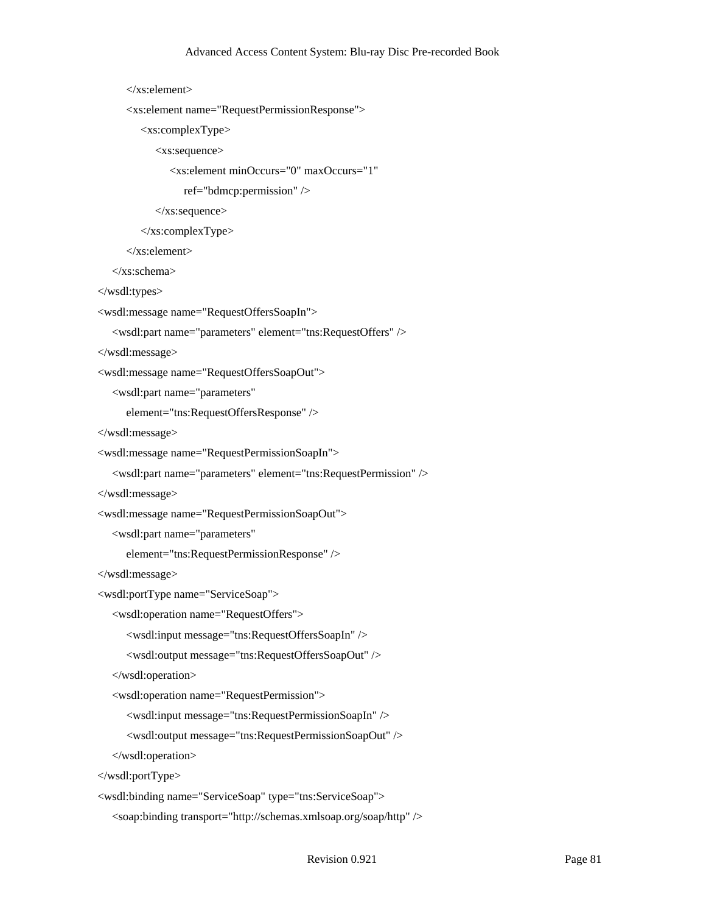```
        </xs:element>
        <xs:element name="RequestPermissionResponse">
            <xs:complexType>
                <xs:sequence>
                    <xs:element minOccurs="0" maxOccurs="1"
                        ref="bdmcp:permission" />
                </xs:sequence>
            </xs:complexType>
        </xs:element>
    </xs:schema>
</wsdl:types>
<wsdl:message name="RequestOffersSoapIn">
    <wsdl:part name="parameters" element="tns:RequestOffers" />
</wsdl:message>
<wsdl:message name="RequestOffersSoapOut">
    <wsdl:part name="parameters"
        element="tns:RequestOffersResponse" />
</wsdl:message>
<wsdl:message name="RequestPermissionSoapIn">
    <wsdl:part name="parameters" element="tns:RequestPermission" />
</wsdl:message>
<wsdl:message name="RequestPermissionSoapOut">
    <wsdl:part name="parameters"
        element="tns:RequestPermissionResponse" />
</wsdl:message>
<wsdl:portType name="ServiceSoap">
    <wsdl:operation name="RequestOffers">
        <wsdl:input message="tns:RequestOffersSoapIn" />
        <wsdl:output message="tns:RequestOffersSoapOut" />
    </wsdl:operation>
    <wsdl:operation name="RequestPermission">
        <wsdl:input message="tns:RequestPermissionSoapIn" />
        <wsdl:output message="tns:RequestPermissionSoapOut" />
    </wsdl:operation>
</wsdl:portType>
<wsdl:binding name="ServiceSoap" type="tns:ServiceSoap">
    <soap:binding transport="http://schemas.xmlsoap.org/soap/http" />
```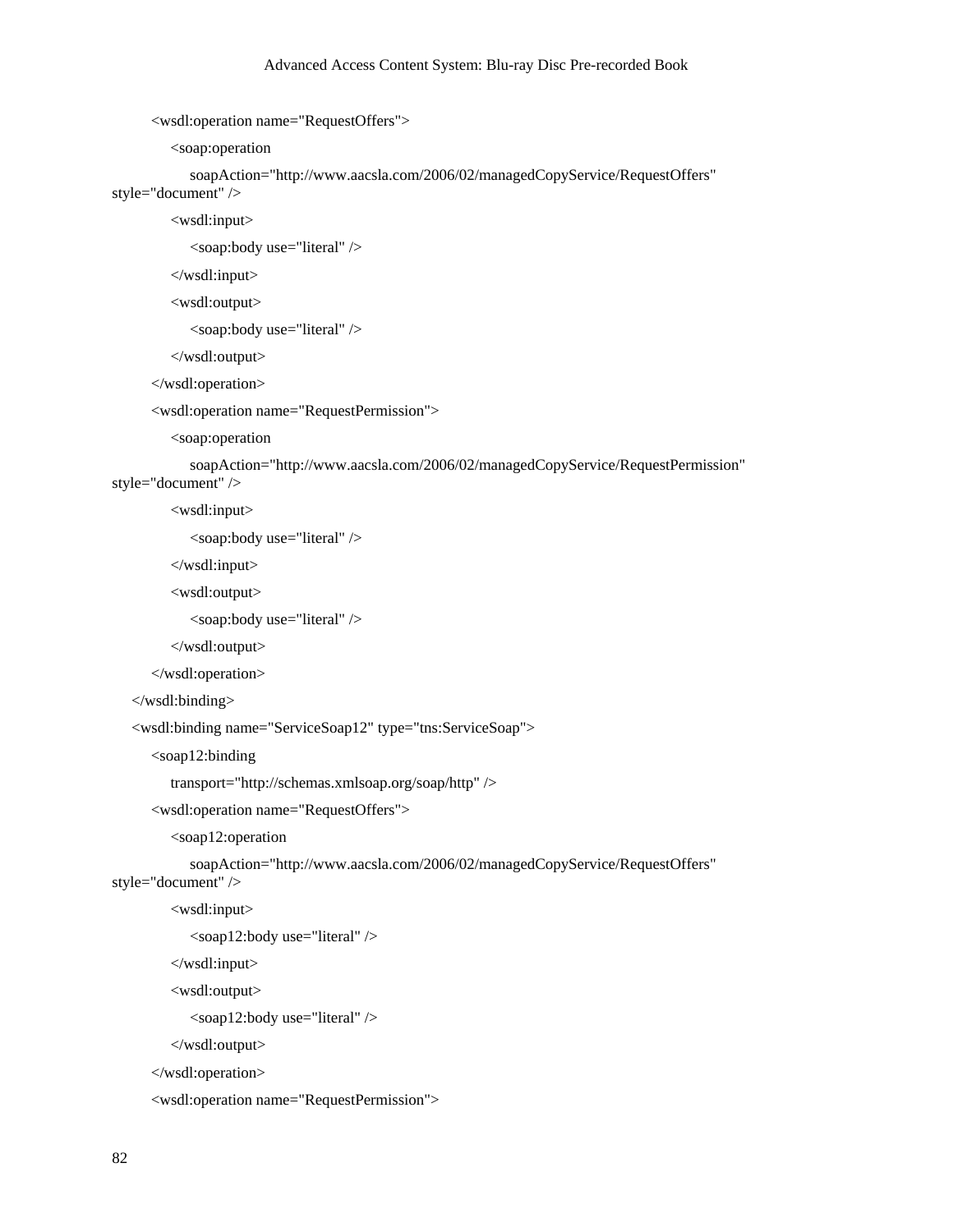```
        <wsdl:operation name="RequestOffers">
            <soap:operation
                soapAction="http://www.aacsla.com/2006/02/managedCopyService/RequestOffers"
style="document" />
            <wsdl:input>
                <soap:body use="literal" />
            </wsdl:input>
            <wsdl:output>
                <soap:body use="literal" />
            </wsdl:output>
        </wsdl:operation>
        <wsdl:operation name="RequestPermission">
            <soap:operation
                soapAction="http://www.aacsla.com/2006/02/managedCopyService/RequestPermission"
style="document" />
            <wsdl:input>
                <soap:body use="literal" />
            </wsdl:input>
            <wsdl:output>
                <soap:body use="literal" />
            </wsdl:output>
        </wsdl:operation>
    </wsdl:binding>
    <wsdl:binding name="ServiceSoap12" type="tns:ServiceSoap">
        <soap12:binding
            transport="http://schemas.xmlsoap.org/soap/http" />
        <wsdl:operation name="RequestOffers">
            <soap12:operation
                soapAction="http://www.aacsla.com/2006/02/managedCopyService/RequestOffers"
style="document" />
            <wsdl:input>
                <soap12:body use="literal" />
            </wsdl:input>
            <wsdl:output>
                <soap12:body use="literal" />
            </wsdl:output>
        </wsdl:operation>
        <wsdl:operation name="RequestPermission">
```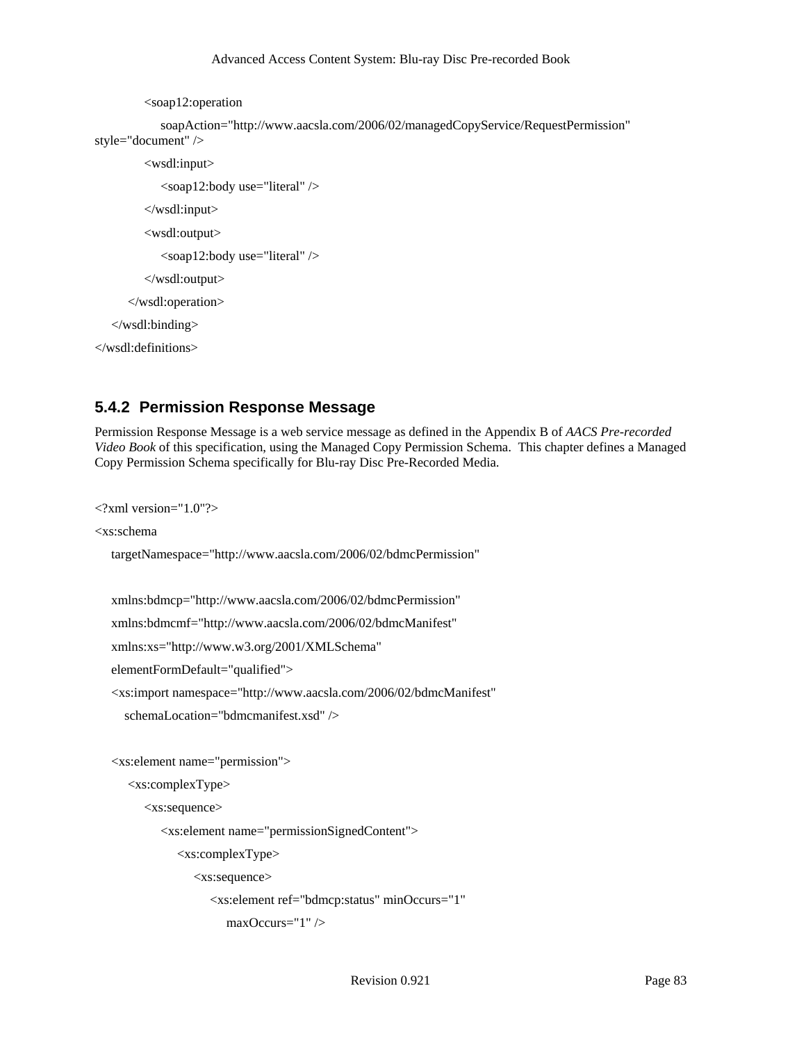```
            <soap12:operation
                soapAction="http://www.aacsla.com/2006/02/managedCopyService/RequestPermission"
style="document" />
            <wsdl:input>
                <soap12:body use="literal" />
            </wsdl:input>
            <wsdl:output>
                <soap12:body use="literal" />
            </wsdl:output>
        </wsdl:operation>
    </wsdl:binding>
</wsdl:definitions>
```

### 5.4.2 Permission Response Message

Permission Response Message is a web service message as defined in the Appendix B of *AACS Pre-recorded Video Book* of this specification, using the Managed Copy Permission Schema. This chapter defines a Managed Copy Permission Schema specifically for Blu-ray Disc Pre-Recorded Media.

```
<?xml version="1.0"?>
<xs:schema
    targetNamespace="http://www.aacsla.com/2006/02/bdmcPermission"

    xmlns:bdmcp="http://www.aacsla.com/2006/02/bdmcPermission"
    xmlns:bdmcmf="http://www.aacsla.com/2006/02/bdmcManifest"
    xmlns:xs="http://www.w3.org/2001/XMLSchema"
    elementFormDefault="qualified">
    <xs:import namespace="http://www.aacsla.com/2006/02/bdmcManifest"
        schemaLocation="bdmcmanifest.xsd" />

    <xs:element name="permission">
        <xs:complexType>
            <xs:sequence>
                <xs:element name="permissionSignedContent">
                    <xs:complexType>
                        <xs:sequence>
                            <xs:element ref="bdmcp:status" minOccurs="1"
                                maxOccurs="1" />
```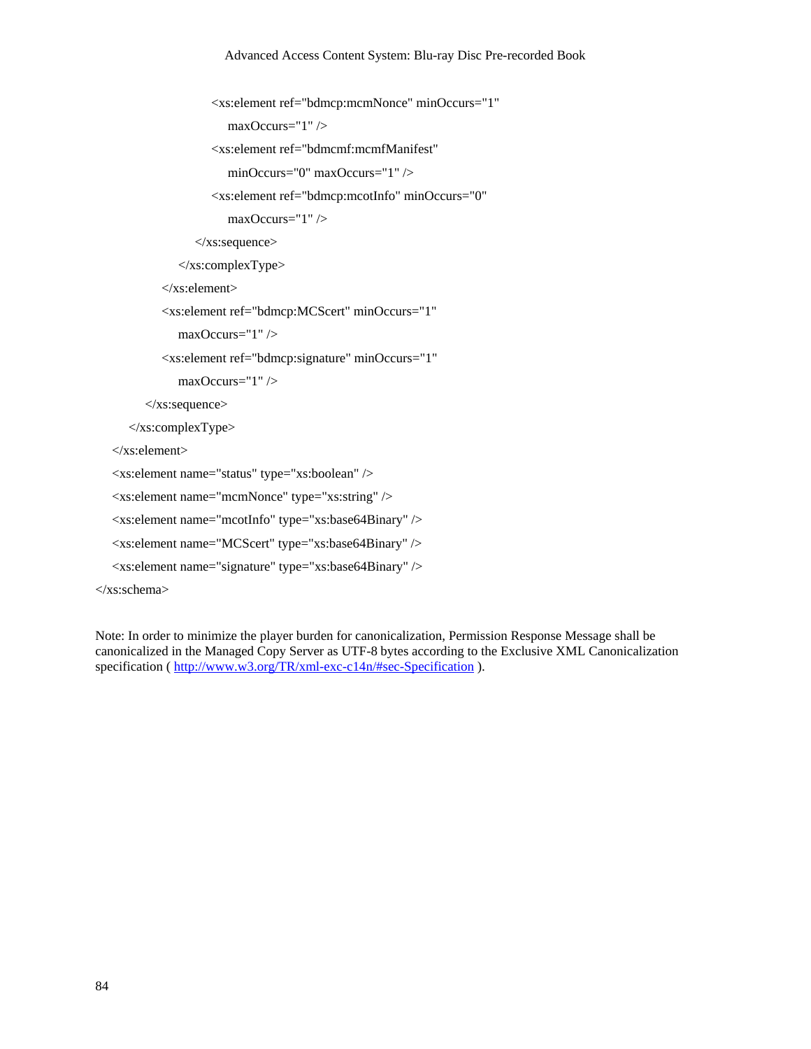```
                <xs:element ref="bdmcp:mcmNonce" minOccurs="1"
                    maxOccurs="1" />
                <xs:element ref="bdmcmf:mcmfManifest"
                    minOccurs="0" maxOccurs="1" />
                <xs:element ref="bdmcp:mcotInfo" minOccurs="0"
                    maxOccurs="1" />
            </xs:sequence>
          </xs:complexType>
        </xs:element>
        <xs:element ref="bdmcp:MCScert" minOccurs="1"
            maxOccurs="1" />
        <xs:element ref="bdmcp:signature" minOccurs="1"
            maxOccurs="1" />
      </xs:sequence>
    </xs:complexType>
  </xs:element>
  <xs:element name="status" type="xs:boolean" />
  <xs:element name="mcmNonce" type="xs:string" />
  <xs:element name="mcotInfo" type="xs:base64Binary" />
  <xs:element name="MCScert" type="xs:base64Binary" />
  <xs:element name="signature" type="xs:base64Binary" />
</xs:schema>
```

Note: In order to minimize the player burden for canonicalization, Permission Response Message shall be canonicalized in the Managed Copy Server as UTF-8 bytes according to the Exclusive XML Canonicalization specification ( http://www.w3.org/TR/xml-exc-c14n/#sec-Specification ).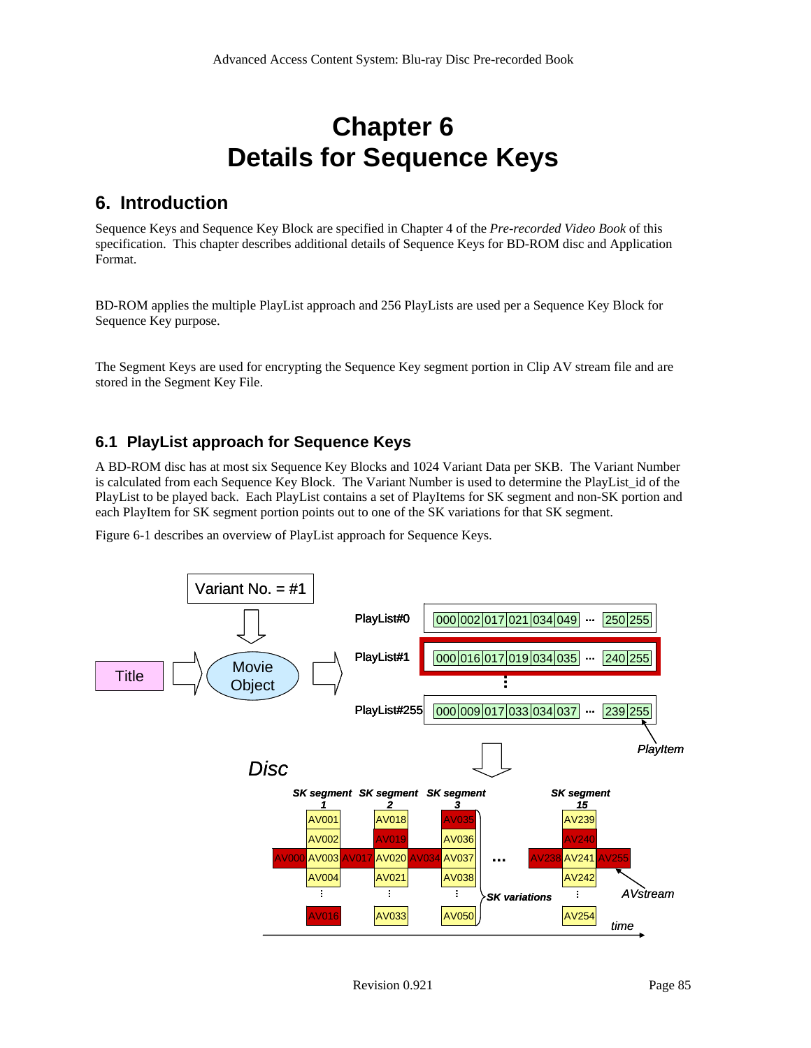# Chapter 6
# Details for Sequence Keys

## 6. Introduction

Sequence Keys and Sequence Key Block are specified in Chapter 4 of the *Pre-recorded Video Book* of this specification. This chapter describes additional details of Sequence Keys for BD-ROM disc and Application Format.

BD-ROM applies the multiple PlayList approach and 256 PlayLists are used per a Sequence Key Block for Sequence Key purpose.

The Segment Keys are used for encrypting the Sequence Key segment portion in Clip AV stream file and are stored in the Segment Key File.

### 6.1 PlayList approach for Sequence Keys

A BD-ROM disc has at most six Sequence Key Blocks and 1024 Variant Data per SKB. The Variant Number is calculated from each Sequence Key Block. The Variant Number is used to determine the PlayList_id of the PlayList to be played back. Each PlayList contains a set of PlayItems for SK segment and non-SK portion and each PlayItem for SK segment portion points out to one of the SK variations for that SK segment.

Figure 6-1 describes an overview of PlayList approach for Sequence Keys.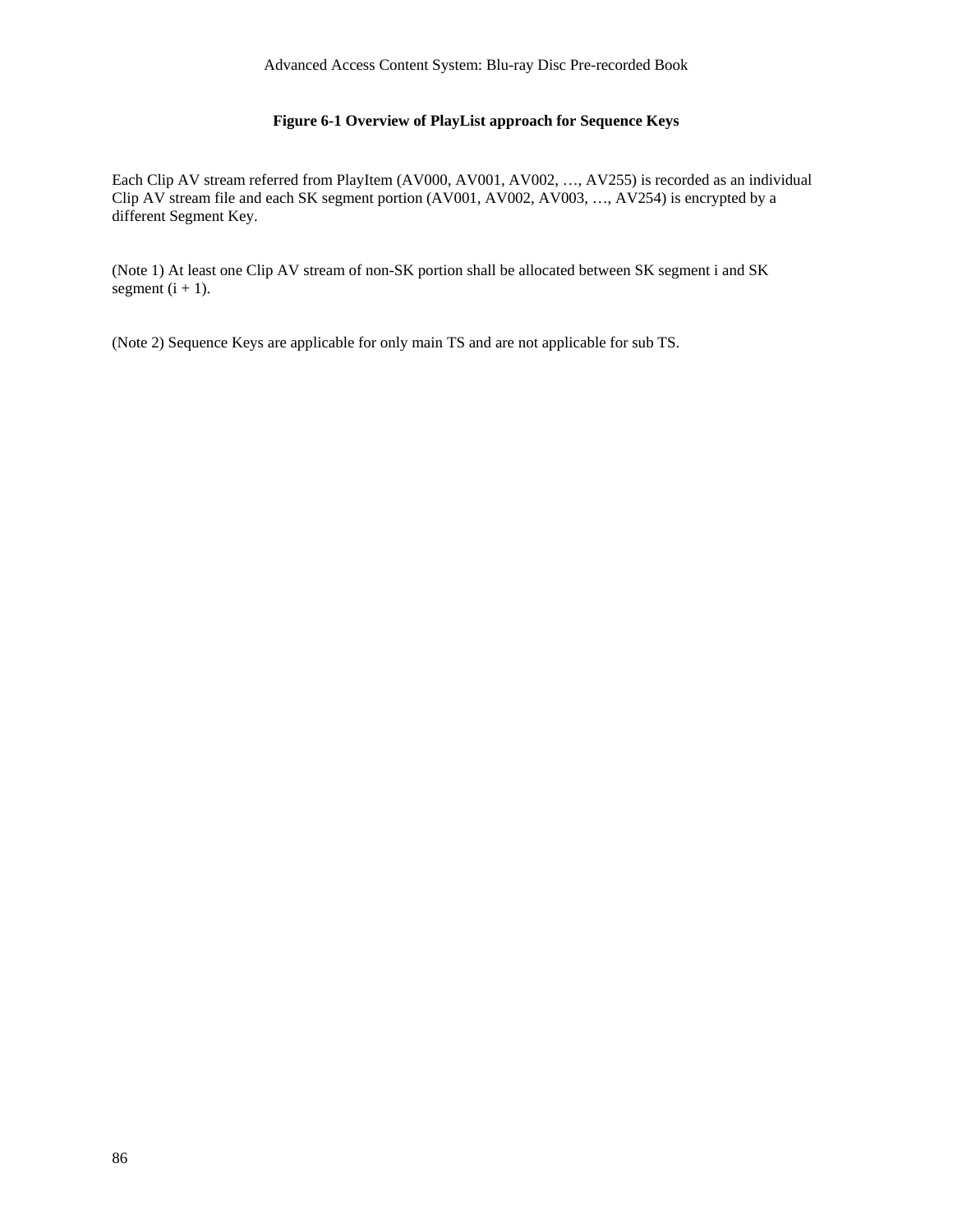**Figure 6-1 Overview of PlayList approach for Sequence Keys**

Each Clip AV stream referred from PlayItem (AV000, AV001, AV002, …, AV255) is recorded as an individual Clip AV stream file and each SK segment portion (AV001, AV002, AV003, …, AV254) is encrypted by a different Segment Key.

(Note 1) At least one Clip AV stream of non-SK portion shall be allocated between SK segment i and SK segment (i + 1).

(Note 2) Sequence Keys are applicable for only main TS and are not applicable for sub TS.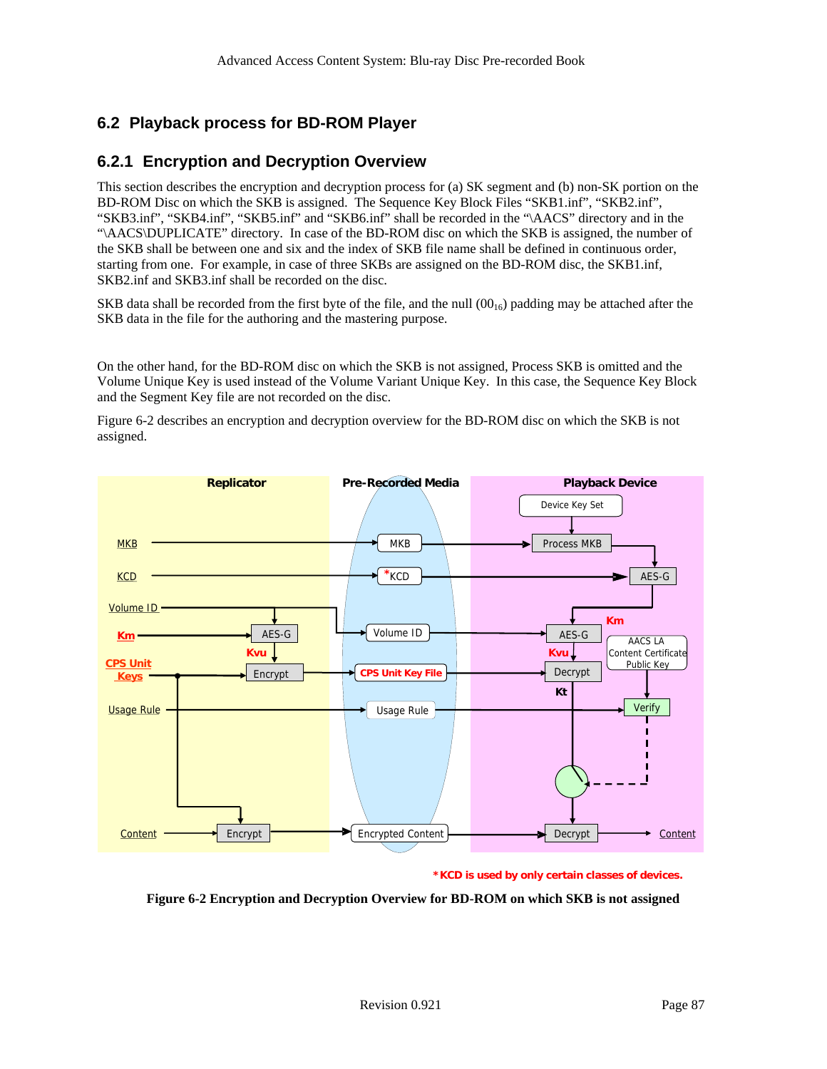## 6.2 Playback process for BD-ROM Player

### 6.2.1 Encryption and Decryption Overview

This section describes the encryption and decryption process for (a) SK segment and (b) non-SK portion on the BD-ROM Disc on which the SKB is assigned. The Sequence Key Block Files "SKB1.inf", "SKB2.inf", "SKB3.inf", "SKB4.inf", "SKB5.inf" and "SKB6.inf" shall be recorded in the "\AACS" directory and in the "\AACS\DUPLICATE" directory. In case of the BD-ROM disc on which the SKB is assigned, the number of the SKB shall be between one and six and the index of SKB file name shall be defined in continuous order, starting from one. For example, in case of three SKBs are assigned on the BD-ROM disc, the SKB1.inf, SKB2.inf and SKB3.inf shall be recorded on the disc.

SKB data shall be recorded from the first byte of the file, and the null ($00_{16}$) padding may be attached after the SKB data in the file for the authoring and the mastering purpose.

On the other hand, for the BD-ROM disc on which the SKB is not assigned, Process SKB is omitted and the Volume Unique Key is used instead of the Volume Variant Unique Key. In this case, the Sequence Key Block and the Segment Key file are not recorded on the disc.

Figure 6-2 describes an encryption and decryption overview for the BD-ROM disc on which the SKB is not assigned.

*KCD is used by only certain classes of devices.

**Figure 6-2 Encryption and Decryption Overview for BD-ROM on which SKB is not assigned**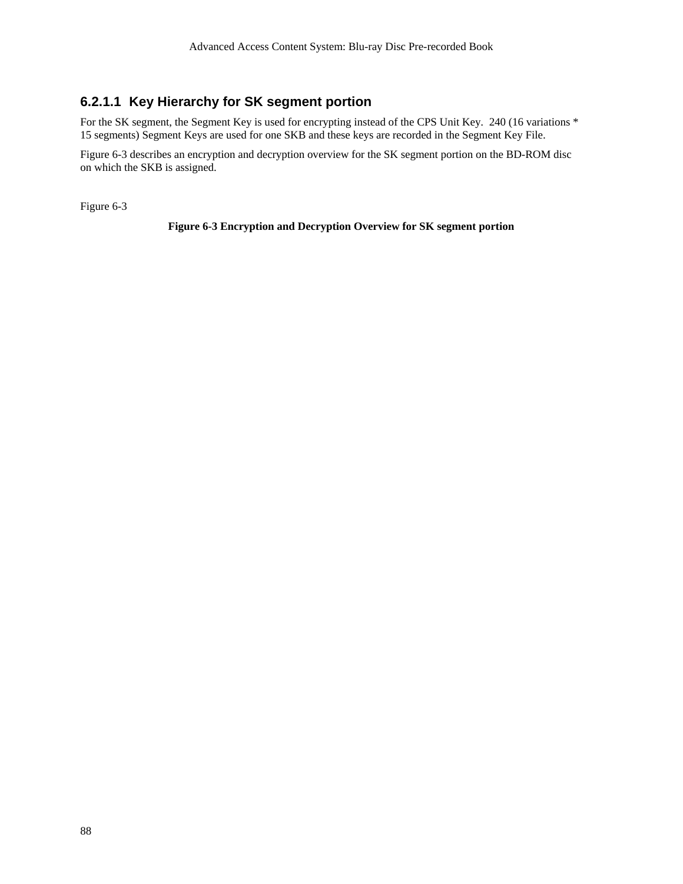#### 6.2.1.1 Key Hierarchy for SK segment portion

For the SK segment, the Segment Key is used for encrypting instead of the CPS Unit Key. 240 (16 variations * 15 segments) Segment Keys are used for one SKB and these keys are recorded in the Segment Key File.

Figure 6-3 describes an encryption and decryption overview for the SK segment portion on the BD-ROM disc on which the SKB is assigned.

Figure 6-3

**Figure 6-3 Encryption and Decryption Overview for SK segment portion**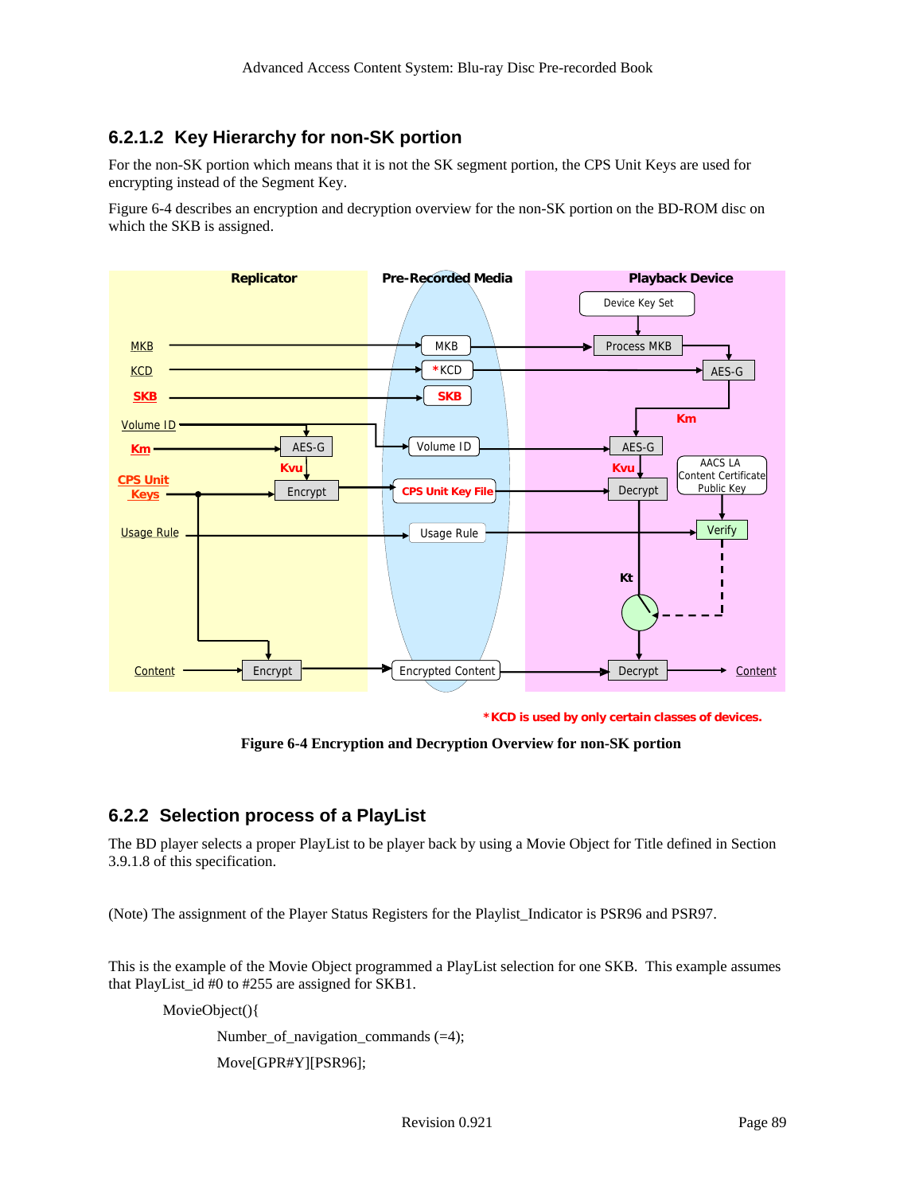### 6.2.1.2 Key Hierarchy for non-SK portion

For the non-SK portion which means that it is not the SK segment portion, the CPS Unit Keys are used for encrypting instead of the Segment Key.

Figure 6-4 describes an encryption and decryption overview for the non-SK portion on the BD-ROM disc on which the SKB is assigned.

**Figure 6-4 Encryption and Decryption Overview for non-SK portion**

## 6.2.2 Selection process of a PlayList

The BD player selects a proper PlayList to be player back by using a Movie Object for Title defined in Section 3.9.1.8 of this specification.

(Note) The assignment of the Player Status Registers for the Playlist_Indicator is PSR96 and PSR97.

This is the example of the Movie Object programmed a PlayList selection for one SKB. This example assumes that PlayList_id #0 to #255 are assigned for SKB1.

```
MovieObject(){
        Number_of_navigation_commands (=4);
        Move[GPR#Y][PSR96];
```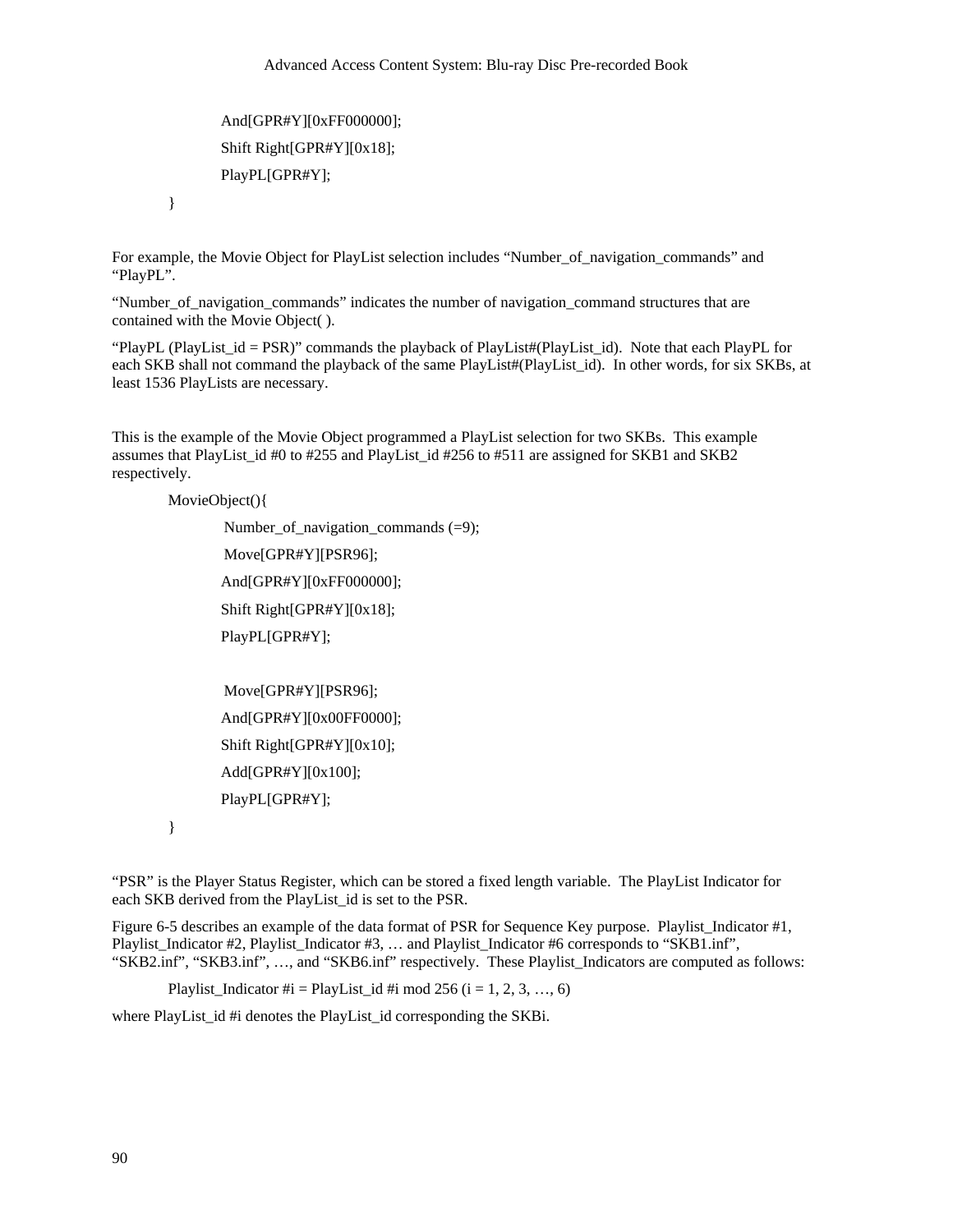```
        And[GPR#Y][0xFF000000];
        Shift Right[GPR#Y][0x18];
        PlayPL[GPR#Y];
}
```

For example, the Movie Object for PlayList selection includes “Number_of_navigation_commands” and “PlayPL”.

“Number_of_navigation_commands” indicates the number of navigation_command structures that are contained with the Movie Object( ).

“PlayPL (PlayList_id = PSR)” commands the playback of PlayList#(PlayList_id). Note that each PlayPL for each SKB shall not command the playback of the same PlayList#(PlayList_id). In other words, for six SKBs, at least 1536 PlayLists are necessary.

This is the example of the Movie Object programmed a PlayList selection for two SKBs. This example assumes that PlayList_id #0 to #255 and PlayList_id #256 to #511 are assigned for SKB1 and SKB2 respectively.

```
MovieObject(){
        Number_of_navigation_commands (=9);
        Move[GPR#Y][PSR96];
        And[GPR#Y][0xFF000000];
        Shift Right[GPR#Y][0x18];
        PlayPL[GPR#Y];

        Move[GPR#Y][PSR96];
        And[GPR#Y][0x00FF0000];
        Shift Right[GPR#Y][0x10];
        Add[GPR#Y][0x100];
        PlayPL[GPR#Y];
}
```

“PSR” is the Player Status Register, which can be stored a fixed length variable. The PlayList Indicator for each SKB derived from the PlayList_id is set to the PSR.

Figure 6-5 describes an example of the data format of PSR for Sequence Key purpose. Playlist_Indicator #1, Playlist_Indicator #2, Playlist_Indicator #3, … and Playlist_Indicator #6 corresponds to “SKB1.inf”, “SKB2.inf”, “SKB3.inf”, …, and “SKB6.inf” respectively. These Playlist_Indicators are computed as follows:

Playlist_Indicator #i = PlayList_id #i mod 256 (i = 1, 2, 3, …, 6)

where PlayList_id #i denotes the PlayList_id corresponding the SKBi.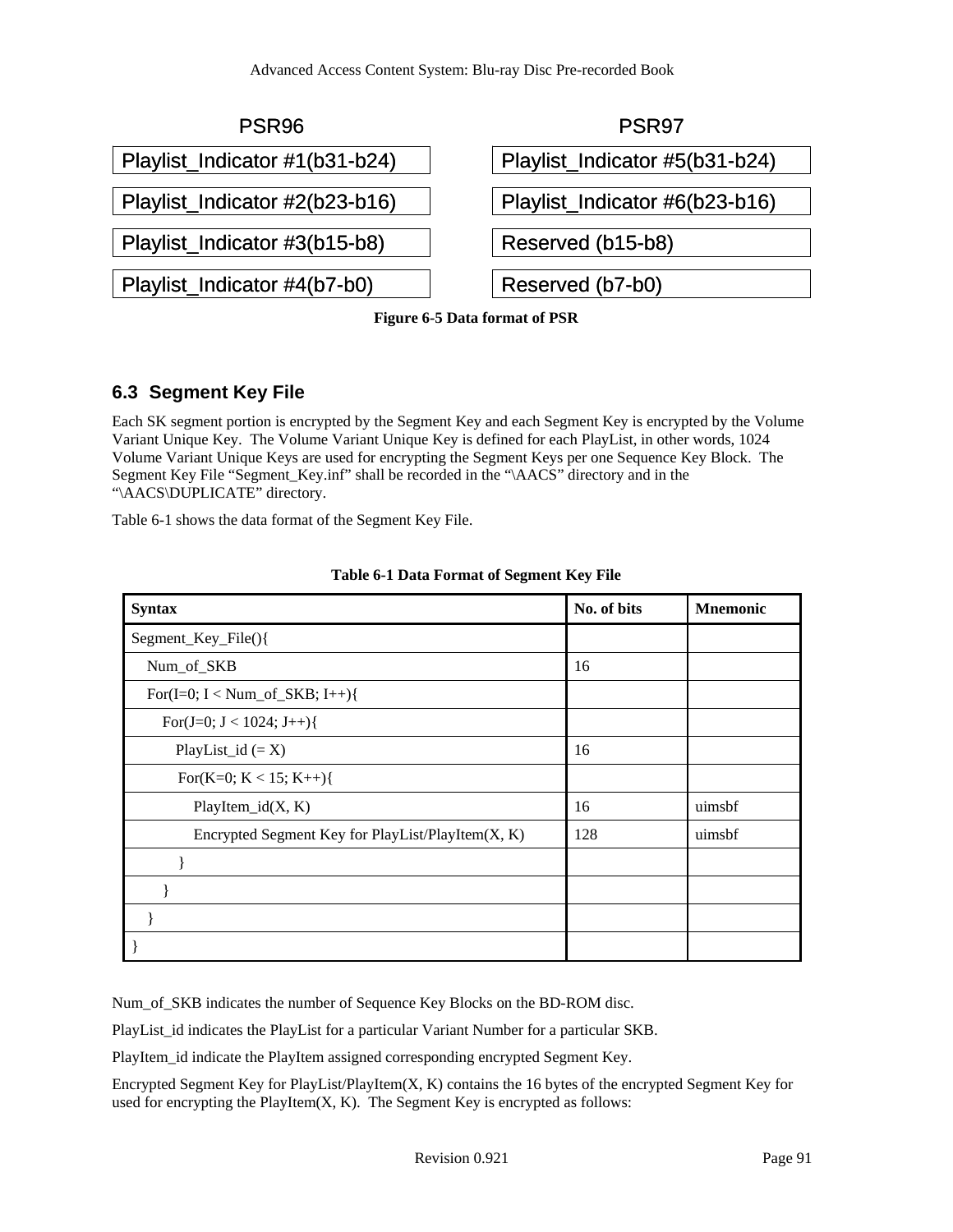| PSR96 | PSR97 |
|---|---|
| Playlist_Indicator #1(b31-b24) | Playlist_Indicator #5(b31-b24) |
| Playlist_Indicator #2(b23-b16) | Playlist_Indicator #6(b23-b16) |
| Playlist_Indicator #3(b15-b8) | Reserved (b15-b8) |
| Playlist_Indicator #4(b7-b0) | Reserved (b7-b0) |

**Figure 6-5 Data format of PSR**

## 6.3 Segment Key File

Each SK segment portion is encrypted by the Segment Key and each Segment Key is encrypted by the Volume Variant Unique Key. The Volume Variant Unique Key is defined for each PlayList, in other words, 1024 Volume Variant Unique Keys are used for encrypting the Segment Keys per one Sequence Key Block. The Segment Key File "Segment_Key.inf" shall be recorded in the "\AACS" directory and in the "\AACS\DUPLICATE" directory.

Table 6-1 shows the data format of the Segment Key File.

**Table 6-1 Data Format of Segment Key File**

| Syntax | No. of bits | Mnemonic |
|---|---|---|
| Segment_Key_File(){ | | |
| Num_of_SKB | 16 | |
| For(I=0; I < Num_of_SKB; I++){ | | |
| For(J=0; J < 1024; J++){ | | |
| PlayList_id (= X) | 16 | |
| For(K=0; K < 15; K++){ | | |
| PlayItem_id(X, K) | 16 | uimsbf |
| Encrypted Segment Key for PlayList/PlayItem(X, K) | 128 | uimsbf |
| } | | |
| } | | |
| } | | |
| } | | |

Num_of_SKB indicates the number of Sequence Key Blocks on the BD-ROM disc.

PlayList_id indicates the PlayList for a particular Variant Number for a particular SKB.

PlayItem_id indicate the PlayItem assigned corresponding encrypted Segment Key.

Encrypted Segment Key for PlayList/PlayItem(X, K) contains the 16 bytes of the encrypted Segment Key for used for encrypting the PlayItem(X, K). The Segment Key is encrypted as follows: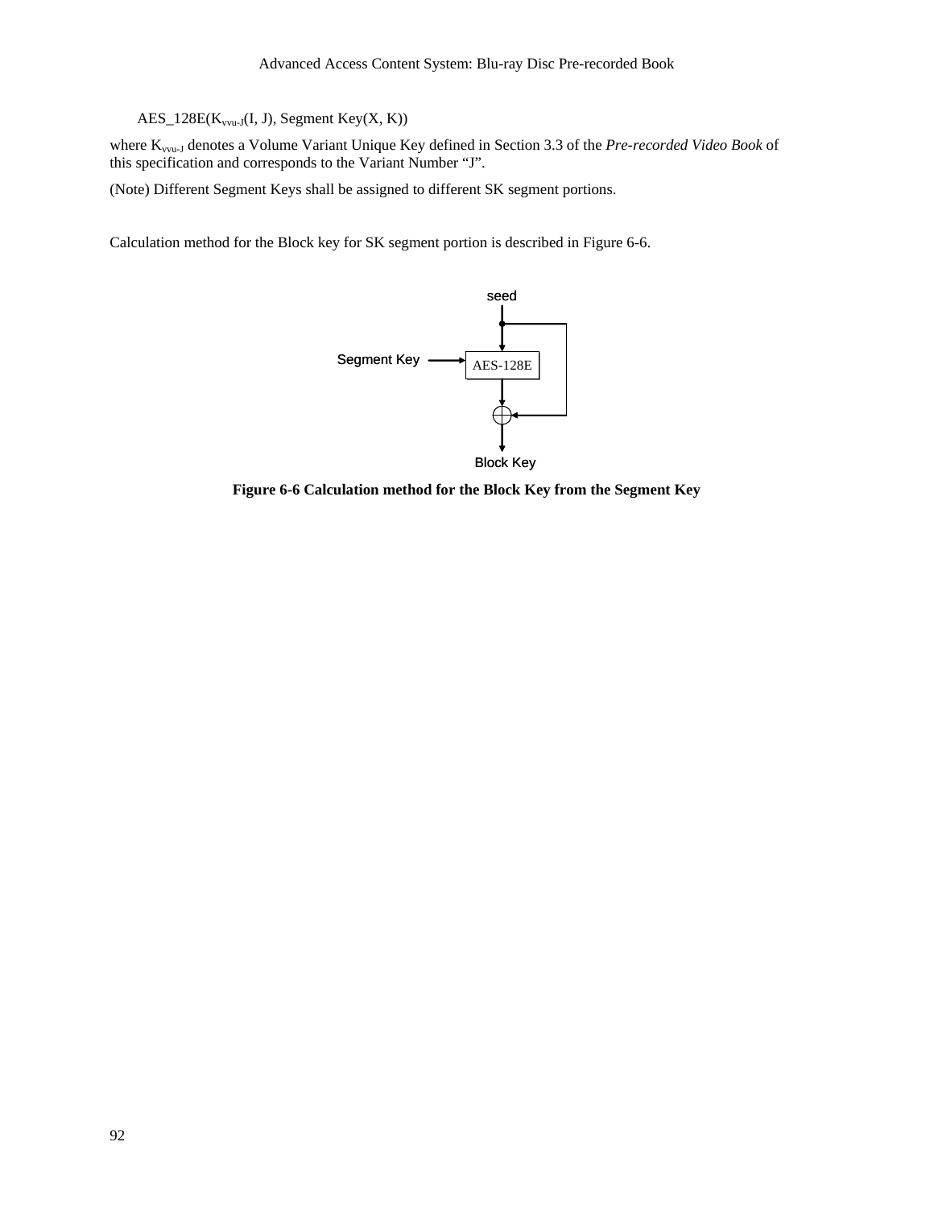$AES\_128E(K_{vvu\text{-}J}(I, J), Segment Key(X, K))$

where $K_{vvu\text{-}J}$ denotes a Volume Variant Unique Key defined in Section 3.3 of the *Pre-recorded Video Book* of this specification and corresponds to the Variant Number "J".

(Note) Different Segment Keys shall be assigned to different SK segment portions.

Calculation method for the Block key for SK segment portion is described in Figure 6-6.

seed

Segment Key

AES-128E

Block Key

**Figure 6-6 Calculation method for the Block Key from the Segment Key**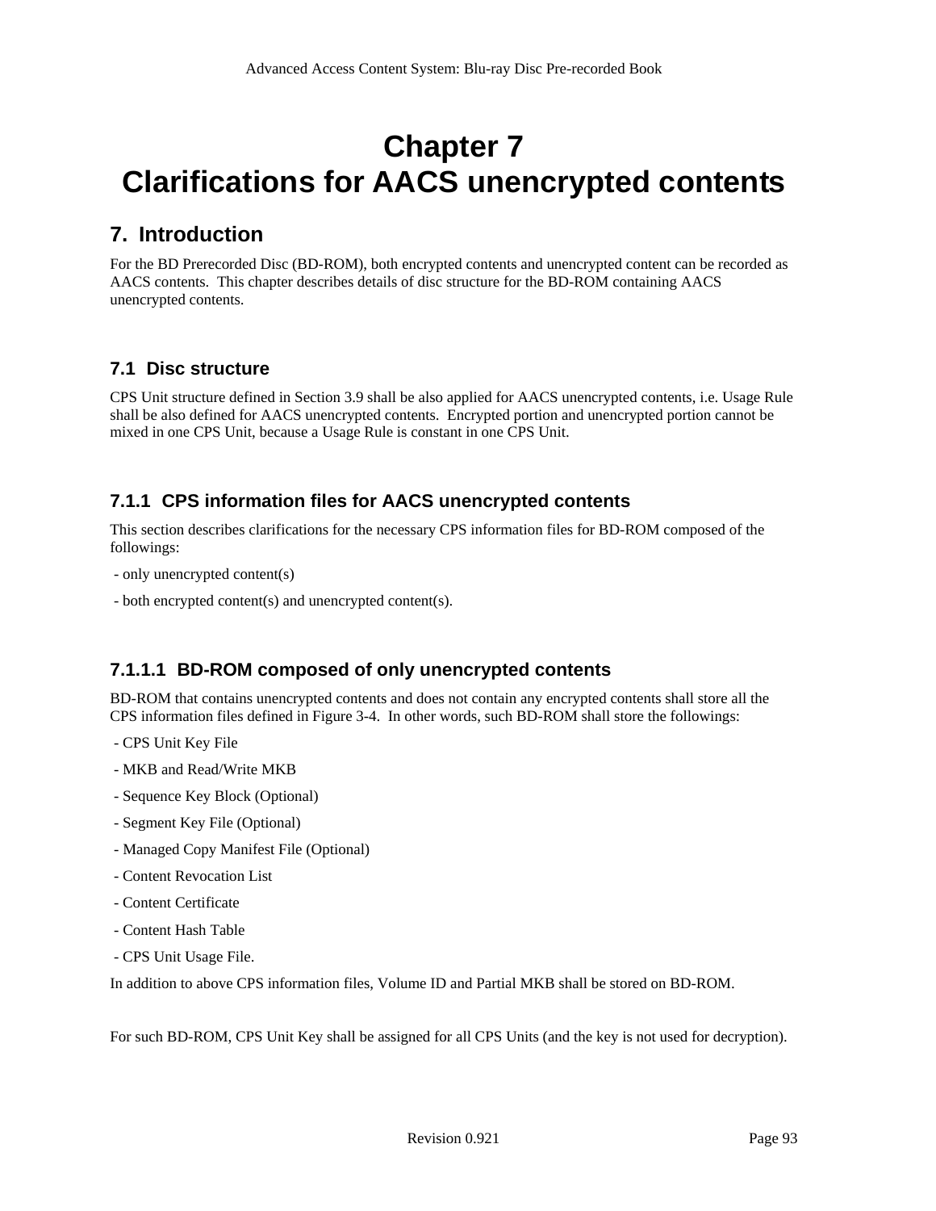# Chapter 7
# Clarifications for AACS unencrypted contents

## 7. Introduction

For the BD Prerecorded Disc (BD-ROM), both encrypted contents and unencrypted content can be recorded as AACS contents. This chapter describes details of disc structure for the BD-ROM containing AACS unencrypted contents.

### 7.1 Disc structure

CPS Unit structure defined in Section 3.9 shall be also applied for AACS unencrypted contents, i.e. Usage Rule shall be also defined for AACS unencrypted contents. Encrypted portion and unencrypted portion cannot be mixed in one CPS Unit, because a Usage Rule is constant in one CPS Unit.

#### 7.1.1 CPS information files for AACS unencrypted contents

This section describes clarifications for the necessary CPS information files for BD-ROM composed of the followings:

- only unencrypted content(s)
- both encrypted content(s) and unencrypted content(s).

##### 7.1.1.1 BD-ROM composed of only unencrypted contents

BD-ROM that contains unencrypted contents and does not contain any encrypted contents shall store all the CPS information files defined in Figure 3-4. In other words, such BD-ROM shall store the followings:

- CPS Unit Key File
- MKB and Read/Write MKB
- Sequence Key Block (Optional)
- Segment Key File (Optional)
- Managed Copy Manifest File (Optional)
- Content Revocation List
- Content Certificate
- Content Hash Table
- CPS Unit Usage File.

In addition to above CPS information files, Volume ID and Partial MKB shall be stored on BD-ROM.

For such BD-ROM, CPS Unit Key shall be assigned for all CPS Units (and the key is not used for decryption).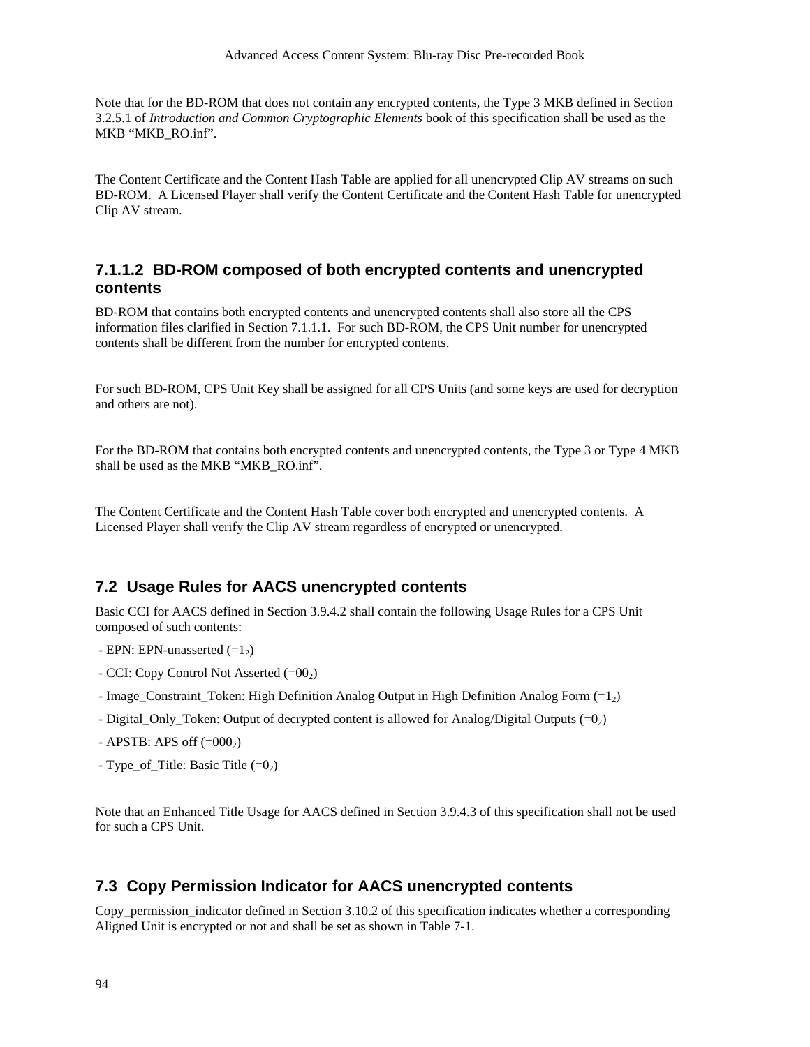Note that for the BD-ROM that does not contain any encrypted contents, the Type 3 MKB defined in Section 3.2.5.1 of *Introduction and Common Cryptographic Elements* book of this specification shall be used as the MKB "MKB_RO.inf".

The Content Certificate and the Content Hash Table are applied for all unencrypted Clip AV streams on such BD-ROM. A Licensed Player shall verify the Content Certificate and the Content Hash Table for unencrypted Clip AV stream.

#### 7.1.1.2 BD-ROM composed of both encrypted contents and unencrypted contents

BD-ROM that contains both encrypted contents and unencrypted contents shall also store all the CPS information files clarified in Section 7.1.1.1. For such BD-ROM, the CPS Unit number for unencrypted contents shall be different from the number for encrypted contents.

For such BD-ROM, CPS Unit Key shall be assigned for all CPS Units (and some keys are used for decryption and others are not).

For the BD-ROM that contains both encrypted contents and unencrypted contents, the Type 3 or Type 4 MKB shall be used as the MKB "MKB_RO.inf".

The Content Certificate and the Content Hash Table cover both encrypted and unencrypted contents. A Licensed Player shall verify the Clip AV stream regardless of encrypted or unencrypted.

## 7.2 Usage Rules for AACS unencrypted contents

Basic CCI for AACS defined in Section 3.9.4.2 shall contain the following Usage Rules for a CPS Unit composed of such contents:

- EPN: EPN-unasserted ($=1_2$)
- CCI: Copy Control Not Asserted ($=00_2$)
- Image_Constraint_Token: High Definition Analog Output in High Definition Analog Form ($=1_2$)
- Digital_Only_Token: Output of decrypted content is allowed for Analog/Digital Outputs ($=0_2$)
- APSTB: APS off ($=000_2$)
- Type_of_Title: Basic Title ($=0_2$)

Note that an Enhanced Title Usage for AACS defined in Section 3.9.4.3 of this specification shall not be used for such a CPS Unit.

## 7.3 Copy Permission Indicator for AACS unencrypted contents

Copy_permission_indicator defined in Section 3.10.2 of this specification indicates whether a corresponding Aligned Unit is encrypted or not and shall be set as shown in Table 7-1.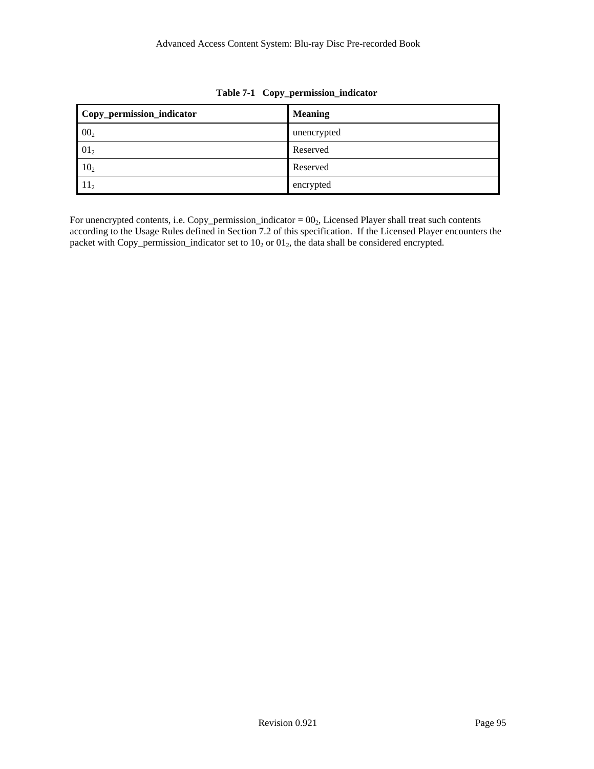**Table 7-1 Copy_permission_indicator**

| Copy_permission_indicator | Meaning |
|---|---|
| $00_2$ | unencrypted |
| $01_2$ | Reserved |
| $10_2$ | Reserved |
| $11_2$ | encrypted |

For unencrypted contents, i.e. Copy_permission_indicator = $00_2$, Licensed Player shall treat such contents according to the Usage Rules defined in Section 7.2 of this specification. If the Licensed Player encounters the packet with Copy_permission_indicator set to $10_2$ or $01_2$, the data shall be considered encrypted.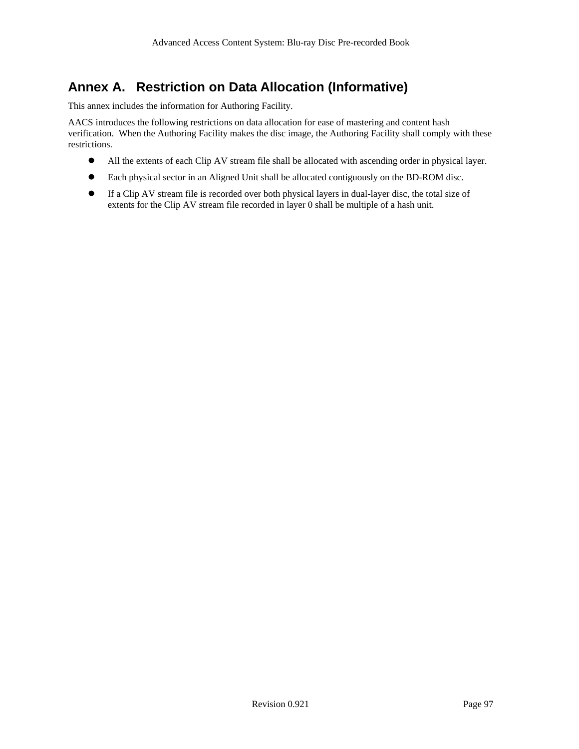# Annex A. Restriction on Data Allocation (Informative)

This annex includes the information for Authoring Facility.

AACS introduces the following restrictions on data allocation for ease of mastering and content hash verification. When the Authoring Facility makes the disc image, the Authoring Facility shall comply with these restrictions.

- All the extents of each Clip AV stream file shall be allocated with ascending order in physical layer.
- Each physical sector in an Aligned Unit shall be allocated contiguously on the BD-ROM disc.
- If a Clip AV stream file is recorded over both physical layers in dual-layer disc, the total size of extents for the Clip AV stream file recorded in layer 0 shall be multiple of a hash unit.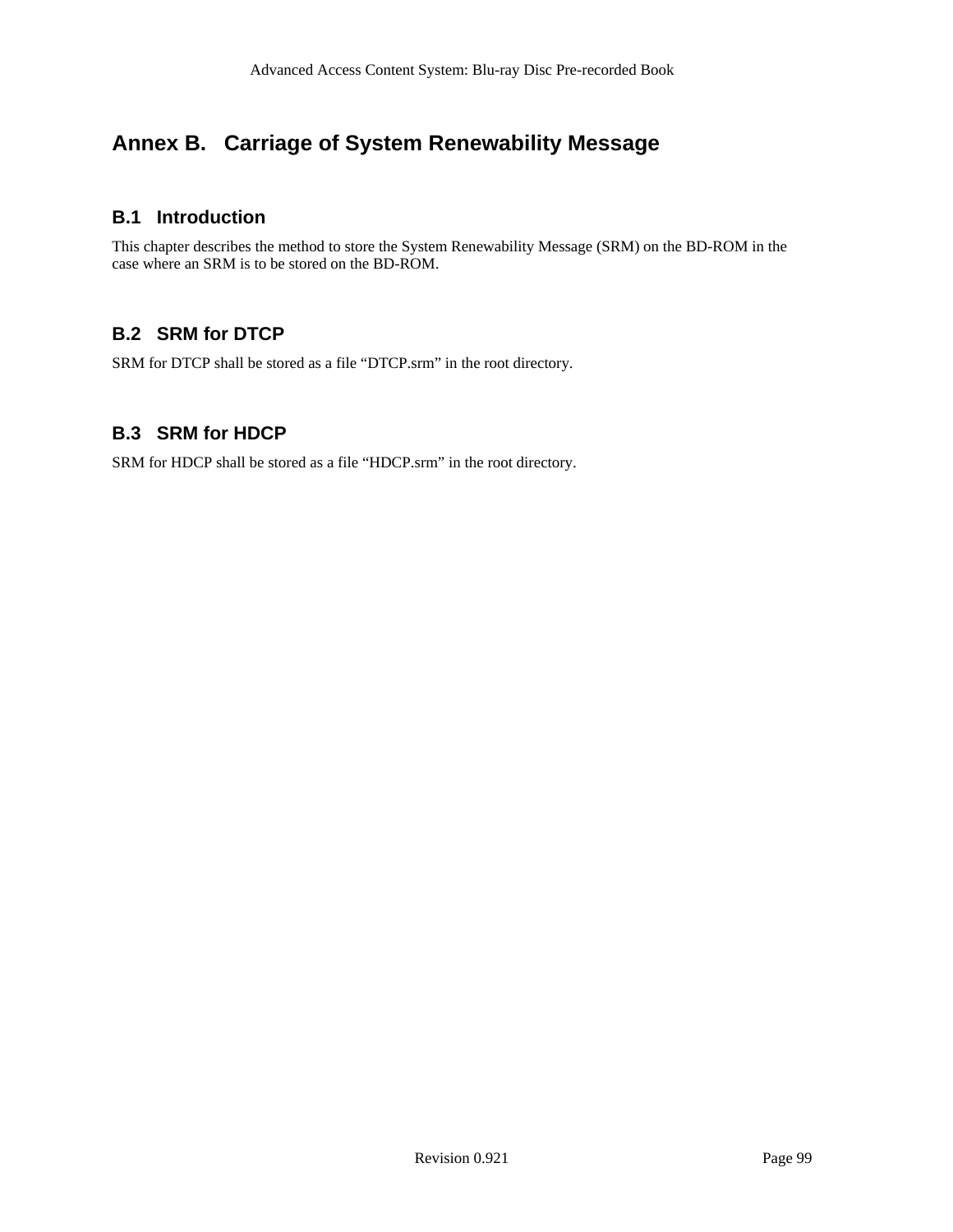# Annex B. Carriage of System Renewability Message

## B.1 Introduction

This chapter describes the method to store the System Renewability Message (SRM) on the BD-ROM in the case where an SRM is to be stored on the BD-ROM.

## B.2 SRM for DTCP

SRM for DTCP shall be stored as a file “DTCP.srm” in the root directory.

## B.3 SRM for HDCP

SRM for HDCP shall be stored as a file “HDCP.srm” in the root directory.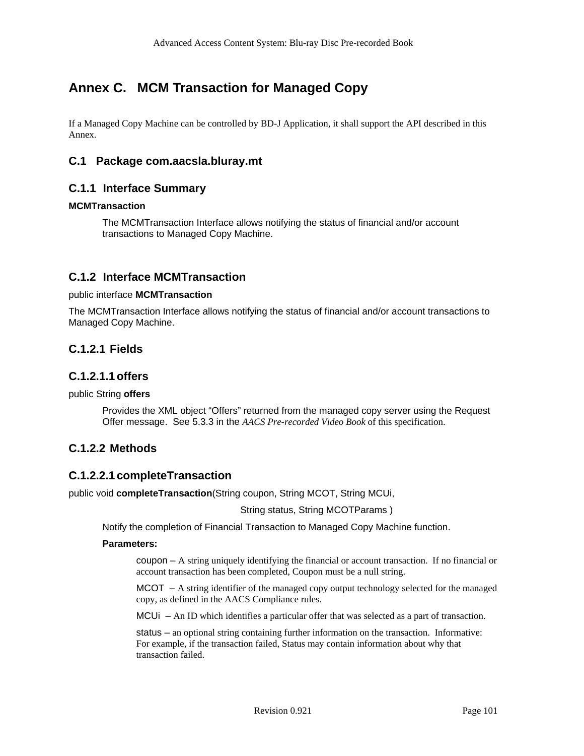# Annex C. MCM Transaction for Managed Copy

If a Managed Copy Machine can be controlled by BD-J Application, it shall support the API described in this Annex.

## C.1 Package com.aacsla.bluray.mt

### C.1.1 Interface Summary

**MCMTransaction**

The MCMTransaction Interface allows notifying the status of financial and/or account transactions to Managed Copy Machine.

### C.1.2 Interface MCMTransaction

public interface **MCMTransaction**

The MCMTransaction Interface allows notifying the status of financial and/or account transactions to Managed Copy Machine.

#### C.1.2.1 Fields

##### C.1.2.1.1 offers

public String **offers**

Provides the XML object "Offers" returned from the managed copy server using the Request Offer message. See 5.3.3 in the *AACS Pre-recorded Video Book* of this specification.

#### C.1.2.2 Methods

##### C.1.2.2.1 completeTransaction

public void **completeTransaction**(String coupon, String MCOT, String MCUi,

String status, String MCOTParams )

Notify the completion of Financial Transaction to Managed Copy Machine function.

**Parameters:**

coupon – A string uniquely identifying the financial or account transaction. If no financial or account transaction has been completed, Coupon must be a null string.

MCOT – A string identifier of the managed copy output technology selected for the managed copy, as defined in the AACS Compliance rules.

MCUi – An ID which identifies a particular offer that was selected as a part of transaction.

status – an optional string containing further information on the transaction. Informative: For example, if the transaction failed, Status may contain information about why that transaction failed.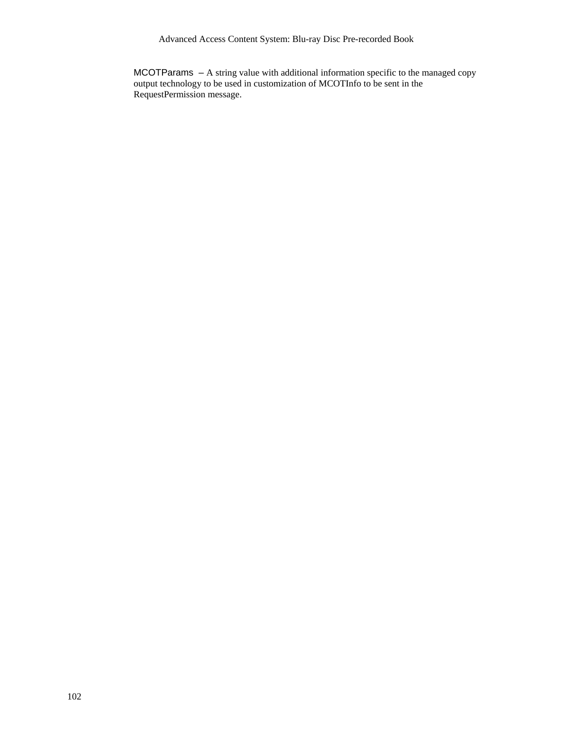MCOTParams – A string value with additional information specific to the managed copy output technology to be used in customization of MCOTInfo to be sent in the RequestPermission message.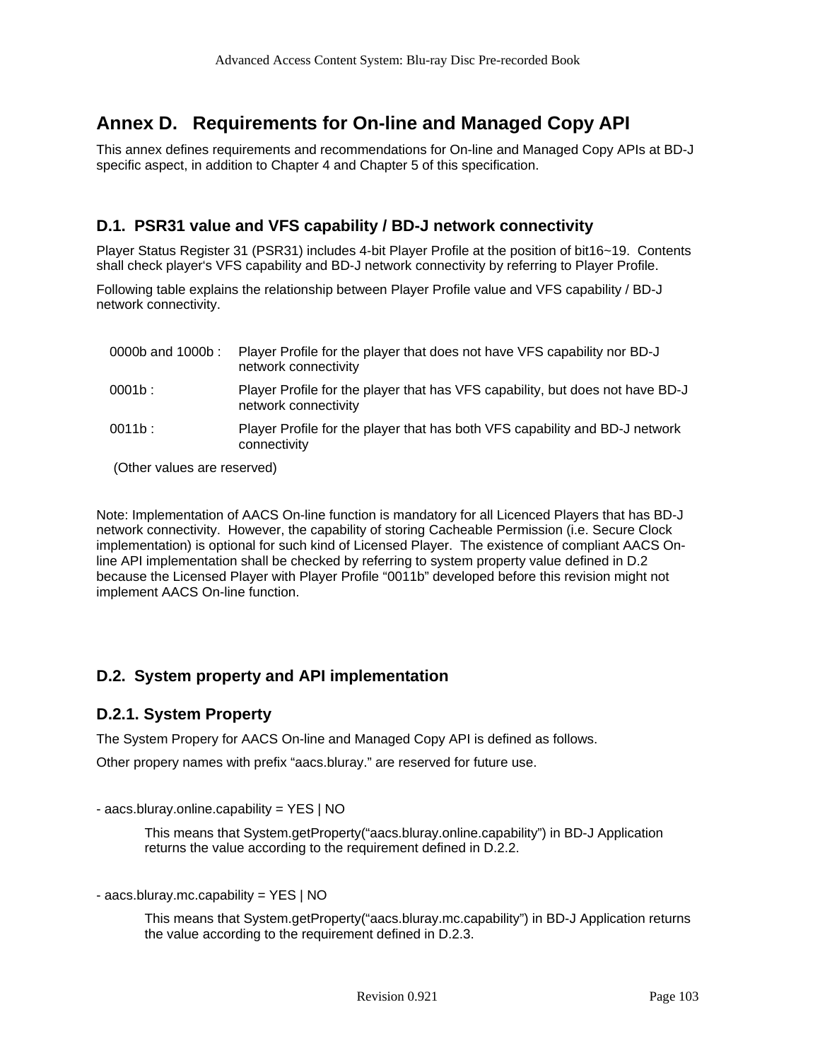# Annex D. Requirements for On-line and Managed Copy API

This annex defines requirements and recommendations for On-line and Managed Copy APIs at BD-J specific aspect, in addition to Chapter 4 and Chapter 5 of this specification.

## D.1. PSR31 value and VFS capability / BD-J network connectivity

Player Status Register 31 (PSR31) includes 4-bit Player Profile at the position of bit16~19. Contents shall check player's VFS capability and BD-J network connectivity by referring to Player Profile.

Following table explains the relationship between Player Profile value and VFS capability / BD-J network connectivity.

| | |
|---|---|
| 0000b and 1000b : | Player Profile for the player that does not have VFS capability nor BD-J network connectivity |
| 0001b : | Player Profile for the player that has VFS capability, but does not have BD-J network connectivity |
| 0011b : | Player Profile for the player that has both VFS capability and BD-J network connectivity |

(Other values are reserved)

Note: Implementation of AACS On-line function is mandatory for all Licenced Players that has BD-J network connectivity. However, the capability of storing Cacheable Permission (i.e. Secure Clock implementation) is optional for such kind of Licensed Player. The existence of compliant AACS On-line API implementation shall be checked by referring to system property value defined in D.2 because the Licensed Player with Player Profile "0011b" developed before this revision might not implement AACS On-line function.

## D.2. System property and API implementation

### D.2.1. System Property

The System Propery for AACS On-line and Managed Copy API is defined as follows.

Other propery names with prefix "aacs.bluray." are reserved for future use.

- aacs.bluray.online.capability = YES | NO

    This means that System.getProperty("aacs.bluray.online.capability") in BD-J Application returns the value according to the requirement defined in D.2.2.

- aacs.bluray.mc.capability = YES | NO

    This means that System.getProperty("aacs.bluray.mc.capability") in BD-J Application returns the value according to the requirement defined in D.2.3.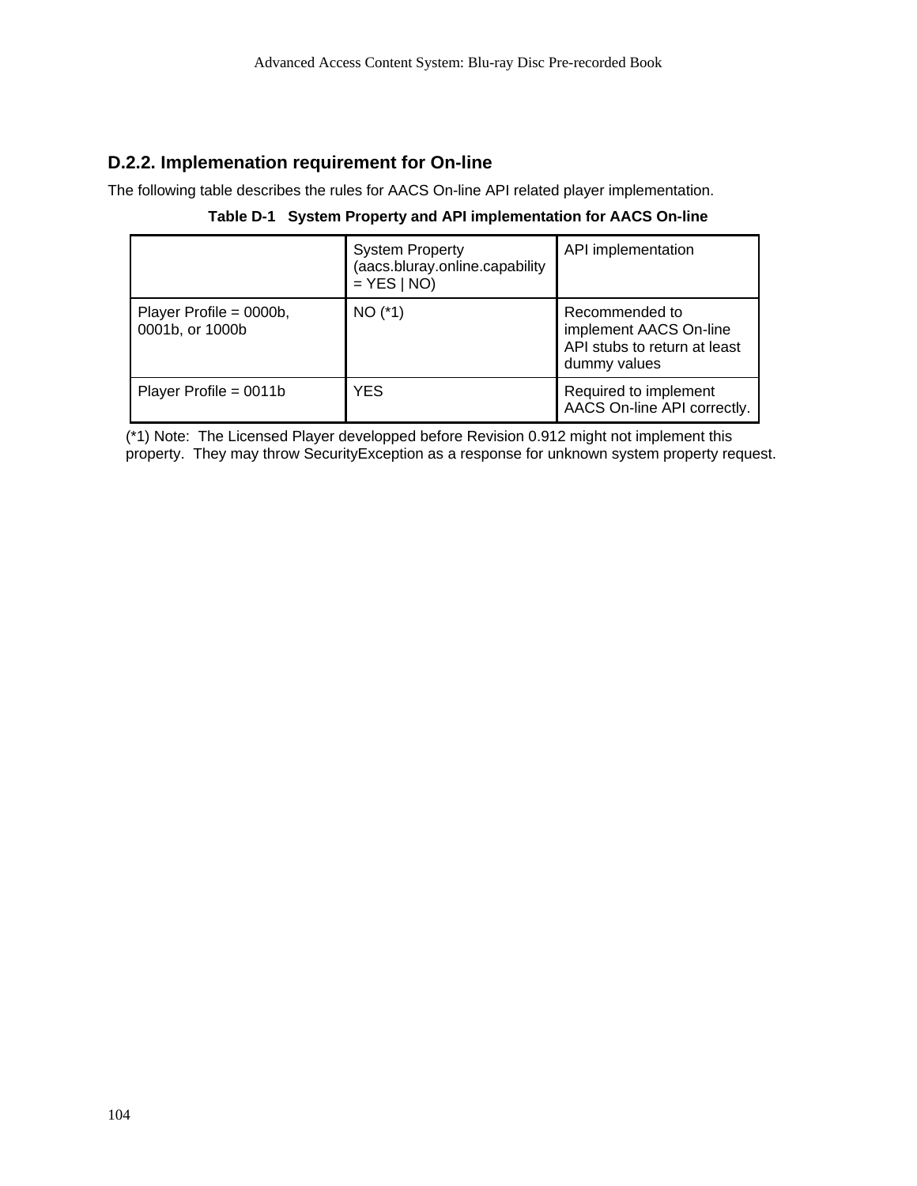### D.2.2. Implemenation requirement for On-line

The following table describes the rules for AACS On-line API related player implementation.

**Table D-1 System Property and API implementation for AACS On-line**

| | System Property (aacs.bluray.online.capability = YES \| NO) | API implementation |
|---|---|---|
| Player Profile = 0000b, 0001b, or 1000b | NO (*1) | Recommended to implement AACS On-line API stubs to return at least dummy values |
| Player Profile = 0011b | YES | Required to implement AACS On-line API correctly. |

(*1) Note: The Licensed Player developped before Revision 0.912 might not implement this property. They may throw SecurityException as a response for unknown system property request.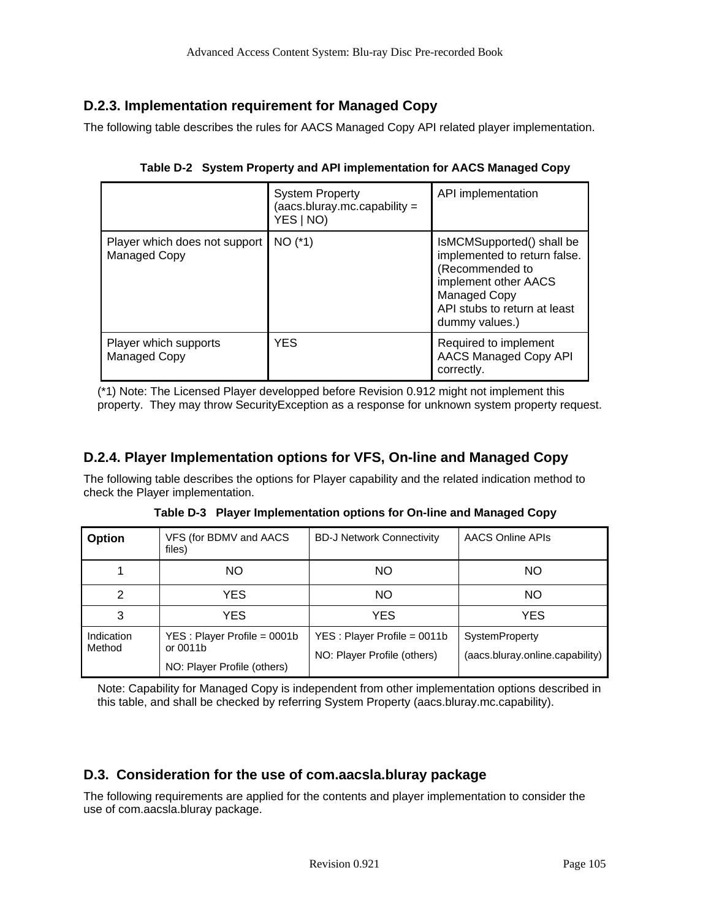### D.2.3. Implementation requirement for Managed Copy

The following table describes the rules for AACS Managed Copy API related player implementation.

**Table D-2 System Property and API implementation for AACS Managed Copy**

| | System Property (aacs.bluray.mc.capability = YES \| NO) | API implementation |
|---|---|---|
| Player which does not support Managed Copy | NO (*1) | IsMCMSupported() shall be implemented to return false. (Recommended to implement other AACS Managed Copy API stubs to return at least dummy values.) |
| Player which supports Managed Copy | YES | Required to implement AACS Managed Copy API correctly. |

(*1) Note: The Licensed Player developped before Revision 0.912 might not implement this property. They may throw SecurityException as a response for unknown system property request.

### D.2.4. Player Implementation options for VFS, On-line and Managed Copy

The following table describes the options for Player capability and the related indication method to check the Player implementation.

**Table D-3 Player Implementation options for On-line and Managed Copy**

| Option | VFS (for BDMV and AACS files) | BD-J Network Connectivity | AACS Online APIs |
|---|---|---|---|
| 1 | NO | NO | NO |
| 2 | YES | NO | NO |
| 3 | YES | YES | YES |
| Indication Method | YES : Player Profile = 0001b or 0011b<br>NO: Player Profile (others) | YES : Player Profile = 0011b<br>NO: Player Profile (others) | SystemProperty<br>(aacs.bluray.online.capability) |

Note: Capability for Managed Copy is independent from other implementation options described in this table, and shall be checked by referring System Property (aacs.bluray.mc.capability).

## D.3. Consideration for the use of com.aacsla.bluray package

The following requirements are applied for the contents and player implementation to consider the use of com.aacsla.bluray package.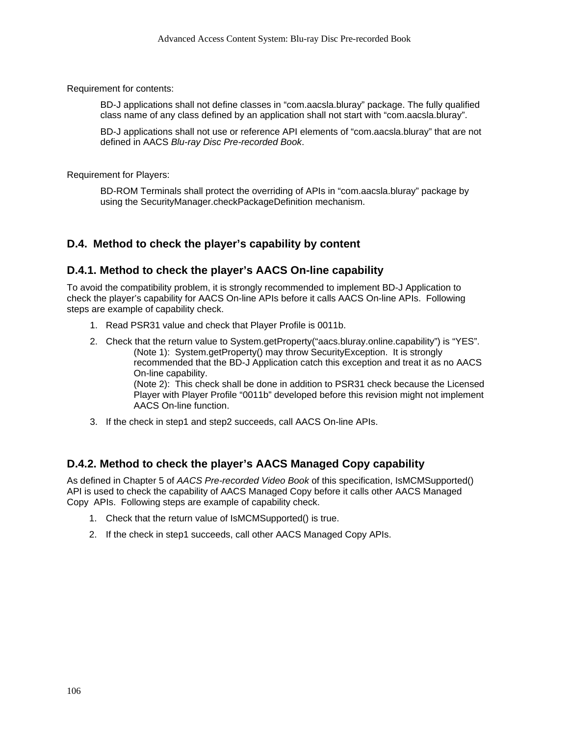Requirement for contents:

> BD-J applications shall not define classes in “com.aacsla.bluray” package. The fully qualified class name of any class defined by an application shall not start with “com.aacsla.bluray”.
>
> BD-J applications shall not use or reference API elements of “com.aacsla.bluray” that are not defined in AACS *Blu-ray Disc Pre-recorded Book*.

Requirement for Players:

> BD-ROM Terminals shall protect the overriding of APIs in “com.aacsla.bluray” package by using the SecurityManager.checkPackageDefinition mechanism.

## D.4. Method to check the player’s capability by content

### D.4.1. Method to check the player’s AACS On-line capability

To avoid the compatibility problem, it is strongly recommended to implement BD-J Application to check the player’s capability for AACS On-line APIs before it calls AACS On-line APIs. Following steps are example of capability check.

1. Read PSR31 value and check that Player Profile is 0011b.
2. Check that the return value to System.getProperty(“aacs.bluray.online.capability”) is “YES”.
   (Note 1): System.getProperty() may throw SecurityException. It is strongly recommended that the BD-J Application catch this exception and treat it as no AACS On-line capability.
   (Note 2): This check shall be done in addition to PSR31 check because the Licensed Player with Player Profile “0011b” developed before this revision might not implement AACS On-line function.
3. If the check in step1 and step2 succeeds, call AACS On-line APIs.

### D.4.2. Method to check the player’s AACS Managed Copy capability

As defined in Chapter 5 of *AACS Pre-recorded Video Book* of this specification, IsMCMSupported() API is used to check the capability of AACS Managed Copy before it calls other AACS Managed Copy APIs. Following steps are example of capability check.

1. Check that the return value of IsMCMSupported() is true.
2. If the check in step1 succeeds, call other AACS Managed Copy APIs.